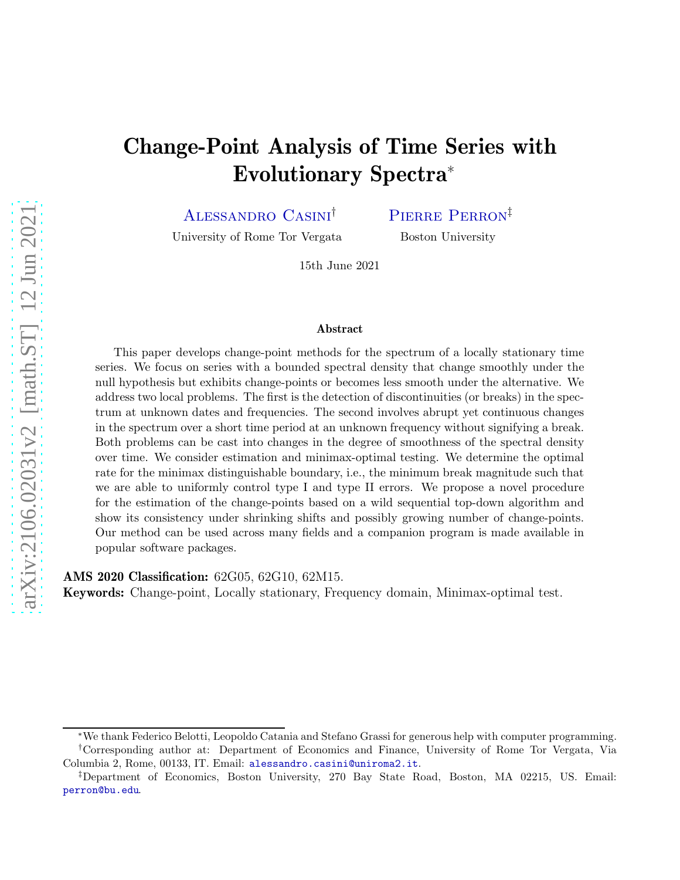# Change-Point Analysis of Time Series with Evolutionary Spectra*

Alessandro Casini[†]
University of Rome Tor Vergata

Pierre Perron[‡]
Boston University

15th June 2021

## Abstract

This paper develops change-point methods for the spectrum of a locally stationary time series. We focus on series with a bounded spectral density that change smoothly under the null hypothesis but exhibits change-points or becomes less smooth under the alternative. We address two local problems. The first is the detection of discontinuities (or breaks) in the spectrum at unknown dates and frequencies. The second involves abrupt yet continuous changes in the spectrum over a short time period at an unknown frequency without signifying a break. Both problems can be cast into changes in the degree of smoothness of the spectral density over time. We consider estimation and minimax-optimal testing. We determine the optimal rate for the minimax distinguishable boundary, i.e., the minimum break magnitude such that we are able to uniformly control type I and type II errors. We propose a novel procedure for the estimation of the change-points based on a wild sequential top-down algorithm and show its consistency under shrinking shifts and possibly growing number of change-points. Our method can be used across many fields and a companion program is made available in popular software packages.

**AMS 2020 Classification:** 62G05, 62G10, 62M15.

**Keywords:** Change-point, Locally stationary, Frequency domain, Minimax-optimal test.

---

*We thank Federico Belotti, Leopoldo Catania and Stefano Grassi for generous help with computer programming.

[†]Corresponding author at: Department of Economics and Finance, University of Rome Tor Vergata, Via Columbia 2, Rome, 00133, IT. Email: alessandro.casini@uniroma2.it.

[‡]Department of Economics, Boston University, 270 Bay State Road, Boston, MA 02215, US. Email: perron@bu.edu.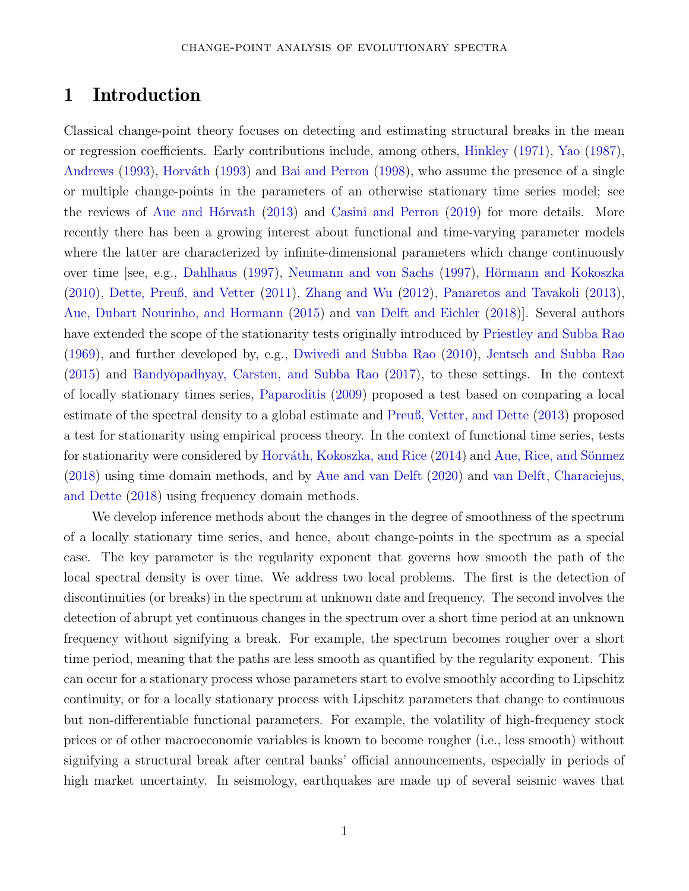# 1 Introduction

Classical change-point theory focuses on detecting and estimating structural breaks in the mean or regression coefficients. Early contributions include, among others, Hinkley (1971), Yao (1987), Andrews (1993), Horváth (1993) and Bai and Perron (1998), who assume the presence of a single or multiple change-points in the parameters of an otherwise stationary time series model; see the reviews of Aue and Hórvath (2013) and Casini and Perron (2019) for more details. More recently there has been a growing interest about functional and time-varying parameter models where the latter are characterized by infinite-dimensional parameters which change continuously over time [see, e.g., Dahlhaus (1997), Neumann and von Sachs (1997), Hörmann and Kokoszka (2010), Dette, Preuß, and Vetter (2011), Zhang and Wu (2012), Panaretos and Tavakoli (2013), Aue, Dubart Nourinho, and Hormann (2015) and van Delft and Eichler (2018)]. Several authors have extended the scope of the stationarity tests originally introduced by Priestley and Subba Rao (1969), and further developed by, e.g., Dwivedi and Subba Rao (2010), Jentsch and Subba Rao (2015) and Bandyopadhyay, Carsten, and Subba Rao (2017), to these settings. In the context of locally stationary times series, Paparoditis (2009) proposed a test based on comparing a local estimate of the spectral density to a global estimate and Preuß, Vetter, and Dette (2013) proposed a test for stationarity using empirical process theory. In the context of functional time series, tests for stationarity were considered by Horváth, Kokoszka, and Rice (2014) and Aue, Rice, and Sönmez (2018) using time domain methods, and by Aue and van Delft (2020) and van Delft, Characiejus, and Dette (2018) using frequency domain methods.

We develop inference methods about the changes in the degree of smoothness of the spectrum of a locally stationary time series, and hence, about change-points in the spectrum as a special case. The key parameter is the regularity exponent that governs how smooth the path of the local spectral density is over time. We address two local problems. The first is the detection of discontinuities (or breaks) in the spectrum at unknown date and frequency. The second involves the detection of abrupt yet continuous changes in the spectrum over a short time period at an unknown frequency without signifying a break. For example, the spectrum becomes rougher over a short time period, meaning that the paths are less smooth as quantified by the regularity exponent. This can occur for a stationary process whose parameters start to evolve smoothly according to Lipschitz continuity, or for a locally stationary process with Lipschitz parameters that change to continuous but non-differentiable functional parameters. For example, the volatility of high-frequency stock prices or of other macroeconomic variables is known to become rougher (i.e., less smooth) without signifying a structural break after central banks' official announcements, especially in periods of high market uncertainty. In seismology, earthquakes are made up of several seismic waves that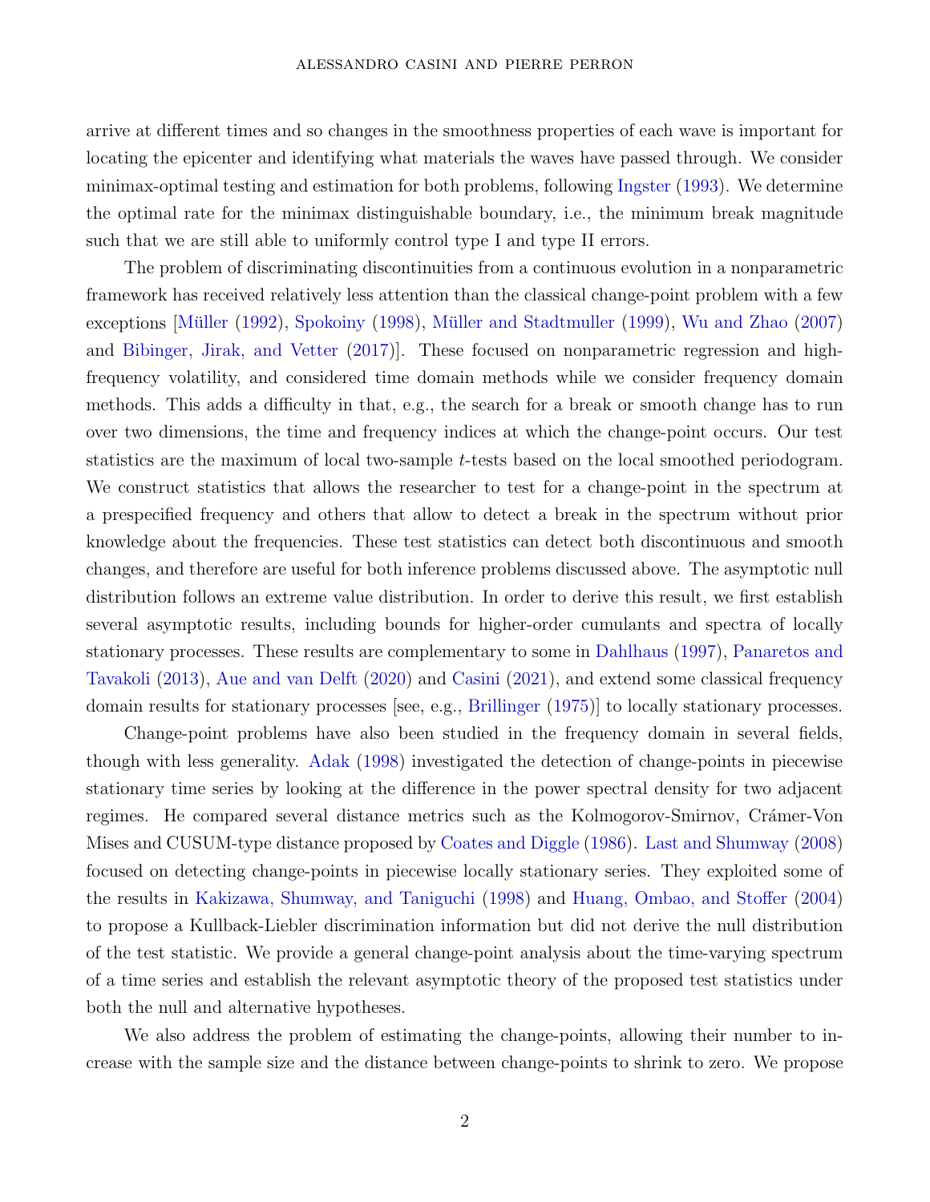arrive at different times and so changes in the smoothness properties of each wave is important for locating the epicenter and identifying what materials the waves have passed through. We consider minimax-optimal testing and estimation for both problems, following Ingster (1993). We determine the optimal rate for the minimax distinguishable boundary, i.e., the minimum break magnitude such that we are still able to uniformly control type I and type II errors.

The problem of discriminating discontinuities from a continuous evolution in a nonparametric framework has received relatively less attention than the classical change-point problem with a few exceptions [Müller (1992), Spokoiny (1998), Müller and Stadtmuller (1999), Wu and Zhao (2007) and Bibinger, Jirak, and Vetter (2017)]. These focused on nonparametric regression and high-frequency volatility, and considered time domain methods while we consider frequency domain methods. This adds a difficulty in that, e.g., the search for a break or smooth change has to run over two dimensions, the time and frequency indices at which the change-point occurs. Our test statistics are the maximum of local two-sample $t$-tests based on the local smoothed periodogram. We construct statistics that allows the researcher to test for a change-point in the spectrum at a prespecified frequency and others that allow to detect a break in the spectrum without prior knowledge about the frequencies. These test statistics can detect both discontinuous and smooth changes, and therefore are useful for both inference problems discussed above. The asymptotic null distribution follows an extreme value distribution. In order to derive this result, we first establish several asymptotic results, including bounds for higher-order cumulants and spectra of locally stationary processes. These results are complementary to some in Dahlhaus (1997), Panaretos and Tavakoli (2013), Aue and van Delft (2020) and Casini (2021), and extend some classical frequency domain results for stationary processes [see, e.g., Brillinger (1975)] to locally stationary processes.

Change-point problems have also been studied in the frequency domain in several fields, though with less generality. Adak (1998) investigated the detection of change-points in piecewise stationary time series by looking at the difference in the power spectral density for two adjacent regimes. He compared several distance metrics such as the Kolmogorov-Smirnov, Crámer-Von Mises and CUSUM-type distance proposed by Coates and Diggle (1986). Last and Shumway (2008) focused on detecting change-points in piecewise locally stationary series. They exploited some of the results in Kakizawa, Shumway, and Taniguchi (1998) and Huang, Ombao, and Stoffer (2004) to propose a Kullback-Leibler discrimination information but did not derive the null distribution of the test statistic. We provide a general change-point analysis about the time-varying spectrum of a time series and establish the relevant asymptotic theory of the proposed test statistics under both the null and alternative hypotheses.

We also address the problem of estimating the change-points, allowing their number to increase with the sample size and the distance between change-points to shrink to zero. We propose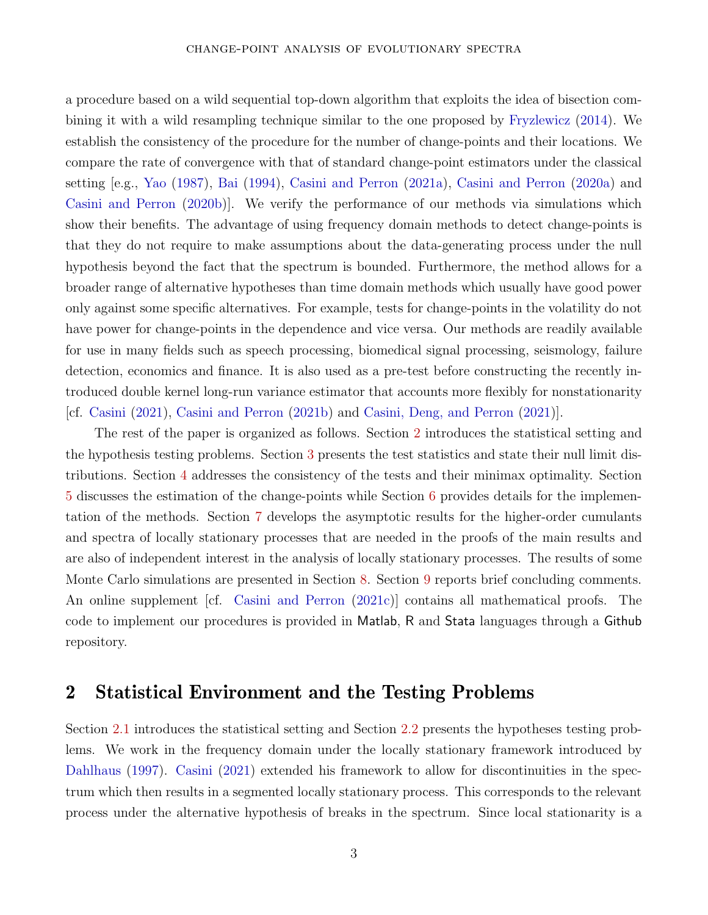a procedure based on a wild sequential top-down algorithm that exploits the idea of bisection combining it with a wild resampling technique similar to the one proposed by Fryzlewicz (2014). We establish the consistency of the procedure for the number of change-points and their locations. We compare the rate of convergence with that of standard change-point estimators under the classical setting [e.g., Yao (1987), Bai (1994), Casini and Perron (2021a), Casini and Perron (2020a) and Casini and Perron (2020b)]. We verify the performance of our methods via simulations which show their benefits. The advantage of using frequency domain methods to detect change-points is that they do not require to make assumptions about the data-generating process under the null hypothesis beyond the fact that the spectrum is bounded. Furthermore, the method allows for a broader range of alternative hypotheses than time domain methods which usually have good power only against some specific alternatives. For example, tests for change-points in the volatility do not have power for change-points in the dependence and vice versa. Our methods are readily available for use in many fields such as speech processing, biomedical signal processing, seismology, failure detection, economics and finance. It is also used as a pre-test before constructing the recently introduced double kernel long-run variance estimator that accounts more flexibly for nonstationarity [cf. Casini (2021), Casini and Perron (2021b) and Casini, Deng, and Perron (2021)].

The rest of the paper is organized as follows. Section 2 introduces the statistical setting and the hypothesis testing problems. Section 3 presents the test statistics and state their null limit distributions. Section 4 addresses the consistency of the tests and their minimax optimality. Section 5 discusses the estimation of the change-points while Section 6 provides details for the implementation of the methods. Section 7 develops the asymptotic results for the higher-order cumulants and spectra of locally stationary processes that are needed in the proofs of the main results and are also of independent interest in the analysis of locally stationary processes. The results of some Monte Carlo simulations are presented in Section 8. Section 9 reports brief concluding comments. An online supplement [cf. Casini and Perron (2021c)] contains all mathematical proofs. The code to implement our procedures is provided in Matlab, R and Stata languages through a Github repository.

## 2 Statistical Environment and the Testing Problems

Section 2.1 introduces the statistical setting and Section 2.2 presents the hypotheses testing problems. We work in the frequency domain under the locally stationary framework introduced by Dahlhaus (1997). Casini (2021) extended his framework to allow for discontinuities in the spectrum which then results in a segmented locally stationary process. This corresponds to the relevant process under the alternative hypothesis of breaks in the spectrum. Since local stationarity is a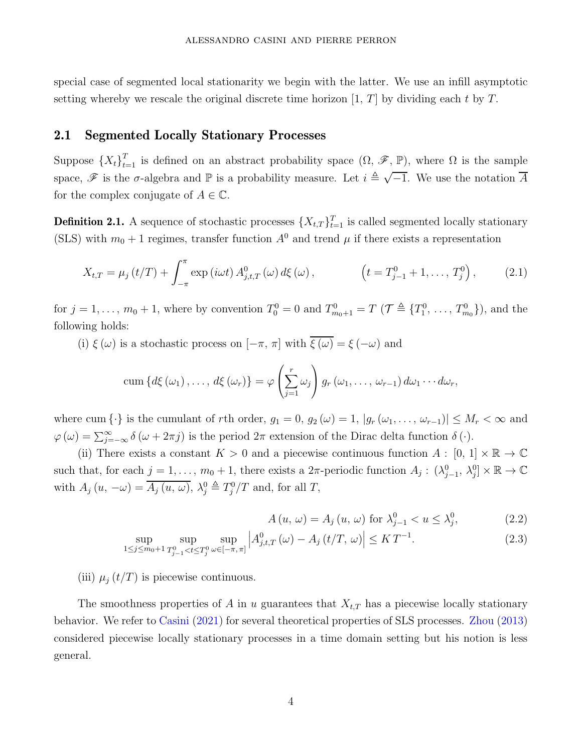special case of segmented local stationarity we begin with the latter. We use an infill asymptotic setting whereby we rescale the original discrete time horizon $[1,\, T]$ by dividing each $t$ by $T$.

## 2.1 Segmented Locally Stationary Processes

Suppose $\{X_t\}_{t=1}^{T}$ is defined on an abstract probability space $(\Omega,\, \mathscr{F},\, \mathbb{P})$, where $\Omega$ is the sample space, $\mathscr{F}$ is the $\sigma$-algebra and $\mathbb{P}$ is a probability measure. Let $i \triangleq \sqrt{-1}$. We use the notation $\overline{A}$ for the complex conjugate of $A \in \mathbb{C}$.

**Definition 2.1.** A sequence of stochastic processes $\{X_{t,T}\}_{t=1}^{T}$ is called segmented locally stationary (SLS) with $m_0+1$ regimes, transfer function $A^0$ and trend $\mu$ if there exists a representation

$$X_{t,T} = \mu_j\,(t/T) + \int_{-\pi}^{\pi} \exp\,(i\omega t)\, A^0_{j,t,T}\,(\omega)\, d\xi\,(\omega)\,, \qquad \left(t = T^0_{j-1}+1, \ldots,\, T^0_j\right), \tag{2.1}$$

for $j = 1, \ldots,\, m_0+1$, where by convention $T^0_0 = 0$ and $T^0_{m_0+1} = T$ ($\mathcal{T} \triangleq \{T^0_1,\, \ldots,\, T^0_{m_0}\}$), and the following holds:

(i) $\xi\,(\omega)$ is a stochastic process on $[-\pi,\, \pi]$ with $\overline{\xi\,(\omega)} = \xi\,(-\omega)$ and

$$\mathrm{cum}\left\{d\xi\,(\omega_1)\,, \ldots,\, d\xi\,(\omega_r)\right\} = \varphi\left(\sum_{j=1}^{r} \omega_j\right) g_r\,(\omega_1,\, \ldots,\, \omega_{r-1})\, d\omega_1 \cdots d\omega_r,$$

where $\mathrm{cum}\,\{\cdot\}$ is the cumulant of $r$th order, $g_1 = 0$, $g_2\,(\omega) = 1$, $|g_r\,(\omega_1,\, \ldots,\, \omega_{r-1})| \leq M_r < \infty$ and $\varphi\,(\omega) = \sum_{j=-\infty}^{\infty} \delta\,(\omega + 2\pi j)$ is the period $2\pi$ extension of the Dirac delta function $\delta\,(\cdot)$.

(ii) There exists a constant $K > 0$ and a piecewise continuous function $A:\, [0,\, 1] \times \mathbb{R} \to \mathbb{C}$ such that, for each $j = 1, \ldots,\, m_0+1$, there exists a $2\pi$-periodic function $A_j:\, (\lambda^0_{j-1},\, \lambda^0_j] \times \mathbb{R} \to \mathbb{C}$ with $A_j\,(u,\, -\omega) = \overline{A_j\,(u,\, \omega)}$, $\lambda^0_j \triangleq T^0_j/T$ and, for all $T$,

$$A\,(u,\, \omega) = A_j\,(u,\, \omega) \text{ for } \lambda^0_{j-1} < u \leq \lambda^0_j, \tag{2.2}$$

$$\sup_{1 \leq j \leq m_0+1}\, \sup_{T^0_{j-1} < t \leq T^0_j}\, \sup_{\omega \in [-\pi,\, \pi]} \left|A^0_{j,t,T}\,(\omega) - A_j\,(t/T,\, \omega)\right| \leq K\, T^{-1}. \tag{2.3}$$

(iii) $\mu_j\,(t/T)$ is piecewise continuous.

The smoothness properties of $A$ in $u$ guarantees that $X_{t,T}$ has a piecewise locally stationary behavior. We refer to Casini (2021) for several theoretical properties of SLS processes. Zhou (2013) considered piecewise locally stationary processes in a time domain setting but his notion is less general.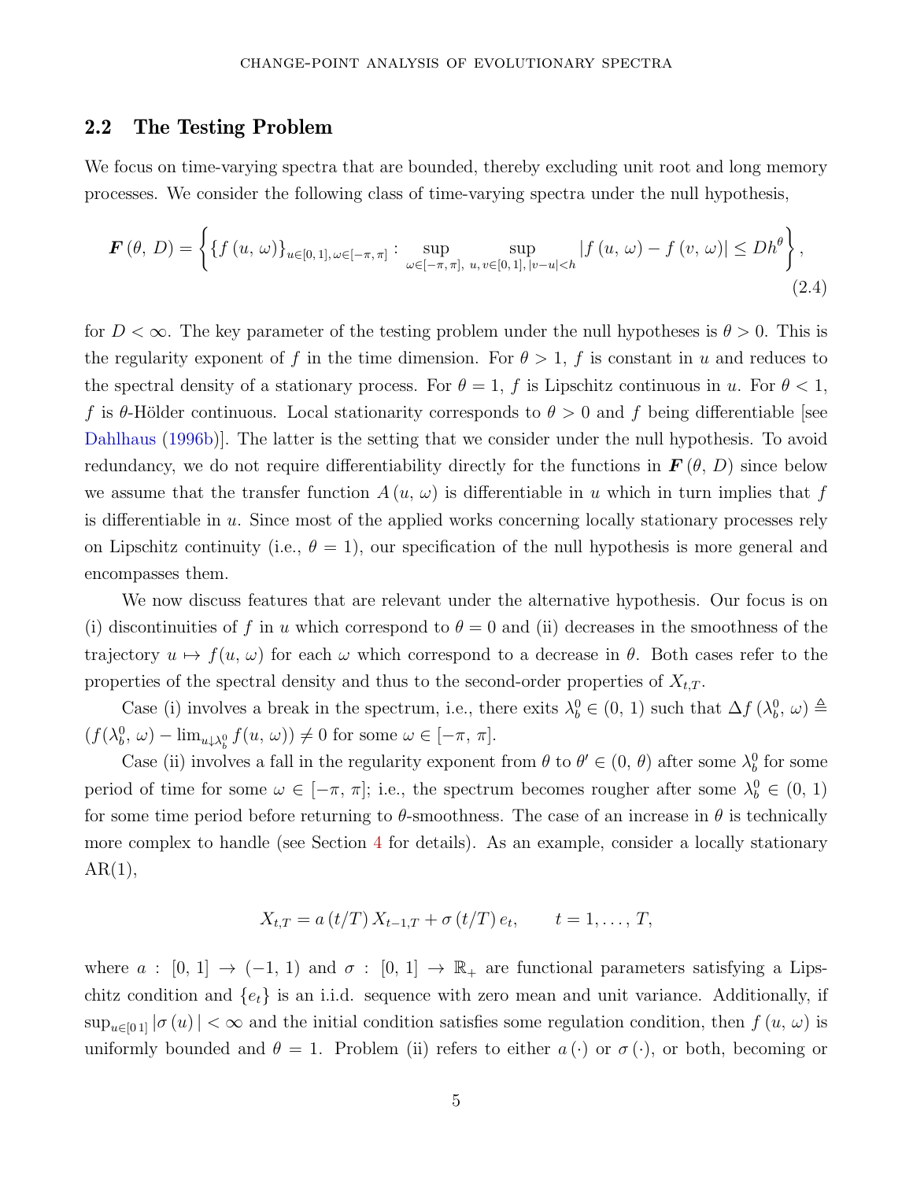### 2.2 The Testing Problem

We focus on time-varying spectra that are bounded, thereby excluding unit root and long memory processes. We consider the following class of time-varying spectra under the null hypothesis,

$$\boldsymbol{F}(\theta,\, D)=\left\{\{f(u,\, \omega)\}_{u\in[0,\,1],\,\omega\in[-\pi,\,\pi]}:\sup_{\omega\in[-\pi,\,\pi],}\ \sup_{u,\,v\in[0,\,1],\,|v-u|<h}|f(u,\,\omega)-f(v,\,\omega)|\leq Dh^{\theta}\right\}, \tag{2.4}$$

for $D<\infty$. The key parameter of the testing problem under the null hypotheses is $\theta>0$. This is the regularity exponent of $f$ in the time dimension. For $\theta>1$, $f$ is constant in $u$ and reduces to the spectral density of a stationary process. For $\theta=1$, $f$ is Lipschitz continuous in $u$. For $\theta<1$, $f$ is $\theta$-Hölder continuous. Local stationarity corresponds to $\theta>0$ and $f$ being differentiable [see Dahlhaus (1996b)]. The latter is the setting that we consider under the null hypothesis. To avoid redundancy, we do not require differentiability directly for the functions in $\boldsymbol{F}(\theta,\, D)$ since below we assume that the transfer function $A(u,\, \omega)$ is differentiable in $u$ which in turn implies that $f$ is differentiable in $u$. Since most of the applied works concerning locally stationary processes rely on Lipschitz continuity (i.e., $\theta=1$), our specification of the null hypothesis is more general and encompasses them.

We now discuss features that are relevant under the alternative hypothesis. Our focus is on (i) discontinuities of $f$ in $u$ which correspond to $\theta=0$ and (ii) decreases in the smoothness of the trajectory $u\mapsto f(u,\omega)$ for each $\omega$ which correspond to a decrease in $\theta$. Both cases refer to the properties of the spectral density and thus to the second-order properties of $X_{t,T}$.

Case (i) involves a break in the spectrum, i.e., there exits $\lambda_b^0\in(0,\,1)$ such that $\Delta f(\lambda_b^0,\,\omega)\triangleq(f(\lambda_b^0,\,\omega)-\lim_{u\downarrow\lambda_b^0}f(u,\omega))\neq 0$ for some $\omega\in[-\pi,\,\pi]$.

Case (ii) involves a fall in the regularity exponent from $\theta$ to $\theta'\in(0,\,\theta)$ after some $\lambda_b^0$ for some period of time for some $\omega\in[-\pi,\,\pi]$; i.e., the spectrum becomes rougher after some $\lambda_b^0\in(0,1)$ for some time period before returning to $\theta$-smoothness. The case of an increase in $\theta$ is technically more complex to handle (see Section 4 for details). As an example, consider a locally stationary AR(1),

$$X_{t,T}=a(t/T)\,X_{t-1,T}+\sigma(t/T)\,e_t,\qquad t=1,\ldots,T,$$

where $a:\,[0,\,1]\to(-1,\,1)$ and $\sigma:\,[0,\,1]\to\mathbb{R}_+$ are functional parameters satisfying a Lipschitz condition and $\{e_t\}$ is an i.i.d. sequence with zero mean and unit variance. Additionally, if $\sup_{u\in[0\,1]}|\sigma(u)|<\infty$ and the initial condition satisfies some regulation condition, then $f(u,\,\omega)$ is uniformly bounded and $\theta=1$. Problem (ii) refers to either $a(\cdot)$ or $\sigma(\cdot)$, or both, becoming or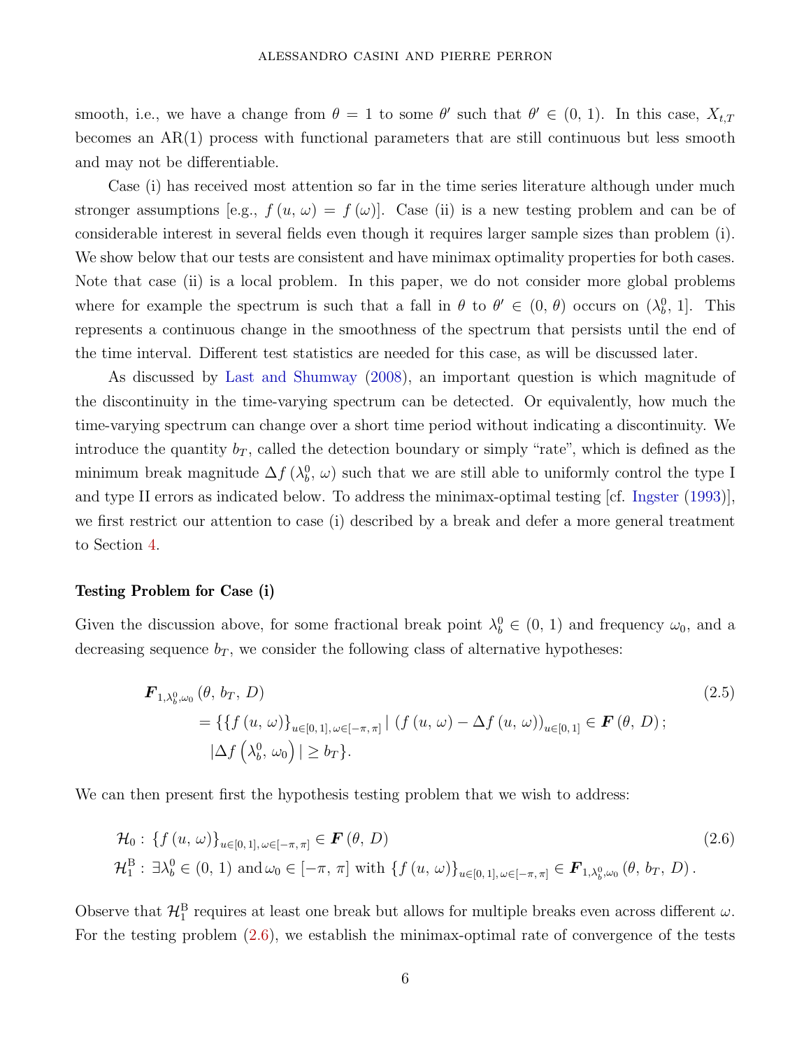smooth, i.e., we have a change from $\theta = 1$ to some $\theta'$ such that $\theta' \in (0,\, 1)$. In this case, $X_{t,T}$ becomes an AR(1) process with functional parameters that are still continuous but less smooth and may not be differentiable.

Case (i) has received most attention so far in the time series literature although under much stronger assumptions [e.g., $f(u,\, \omega) = f(\omega)$]. Case (ii) is a new testing problem and can be of considerable interest in several fields even though it requires larger sample sizes than problem (i). We show below that our tests are consistent and have minimax optimality properties for both cases. Note that case (ii) is a local problem. In this paper, we do not consider more global problems where for example the spectrum is such that a fall in $\theta$ to $\theta' \in (0,\, \theta)$ occurs on $(\lambda_b^0,\, 1]$. This represents a continuous change in the smoothness of the spectrum that persists until the end of the time interval. Different test statistics are needed for this case, as will be discussed later.

As discussed by Last and Shumway (2008), an important question is which magnitude of the discontinuity in the time-varying spectrum can be detected. Or equivalently, how much the time-varying spectrum can change over a short time period without indicating a discontinuity. We introduce the quantity $b_T$, called the detection boundary or simply "rate", which is defined as the minimum break magnitude $\Delta f(\lambda_b^0,\, \omega)$ such that we are still able to uniformly control the type I and type II errors as indicated below. To address the minimax-optimal testing [cf. Ingster (1993)], we first restrict our attention to case (i) described by a break and defer a more general treatment to Section 4.

**Testing Problem for Case (i)**

Given the discussion above, for some fractional break point $\lambda_b^0 \in (0,\, 1)$ and frequency $\omega_0$, and a decreasing sequence $b_T$, we consider the following class of alternative hypotheses:

$$
\begin{aligned}
&\boldsymbol{F}_{1,\lambda_b^0,\omega_0}(\theta,\, b_T,\, D) \\
&\qquad = \{\{f(u,\, \omega)\}_{u\in[0,\,1],\,\omega\in[-\pi,\,\pi]} \,|\, (f(u,\, \omega) - \Delta f(u,\, \omega))_{u\in[0,\,1]} \in \boldsymbol{F}(\theta,\, D)\,; \\
&\qquad\quad |\Delta f\left(\lambda_b^0,\, \omega_0\right)| \geq b_T\}.
\end{aligned} \tag{2.5}
$$

We can then present first the hypothesis testing problem that we wish to address:

$$
\begin{aligned}
&\mathcal{H}_0 :\ \{f(u,\, \omega)\}_{u\in[0,\,1],\,\omega\in[-\pi,\,\pi]} \in \boldsymbol{F}(\theta,\, D) \\
&\mathcal{H}_1^{\mathrm{B}} :\ \exists \lambda_b^0 \in (0,\, 1) \text{ and } \omega_0 \in [-\pi,\, \pi] \text{ with } \{f(u,\, \omega)\}_{u\in[0,\,1],\,\omega\in[-\pi,\,\pi]} \in \boldsymbol{F}_{1,\lambda_b^0,\omega_0}(\theta,\, b_T,\, D)\,.
\end{aligned} \tag{2.6}
$$

Observe that $\mathcal{H}_1^{\mathrm{B}}$ requires at least one break but allows for multiple breaks even across different $\omega$. For the testing problem (2.6), we establish the minimax-optimal rate of convergence of the tests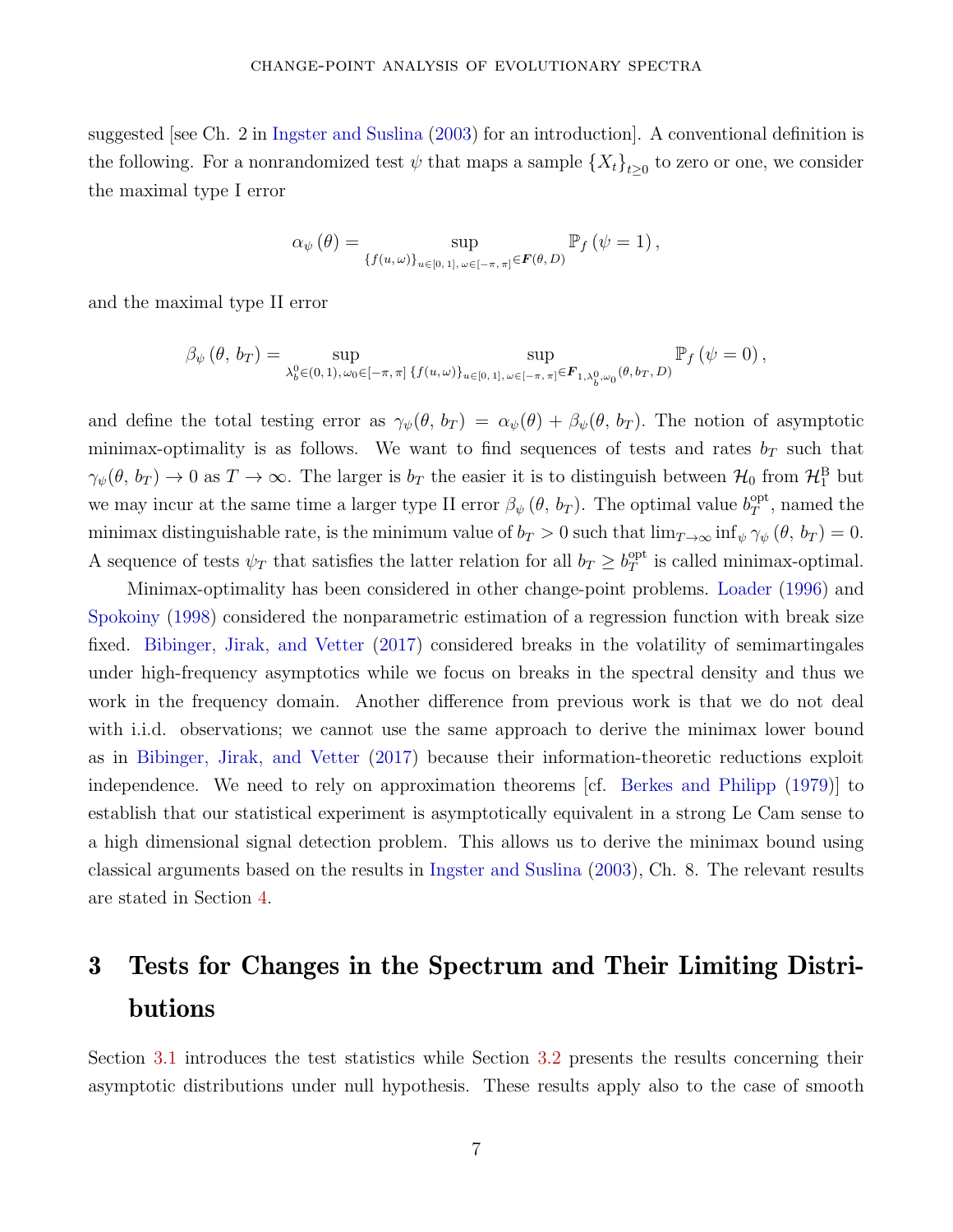suggested [see Ch. 2 in Ingster and Suslina (2003) for an introduction]. A conventional definition is the following. For a nonrandomized test $\psi$ that maps a sample $\{X_t\}_{t\geq 0}$ to zero or one, we consider the maximal type I error

$$\alpha_{\psi}\left(\theta\right)=\sup_{\{f(u,\omega)\}_{u\in[0,\,1],\,\omega\in[-\pi,\,\pi]}\in\boldsymbol{F}(\theta,\,D)}\mathbb{P}_{f}\left(\psi=1\right),$$

and the maximal type II error

$$\beta_{\psi}\left(\theta,\,b_{T}\right)=\sup_{\lambda_{b}^{0}\in(0,\,1),\,\omega_{0}\in[-\pi,\,\pi]}\;\sup_{\{f(u,\omega)\}_{u\in[0,\,1],\,\omega\in[-\pi,\,\pi]}\in\boldsymbol{F}_{1,\lambda_{b}^{0},\omega_{0}}(\theta,\,b_{T},\,D)}\mathbb{P}_{f}\left(\psi=0\right),$$

and define the total testing error as $\gamma_{\psi}(\theta,\,b_T)=\alpha_{\psi}(\theta)+\beta_{\psi}(\theta,\,b_T)$. The notion of asymptotic minimax-optimality is as follows. We want to find sequences of tests and rates $b_T$ such that $\gamma_{\psi}(\theta,\,b_T)\rightarrow 0$ as $T\rightarrow\infty$. The larger is $b_T$ the easier it is to distinguish between $\mathcal{H}_0$ from $\mathcal{H}_1^{\mathrm{B}}$ but we may incur at the same time a larger type II error $\beta_{\psi}\left(\theta,\,b_T\right)$. The optimal value $b_T^{\mathrm{opt}}$, named the minimax distinguishable rate, is the minimum value of $b_T>0$ such that $\lim_{T\rightarrow\infty}\inf_{\psi}\gamma_{\psi}\left(\theta,\,b_T\right)=0$. A sequence of tests $\psi_T$ that satisfies the latter relation for all $b_T\geq b_T^{\mathrm{opt}}$ is called minimax-optimal.

Minimax-optimality has been considered in other change-point problems. Loader (1996) and Spokoiny (1998) considered the nonparametric estimation of a regression function with break size fixed. Bibinger, Jirak, and Vetter (2017) considered breaks in the volatility of semimartingales under high-frequency asymptotics while we focus on breaks in the spectral density and thus we work in the frequency domain. Another difference from previous work is that we do not deal with i.i.d. observations; we cannot use the same approach to derive the minimax lower bound as in Bibinger, Jirak, and Vetter (2017) because their information-theoretic reductions exploit independence. We need to rely on approximation theorems [cf. Berkes and Philipp (1979)] to establish that our statistical experiment is asymptotically equivalent in a strong Le Cam sense to a high dimensional signal detection problem. This allows us to derive the minimax bound using classical arguments based on the results in Ingster and Suslina (2003), Ch. 8. The relevant results are stated in Section 4.

# 3 Tests for Changes in the Spectrum and Their Limiting Distributions

Section 3.1 introduces the test statistics while Section 3.2 presents the results concerning their asymptotic distributions under null hypothesis. These results apply also to the case of smooth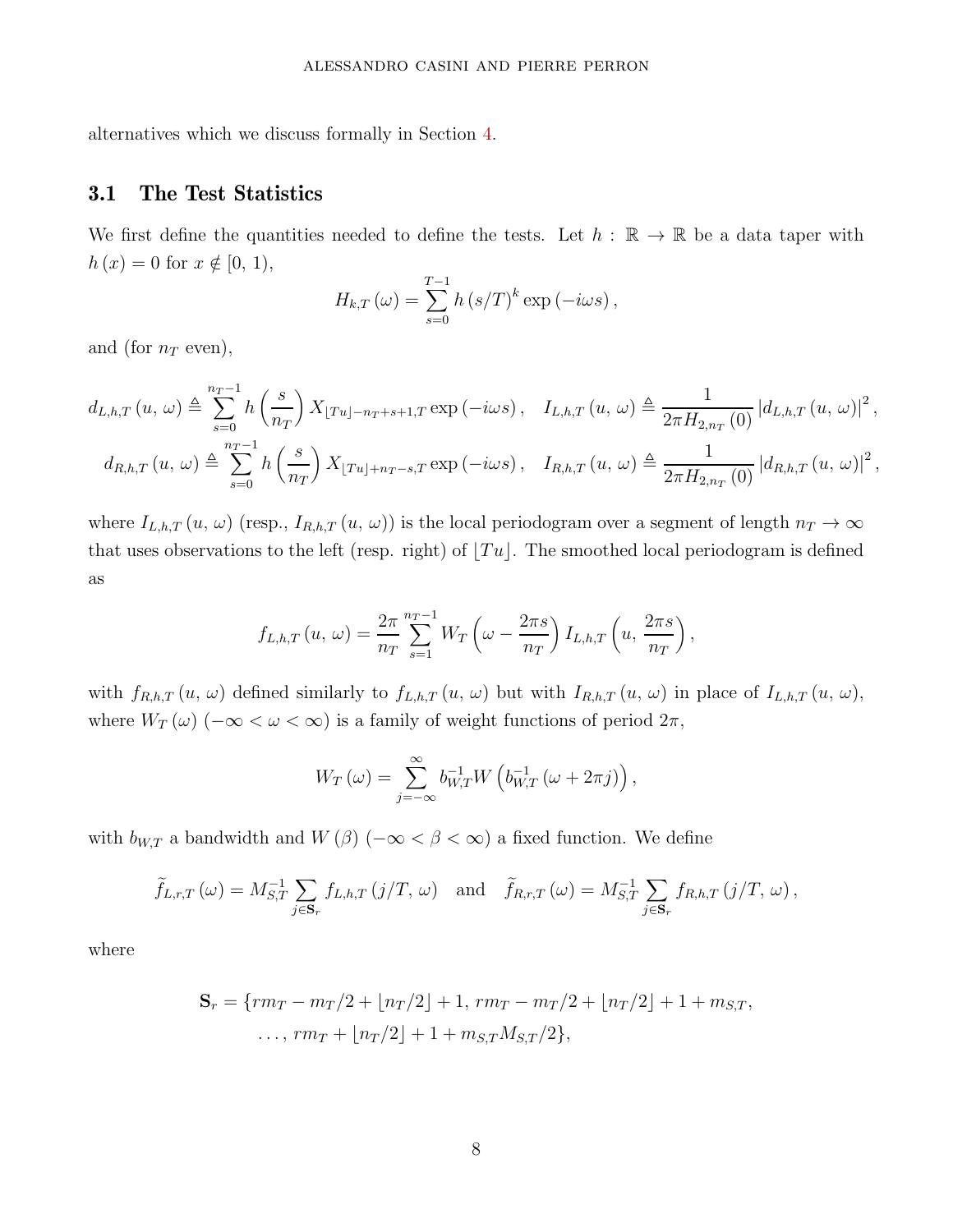alternatives which we discuss formally in Section 4.

## 3.1 The Test Statistics

We first define the quantities needed to define the tests. Let $h : \mathbb{R} \to \mathbb{R}$ be a data taper with $h(x) = 0$ for $x \notin [0, 1)$,

$$H_{k,T}(\omega) = \sum_{s=0}^{T-1} h(s/T)^k \exp(-i\omega s),$$

and (for $n_T$ even),

$$d_{L,h,T}(u, \omega) \triangleq \sum_{s=0}^{n_T-1} h\left(\frac{s}{n_T}\right) X_{\lfloor Tu \rfloor - n_T + s + 1, T} \exp(-i\omega s), \quad I_{L,h,T}(u, \omega) \triangleq \frac{1}{2\pi H_{2,n_T}(0)} \left|d_{L,h,T}(u, \omega)\right|^2,$$

$$d_{R,h,T}(u, \omega) \triangleq \sum_{s=0}^{n_T-1} h\left(\frac{s}{n_T}\right) X_{\lfloor Tu \rfloor + n_T - s, T} \exp(-i\omega s), \quad I_{R,h,T}(u, \omega) \triangleq \frac{1}{2\pi H_{2,n_T}(0)} \left|d_{R,h,T}(u, \omega)\right|^2,$$

where $I_{L,h,T}(u, \omega)$ (resp., $I_{R,h,T}(u, \omega)$) is the local periodogram over a segment of length $n_T \to \infty$ that uses observations to the left (resp. right) of $\lfloor Tu \rfloor$. The smoothed local periodogram is defined as

$$f_{L,h,T}(u, \omega) = \frac{2\pi}{n_T} \sum_{s=1}^{n_T-1} W_T\left(\omega - \frac{2\pi s}{n_T}\right) I_{L,h,T}\left(u, \frac{2\pi s}{n_T}\right),$$

with $f_{R,h,T}(u, \omega)$ defined similarly to $f_{L,h,T}(u, \omega)$ but with $I_{R,h,T}(u, \omega)$ in place of $I_{L,h,T}(u, \omega)$, where $W_T(\omega)$ $(-\infty < \omega < \infty)$ is a family of weight functions of period $2\pi$,

$$W_T(\omega) = \sum_{j=-\infty}^{\infty} b_{W,T}^{-1} W\left(b_{W,T}^{-1}(\omega + 2\pi j)\right),$$

with $b_{W,T}$ a bandwidth and $W(\beta)$ $(-\infty < \beta < \infty)$ a fixed function. We define

$$\widetilde{f}_{L,r,T}(\omega) = M_{S,T}^{-1} \sum_{j \in \mathbf{S}_r} f_{L,h,T}(j/T, \omega) \quad \text{and} \quad \widetilde{f}_{R,r,T}(\omega) = M_{S,T}^{-1} \sum_{j \in \mathbf{S}_r} f_{R,h,T}(j/T, \omega),$$

where

$$\begin{aligned}\mathbf{S}_r = \{&rm_T - m_T/2 + \lfloor n_T/2 \rfloor + 1,\, rm_T - m_T/2 + \lfloor n_T/2 \rfloor + 1 + m_{S,T}, \\ &\ldots,\, rm_T + \lfloor n_T/2 \rfloor + 1 + m_{S,T}M_{S,T}/2\},\end{aligned}$$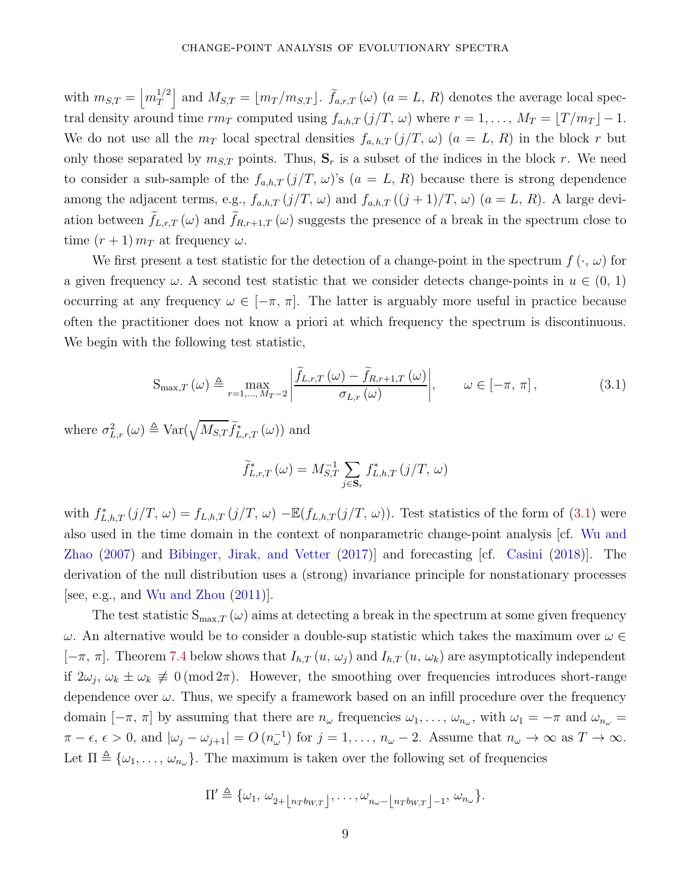with $m_{S,T} = \left\lfloor m_T^{1/2} \right\rfloor$ and $M_{S,T} = \lfloor m_T / m_{S,T} \rfloor$. $\widetilde{f}_{a,r,T}(\omega)$ $(a = L,\, R)$ denotes the average local spectral density around time $rm_T$ computed using $f_{a,h,T}(j/T,\, \omega)$ where $r = 1, \ldots, M_T = \lfloor T/m_T \rfloor - 1$. We do not use all the $m_T$ local spectral densities $f_{a,\,h,\,T}(j/T,\, \omega)$ $(a = L,\, R)$ in the block $r$ but only those separated by $m_{S,T}$ points. Thus, $\mathbf{S}_r$ is a subset of the indices in the block $r$. We need to consider a sub-sample of the $f_{a,h,T}(j/T,\, \omega)$'s $(a = L,\, R)$ because there is strong dependence among the adjacent terms, e.g., $f_{a,h,T}(j/T,\, \omega)$ and $f_{a,h,T}((j+1)/T,\, \omega)$ $(a = L,\, R)$. A large deviation between $\widetilde{f}_{L,r,T}(\omega)$ and $\widetilde{f}_{R,r+1,T}(\omega)$ suggests the presence of a break in the spectrum close to time $(r+1)\, m_T$ at frequency $\omega$.

We first present a test statistic for the detection of a change-point in the spectrum $f(\cdot,\, \omega)$ for a given frequency $\omega$. A second test statistic that we consider detects change-points in $u \in (0,\, 1)$ occurring at any frequency $\omega \in [-\pi,\, \pi]$. The latter is arguably more useful in practice because often the practitioner does not know a priori at which frequency the spectrum is discontinuous. We begin with the following test statistic,

$$\mathrm{S}_{\max,T}(\omega) \triangleq \max_{r=1,\ldots,\, M_T - 2} \left| \frac{\widetilde{f}_{L,r,T}(\omega) - \widetilde{f}_{R,r+1,T}(\omega)}{\sigma_{L,r}(\omega)} \right|, \qquad \omega \in [-\pi,\, \pi], \tag{3.1}$$

where $\sigma_{L,r}^2(\omega) \triangleq \mathrm{Var}(\sqrt{M_{S,T}}\widetilde{f}^*_{L,r,T}(\omega))$ and

$$\widetilde{f}^*_{L,r,T}(\omega) = M_{S,T}^{-1} \sum_{j \in \mathbf{S}_r} f^*_{L,h,T}(j/T,\, \omega)$$

with $f^*_{L,h,T}(j/T,\, \omega) = f_{L,h,T}(j/T,\, \omega) - \mathbb{E}(f_{L,h,T}(j/T,\, \omega))$. Test statistics of the form of (3.1) were also used in the time domain in the context of nonparametric change-point analysis [cf. Wu and Zhao (2007) and Bibinger, Jirak, and Vetter (2017)] and forecasting [cf. Casini (2018)]. The derivation of the null distribution uses a (strong) invariance principle for nonstationary processes [see, e.g., and Wu and Zhou (2011)].

The test statistic $\mathrm{S}_{\max,T}(\omega)$ aims at detecting a break in the spectrum at some given frequency $\omega$. An alternative would be to consider a double-sup statistic which takes the maximum over $\omega \in [-\pi,\, \pi]$. Theorem 7.4 below shows that $I_{h,T}(u,\, \omega_j)$ and $I_{h,T}(u,\, \omega_k)$ are asymptotically independent if $2\omega_j,\, \omega_k \pm \omega_k \not\equiv 0 \,(\mathrm{mod}\, 2\pi)$. However, the smoothing over frequencies introduces short-range dependence over $\omega$. Thus, we specify a framework based on an infill procedure over the frequency domain $[-\pi,\, \pi]$ by assuming that there are $n_\omega$ frequencies $\omega_1, \ldots, \omega_{n_\omega}$, with $\omega_1 = -\pi$ and $\omega_{n_\omega} = \pi - \epsilon$, $\epsilon > 0$, and $|\omega_j - \omega_{j+1}| = O(n_\omega^{-1})$ for $j = 1, \ldots, n_\omega - 2$. Assume that $n_\omega \to \infty$ as $T \to \infty$. Let $\Pi \triangleq \{\omega_1, \ldots, \omega_{n_\omega}\}$. The maximum is taken over the following set of frequencies

$$\Pi' \triangleq \{\omega_1,\, \omega_{2 + \lfloor n_T b_{W,T} \rfloor}, \ldots, \omega_{n_\omega - \lfloor n_T b_{W,T} \rfloor - 1},\, \omega_{n_\omega}\}.$$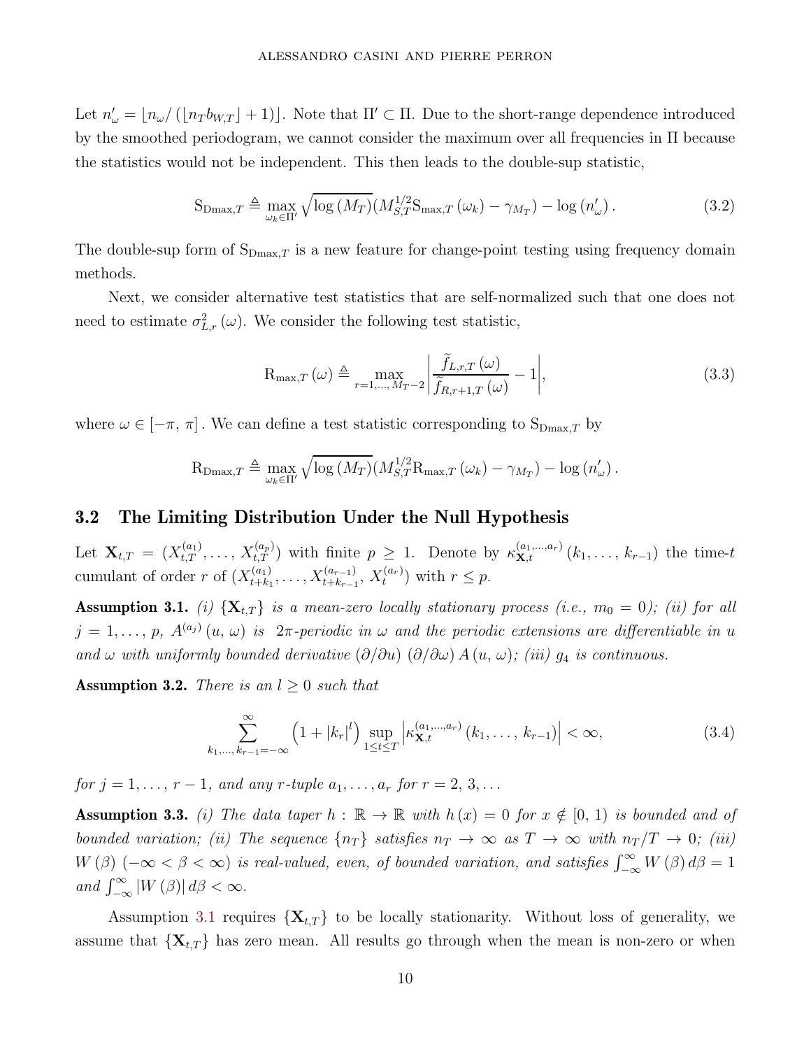Let $n'_\omega = \lfloor n_\omega / (\lfloor n_T b_{W,T} \rfloor + 1) \rfloor$. Note that $\Pi' \subset \Pi$. Due to the short-range dependence introduced by the smoothed periodogram, we cannot consider the maximum over all frequencies in $\Pi$ because the statistics would not be independent. This then leads to the double-sup statistic,

$$\mathrm{S}_{\mathrm{Dmax},T} \triangleq \max_{\omega_k \in \Pi'} \sqrt{\log(M_T)} (M_{S,T}^{1/2} \mathrm{S}_{\max,T}(\omega_k) - \gamma_{M_T}) - \log(n'_\omega). \tag{3.2}$$

The double-sup form of $\mathrm{S}_{\mathrm{Dmax},T}$ is a new feature for change-point testing using frequency domain methods.

Next, we consider alternative test statistics that are self-normalized such that one does not need to estimate $\sigma^2_{L,r}(\omega)$. We consider the following test statistic,

$$\mathrm{R}_{\max,T}(\omega) \triangleq \max_{r=1,\ldots,M_T-2} \left| \frac{\widetilde{f}_{L,r,T}(\omega)}{\widetilde{f}_{R,r+1,T}(\omega)} - 1 \right|, \tag{3.3}$$

where $\omega \in [-\pi, \pi]$. We can define a test statistic corresponding to $\mathrm{S}_{\mathrm{Dmax},T}$ by

$$\mathrm{R}_{\mathrm{Dmax},T} \triangleq \max_{\omega_k \in \Pi'} \sqrt{\log(M_T)} (M_{S,T}^{1/2} \mathrm{R}_{\max,T}(\omega_k) - \gamma_{M_T}) - \log(n'_\omega).$$

## 3.2 The Limiting Distribution Under the Null Hypothesis

Let $\mathbf{X}_{t,T} = (X^{(a_1)}_{t,T}, \ldots, X^{(a_p)}_{t,T})$ with finite $p \geq 1$. Denote by $\kappa^{(a_1,\ldots,a_r)}_{\mathbf{X},t}(k_1, \ldots, k_{r-1})$ the time-$t$ cumulant of order $r$ of $(X^{(a_1)}_{t+k_1}, \ldots, X^{(a_{r-1})}_{t+k_{r-1}}, X^{(a_r)}_t)$ with $r \leq p$.

**Assumption 3.1.** *(i) $\{\mathbf{X}_{t,T}\}$ is a mean-zero locally stationary process (i.e., $m_0 = 0$); (ii) for all $j = 1, \ldots, p$, $A^{(a_j)}(u, \omega)$ is $2\pi$-periodic in $\omega$ and the periodic extensions are differentiable in $u$ and $\omega$ with uniformly bounded derivative $(\partial/\partial u)(\partial/\partial \omega) A(u, \omega)$; (iii) $g_4$ is continuous.*

**Assumption 3.2.** *There is an $l \geq 0$ such that*

$$\sum_{k_1,\ldots,k_{r-1}=-\infty}^{\infty} \left(1 + |k_r|^l\right) \sup_{1 \leq t \leq T} \left| \kappa^{(a_1,\ldots,a_r)}_{\mathbf{X},t}(k_1, \ldots, k_{r-1}) \right| < \infty, \tag{3.4}$$

*for $j = 1, \ldots, r-1$, and any $r$-tuple $a_1, \ldots, a_r$ for $r = 2, 3, \ldots$*

**Assumption 3.3.** *(i) The data taper $h : \mathbb{R} \to \mathbb{R}$ with $h(x) = 0$ for $x \notin [0, 1)$ is bounded and of bounded variation; (ii) The sequence $\{n_T\}$ satisfies $n_T \to \infty$ as $T \to \infty$ with $n_T/T \to 0$; (iii) $W(\beta)$ $(-\infty < \beta < \infty)$ is real-valued, even, of bounded variation, and satisfies $\int_{-\infty}^{\infty} W(\beta) d\beta = 1$ and $\int_{-\infty}^{\infty} |W(\beta)| d\beta < \infty$.*

Assumption 3.1 requires $\{\mathbf{X}_{t,T}\}$ to be locally stationarity. Without loss of generality, we assume that $\{\mathbf{X}_{t,T}\}$ has zero mean. All results go through when the mean is non-zero or when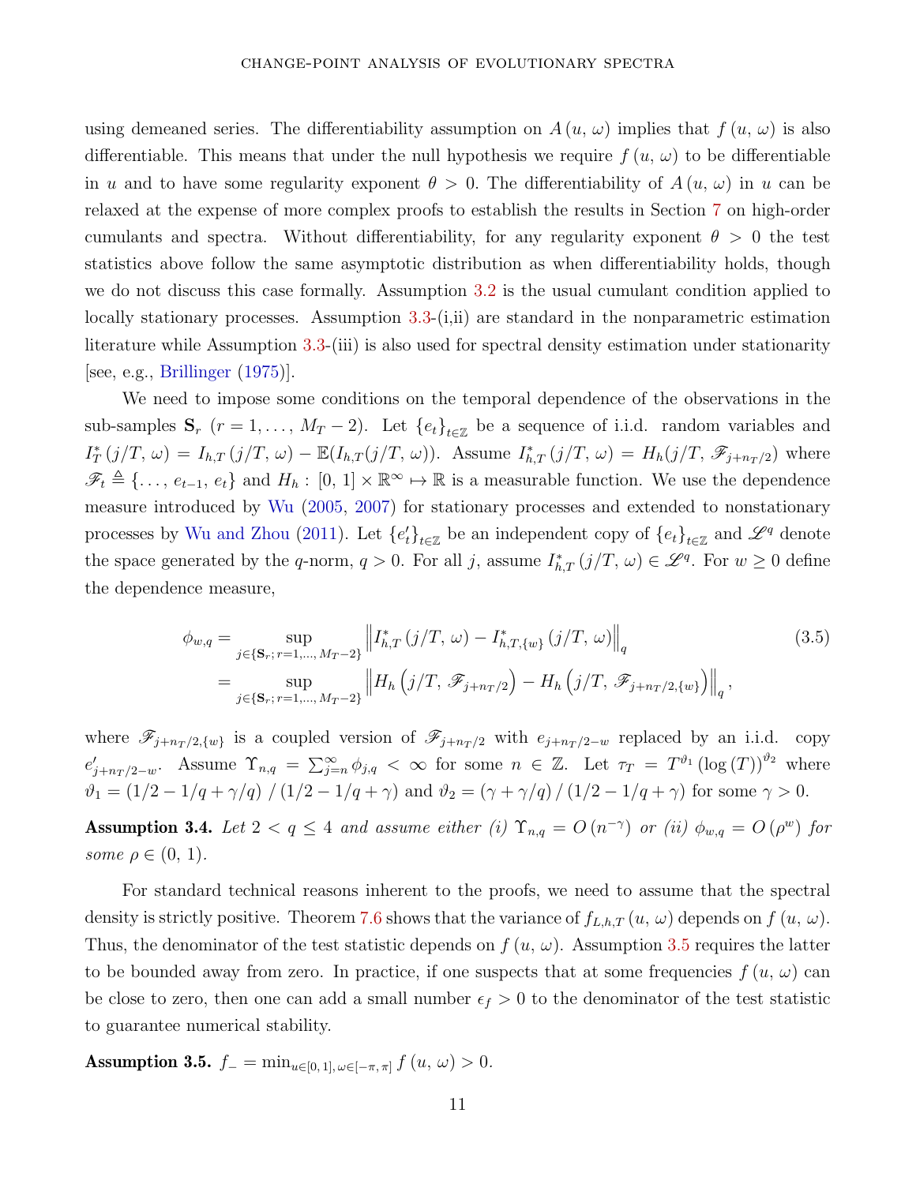using demeaned series. The differentiability assumption on $A(u, \omega)$ implies that $f(u, \omega)$ is also differentiable. This means that under the null hypothesis we require $f(u, \omega)$ to be differentiable in $u$ and to have some regularity exponent $\theta > 0$. The differentiability of $A(u, \omega)$ in $u$ can be relaxed at the expense of more complex proofs to establish the results in Section 7 on high-order cumulants and spectra. Without differentiability, for any regularity exponent $\theta > 0$ the test statistics above follow the same asymptotic distribution as when differentiability holds, though we do not discuss this case formally. Assumption 3.2 is the usual cumulant condition applied to locally stationary processes. Assumption 3.3-(i,ii) are standard in the nonparametric estimation literature while Assumption 3.3-(iii) is also used for spectral density estimation under stationarity [see, e.g., Brillinger (1975)].

We need to impose some conditions on the temporal dependence of the observations in the sub-samples $\mathbf{S}_r$ $(r = 1, \ldots, M_T - 2)$. Let $\{e_t\}_{t\in\mathbb{Z}}$ be a sequence of i.i.d. random variables and $I_T^*(j/T, \omega) = I_{h,T}(j/T, \omega) - \mathbb{E}(I_{h,T}(j/T, \omega))$. Assume $I_{h,T}^*(j/T, \omega) = H_h(j/T, \mathscr{F}_{j+n_T/2})$ where $\mathscr{F}_t \triangleq \{\ldots, e_{t-1}, e_t\}$ and $H_h : [0, 1] \times \mathbb{R}^\infty \mapsto \mathbb{R}$ is a measurable function. We use the dependence measure introduced by Wu (2005, 2007) for stationary processes and extended to nonstationary processes by Wu and Zhou (2011). Let $\{e'_t\}_{t\in\mathbb{Z}}$ be an independent copy of $\{e_t\}_{t\in\mathbb{Z}}$ and $\mathscr{L}^q$ denote the space generated by the $q$-norm, $q > 0$. For all $j$, assume $I_{h,T}^*(j/T, \omega) \in \mathscr{L}^q$. For $w \geq 0$ define the dependence measure,

$$
\begin{aligned}
\phi_{w,q} &= \sup_{j\in\{\mathbf{S}_r;\, r=1,\ldots,\, M_T-2\}} \left\| I_{h,T}^*(j/T, \omega) - I_{h,T,\{w\}}^*(j/T, \omega) \right\|_q \qquad (3.5) \\
&= \sup_{j\in\{\mathbf{S}_r;\, r=1,\ldots,\, M_T-2\}} \left\| H_h\left(j/T, \mathscr{F}_{j+n_T/2}\right) - H_h\left(j/T, \mathscr{F}_{j+n_T/2,\{w\}}\right) \right\|_q,
\end{aligned}
$$

where $\mathscr{F}_{j+n_T/2,\{w\}}$ is a coupled version of $\mathscr{F}_{j+n_T/2}$ with $e_{j+n_T/2-w}$ replaced by an i.i.d. copy $e'_{j+n_T/2-w}$. Assume $\Upsilon_{n,q} = \sum_{j=n}^{\infty} \phi_{j,q} < \infty$ for some $n \in \mathbb{Z}$. Let $\tau_T = T^{\vartheta_1} (\log(T))^{\vartheta_2}$ where $\vartheta_1 = (1/2 - 1/q + \gamma/q) / (1/2 - 1/q + \gamma)$ and $\vartheta_2 = (\gamma + \gamma/q) / (1/2 - 1/q + \gamma)$ for some $\gamma > 0$.

**Assumption 3.4.** *Let $2 < q \leq 4$ and assume either (i) $\Upsilon_{n,q} = O(n^{-\gamma})$ or (ii) $\phi_{w,q} = O(\rho^w)$ for some $\rho \in (0, 1)$.*

For standard technical reasons inherent to the proofs, we need to assume that the spectral density is strictly positive. Theorem 7.6 shows that the variance of $f_{L,h,T}(u, \omega)$ depends on $f(u, \omega)$. Thus, the denominator of the test statistic depends on $f(u, \omega)$. Assumption 3.5 requires the latter to be bounded away from zero. In practice, if one suspects that at some frequencies $f(u, \omega)$ can be close to zero, then one can add a small number $\epsilon_f > 0$ to the denominator of the test statistic to guarantee numerical stability.

**Assumption 3.5.** $f_- = \min_{u\in[0,1],\, \omega\in[-\pi,\pi]} f(u, \omega) > 0.$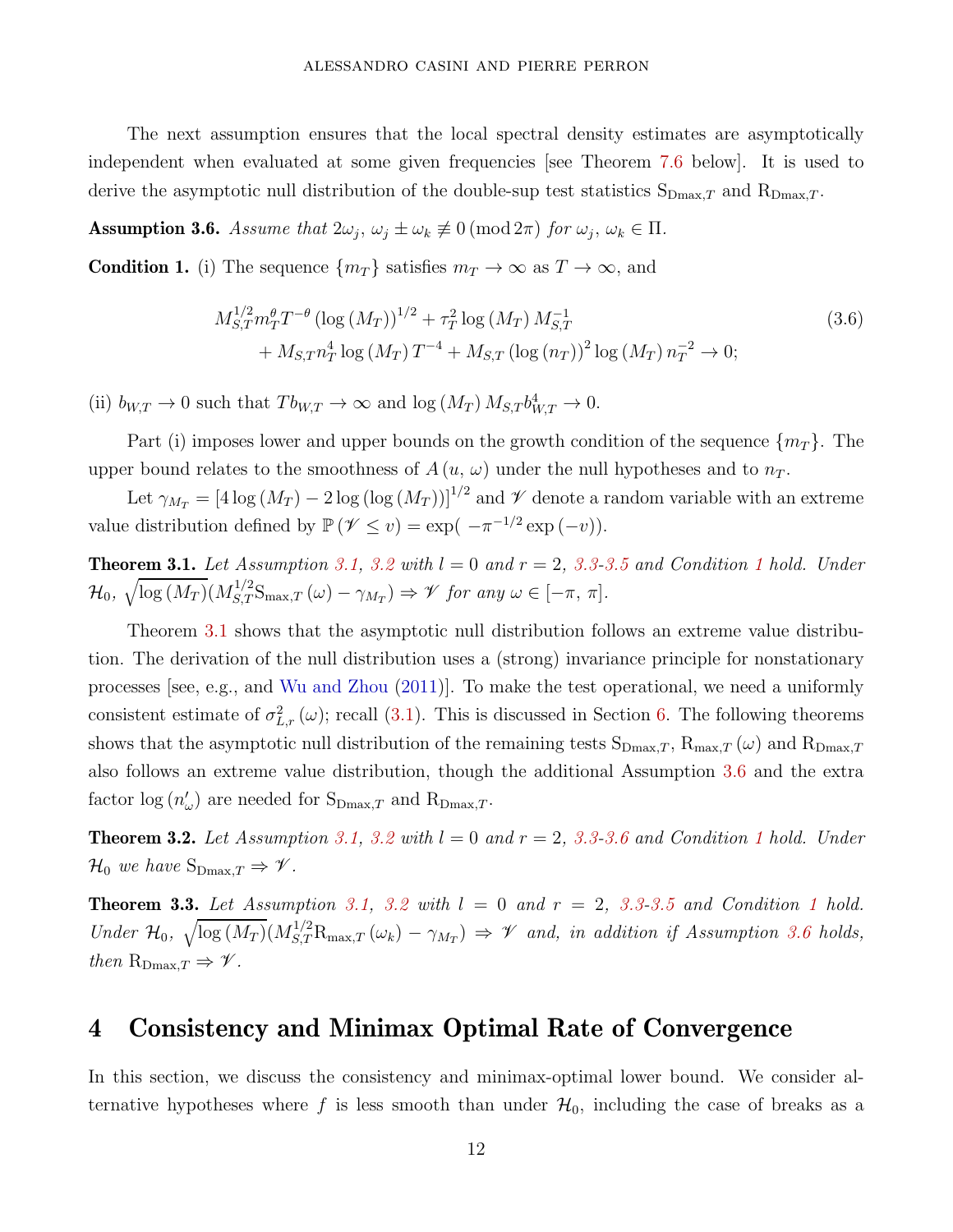The next assumption ensures that the local spectral density estimates are asymptotically independent when evaluated at some given frequencies [see Theorem 7.6 below]. It is used to derive the asymptotic null distribution of the double-sup test statistics $\mathrm{S}_{\mathrm{Dmax},T}$ and $\mathrm{R}_{\mathrm{Dmax},T}$.

**Assumption 3.6.** *Assume that* $2\omega_j,\ \omega_j \pm \omega_k \not\equiv 0 \,(\mathrm{mod}\, 2\pi)$ *for* $\omega_j,\ \omega_k \in \Pi$.

**Condition 1.** (i) The sequence $\{m_T\}$ satisfies $m_T \to \infty$ as $T \to \infty$, and

$$
\begin{aligned}
&M_{S,T}^{1/2} m_T^{\theta} T^{-\theta} \left(\log\left(M_T\right)\right)^{1/2} + \tau_T^2 \log\left(M_T\right) M_{S,T}^{-1} \\
&\quad + M_{S,T} n_T^4 \log\left(M_T\right) T^{-4} + M_{S,T} \left(\log\left(n_T\right)\right)^2 \log\left(M_T\right) n_T^{-2} \to 0;
\end{aligned}
\tag{3.6}
$$

(ii) $b_{W,T} \to 0$ such that $Tb_{W,T} \to \infty$ and $\log\left(M_T\right) M_{S,T} b_{W,T}^4 \to 0$.

Part (i) imposes lower and upper bounds on the growth condition of the sequence $\{m_T\}$. The upper bound relates to the smoothness of $A\left(u,\,\omega\right)$ under the null hypotheses and to $n_T$.

Let $\gamma_{M_T} = \left[4\log\left(M_T\right) - 2\log\left(\log\left(M_T\right)\right)\right]^{1/2}$ and $\mathscr{V}$ denote a random variable with an extreme value distribution defined by $\mathbb{P}\left(\mathscr{V} \le v\right) = \exp\left(-\pi^{-1/2}\exp\left(-v\right)\right)$.

**Theorem 3.1.** *Let Assumption 3.1, 3.2 with* $l = 0$ *and* $r = 2$*, 3.3-3.5 and Condition 1 hold. Under* $\mathcal{H}_0$, $\sqrt{\log\left(M_T\right)}\left(M_{S,T}^{1/2}\mathrm{S}_{\max,T}\left(\omega\right) - \gamma_{M_T}\right) \Rightarrow \mathscr{V}$ *for any* $\omega \in [-\pi,\,\pi]$.

Theorem 3.1 shows that the asymptotic null distribution follows an extreme value distribution. The derivation of the null distribution uses a (strong) invariance principle for nonstationary processes [see, e.g., and Wu and Zhou (2011)]. To make the test operational, we need a uniformly consistent estimate of $\sigma_{L,r}^2\left(\omega\right)$; recall (3.1). This is discussed in Section 6. The following theorems shows that the asymptotic null distribution of the remaining tests $\mathrm{S}_{\mathrm{Dmax},T}$, $\mathrm{R}_{\max,T}\left(\omega\right)$ and $\mathrm{R}_{\mathrm{Dmax},T}$ also follows an extreme value distribution, though the additional Assumption 3.6 and the extra factor $\log\left(n'_\omega\right)$ are needed for $\mathrm{S}_{\mathrm{Dmax},T}$ and $\mathrm{R}_{\mathrm{Dmax},T}$.

**Theorem 3.2.** *Let Assumption 3.1, 3.2 with* $l = 0$ *and* $r = 2$*, 3.3-3.6 and Condition 1 hold. Under* $\mathcal{H}_0$ *we have* $\mathrm{S}_{\mathrm{Dmax},T} \Rightarrow \mathscr{V}$.

**Theorem 3.3.** *Let Assumption 3.1, 3.2 with* $l = 0$ *and* $r = 2$*, 3.3-3.5 and Condition 1 hold. Under* $\mathcal{H}_0$, $\sqrt{\log\left(M_T\right)}\left(M_{S,T}^{1/2}\mathrm{R}_{\max,T}\left(\omega_k\right) - \gamma_{M_T}\right) \Rightarrow \mathscr{V}$ *and, in addition if Assumption 3.6 holds, then* $\mathrm{R}_{\mathrm{Dmax},T} \Rightarrow \mathscr{V}$.

# 4 Consistency and Minimax Optimal Rate of Convergence

In this section, we discuss the consistency and minimax-optimal lower bound. We consider alternative hypotheses where $f$ is less smooth than under $\mathcal{H}_0$, including the case of breaks as a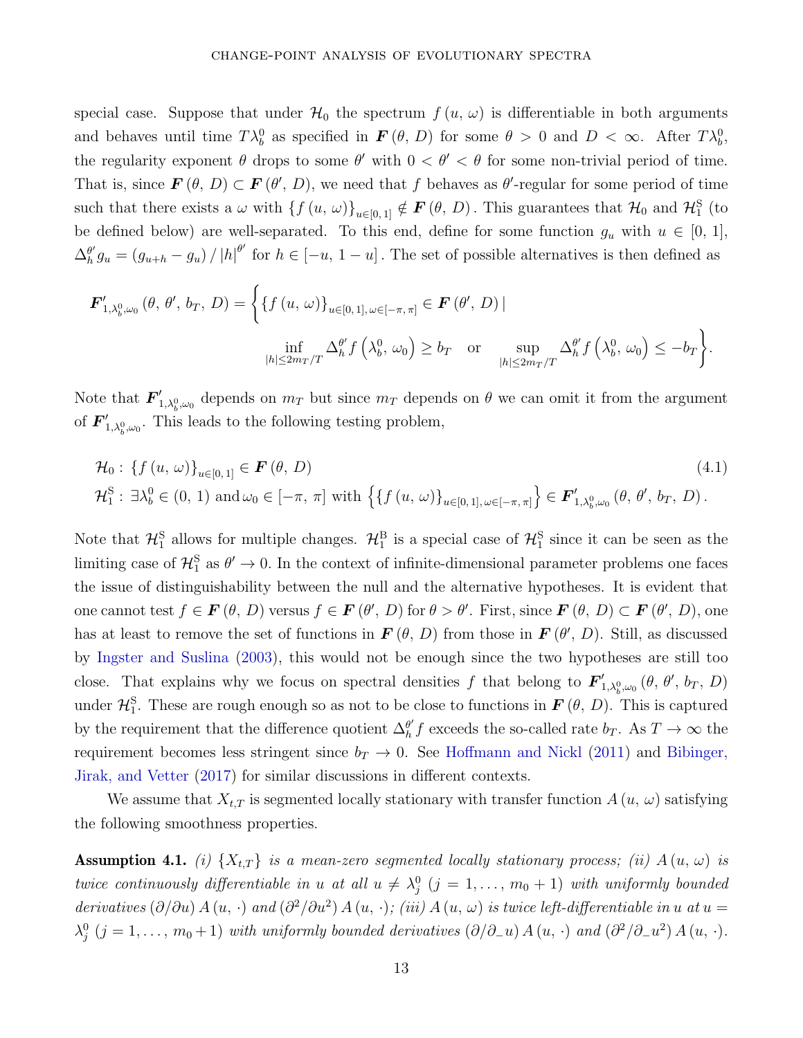special case. Suppose that under $\mathcal{H}_0$ the spectrum $f(u, \omega)$ is differentiable in both arguments and behaves until time $T\lambda_b^0$ as specified in $\boldsymbol{F}(\theta, D)$ for some $\theta > 0$ and $D < \infty$. After $T\lambda_b^0$, the regularity exponent $\theta$ drops to some $\theta'$ with $0 < \theta' < \theta$ for some non-trivial period of time. That is, since $\boldsymbol{F}(\theta, D) \subset \boldsymbol{F}(\theta', D)$, we need that $f$ behaves as $\theta'$-regular for some period of time such that there exists a $\omega$ with $\{f(u, \omega)\}_{u\in[0,1]} \notin \boldsymbol{F}(\theta, D)$. This guarantees that $\mathcal{H}_0$ and $\mathcal{H}_1^{\mathrm{S}}$ (to be defined below) are well-separated. To this end, define for some function $g_u$ with $u \in [0, 1]$, $\Delta_h^{\theta'} g_u = (g_{u+h} - g_u) / |h|^{\theta'}$ for $h \in [-u, 1-u]$. The set of possible alternatives is then defined as

$$
\boldsymbol{F}'_{1,\lambda_b^0,\omega_0}(\theta, \theta', b_T, D) = \Bigg\{ \{f(u, \omega)\}_{u\in[0,1],\, \omega\in[-\pi,\pi]} \in \boldsymbol{F}(\theta', D) \mid \inf_{|h|\leq 2m_T/T} \Delta_h^{\theta'} f\left(\lambda_b^0, \omega_0\right) \geq b_T \quad \text{or} \quad \sup_{|h|\leq 2m_T/T} \Delta_h^{\theta'} f\left(\lambda_b^0, \omega_0\right) \leq -b_T \Bigg\}.
$$

Note that $\boldsymbol{F}'_{1,\lambda_b^0,\omega_0}$ depends on $m_T$ but since $m_T$ depends on $\theta$ we can omit it from the argument of $\boldsymbol{F}'_{1,\lambda_b^0,\omega_0}$. This leads to the following testing problem,

$$
\begin{aligned}
&\mathcal{H}_0 : \{f(u, \omega)\}_{u\in[0,1]} \in \boldsymbol{F}(\theta, D) \\
&\mathcal{H}_1^{\mathrm{S}} : \exists \lambda_b^0 \in (0, 1) \text{ and } \omega_0 \in [-\pi, \pi] \text{ with } \left\{\{f(u, \omega)\}_{u\in[0,1],\, \omega\in[-\pi,\pi]}\right\} \in \boldsymbol{F}'_{1,\lambda_b^0,\omega_0}(\theta, \theta', b_T, D).
\end{aligned} \tag{4.1}
$$

Note that $\mathcal{H}_1^{\mathrm{S}}$ allows for multiple changes. $\mathcal{H}_1^{\mathrm{B}}$ is a special case of $\mathcal{H}_1^{\mathrm{S}}$ since it can be seen as the limiting case of $\mathcal{H}_1^{\mathrm{S}}$ as $\theta' \to 0$. In the context of infinite-dimensional parameter problems one faces the issue of distinguishability between the null and the alternative hypotheses. It is evident that one cannot test $f \in \boldsymbol{F}(\theta, D)$ versus $f \in \boldsymbol{F}(\theta', D)$ for $\theta > \theta'$. First, since $\boldsymbol{F}(\theta, D) \subset \boldsymbol{F}(\theta', D)$, one has at least to remove the set of functions in $\boldsymbol{F}(\theta, D)$ from those in $\boldsymbol{F}(\theta', D)$. Still, as discussed by Ingster and Suslina (2003), this would not be enough since the two hypotheses are still too close. That explains why we focus on spectral densities $f$ that belong to $\boldsymbol{F}'_{1,\lambda_b^0,\omega_0}(\theta, \theta', b_T, D)$ under $\mathcal{H}_1^{\mathrm{S}}$. These are rough enough so as not to be close to functions in $\boldsymbol{F}(\theta, D)$. This is captured by the requirement that the difference quotient $\Delta_h^{\theta'} f$ exceeds the so-called rate $b_T$. As $T \to \infty$ the requirement becomes less stringent since $b_T \to 0$. See Hoffmann and Nickl (2011) and Bibinger, Jirak, and Vetter (2017) for similar discussions in different contexts.

We assume that $X_{t,T}$ is segmented locally stationary with transfer function $A(u, \omega)$ satisfying the following smoothness properties.

**Assumption 4.1.** *(i) $\{X_{t,T}\}$ is a mean-zero segmented locally stationary process; (ii) $A(u, \omega)$ is twice continuously differentiable in $u$ at all $u \neq \lambda_j^0$ $(j = 1, \ldots, m_0 + 1)$ with uniformly bounded derivatives $(\partial/\partial u) A(u, \cdot)$ and $(\partial^2/\partial u^2) A(u, \cdot)$; (iii) $A(u, \omega)$ is twice left-differentiable in $u$ at $u = \lambda_j^0$ $(j = 1, \ldots, m_0 + 1)$ with uniformly bounded derivatives $(\partial/\partial_{-} u) A(u, \cdot)$ and $(\partial^2/\partial_{-} u^2) A(u, \cdot)$.*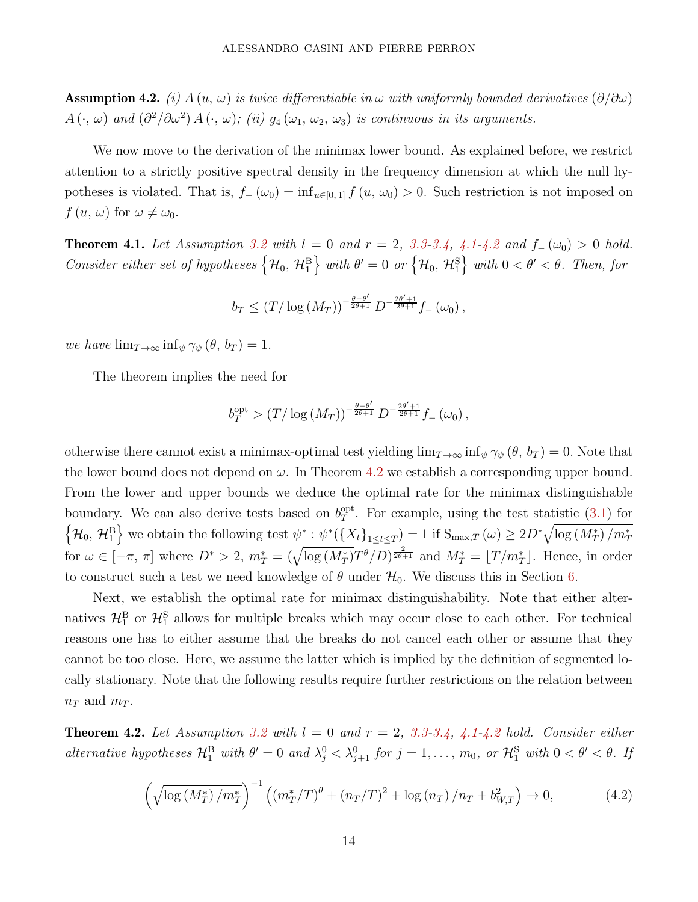**Assumption 4.2.** *(i) $A(u, \omega)$ is twice differentiable in $\omega$ with uniformly bounded derivatives $(\partial/\partial\omega)$ $A(\cdot, \omega)$ and $(\partial^2/\partial\omega^2) A(\cdot, \omega)$; (ii) $g_4(\omega_1, \omega_2, \omega_3)$ is continuous in its arguments.*

We now move to the derivation of the minimax lower bound. As explained before, we restrict attention to a strictly positive spectral density in the frequency dimension at which the null hypotheses is violated. That is, $f_-(\omega_0) = \inf_{u\in[0,1]} f(u, \omega_0) > 0$. Such restriction is not imposed on $f(u, \omega)$ for $\omega \neq \omega_0$.

**Theorem 4.1.** *Let Assumption 3.2 with $l = 0$ and $r = 2$, 3.3-3.4, 4.1-4.2 and $f_-(\omega_0) > 0$ hold. Consider either set of hypotheses $\{\mathcal{H}_0, \mathcal{H}_1^{\mathrm{B}}\}$ with $\theta' = 0$ or $\{\mathcal{H}_0, \mathcal{H}_1^{\mathrm{S}}\}$ with $0 < \theta' < \theta$. Then, for*

$$b_T \leq (T/\log(M_T))^{-\frac{\theta-\theta'}{2\theta+1}} D^{-\frac{2\theta'+1}{2\theta+1}} f_-(\omega_0),$$

*we have $\lim_{T\to\infty} \inf_\psi \gamma_\psi(\theta, b_T) = 1$.*

The theorem implies the need for

$$b_T^{\mathrm{opt}} > (T/\log(M_T))^{-\frac{\theta-\theta'}{2\theta+1}} D^{-\frac{2\theta'+1}{2\theta+1}} f_-(\omega_0),$$

otherwise there cannot exist a minimax-optimal test yielding $\lim_{T\to\infty} \inf_\psi \gamma_\psi(\theta, b_T) = 0$. Note that the lower bound does not depend on $\omega$. In Theorem 4.2 we establish a corresponding upper bound. From the lower and upper bounds we deduce the optimal rate for the minimax distinguishable boundary. We can also derive tests based on $b_T^{\mathrm{opt}}$. For example, using the test statistic (3.1) for $\{\mathcal{H}_0, \mathcal{H}_1^{\mathrm{B}}\}$ we obtain the following test $\psi^* : \psi^*(\{X_t\}_{1\leq t\leq T}) = 1$ if $\mathrm{S}_{\max,T}(\omega) \geq 2D^*\sqrt{\log(M_T^*)/m_T^*}$ for $\omega \in [-\pi, \pi]$ where $D^* > 2$, $m_T^* = (\sqrt{\log(M_T^*)}T^\theta/D)^{\frac{2}{2\theta+1}}$ and $M_T^* = \lfloor T/m_T^* \rfloor$. Hence, in order to construct such a test we need knowledge of $\theta$ under $\mathcal{H}_0$. We discuss this in Section 6.

Next, we establish the optimal rate for minimax distinguishability. Note that either alternatives $\mathcal{H}_1^{\mathrm{B}}$ or $\mathcal{H}_1^{\mathrm{S}}$ allows for multiple breaks which may occur close to each other. For technical reasons one has to either assume that the breaks do not cancel each other or assume that they cannot be too close. Here, we assume the latter which is implied by the definition of segmented locally stationary. Note that the following results require further restrictions on the relation between $n_T$ and $m_T$.

**Theorem 4.2.** *Let Assumption 3.2 with $l = 0$ and $r = 2$, 3.3-3.4, 4.1-4.2 hold. Consider either alternative hypotheses $\mathcal{H}_1^{\mathrm{B}}$ with $\theta' = 0$ and $\lambda_j^0 < \lambda_{j+1}^0$ for $j = 1, \ldots, m_0$, or $\mathcal{H}_1^{\mathrm{S}}$ with $0 < \theta' < \theta$. If*

$$\left(\sqrt{\log(M_T^*)/m_T^*}\right)^{-1} \left((m_T^*/T)^\theta + (n_T/T)^2 + \log(n_T)/n_T + b_{W,T}^2\right) \to 0, \tag{4.2}$$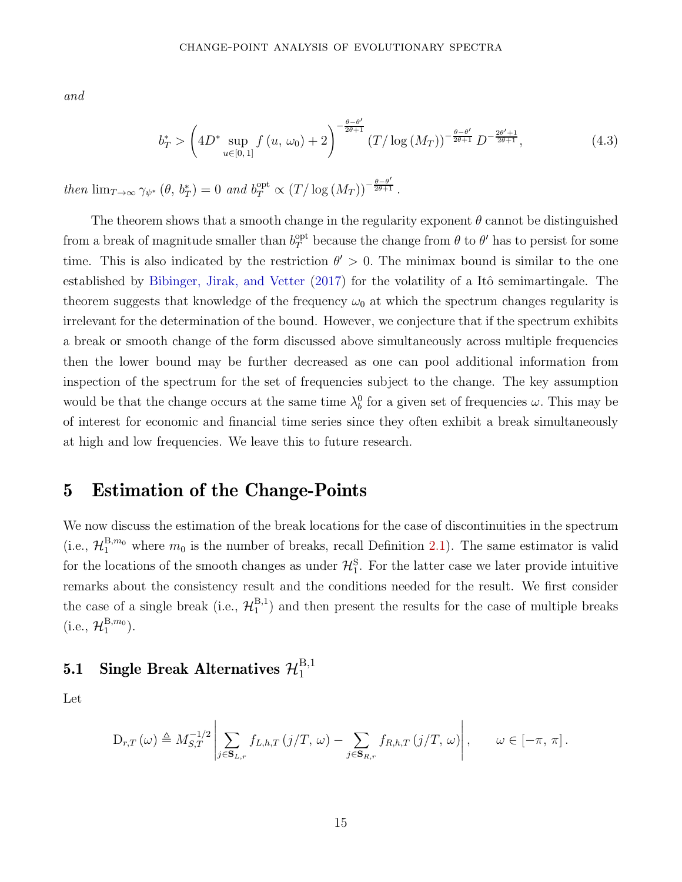*and*

$$b_T^* > \left(4D^* \sup_{u\in[0,\,1]} f\left(u,\,\omega_0\right) + 2\right)^{-\frac{\theta-\theta'}{2\theta+1}} \left(T/\log\left(M_T\right)\right)^{-\frac{\theta-\theta'}{2\theta+1}} D^{-\frac{2\theta'+1}{2\theta+1}}, \tag{4.3}$$

*then* $\lim_{T\to\infty}\gamma_{\psi^*}\left(\theta,\, b_T^*\right) = 0$ *and* $b_T^{\mathrm{opt}} \propto \left(T/\log\left(M_T\right)\right)^{-\frac{\theta-\theta'}{2\theta+1}}$.

The theorem shows that a smooth change in the regularity exponent $\theta$ cannot be distinguished from a break of magnitude smaller than $b_T^{\mathrm{opt}}$ because the change from $\theta$ to $\theta'$ has to persist for some time. This is also indicated by the restriction $\theta' > 0$. The minimax bound is similar to the one established by Bibinger, Jirak, and Vetter (2017) for the volatility of a Itô semimartingale. The theorem suggests that knowledge of the frequency $\omega_0$ at which the spectrum changes regularity is irrelevant for the determination of the bound. However, we conjecture that if the spectrum exhibits a break or smooth change of the form discussed above simultaneously across multiple frequencies then the lower bound may be further decreased as one can pool additional information from inspection of the spectrum for the set of frequencies subject to the change. The key assumption would be that the change occurs at the same time $\lambda_b^0$ for a given set of frequencies $\omega$. This may be of interest for economic and financial time series since they often exhibit a break simultaneously at high and low frequencies. We leave this to future research.

# 5 Estimation of the Change-Points

We now discuss the estimation of the break locations for the case of discontinuities in the spectrum (i.e., $\mathcal{H}_1^{\mathrm{B},m_0}$ where $m_0$ is the number of breaks, recall Definition 2.1). The same estimator is valid for the locations of the smooth changes as under $\mathcal{H}_1^{\mathrm{S}}$. For the latter case we later provide intuitive remarks about the consistency result and the conditions needed for the result. We first consider the case of a single break (i.e., $\mathcal{H}_1^{\mathrm{B},1}$) and then present the results for the case of multiple breaks (i.e., $\mathcal{H}_1^{\mathrm{B},m_0}$).

## 5.1 Single Break Alternatives $\mathcal{H}_1^{\mathrm{B},1}$

Let

$$\mathrm{D}_{r,T}\left(\omega\right) \triangleq M_{S,T}^{-1/2}\left|\sum_{j\in\mathbf{S}_{L,r}} f_{L,h,T}\left(j/T,\,\omega\right) - \sum_{j\in\mathbf{S}_{R,r}} f_{R,h,T}\left(j/T,\,\omega\right)\right|, \qquad \omega\in\left[-\pi,\,\pi\right].$$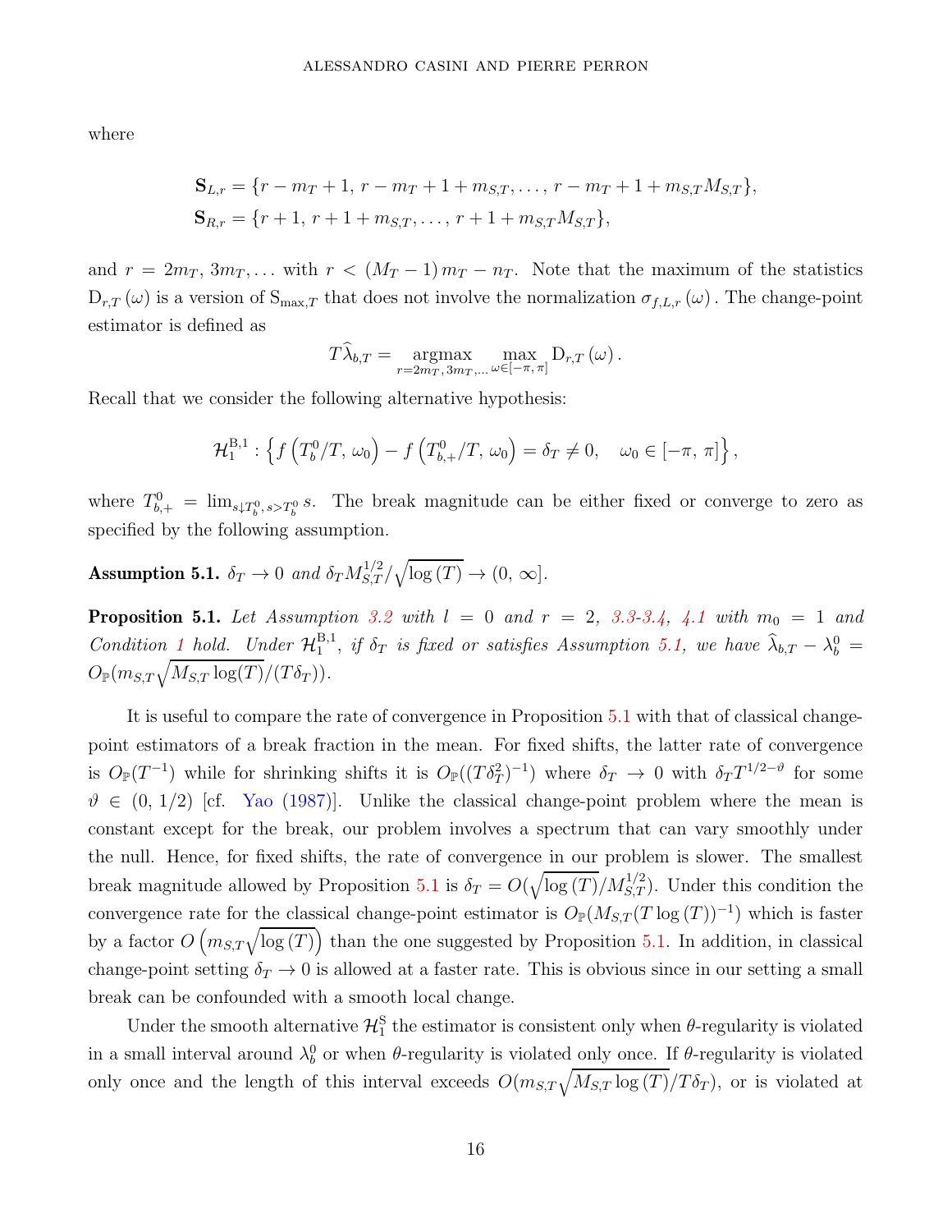where

$$
\begin{aligned}
\mathbf{S}_{L,r} &= \{r - m_T + 1,\, r - m_T + 1 + m_{S,T}, \ldots,\, r - m_T + 1 + m_{S,T} M_{S,T}\},\\
\mathbf{S}_{R,r} &= \{r + 1,\, r + 1 + m_{S,T}, \ldots,\, r + 1 + m_{S,T} M_{S,T}\},
\end{aligned}
$$

and $r = 2m_T, 3m_T, \ldots$ with $r < (M_T - 1)\, m_T - n_T$. Note that the maximum of the statistics $\mathrm{D}_{r,T}(\omega)$ is a version of $\mathrm{S}_{\max,T}$ that does not involve the normalization $\sigma_{f,L,r}(\omega)$. The change-point estimator is defined as

$$
T\widehat{\lambda}_{b,T} = \underset{r=2m_T,\, 3m_T, \ldots}{\operatorname{argmax}} \max_{\omega \in [-\pi,\, \pi]} \mathrm{D}_{r,T}(\omega).
$$

Recall that we consider the following alternative hypothesis:

$$
\mathcal{H}_1^{\mathrm{B},1} : \left\{ f\left(T_b^0/T,\, \omega_0\right) - f\left(T_{b,+}^0/T,\, \omega_0\right) = \delta_T \neq 0, \quad \omega_0 \in [-\pi,\, \pi] \right\},
$$

where $T_{b,+}^0 = \lim_{s \downarrow T_b^0,\, s > T_b^0} s$. The break magnitude can be either fixed or converge to zero as specified by the following assumption.

**Assumption 5.1.** *$\delta_T \to 0$ and $\delta_T M_{S,T}^{1/2}/\sqrt{\log(T)} \to (0,\, \infty]$.*

**Proposition 5.1.** *Let Assumption 3.2 with $l = 0$ and $r = 2$, 3.3-3.4, 4.1 with $m_0 = 1$ and Condition 1 hold. Under $\mathcal{H}_1^{\mathrm{B},1}$, if $\delta_T$ is fixed or satisfies Assumption 5.1, we have $\widehat{\lambda}_{b,T} - \lambda_b^0 = O_{\mathbb{P}}(m_{S,T}\sqrt{M_{S,T}\log(T)}/(T\delta_T))$.*

It is useful to compare the rate of convergence in Proposition 5.1 with that of classical change-point estimators of a break fraction in the mean. For fixed shifts, the latter rate of convergence is $O_{\mathbb{P}}(T^{-1})$ while for shrinking shifts it is $O_{\mathbb{P}}((T\delta_T^2)^{-1})$ where $\delta_T \to 0$ with $\delta_T T^{1/2-\vartheta}$ for some $\vartheta \in (0,\, 1/2)$ [cf. Yao (1987)]. Unlike the classical change-point problem where the mean is constant except for the break, our problem involves a spectrum that can vary smoothly under the null. Hence, for fixed shifts, the rate of convergence in our problem is slower. The smallest break magnitude allowed by Proposition 5.1 is $\delta_T = O(\sqrt{\log(T)}/M_{S,T}^{1/2})$. Under this condition the convergence rate for the classical change-point estimator is $O_{\mathbb{P}}(M_{S,T}(T\log(T))^{-1})$ which is faster by a factor $O\left(m_{S,T}\sqrt{\log(T)}\right)$ than the one suggested by Proposition 5.1. In addition, in classical change-point setting $\delta_T \to 0$ is allowed at a faster rate. This is obvious since in our setting a small break can be confounded with a smooth local change.

Under the smooth alternative $\mathcal{H}_1^{\mathrm{S}}$ the estimator is consistent only when $\theta$-regularity is violated in a small interval around $\lambda_b^0$ or when $\theta$-regularity is violated only once. If $\theta$-regularity is violated only once and the length of this interval exceeds $O(m_{S,T}\sqrt{M_{S,T}\log(T)}/T\delta_T)$, or is violated at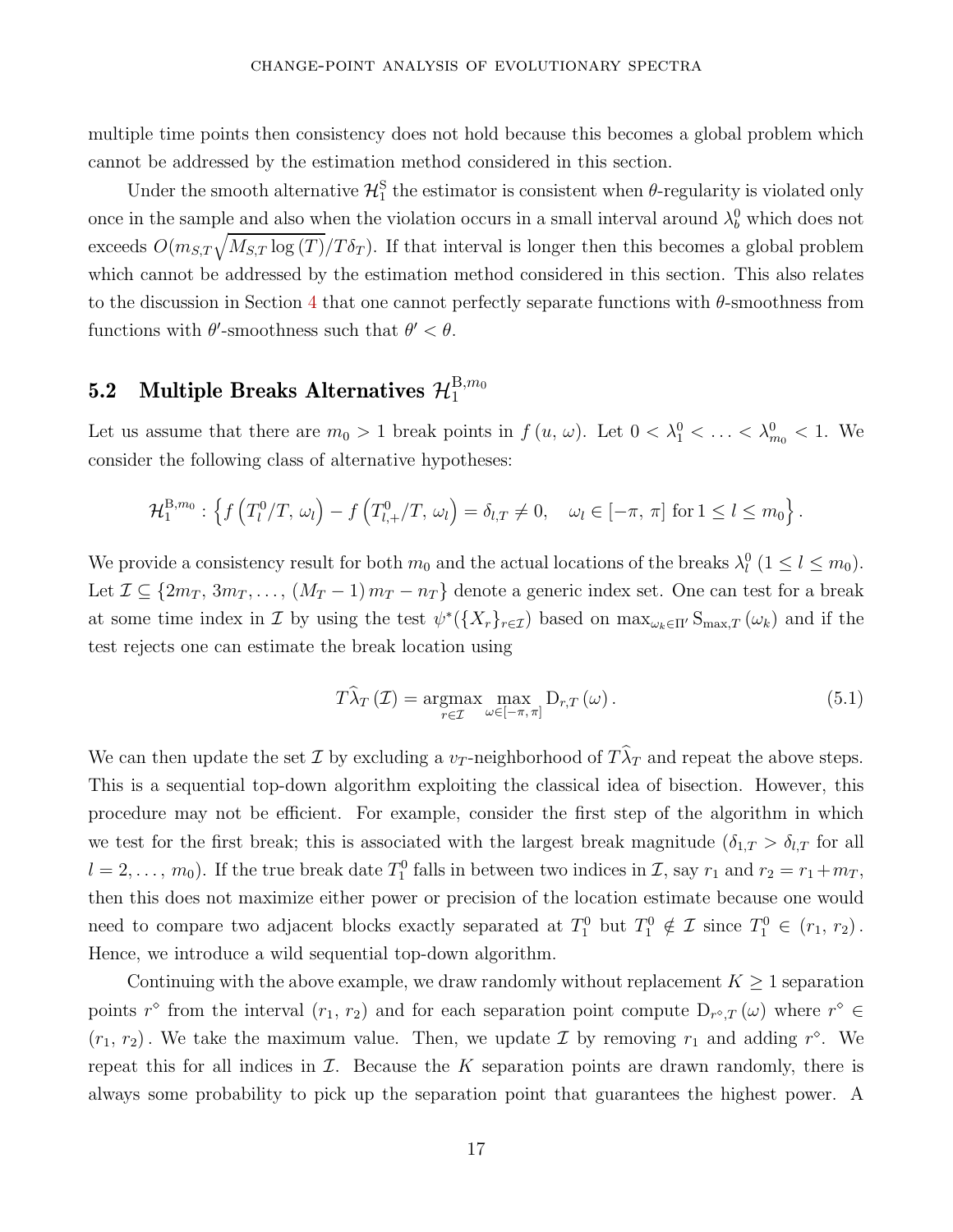multiple time points then consistency does not hold because this becomes a global problem which cannot be addressed by the estimation method considered in this section.

Under the smooth alternative $\mathcal{H}_1^{\mathrm{S}}$ the estimator is consistent when $\theta$-regularity is violated only once in the sample and also when the violation occurs in a small interval around $\lambda_b^0$ which does not exceeds $O(m_{S,T}\sqrt{M_{S,T}\log(T)}/T\delta_T)$. If that interval is longer then this becomes a global problem which cannot be addressed by the estimation method considered in this section. This also relates to the discussion in Section 4 that one cannot perfectly separate functions with $\theta$-smoothness from functions with $\theta'$-smoothness such that $\theta' < \theta$.

## 5.2 Multiple Breaks Alternatives $\mathcal{H}_1^{\mathrm{B},m_0}$

Let us assume that there are $m_0 > 1$ break points in $f(u, \omega)$. Let $0 < \lambda_1^0 < \ldots < \lambda_{m_0}^0 < 1$. We consider the following class of alternative hypotheses:

$$\mathcal{H}_1^{\mathrm{B},m_0} : \left\{ f\left(T_l^0/T, \omega_l\right) - f\left(T_{l,+}^0/T, \omega_l\right) = \delta_{l,T} \neq 0, \quad \omega_l \in [-\pi, \pi] \text{ for } 1 \leq l \leq m_0 \right\}.$$

We provide a consistency result for both $m_0$ and the actual locations of the breaks $\lambda_l^0$ $(1 \leq l \leq m_0)$. Let $\mathcal{I} \subseteq \{2m_T, 3m_T, \ldots, (M_T - 1)m_T - n_T\}$ denote a generic index set. One can test for a break at some time index in $\mathcal{I}$ by using the test $\psi^*(\{X_r\}_{r\in\mathcal{I}})$ based on $\max_{\omega_k\in\Pi'} \mathrm{S}_{\max,T}(\omega_k)$ and if the test rejects one can estimate the break location using

$$T\widehat{\lambda}_T(\mathcal{I}) = \underset{r\in\mathcal{I}}{\mathrm{argmax}} \max_{\omega\in[-\pi,\pi]} \mathrm{D}_{r,T}(\omega). \tag{5.1}$$

We can then update the set $\mathcal{I}$ by excluding a $v_T$-neighborhood of $T\widehat{\lambda}_T$ and repeat the above steps. This is a sequential top-down algorithm exploiting the classical idea of bisection. However, this procedure may not be efficient. For example, consider the first step of the algorithm in which we test for the first break; this is associated with the largest break magnitude ($\delta_{1,T} > \delta_{l,T}$ for all $l = 2, \ldots, m_0$). If the true break date $T_1^0$ falls in between two indices in $\mathcal{I}$, say $r_1$ and $r_2 = r_1 + m_T$, then this does not maximize either power or precision of the location estimate because one would need to compare two adjacent blocks exactly separated at $T_1^0$ but $T_1^0 \notin \mathcal{I}$ since $T_1^0 \in (r_1, r_2)$. Hence, we introduce a wild sequential top-down algorithm.

Continuing with the above example, we draw randomly without replacement $K \geq 1$ separation points $r^\diamond$ from the interval $(r_1, r_2)$ and for each separation point compute $\mathrm{D}_{r^\diamond,T}(\omega)$ where $r^\diamond \in (r_1, r_2)$. We take the maximum value. Then, we update $\mathcal{I}$ by removing $r_1$ and adding $r^\diamond$. We repeat this for all indices in $\mathcal{I}$. Because the $K$ separation points are drawn randomly, there is always some probability to pick up the separation point that guarantees the highest power. A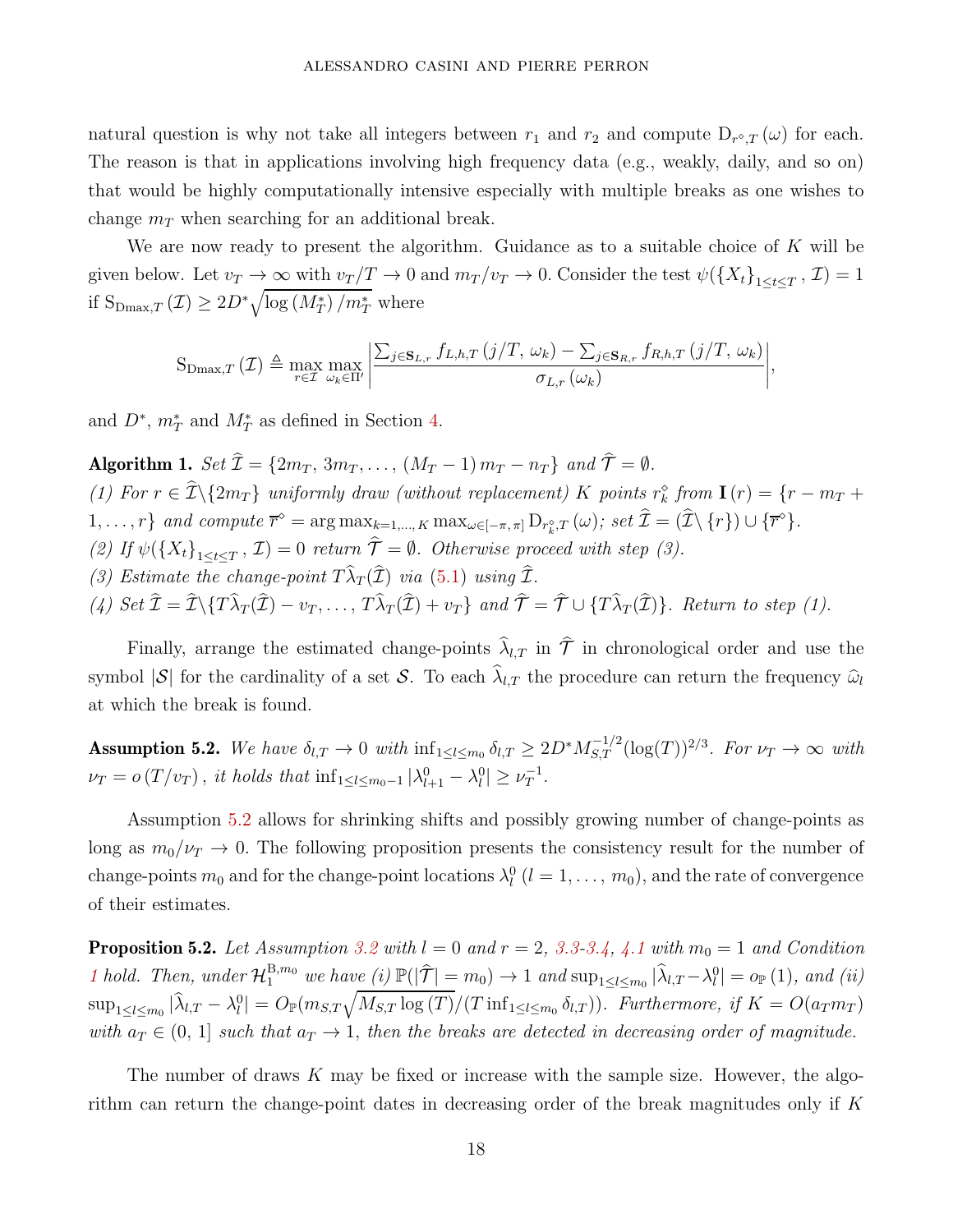natural question is why not take all integers between $r_1$ and $r_2$ and compute $\mathrm{D}_{r^{\diamond},T}(\omega)$ for each. The reason is that in applications involving high frequency data (e.g., weakly, daily, and so on) that would be highly computationally intensive especially with multiple breaks as one wishes to change $m_T$ when searching for an additional break.

We are now ready to present the algorithm. Guidance as to a suitable choice of $K$ will be given below. Let $v_T \to \infty$ with $v_T/T \to 0$ and $m_T/v_T \to 0$. Consider the test $\psi(\{X_t\}_{1\leq t\leq T}, \mathcal{I}) = 1$ if $\mathrm{S}_{\mathrm{Dmax},T}(\mathcal{I}) \geq 2D^* \sqrt{\log(M_T^*)/m_T^*}$ where

$$\mathrm{S}_{\mathrm{Dmax},T}(\mathcal{I}) \triangleq \max_{r\in\mathcal{I}} \max_{\omega_k\in\Pi'} \left| \frac{\sum_{j\in\mathbf{S}_{L,r}} f_{L,h,T}(j/T,\,\omega_k) - \sum_{j\in\mathbf{S}_{R,r}} f_{R,h,T}(j/T,\,\omega_k)}{\sigma_{L,r}(\omega_k)} \right|,$$

and $D^*$, $m_T^*$ and $M_T^*$ as defined in Section 4.

**Algorithm 1.** *Set* $\widehat{\mathcal{I}} = \{2m_T,\, 3m_T, \ldots, (M_T-1)\, m_T - n_T\}$ *and* $\widehat{\mathcal{T}} = \emptyset$.
*(1) For* $r \in \widehat{\mathcal{I}}\backslash\{2m_T\}$ *uniformly draw (without replacement)* $K$ *points* $r_k^{\diamond}$ *from* $\mathbf{I}(r) = \{r - m_T + 1, \ldots, r\}$ *and compute* $\overline{r}^{\diamond} = \arg\max_{k=1,\ldots,K} \max_{\omega\in[-\pi,\,\pi]} \mathrm{D}_{r_k^{\diamond},T}(\omega)$*; set* $\widehat{\mathcal{I}} = (\widehat{\mathcal{I}} \backslash \{r\}) \cup \{\overline{r}^{\diamond}\}$.
*(2) If* $\psi(\{X_t\}_{1\leq t\leq T}, \mathcal{I}) = 0$ *return* $\widehat{\mathcal{T}} = \emptyset$*. Otherwise proceed with step (3).*
*(3) Estimate the change-point* $T\widehat{\lambda}_T(\widehat{\mathcal{I}})$ *via (5.1) using* $\widehat{\mathcal{I}}$.
*(4) Set* $\widehat{\mathcal{I}} = \widehat{\mathcal{I}} \backslash \{T\widehat{\lambda}_T(\widehat{\mathcal{I}}) - v_T, \ldots, T\widehat{\lambda}_T(\widehat{\mathcal{I}}) + v_T\}$ *and* $\widehat{\mathcal{T}} = \widehat{\mathcal{T}} \cup \{T\widehat{\lambda}_T(\widehat{\mathcal{I}})\}$*. Return to step (1).*

Finally, arrange the estimated change-points $\widehat{\lambda}_{l,T}$ in $\widehat{\mathcal{T}}$ in chronological order and use the symbol $|\mathcal{S}|$ for the cardinality of a set $\mathcal{S}$. To each $\widehat{\lambda}_{l,T}$ the procedure can return the frequency $\widehat{\omega}_l$ at which the break is found.

**Assumption 5.2.** *We have* $\delta_{l,T} \to 0$ *with* $\inf_{1\leq l\leq m_0} \delta_{l,T} \geq 2D^* M_{S,T}^{-1/2} (\log(T))^{2/3}$*. For* $\nu_T \to \infty$ *with* $\nu_T = o(T/v_T)$*, it holds that* $\inf_{1\leq l\leq m_0-1} |\lambda_{l+1}^0 - \lambda_l^0| \geq \nu_T^{-1}$.

Assumption 5.2 allows for shrinking shifts and possibly growing number of change-points as long as $m_0/\nu_T \to 0$. The following proposition presents the consistency result for the number of change-points $m_0$ and for the change-point locations $\lambda_l^0$ ($l = 1, \ldots, m_0$), and the rate of convergence of their estimates.

**Proposition 5.2.** *Let Assumption 3.2 with* $l = 0$ *and* $r = 2$*, 3.3-3.4, 4.1 with* $m_0 = 1$ *and Condition 1 hold. Then, under* $\mathcal{H}_1^{\mathrm{B},m_0}$ *we have (i)* $\mathbb{P}(|\widehat{\mathcal{T}}| = m_0) \to 1$ *and* $\sup_{1\leq l\leq m_0} |\widehat{\lambda}_{l,T} - \lambda_l^0| = o_{\mathbb{P}}(1)$*, and (ii)* $\sup_{1\leq l\leq m_0} |\widehat{\lambda}_{l,T} - \lambda_l^0| = O_{\mathbb{P}}(m_{S,T}\sqrt{M_{S,T}\log(T)}/(T \inf_{1\leq l\leq m_0} \delta_{l,T}))$*. Furthermore, if* $K = O(a_T m_T)$ *with* $a_T \in (0,\,1]$ *such that* $a_T \to 1$*, then the breaks are detected in decreasing order of magnitude.*

The number of draws $K$ may be fixed or increase with the sample size. However, the algorithm can return the change-point dates in decreasing order of the break magnitudes only if $K$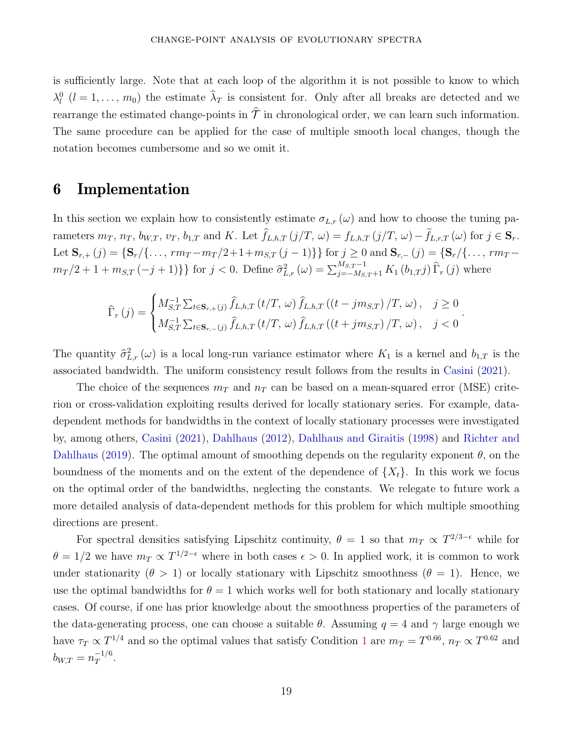is sufficiently large. Note that at each loop of the algorithm it is not possible to know to which $\lambda_l^0$ $(l = 1, \ldots, m_0)$ the estimate $\widehat{\lambda}_T$ is consistent for. Only after all breaks are detected and we rearrange the estimated change-points in $\widehat{\mathcal{T}}$ in chronological order, we can learn such information. The same procedure can be applied for the case of multiple smooth local changes, though the notation becomes cumbersome and so we omit it.

## 6 Implementation

In this section we explain how to consistently estimate $\sigma_{L,r}(\omega)$ and how to choose the tuning parameters $m_T$, $n_T$, $b_{W,T}$, $v_T$, $b_{1,T}$ and $K$. Let $\widehat{f}_{L,h,T}(j/T, \omega) = f_{L,h,T}(j/T, \omega) - \widetilde{f}_{L,r,T}(\omega)$ for $j \in \mathbf{S}_r$. Let $\mathbf{S}_{r,+}(j) = \{\mathbf{S}_r / \{\ldots, rm_T - m_T/2 + 1 + m_{S,T}(j-1)\}\}$ for $j \geq 0$ and $\mathbf{S}_{r,-}(j) = \{\mathbf{S}_r / \{\ldots, rm_T - m_T/2 + 1 + m_{S,T}(-j+1)\}\}$ for $j < 0$. Define $\widehat{\sigma}^2_{L,r}(\omega) = \sum_{j=-M_{S,T}+1}^{M_{S,T}-1} K_1(b_{1,T} j) \widehat{\Gamma}_r(j)$ where

$$
\widehat{\Gamma}_r(j) = \begin{cases} M_{S,T}^{-1} \sum_{t \in \mathbf{S}_{r,+}(j)} \widehat{f}_{L,h,T}(t/T, \omega) \widehat{f}_{L,h,T}((t - jm_{S,T})/T, \omega), & j \geq 0 \\ M_{S,T}^{-1} \sum_{t \in \mathbf{S}_{r,-}(j)} \widehat{f}_{L,h,T}(t/T, \omega) \widehat{f}_{L,h,T}((t + jm_{S,T})/T, \omega), & j < 0 \end{cases}.
$$

The quantity $\widehat{\sigma}^2_{L,r}(\omega)$ is a local long-run variance estimator where $K_1$ is a kernel and $b_{1,T}$ is the associated bandwidth. The uniform consistency result follows from the results in Casini (2021).

The choice of the sequences $m_T$ and $n_T$ can be based on a mean-squared error (MSE) criterion or cross-validation exploiting results derived for locally stationary series. For example, data-dependent methods for bandwidths in the context of locally stationary processes were investigated by, among others, Casini (2021), Dahlhaus (2012), Dahlhaus and Giraitis (1998) and Richter and Dahlhaus (2019). The optimal amount of smoothing depends on the regularity exponent $\theta$, on the boundness of the moments and on the extent of the dependence of $\{X_t\}$. In this work we focus on the optimal order of the bandwidths, neglecting the constants. We relegate to future work a more detailed analysis of data-dependent methods for this problem for which multiple smoothing directions are present.

For spectral densities satisfying Lipschitz continuity, $\theta = 1$ so that $m_T \propto T^{2/3-\epsilon}$ while for $\theta = 1/2$ we have $m_T \propto T^{1/2-\epsilon}$ where in both cases $\epsilon > 0$. In applied work, it is common to work under stationarity $(\theta > 1)$ or locally stationary with Lipschitz smoothness $(\theta = 1)$. Hence, we use the optimal bandwidths for $\theta = 1$ which works well for both stationary and locally stationary cases. Of course, if one has prior knowledge about the smoothness properties of the parameters of the data-generating process, one can choose a suitable $\theta$. Assuming $q = 4$ and $\gamma$ large enough we have $\tau_T \propto T^{1/4}$ and so the optimal values that satisfy Condition 1 are $m_T = T^{0.66}$, $n_T \propto T^{0.62}$ and $b_{W,T} = n_T^{-1/6}$.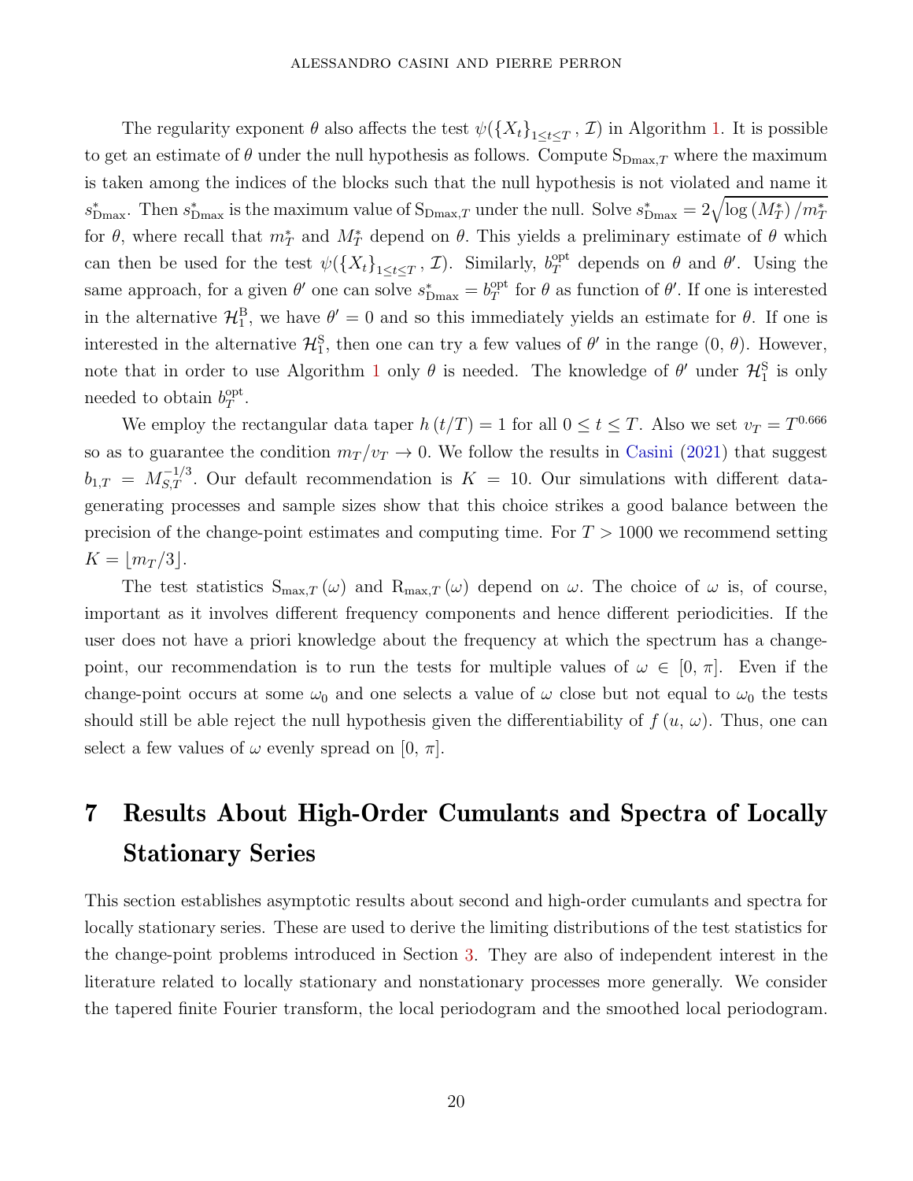The regularity exponent $\theta$ also affects the test $\psi(\{X_t\}_{1\leq t\leq T}, \mathcal{I})$ in Algorithm 1. It is possible to get an estimate of $\theta$ under the null hypothesis as follows. Compute $\mathrm{S}_{\mathrm{Dmax},T}$ where the maximum is taken among the indices of the blocks such that the null hypothesis is not violated and name it $s^*_{\mathrm{Dmax}}$. Then $s^*_{\mathrm{Dmax}}$ is the maximum value of $\mathrm{S}_{\mathrm{Dmax},T}$ under the null. Solve $s^*_{\mathrm{Dmax}} = 2\sqrt{\log(M^*_T)/m^*_T}$ for $\theta$, where recall that $m^*_T$ and $M^*_T$ depend on $\theta$. This yields a preliminary estimate of $\theta$ which can then be used for the test $\psi(\{X_t\}_{1\leq t\leq T}, \mathcal{I})$. Similarly, $b^{\mathrm{opt}}_T$ depends on $\theta$ and $\theta'$. Using the same approach, for a given $\theta'$ one can solve $s^*_{\mathrm{Dmax}} = b^{\mathrm{opt}}_T$ for $\theta$ as function of $\theta'$. If one is interested in the alternative $\mathcal{H}^{\mathrm{B}}_1$, we have $\theta' = 0$ and so this immediately yields an estimate for $\theta$. If one is interested in the alternative $\mathcal{H}^{\mathrm{S}}_1$, then one can try a few values of $\theta'$ in the range $(0, \theta)$. However, note that in order to use Algorithm 1 only $\theta$ is needed. The knowledge of $\theta'$ under $\mathcal{H}^{\mathrm{S}}_1$ is only needed to obtain $b^{\mathrm{opt}}_T$.

We employ the rectangular data taper $h(t/T) = 1$ for all $0 \leq t \leq T$. Also we set $v_T = T^{0.666}$ so as to guarantee the condition $m_T/v_T \to 0$. We follow the results in Casini (2021) that suggest $b_{1,T} = M^{-1/3}_{S,T}$. Our default recommendation is $K = 10$. Our simulations with different data-generating processes and sample sizes show that this choice strikes a good balance between the precision of the change-point estimates and computing time. For $T > 1000$ we recommend setting $K = \lfloor m_T/3 \rfloor$.

The test statistics $\mathrm{S}_{\max,T}(\omega)$ and $\mathrm{R}_{\max,T}(\omega)$ depend on $\omega$. The choice of $\omega$ is, of course, important as it involves different frequency components and hence different periodicities. If the user does not have a priori knowledge about the frequency at which the spectrum has a change-point, our recommendation is to run the tests for multiple values of $\omega \in [0, \pi]$. Even if the change-point occurs at some $\omega_0$ and one selects a value of $\omega$ close but not equal to $\omega_0$ the tests should still be able reject the null hypothesis given the differentiability of $f(u, \omega)$. Thus, one can select a few values of $\omega$ evenly spread on $[0, \pi]$.

# 7 Results About High-Order Cumulants and Spectra of Locally Stationary Series

This section establishes asymptotic results about second and high-order cumulants and spectra for locally stationary series. These are used to derive the limiting distributions of the test statistics for the change-point problems introduced in Section 3. They are also of independent interest in the literature related to locally stationary and nonstationary processes more generally. We consider the tapered finite Fourier transform, the local periodogram and the smoothed local periodogram.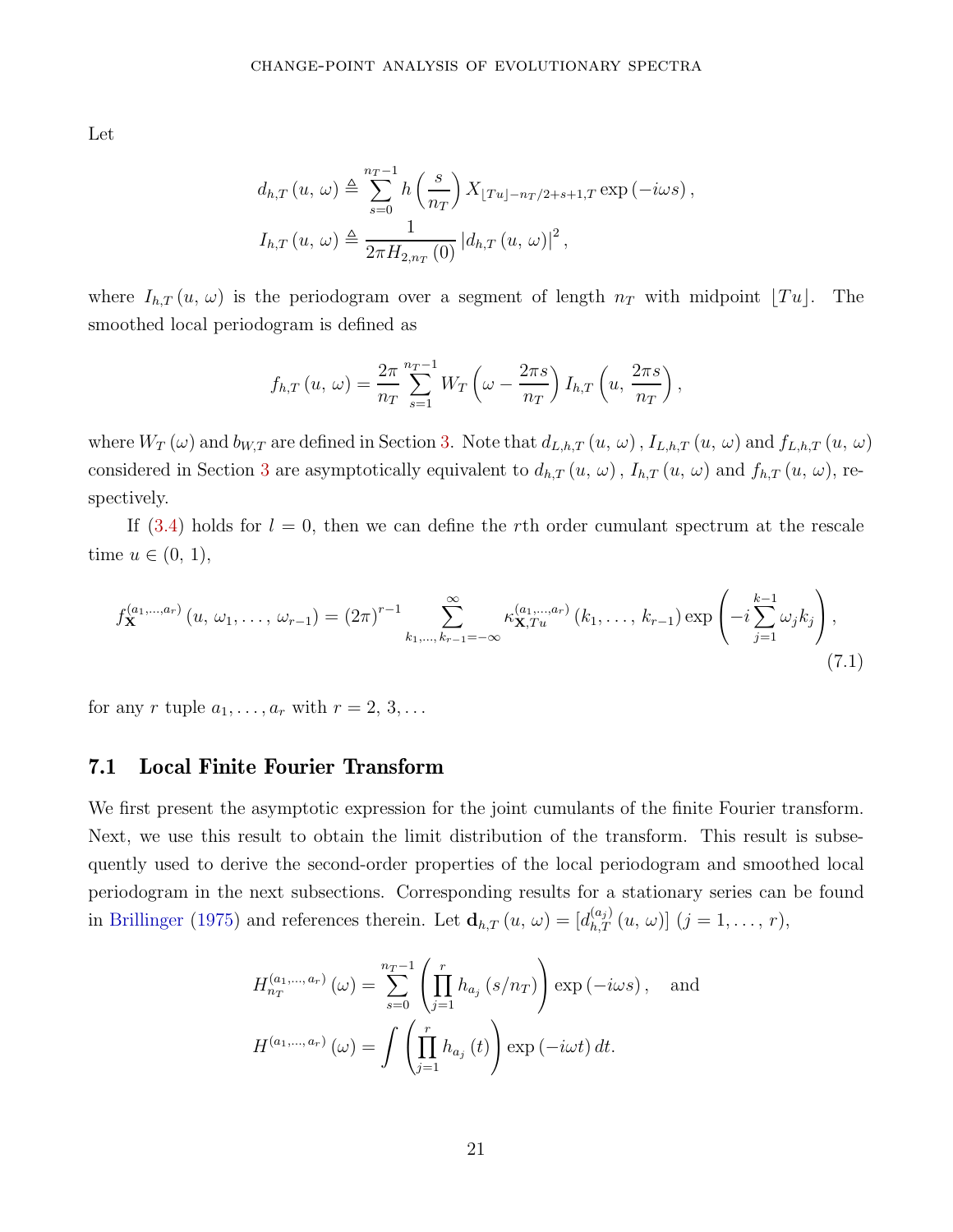Let

$$d_{h,T}(u,\omega) \triangleq \sum_{s=0}^{n_T-1} h\left(\frac{s}{n_T}\right) X_{\lfloor Tu \rfloor - n_T/2+s+1,T} \exp(-i\omega s),$$

$$I_{h,T}(u,\omega) \triangleq \frac{1}{2\pi H_{2,n_T}(0)} \left|d_{h,T}(u,\omega)\right|^2,$$

where $I_{h,T}(u,\omega)$ is the periodogram over a segment of length $n_T$ with midpoint $\lfloor Tu \rfloor$. The smoothed local periodogram is defined as

$$f_{h,T}(u,\omega) = \frac{2\pi}{n_T} \sum_{s=1}^{n_T-1} W_T\left(\omega - \frac{2\pi s}{n_T}\right) I_{h,T}\left(u, \frac{2\pi s}{n_T}\right),$$

where $W_T(\omega)$ and $b_{W,T}$ are defined in Section 3. Note that $d_{L,h,T}(u,\omega)$, $I_{L,h,T}(u,\omega)$ and $f_{L,h,T}(u,\omega)$ considered in Section 3 are asymptotically equivalent to $d_{h,T}(u,\omega)$, $I_{h,T}(u,\omega)$ and $f_{h,T}(u,\omega)$, respectively.

If (3.4) holds for $l=0$, then we can define the $r$th order cumulant spectrum at the rescale time $u \in (0,1)$,

$$f_{\mathbf{X}}^{(a_1,\ldots,a_r)}(u,\omega_1,\ldots,\omega_{r-1}) = (2\pi)^{r-1} \sum_{k_1,\ldots,k_{r-1}=-\infty}^{\infty} \kappa_{\mathbf{X},Tu}^{(a_1,\ldots,a_r)}(k_1,\ldots,k_{r-1}) \exp\left(-i\sum_{j=1}^{k-1}\omega_j k_j\right), \tag{7.1}$$

for any $r$ tuple $a_1,\ldots,a_r$ with $r=2,3,\ldots$

## 7.1 Local Finite Fourier Transform

We first present the asymptotic expression for the joint cumulants of the finite Fourier transform. Next, we use this result to obtain the limit distribution of the transform. This result is subsequently used to derive the second-order properties of the local periodogram and smoothed local periodogram in the next subsections. Corresponding results for a stationary series can be found in Brillinger (1975) and references therein. Let $\mathbf{d}_{h,T}(u,\omega) = [d_{h,T}^{(a_j)}(u,\omega)]$ $(j=1,\ldots,r)$,

$$H_{n_T}^{(a_1,\ldots,a_r)}(\omega) = \sum_{s=0}^{n_T-1}\left(\prod_{j=1}^{r} h_{a_j}(s/n_T)\right)\exp(-i\omega s), \quad \text{and}$$

$$H^{(a_1,\ldots,a_r)}(\omega) = \int \left(\prod_{j=1}^{r} h_{a_j}(t)\right)\exp(-i\omega t)\,dt.$$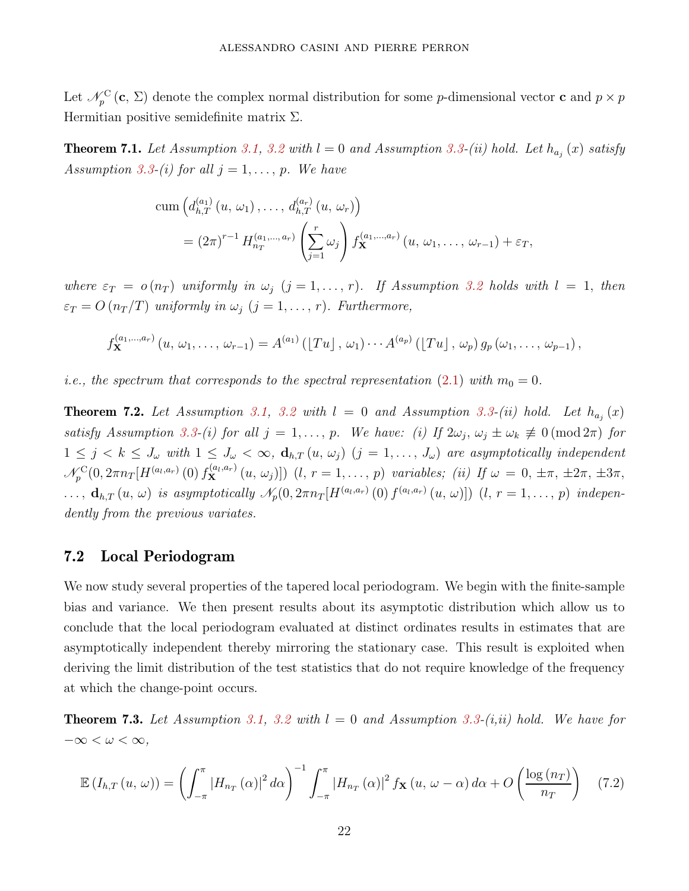Let $\mathscr{N}_p^{\mathrm{C}}(\mathbf{c},\,\Sigma)$ denote the complex normal distribution for some $p$-dimensional vector $\mathbf{c}$ and $p\times p$ Hermitian positive semidefinite matrix $\Sigma$.

**Theorem 7.1.** *Let Assumption 3.1, 3.2 with $l=0$ and Assumption 3.3-(ii) hold. Let $h_{a_j}(x)$ satisfy Assumption 3.3-(i) for all $j=1,\ldots,p$. We have*

$$\begin{aligned}
&\operatorname{cum}\left(d_{h,T}^{(a_1)}(u,\,\omega_1),\ldots,\,d_{h,T}^{(a_r)}(u,\,\omega_r)\right)\\
&\quad=(2\pi)^{r-1}\,H_{n_T}^{(a_1,\ldots,\,a_r)}\left(\sum_{j=1}^{r}\omega_j\right)f_{\mathbf{X}}^{(a_1,\ldots,a_r)}(u,\,\omega_1,\ldots,\,\omega_{r-1})+\varepsilon_T,
\end{aligned}$$

*where $\varepsilon_T=o(n_T)$ uniformly in $\omega_j$ $(j=1,\ldots,r)$. If Assumption 3.2 holds with $l=1$, then $\varepsilon_T=O(n_T/T)$ uniformly in $\omega_j$ $(j=1,\ldots,r)$. Furthermore,*

$$f_{\mathbf{X}}^{(a_1,\ldots,a_r)}(u,\,\omega_1,\ldots,\,\omega_{r-1})=A^{(a_1)}(\lfloor Tu\rfloor,\,\omega_1)\cdots A^{(a_p)}(\lfloor Tu\rfloor,\,\omega_p)\,g_p(\omega_1,\ldots,\,\omega_{p-1}),$$

*i.e., the spectrum that corresponds to the spectral representation (2.1) with $m_0=0$.*

**Theorem 7.2.** *Let Assumption 3.1, 3.2 with $l=0$ and Assumption 3.3-(ii) hold. Let $h_{a_j}(x)$ satisfy Assumption 3.3-(i) for all $j=1,\ldots,p$. We have: (i) If $2\omega_j,\,\omega_j\pm\omega_k\not\equiv 0\,(\mathrm{mod}\,2\pi)$ for $1\le j<k\le J_\omega$ with $1\le J_\omega<\infty$, $\mathbf{d}_{h,T}(u,\,\omega_j)$ $(j=1,\ldots,J_\omega)$ are asymptotically independent $\mathscr{N}_p^{\mathrm{C}}(0,2\pi n_T[H^{(a_l,a_r)}(0)\,f_{\mathbf{X}}^{(a_l,a_r)}(u,\,\omega_j)])$ $(l,\,r=1,\ldots,p)$ variables; (ii) If $\omega=0,\,\pm\pi,\,\pm2\pi,\,\pm3\pi,\,\ldots$, $\mathbf{d}_{h,T}(u,\,\omega)$ is asymptotically $\mathscr{N}_p(0,2\pi n_T[H^{(a_l,a_r)}(0)\,f^{(a_l,a_r)}(u,\,\omega)])$ $(l,\,r=1,\ldots,p)$ independently from the previous variates.*

## 7.2 Local Periodogram

We now study several properties of the tapered local periodogram. We begin with the finite-sample bias and variance. We then present results about its asymptotic distribution which allow us to conclude that the local periodogram evaluated at distinct ordinates results in estimates that are asymptotically independent thereby mirroring the stationary case. This result is exploited when deriving the limit distribution of the test statistics that do not require knowledge of the frequency at which the change-point occurs.

**Theorem 7.3.** *Let Assumption 3.1, 3.2 with $l=0$ and Assumption 3.3-(i,ii) hold. We have for $-\infty<\omega<\infty$,*

$$\mathbb{E}\left(I_{h,T}(u,\,\omega)\right)=\left(\int_{-\pi}^{\pi}\left|H_{n_T}(\alpha)\right|^2d\alpha\right)^{-1}\int_{-\pi}^{\pi}\left|H_{n_T}(\alpha)\right|^2 f_{\mathbf{X}}(u,\,\omega-\alpha)\,d\alpha+O\left(\frac{\log(n_T)}{n_T}\right)\qquad(7.2)$$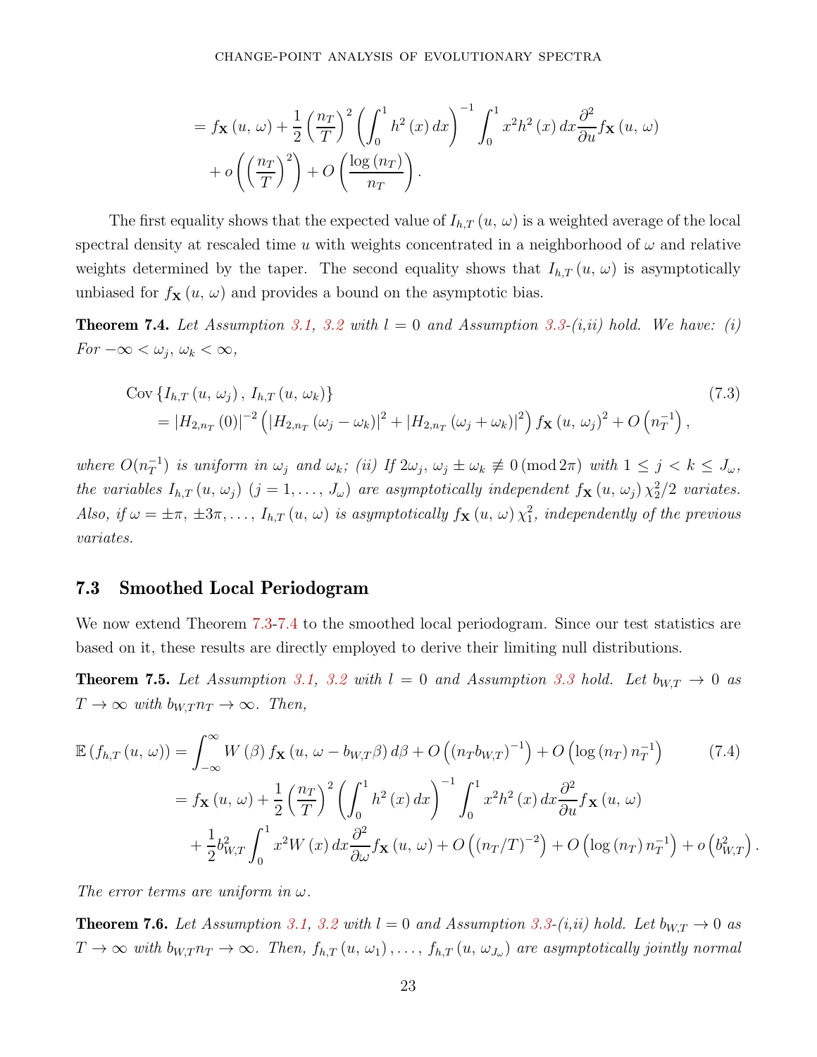$$
= f_{\mathbf{X}}(u,\,\omega)+\frac{1}{2}\left(\frac{n_T}{T}\right)^2\left(\int_0^1 h^2(x)\,dx\right)^{-1}\int_0^1 x^2h^2(x)\,dx\frac{\partial^2}{\partial u}f_{\mathbf{X}}(u,\,\omega)
+o\left(\left(\frac{n_T}{T}\right)^2\right)+O\left(\frac{\log(n_T)}{n_T}\right).
$$

The first equality shows that the expected value of $I_{h,T}(u,\,\omega)$ is a weighted average of the local spectral density at rescaled time $u$ with weights concentrated in a neighborhood of $\omega$ and relative weights determined by the taper. The second equality shows that $I_{h,T}(u,\,\omega)$ is asymptotically unbiased for $f_{\mathbf{X}}(u,\,\omega)$ and provides a bound on the asymptotic bias.

**Theorem 7.4.** *Let Assumption 3.1, 3.2 with $l=0$ and Assumption 3.3-(i,ii) hold. We have: (i) For $-\infty<\omega_j,\,\omega_k<\infty$,*

$$
\begin{aligned}
&\operatorname{Cov}\left\{I_{h,T}(u,\,\omega_j),\,I_{h,T}(u,\,\omega_k)\right\} \qquad (7.3)\\
&=|H_{2,n_T}(0)|^{-2}\left(|H_{2,n_T}(\omega_j-\omega_k)|^2+|H_{2,n_T}(\omega_j+\omega_k)|^2\right)f_{\mathbf{X}}(u,\,\omega_j)^2+O\left(n_T^{-1}\right),
\end{aligned}
$$

*where $O(n_T^{-1})$ is uniform in $\omega_j$ and $\omega_k$; (ii) If $2\omega_j,\,\omega_j\pm\omega_k\not\equiv 0\,(\operatorname{mod}2\pi)$ with $1\leq j<k\leq J_\omega$, the variables $I_{h,T}(u,\,\omega_j)$ $(j=1,\ldots,\,J_\omega)$ are asymptotically independent $f_{\mathbf{X}}(u,\,\omega_j)\chi_2^2/2$ variates. Also, if $\omega=\pm\pi,\,\pm3\pi,\ldots,$ $I_{h,T}(u,\,\omega)$ is asymptotically $f_{\mathbf{X}}(u,\,\omega)\chi_1^2$, independently of the previous variates.*

## 7.3 Smoothed Local Periodogram

We now extend Theorem 7.3-7.4 to the smoothed local periodogram. Since our test statistics are based on it, these results are directly employed to derive their limiting null distributions.

**Theorem 7.5.** *Let Assumption 3.1, 3.2 with $l=0$ and Assumption 3.3 hold. Let $b_{W,T}\to 0$ as $T\to\infty$ with $b_{W,T}n_T\to\infty$. Then,*

$$
\begin{aligned}
\mathbb{E}\left(f_{h,T}(u,\,\omega)\right)&=\int_{-\infty}^{\infty}W(\beta)\,f_{\mathbf{X}}(u,\,\omega-b_{W,T}\beta)\,d\beta+O\left((n_Tb_{W,T})^{-1}\right)+O\left(\log(n_T)\,n_T^{-1}\right) \qquad (7.4)\\
&=f_{\mathbf{X}}(u,\,\omega)+\frac{1}{2}\left(\frac{n_T}{T}\right)^2\left(\int_0^1 h^2(x)\,dx\right)^{-1}\int_0^1 x^2h^2(x)\,dx\frac{\partial^2}{\partial u}f_{\mathbf{X}}(u,\,\omega)\\
&\quad+\frac{1}{2}b_{W,T}^2\int_0^1 x^2W(x)\,dx\frac{\partial^2}{\partial\omega}f_{\mathbf{X}}(u,\,\omega)+O\left((n_T/T)^{-2}\right)+O\left(\log(n_T)\,n_T^{-1}\right)+o\left(b_{W,T}^2\right).
\end{aligned}
$$

*The error terms are uniform in $\omega$.*

**Theorem 7.6.** *Let Assumption 3.1, 3.2 with $l=0$ and Assumption 3.3-(i,ii) hold. Let $b_{W,T}\to 0$ as $T\to\infty$ with $b_{W,T}n_T\to\infty$. Then, $f_{h,T}(u,\,\omega_1),\ldots,\,f_{h,T}(u,\,\omega_{J_\omega})$ are asymptotically jointly normal*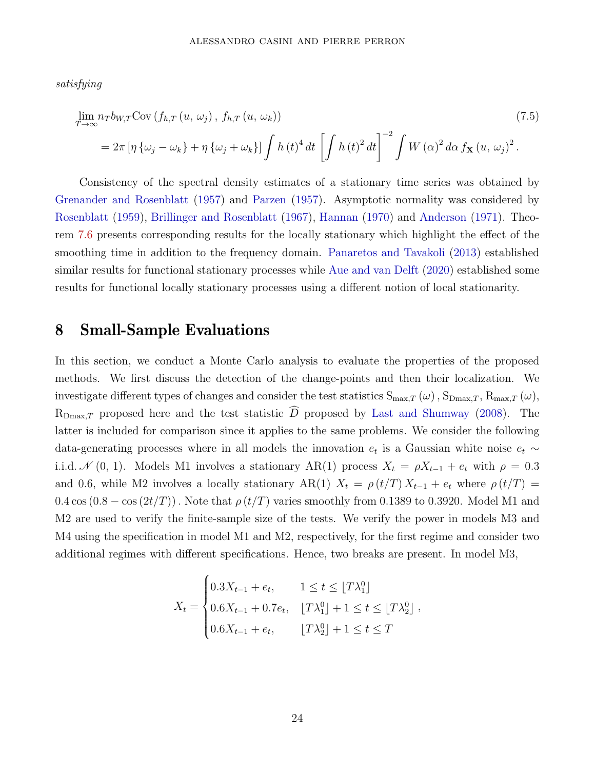*satisfying*

$$\lim_{T\to\infty} n_T b_{W,T} \mathrm{Cov}\left(f_{h,T}\left(u,\,\omega_j\right),\,f_{h,T}\left(u,\,\omega_k\right)\right) \tag{7.5}$$
$$= 2\pi\left[\eta\left\{\omega_j-\omega_k\right\}+\eta\left\{\omega_j+\omega_k\right\}\right]\int h\left(t\right)^4 dt\left[\int h\left(t\right)^2 dt\right]^{-2}\int W\left(\alpha\right)^2 d\alpha\, f_{\mathbf{X}}\left(u,\,\omega_j\right)^2.$$

Consistency of the spectral density estimates of a stationary time series was obtained by Grenander and Rosenblatt (1957) and Parzen (1957). Asymptotic normality was considered by Rosenblatt (1959), Brillinger and Rosenblatt (1967), Hannan (1970) and Anderson (1971). Theorem 7.6 presents corresponding results for the locally stationary which highlight the effect of the smoothing time in addition to the frequency domain. Panaretos and Tavakoli (2013) established similar results for functional stationary processes while Aue and van Delft (2020) established some results for functional locally stationary processes using a different notion of local stationarity.

# 8 Small-Sample Evaluations

In this section, we conduct a Monte Carlo analysis to evaluate the properties of the proposed methods. We first discuss the detection of the change-points and then their localization. We investigate different types of changes and consider the test statistics $\mathrm{S}_{\max,T}\left(\omega\right), \mathrm{S}_{\mathrm{D}\max,T}, \mathrm{R}_{\max,T}\left(\omega\right)$, $\mathrm{R}_{\mathrm{D}\max,T}$ proposed here and the test statistic $\widehat{D}$ proposed by Last and Shumway (2008). The latter is included for comparison since it applies to the same problems. We consider the following data-generating processes where in all models the innovation $e_t$ is a Gaussian white noise $e_t \sim$ i.i.d. $\mathscr{N}\left(0,\,1\right)$. Models M1 involves a stationary AR(1) process $X_t = \rho X_{t-1} + e_t$ with $\rho = 0.3$ and 0.6, while M2 involves a locally stationary AR(1) $X_t = \rho\left(t/T\right)X_{t-1} + e_t$ where $\rho\left(t/T\right) = 0.4\cos\left(0.8-\cos\left(2t/T\right)\right)$. Note that $\rho\left(t/T\right)$ varies smoothly from 0.1389 to 0.3920. Model M1 and M2 are used to verify the finite-sample size of the tests. We verify the power in models M3 and M4 using the specification in model M1 and M2, respectively, for the first regime and consider two additional regimes with different specifications. Hence, two breaks are present. In model M3,

$$X_t = \begin{cases} 0.3X_{t-1}+e_t, & 1\leq t\leq \lfloor T\lambda_1^0\rfloor \\ 0.6X_{t-1}+0.7e_t, & \lfloor T\lambda_1^0\rfloor+1\leq t\leq \lfloor T\lambda_2^0\rfloor \\ 0.6X_{t-1}+e_t, & \lfloor T\lambda_2^0\rfloor+1\leq t\leq T \end{cases},$$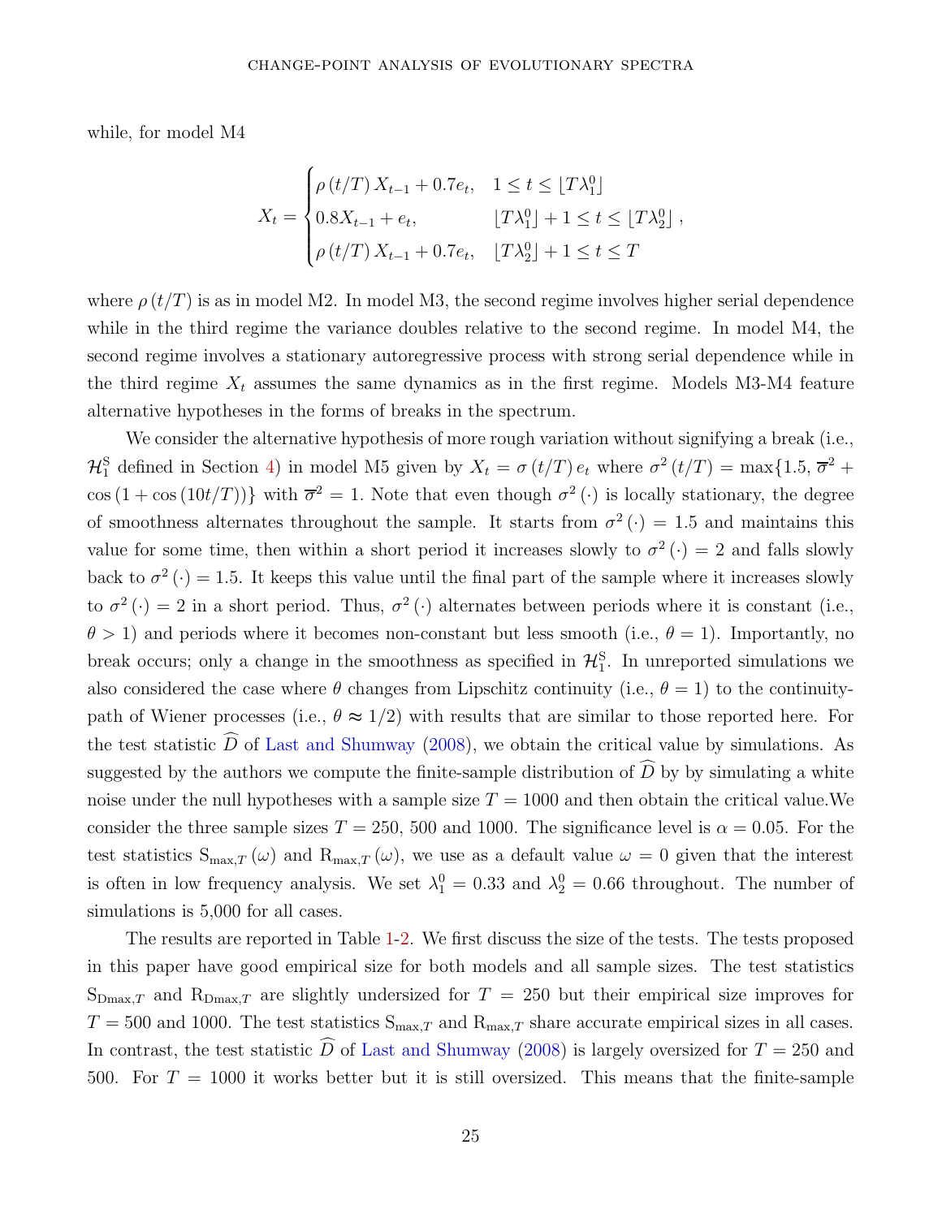while, for model M4

$$X_t = \begin{cases} \rho(t/T) X_{t-1} + 0.7e_t, & 1 \leq t \leq \lfloor T\lambda_1^0 \rfloor \\ 0.8X_{t-1} + e_t, & \lfloor T\lambda_1^0 \rfloor + 1 \leq t \leq \lfloor T\lambda_2^0 \rfloor \\ \rho(t/T) X_{t-1} + 0.7e_t, & \lfloor T\lambda_2^0 \rfloor + 1 \leq t \leq T \end{cases},$$

where $\rho(t/T)$ is as in model M2. In model M3, the second regime involves higher serial dependence while in the third regime the variance doubles relative to the second regime. In model M4, the second regime involves a stationary autoregressive process with strong serial dependence while in the third regime $X_t$ assumes the same dynamics as in the first regime. Models M3-M4 feature alternative hypotheses in the forms of breaks in the spectrum.

We consider the alternative hypothesis of more rough variation without signifying a break (i.e., $\mathcal{H}_1^{\mathrm{S}}$ defined in Section 4) in model M5 given by $X_t = \sigma(t/T) e_t$ where $\sigma^2(t/T) = \max\{1.5, \overline{\sigma}^2 + \cos(1 + \cos(10t/T))\}$ with $\overline{\sigma}^2 = 1$. Note that even though $\sigma^2(\cdot)$ is locally stationary, the degree of smoothness alternates throughout the sample. It starts from $\sigma^2(\cdot) = 1.5$ and maintains this value for some time, then within a short period it increases slowly to $\sigma^2(\cdot) = 2$ and falls slowly back to $\sigma^2(\cdot) = 1.5$. It keeps this value until the final part of the sample where it increases slowly to $\sigma^2(\cdot) = 2$ in a short period. Thus, $\sigma^2(\cdot)$ alternates between periods where it is constant (i.e., $\theta > 1$) and periods where it becomes non-constant but less smooth (i.e., $\theta = 1$). Importantly, no break occurs; only a change in the smoothness as specified in $\mathcal{H}_1^{\mathrm{S}}$. In unreported simulations we also considered the case where $\theta$ changes from Lipschitz continuity (i.e., $\theta = 1$) to the continuity-path of Wiener processes (i.e., $\theta \approx 1/2$) with results that are similar to those reported here. For the test statistic $\widehat{D}$ of Last and Shumway (2008), we obtain the critical value by simulations. As suggested by the authors we compute the finite-sample distribution of $\widehat{D}$ by by simulating a white noise under the null hypotheses with a sample size $T = 1000$ and then obtain the critical value.We consider the three sample sizes $T = 250$, 500 and 1000. The significance level is $\alpha = 0.05$. For the test statistics $\mathrm{S}_{\max,T}(\omega)$ and $\mathrm{R}_{\max,T}(\omega)$, we use as a default value $\omega = 0$ given that the interest is often in low frequency analysis. We set $\lambda_1^0 = 0.33$ and $\lambda_2^0 = 0.66$ throughout. The number of simulations is 5,000 for all cases.

The results are reported in Table 1-2. We first discuss the size of the tests. The tests proposed in this paper have good empirical size for both models and all sample sizes. The test statistics $\mathrm{S}_{\mathrm{Dmax},T}$ and $\mathrm{R}_{\mathrm{Dmax},T}$ are slightly undersized for $T = 250$ but their empirical size improves for $T = 500$ and 1000. The test statistics $\mathrm{S}_{\max,T}$ and $\mathrm{R}_{\max,T}$ share accurate empirical sizes in all cases. In contrast, the test statistic $\widehat{D}$ of Last and Shumway (2008) is largely oversized for $T = 250$ and 500. For $T = 1000$ it works better but it is still oversized. This means that the finite-sample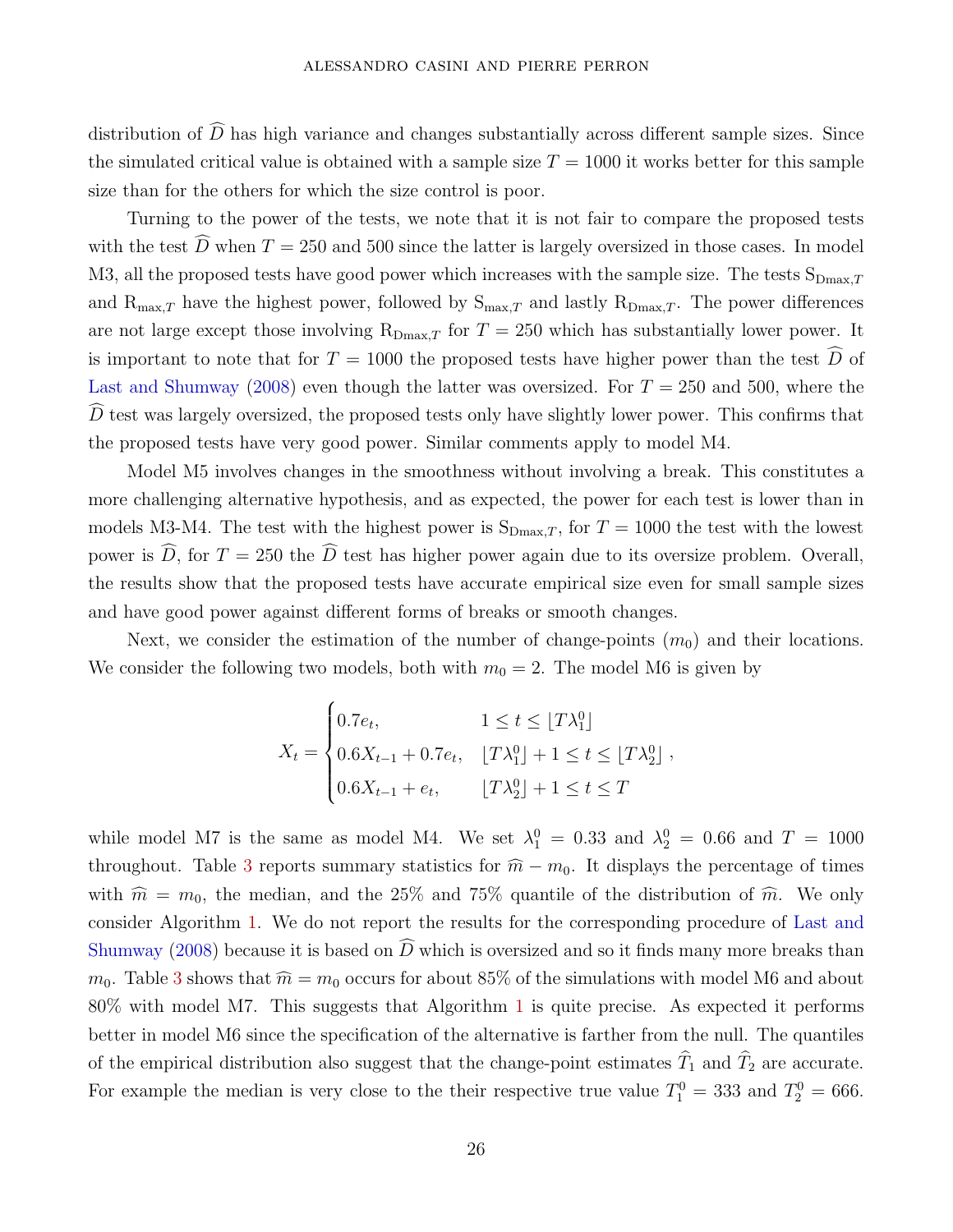distribution of $\widehat{D}$ has high variance and changes substantially across different sample sizes. Since the simulated critical value is obtained with a sample size $T = 1000$ it works better for this sample size than for the others for which the size control is poor.

Turning to the power of the tests, we note that it is not fair to compare the proposed tests with the test $\widehat{D}$ when $T = 250$ and 500 since the latter is largely oversized in those cases. In model M3, all the proposed tests have good power which increases with the sample size. The tests $\mathrm{S}_{\mathrm{Dmax},T}$ and $\mathrm{R}_{\max,T}$ have the highest power, followed by $\mathrm{S}_{\max,T}$ and lastly $\mathrm{R}_{\mathrm{Dmax},T}$. The power differences are not large except those involving $\mathrm{R}_{\mathrm{Dmax},T}$ for $T = 250$ which has substantially lower power. It is important to note that for $T = 1000$ the proposed tests have higher power than the test $\widehat{D}$ of Last and Shumway (2008) even though the latter was oversized. For $T = 250$ and 500, where the $\widehat{D}$ test was largely oversized, the proposed tests only have slightly lower power. This confirms that the proposed tests have very good power. Similar comments apply to model M4.

Model M5 involves changes in the smoothness without involving a break. This constitutes a more challenging alternative hypothesis, and as expected, the power for each test is lower than in models M3-M4. The test with the highest power is $\mathrm{S}_{\mathrm{Dmax},T}$, for $T = 1000$ the test with the lowest power is $\widehat{D}$, for $T = 250$ the $\widehat{D}$ test has higher power again due to its oversize problem. Overall, the results show that the proposed tests have accurate empirical size even for small sample sizes and have good power against different forms of breaks or smooth changes.

Next, we consider the estimation of the number of change-points ($m_0$) and their locations. We consider the following two models, both with $m_0 = 2$. The model M6 is given by

$$
X_t = \begin{cases} 0.7e_t, & 1 \leq t \leq \lfloor T\lambda_1^0 \rfloor \\ 0.6X_{t-1} + 0.7e_t, & \lfloor T\lambda_1^0 \rfloor + 1 \leq t \leq \lfloor T\lambda_2^0 \rfloor \\ 0.6X_{t-1} + e_t, & \lfloor T\lambda_2^0 \rfloor + 1 \leq t \leq T \end{cases},
$$

while model M7 is the same as model M4. We set $\lambda_1^0 = 0.33$ and $\lambda_2^0 = 0.66$ and $T = 1000$ throughout. Table 3 reports summary statistics for $\widehat{m} - m_0$. It displays the percentage of times with $\widehat{m} = m_0$, the median, and the 25% and 75% quantile of the distribution of $\widehat{m}$. We only consider Algorithm 1. We do not report the results for the corresponding procedure of Last and Shumway (2008) because it is based on $\widehat{D}$ which is oversized and so it finds many more breaks than $m_0$. Table 3 shows that $\widehat{m} = m_0$ occurs for about 85% of the simulations with model M6 and about 80% with model M7. This suggests that Algorithm 1 is quite precise. As expected it performs better in model M6 since the specification of the alternative is farther from the null. The quantiles of the empirical distribution also suggest that the change-point estimates $\widehat{T}_1$ and $\widehat{T}_2$ are accurate. For example the median is very close to the their respective true value $T_1^0 = 333$ and $T_2^0 = 666$.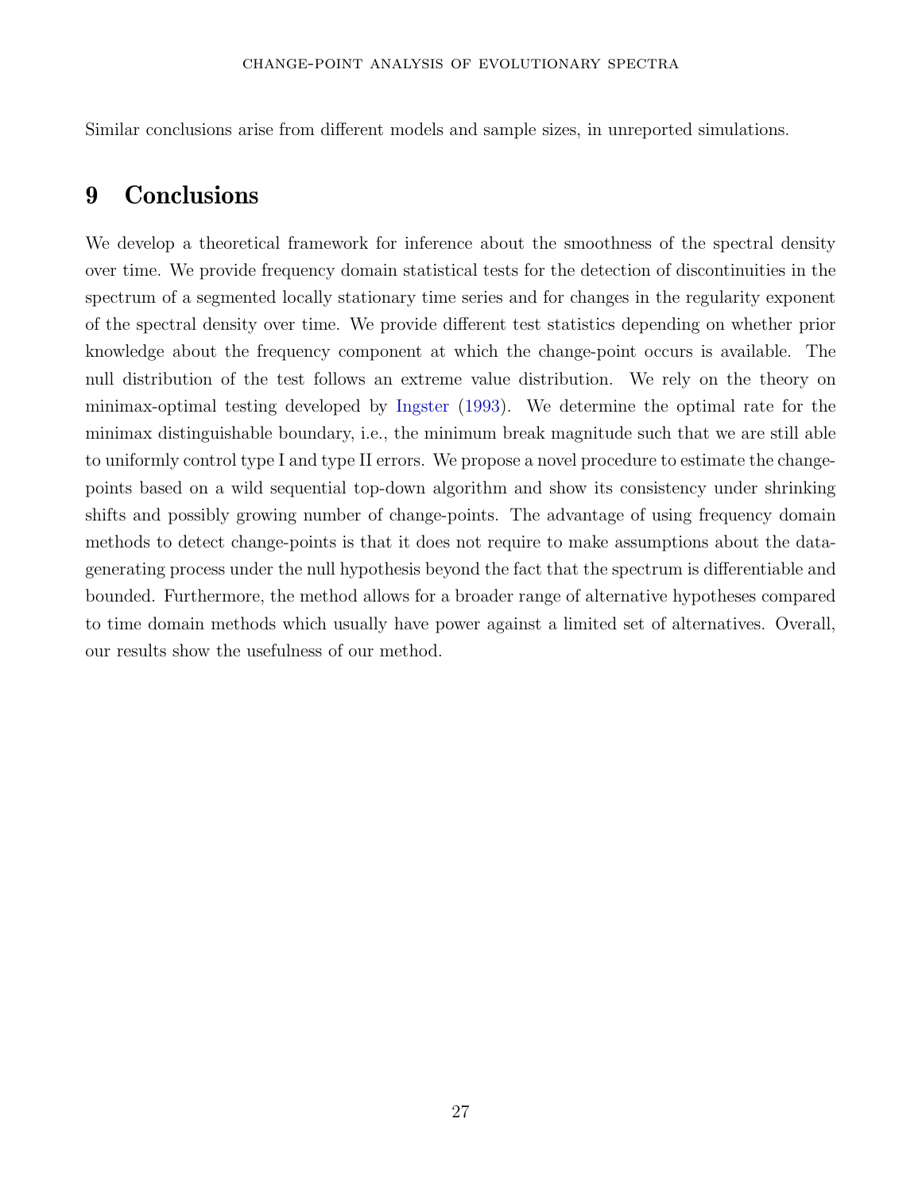Similar conclusions arise from different models and sample sizes, in unreported simulations.

# 9 Conclusions

We develop a theoretical framework for inference about the smoothness of the spectral density over time. We provide frequency domain statistical tests for the detection of discontinuities in the spectrum of a segmented locally stationary time series and for changes in the regularity exponent of the spectral density over time. We provide different test statistics depending on whether prior knowledge about the frequency component at which the change-point occurs is available. The null distribution of the test follows an extreme value distribution. We rely on the theory on minimax-optimal testing developed by Ingster (1993). We determine the optimal rate for the minimax distinguishable boundary, i.e., the minimum break magnitude such that we are still able to uniformly control type I and type II errors. We propose a novel procedure to estimate the change-points based on a wild sequential top-down algorithm and show its consistency under shrinking shifts and possibly growing number of change-points. The advantage of using frequency domain methods to detect change-points is that it does not require to make assumptions about the data-generating process under the null hypothesis beyond the fact that the spectrum is differentiable and bounded. Furthermore, the method allows for a broader range of alternative hypotheses compared to time domain methods which usually have power against a limited set of alternatives. Overall, our results show the usefulness of our method.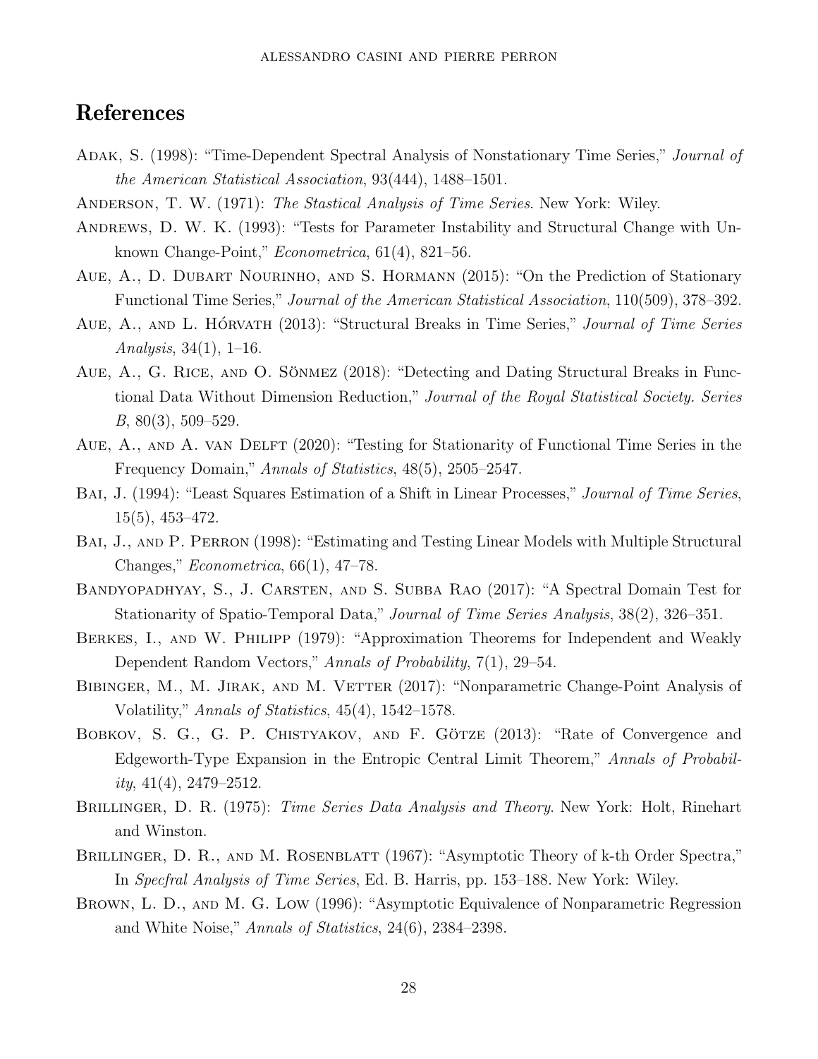# References

Adak, S. (1998): "Time-Dependent Spectral Analysis of Nonstationary Time Series," *Journal of the American Statistical Association*, 93(444), 1488–1501.

Anderson, T. W. (1971): *The Stastical Analysis of Time Series*. New York: Wiley.

Andrews, D. W. K. (1993): "Tests for Parameter Instability and Structural Change with Unknown Change-Point," *Econometrica*, 61(4), 821–56.

Aue, A., D. Dubart Nourinho, and S. Hormann (2015): "On the Prediction of Stationary Functional Time Series," *Journal of the American Statistical Association*, 110(509), 378–392.

Aue, A., and L. Hórvath (2013): "Structural Breaks in Time Series," *Journal of Time Series Analysis*, 34(1), 1–16.

Aue, A., G. Rice, and O. Sönmez (2018): "Detecting and Dating Structural Breaks in Functional Data Without Dimension Reduction," *Journal of the Royal Statistical Society. Series B*, 80(3), 509–529.

Aue, A., and A. van Delft (2020): "Testing for Stationarity of Functional Time Series in the Frequency Domain," *Annals of Statistics*, 48(5), 2505–2547.

Bai, J. (1994): "Least Squares Estimation of a Shift in Linear Processes," *Journal of Time Series*, 15(5), 453–472.

Bai, J., and P. Perron (1998): "Estimating and Testing Linear Models with Multiple Structural Changes," *Econometrica*, 66(1), 47–78.

Bandyopadhyay, S., J. Carsten, and S. Subba Rao (2017): "A Spectral Domain Test for Stationarity of Spatio-Temporal Data," *Journal of Time Series Analysis*, 38(2), 326–351.

Berkes, I., and W. Philipp (1979): "Approximation Theorems for Independent and Weakly Dependent Random Vectors," *Annals of Probability*, 7(1), 29–54.

Bibinger, M., M. Jirak, and M. Vetter (2017): "Nonparametric Change-Point Analysis of Volatility," *Annals of Statistics*, 45(4), 1542–1578.

Bobkov, S. G., G. P. Chistyakov, and F. Götze (2013): "Rate of Convergence and Edgeworth-Type Expansion in the Entropic Central Limit Theorem," *Annals of Probability*, 41(4), 2479–2512.

Brillinger, D. R. (1975): *Time Series Data Analysis and Theory*. New York: Holt, Rinehart and Winston.

Brillinger, D. R., and M. Rosenblatt (1967): "Asymptotic Theory of k-th Order Spectra," In *Specfral Analysis of Time Series*, Ed. B. Harris, pp. 153–188. New York: Wiley.

Brown, L. D., and M. G. Low (1996): "Asymptotic Equivalence of Nonparametric Regression and White Noise," *Annals of Statistics*, 24(6), 2384–2398.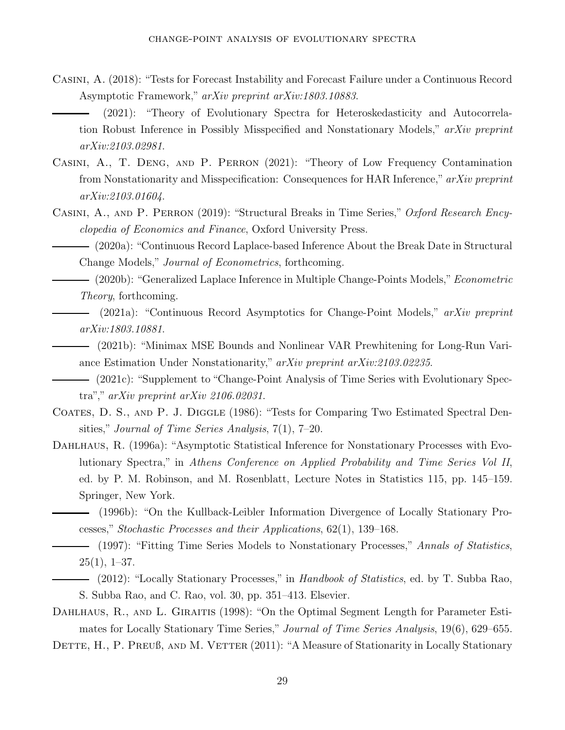Casini, A. (2018): "Tests for Forecast Instability and Forecast Failure under a Continuous Record Asymptotic Framework," *arXiv preprint arXiv:1803.10883*.

——— (2021): "Theory of Evolutionary Spectra for Heteroskedasticity and Autocorrelation Robust Inference in Possibly Misspecified and Nonstationary Models," *arXiv preprint arXiv:2103.02981*.

Casini, A., T. Deng, and P. Perron (2021): "Theory of Low Frequency Contamination from Nonstationarity and Misspecification: Consequences for HAR Inference," *arXiv preprint arXiv:2103.01604*.

Casini, A., and P. Perron (2019): "Structural Breaks in Time Series," *Oxford Research Encyclopedia of Economics and Finance*, Oxford University Press.

——— (2020a): "Continuous Record Laplace-based Inference About the Break Date in Structural Change Models," *Journal of Econometrics*, forthcoming.

——— (2020b): "Generalized Laplace Inference in Multiple Change-Points Models," *Econometric Theory*, forthcoming.

——— (2021a): "Continuous Record Asymptotics for Change-Point Models," *arXiv preprint arXiv:1803.10881*.

——— (2021b): "Minimax MSE Bounds and Nonlinear VAR Prewhitening for Long-Run Variance Estimation Under Nonstationarity," *arXiv preprint arXiv:2103.02235*.

——— (2021c): "Supplement to "Change-Point Analysis of Time Series with Evolutionary Spectra"," *arXiv preprint arXiv 2106.02031*.

Coates, D. S., and P. J. Diggle (1986): "Tests for Comparing Two Estimated Spectral Densities," *Journal of Time Series Analysis*, 7(1), 7–20.

Dahlhaus, R. (1996a): "Asymptotic Statistical Inference for Nonstationary Processes with Evolutionary Spectra," in *Athens Conference on Applied Probability and Time Series Vol II*, ed. by P. M. Robinson, and M. Rosenblatt, Lecture Notes in Statistics 115, pp. 145–159. Springer, New York.

——— (1996b): "On the Kullback-Leibler Information Divergence of Locally Stationary Processes," *Stochastic Processes and their Applications*, 62(1), 139–168.

——— (1997): "Fitting Time Series Models to Nonstationary Processes," *Annals of Statistics*, 25(1), 1–37.

——— (2012): "Locally Stationary Processes," in *Handbook of Statistics*, ed. by T. Subba Rao, S. Subba Rao, and C. Rao, vol. 30, pp. 351–413. Elsevier.

Dahlhaus, R., and L. Giraitis (1998): "On the Optimal Segment Length for Parameter Estimates for Locally Stationary Time Series," *Journal of Time Series Analysis*, 19(6), 629–655.

Dette, H., P. Preuß, and M. Vetter (2011): "A Measure of Stationarity in Locally Stationary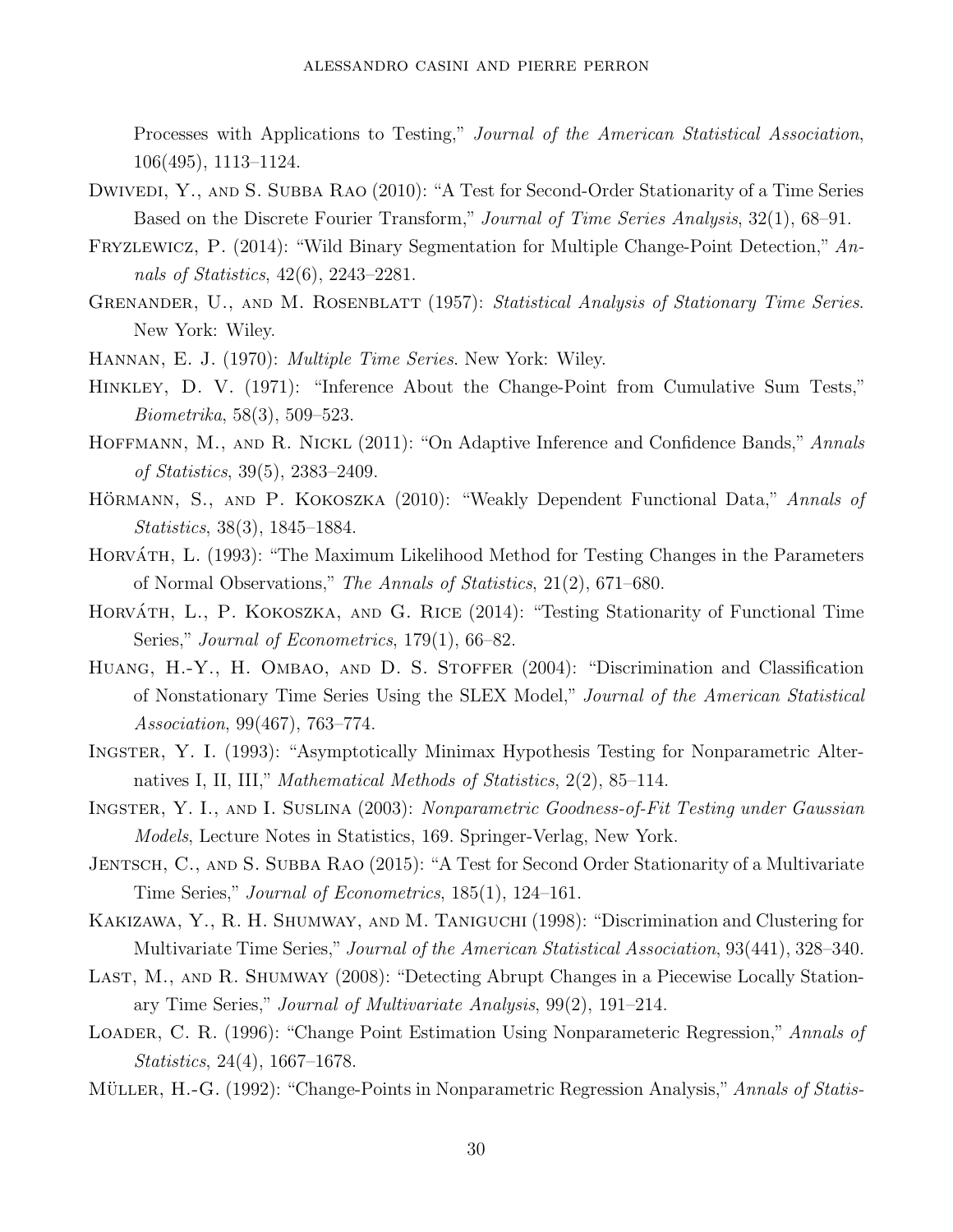Processes with Applications to Testing," *Journal of the American Statistical Association*, 106(495), 1113–1124.

Dwivedi, Y., and S. Subba Rao (2010): "A Test for Second-Order Stationarity of a Time Series Based on the Discrete Fourier Transform," *Journal of Time Series Analysis*, 32(1), 68–91.

Fryzlewicz, P. (2014): "Wild Binary Segmentation for Multiple Change-Point Detection," *Annals of Statistics*, 42(6), 2243–2281.

Grenander, U., and M. Rosenblatt (1957): *Statistical Analysis of Stationary Time Series*. New York: Wiley.

Hannan, E. J. (1970): *Multiple Time Series*. New York: Wiley.

Hinkley, D. V. (1971): "Inference About the Change-Point from Cumulative Sum Tests," *Biometrika*, 58(3), 509–523.

Hoffmann, M., and R. Nickl (2011): "On Adaptive Inference and Confidence Bands," *Annals of Statistics*, 39(5), 2383–2409.

Hörmann, S., and P. Kokoszka (2010): "Weakly Dependent Functional Data," *Annals of Statistics*, 38(3), 1845–1884.

Horváth, L. (1993): "The Maximum Likelihood Method for Testing Changes in the Parameters of Normal Observations," *The Annals of Statistics*, 21(2), 671–680.

Horváth, L., P. Kokoszka, and G. Rice (2014): "Testing Stationarity of Functional Time Series," *Journal of Econometrics*, 179(1), 66–82.

Huang, H.-Y., H. Ombao, and D. S. Stoffer (2004): "Discrimination and Classification of Nonstationary Time Series Using the SLEX Model," *Journal of the American Statistical Association*, 99(467), 763–774.

Ingster, Y. I. (1993): "Asymptotically Minimax Hypothesis Testing for Nonparametric Alternatives I, II, III," *Mathematical Methods of Statistics*, 2(2), 85–114.

Ingster, Y. I., and I. Suslina (2003): *Nonparametric Goodness-of-Fit Testing under Gaussian Models*, Lecture Notes in Statistics, 169. Springer-Verlag, New York.

Jentsch, C., and S. Subba Rao (2015): "A Test for Second Order Stationarity of a Multivariate Time Series," *Journal of Econometrics*, 185(1), 124–161.

Kakizawa, Y., R. H. Shumway, and M. Taniguchi (1998): "Discrimination and Clustering for Multivariate Time Series," *Journal of the American Statistical Association*, 93(441), 328–340.

Last, M., and R. Shumway (2008): "Detecting Abrupt Changes in a Piecewise Locally Stationary Time Series," *Journal of Multivariate Analysis*, 99(2), 191–214.

Loader, C. R. (1996): "Change Point Estimation Using Nonparameteric Regression," *Annals of Statistics*, 24(4), 1667–1678.

Müller, H.-G. (1992): "Change-Points in Nonparametric Regression Analysis," *Annals of Statis-*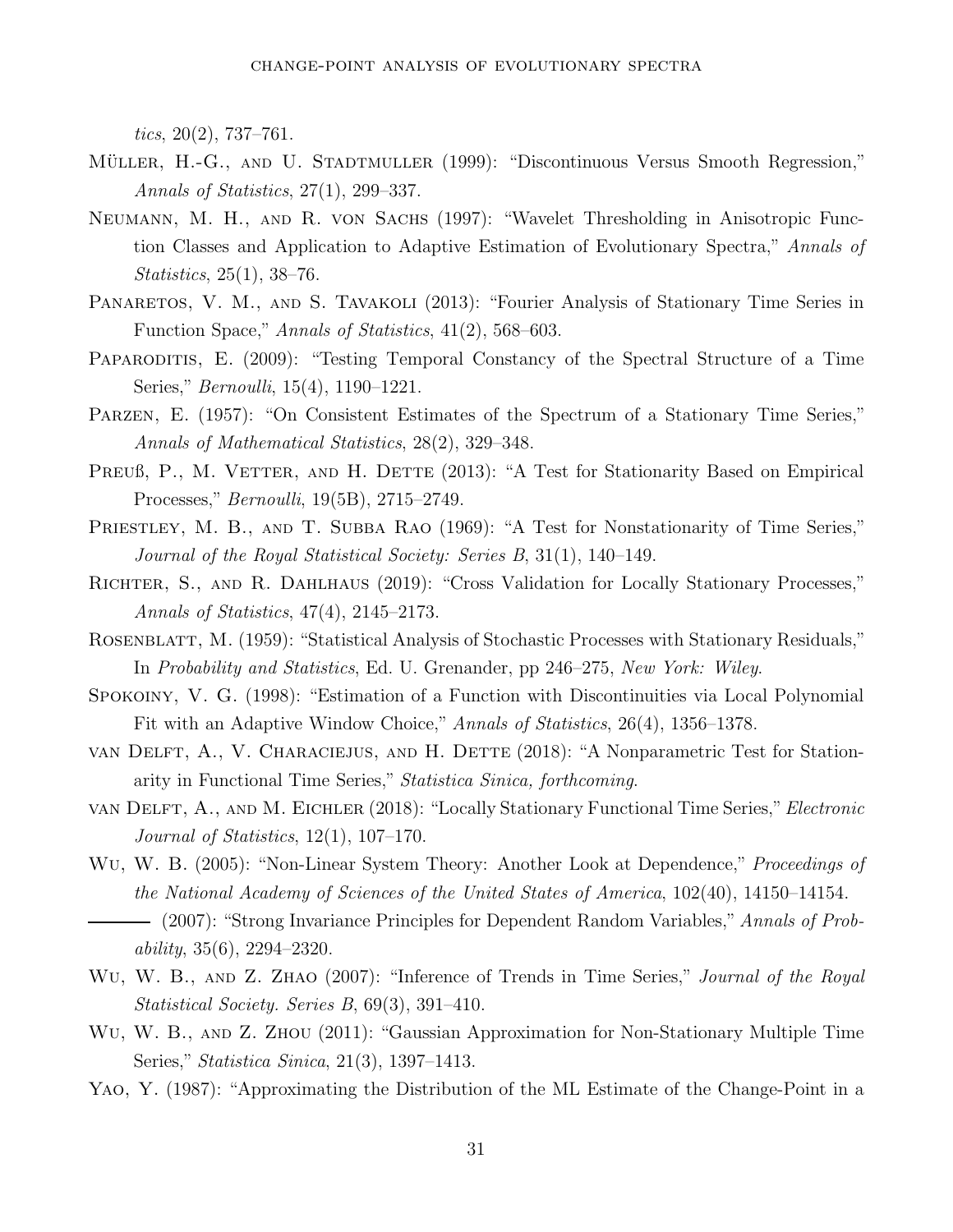*tics*, 20(2), 737–761.

Müller, H.-G., and U. Stadtmuller (1999): "Discontinuous Versus Smooth Regression," *Annals of Statistics*, 27(1), 299–337.

Neumann, M. H., and R. von Sachs (1997): "Wavelet Thresholding in Anisotropic Function Classes and Application to Adaptive Estimation of Evolutionary Spectra," *Annals of Statistics*, 25(1), 38–76.

Panaretos, V. M., and S. Tavakoli (2013): "Fourier Analysis of Stationary Time Series in Function Space," *Annals of Statistics*, 41(2), 568–603.

Paparoditis, E. (2009): "Testing Temporal Constancy of the Spectral Structure of a Time Series," *Bernoulli*, 15(4), 1190–1221.

Parzen, E. (1957): "On Consistent Estimates of the Spectrum of a Stationary Time Series," *Annals of Mathematical Statistics*, 28(2), 329–348.

Preuß, P., M. Vetter, and H. Dette (2013): "A Test for Stationarity Based on Empirical Processes," *Bernoulli*, 19(5B), 2715–2749.

Priestley, M. B., and T. Subba Rao (1969): "A Test for Nonstationarity of Time Series," *Journal of the Royal Statistical Society: Series B*, 31(1), 140–149.

Richter, S., and R. Dahlhaus (2019): "Cross Validation for Locally Stationary Processes," *Annals of Statistics*, 47(4), 2145–2173.

Rosenblatt, M. (1959): "Statistical Analysis of Stochastic Processes with Stationary Residuals," In *Probability and Statistics*, Ed. U. Grenander, pp 246–275, *New York: Wiley*.

Spokoiny, V. G. (1998): "Estimation of a Function with Discontinuities via Local Polynomial Fit with an Adaptive Window Choice," *Annals of Statistics*, 26(4), 1356–1378.

van Delft, A., V. Characiejus, and H. Dette (2018): "A Nonparametric Test for Stationarity in Functional Time Series," *Statistica Sinica, forthcoming*.

van Delft, A., and M. Eichler (2018): "Locally Stationary Functional Time Series," *Electronic Journal of Statistics*, 12(1), 107–170.

Wu, W. B. (2005): "Non-Linear System Theory: Another Look at Dependence," *Proceedings of the National Academy of Sciences of the United States of America*, 102(40), 14150–14154.

——— (2007): "Strong Invariance Principles for Dependent Random Variables," *Annals of Probability*, 35(6), 2294–2320.

Wu, W. B., and Z. Zhao (2007): "Inference of Trends in Time Series," *Journal of the Royal Statistical Society. Series B*, 69(3), 391–410.

Wu, W. B., and Z. Zhou (2011): "Gaussian Approximation for Non-Stationary Multiple Time Series," *Statistica Sinica*, 21(3), 1397–1413.

Yao, Y. (1987): "Approximating the Distribution of the ML Estimate of the Change-Point in a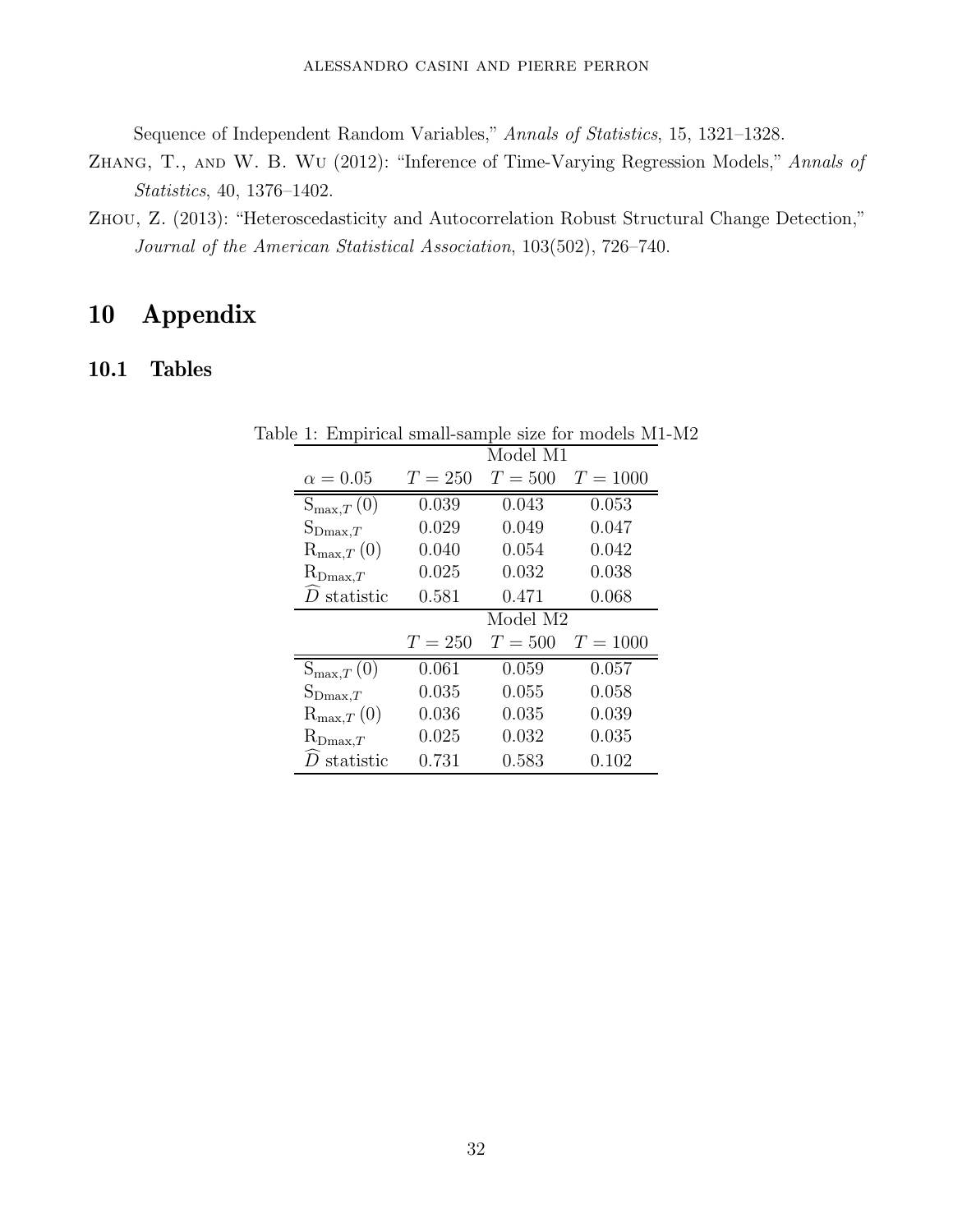Sequence of Independent Random Variables," *Annals of Statistics*, 15, 1321–1328.

Zhang, T., and W. B. Wu (2012): "Inference of Time-Varying Regression Models," *Annals of Statistics*, 40, 1376–1402.

Zhou, Z. (2013): "Heteroscedasticity and Autocorrelation Robust Structural Change Detection," *Journal of the American Statistical Association*, 103(502), 726–740.

# 10 Appendix

## 10.1 Tables

Table 1: Empirical small-sample size for models M1-M2

| | Model M1 | | |
|---|---|---|---|
| $\alpha = 0.05$ | $T = 250$ | $T = 500$ | $T = 1000$ |
| $\mathrm{S}_{\max,T}(0)$ | 0.039 | 0.043 | 0.053 |
| $\mathrm{S}_{\mathrm{Dmax},T}$ | 0.029 | 0.049 | 0.047 |
| $\mathrm{R}_{\max,T}(0)$ | 0.040 | 0.054 | 0.042 |
| $\mathrm{R}_{\mathrm{Dmax},T}$ | 0.025 | 0.032 | 0.038 |
| $\widehat{D}$ statistic | 0.581 | 0.471 | 0.068 |
| | Model M2 | | |
| | $T = 250$ | $T = 500$ | $T = 1000$ |
| $\mathrm{S}_{\max,T}(0)$ | 0.061 | 0.059 | 0.057 |
| $\mathrm{S}_{\mathrm{Dmax},T}$ | 0.035 | 0.055 | 0.058 |
| $\mathrm{R}_{\max,T}(0)$ | 0.036 | 0.035 | 0.039 |
| $\mathrm{R}_{\mathrm{Dmax},T}$ | 0.025 | 0.032 | 0.035 |
| $\widehat{D}$ statistic | 0.731 | 0.583 | 0.102 |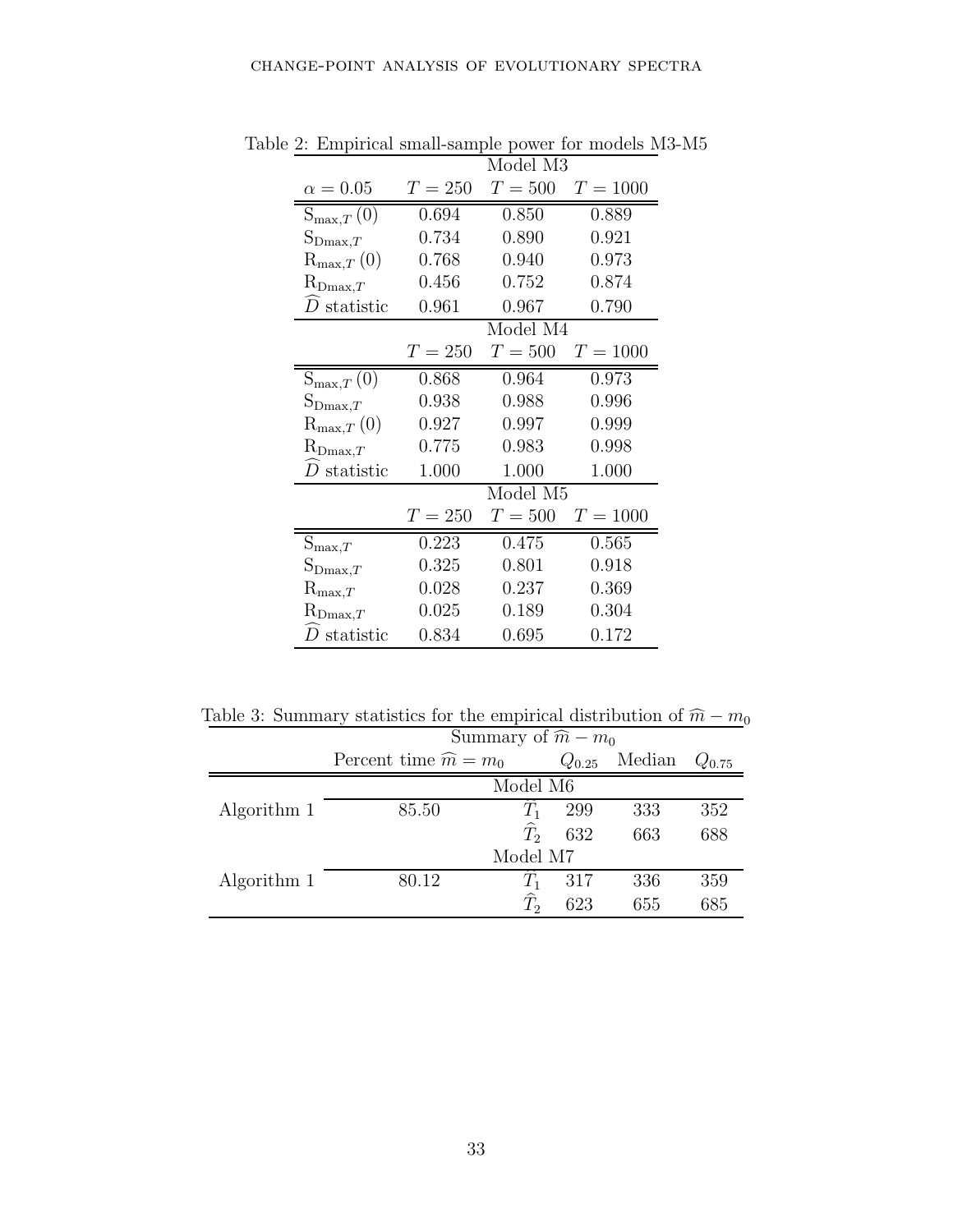Table 2: Empirical small-sample power for models M3-M5

| | Model M3 | | |
|---|---|---|---|
| $\alpha = 0.05$ | $T = 250$ | $T = 500$ | $T = 1000$ |
| $\mathrm{S}_{\max,T}(0)$ | 0.694 | 0.850 | 0.889 |
| $\mathrm{S}_{\mathrm{Dmax},T}$ | 0.734 | 0.890 | 0.921 |
| $\mathrm{R}_{\max,T}(0)$ | 0.768 | 0.940 | 0.973 |
| $\mathrm{R}_{\mathrm{Dmax},T}$ | 0.456 | 0.752 | 0.874 |
| $\widehat{D}$ statistic | 0.961 | 0.967 | 0.790 |
| | Model M4 | | |
| | $T = 250$ | $T = 500$ | $T = 1000$ |
| $\mathrm{S}_{\max,T}(0)$ | 0.868 | 0.964 | 0.973 |
| $\mathrm{S}_{\mathrm{Dmax},T}$ | 0.938 | 0.988 | 0.996 |
| $\mathrm{R}_{\max,T}(0)$ | 0.927 | 0.997 | 0.999 |
| $\mathrm{R}_{\mathrm{Dmax},T}$ | 0.775 | 0.983 | 0.998 |
| $\widehat{D}$ statistic | 1.000 | 1.000 | 1.000 |
| | Model M5 | | |
| | $T = 250$ | $T = 500$ | $T = 1000$ |
| $\mathrm{S}_{\max,T}$ | 0.223 | 0.475 | 0.565 |
| $\mathrm{S}_{\mathrm{Dmax},T}$ | 0.325 | 0.801 | 0.918 |
| $\mathrm{R}_{\max,T}$ | 0.028 | 0.237 | 0.369 |
| $\mathrm{R}_{\mathrm{Dmax},T}$ | 0.025 | 0.189 | 0.304 |
| $\widehat{D}$ statistic | 0.834 | 0.695 | 0.172 |

Table 3: Summary statistics for the empirical distribution of $\widehat{m} - m_0$

| | Summary of $\widehat{m} - m_0$ | | | | |
|---|---|---|---|---|---|
| | Percent time $\widehat{m} = m_0$ | | $Q_{0.25}$ | Median | $Q_{0.75}$ |
| | Model M6 | | | | |
| Algorithm 1 | 85.50 | $\widehat{T}_1$ | 299 | 333 | 352 |
| | | $\widehat{T}_2$ | 632 | 663 | 688 |
| | Model M7 | | | | |
| Algorithm 1 | 80.12 | $\widehat{T}_1$ | 317 | 336 | 359 |
| | | $\widehat{T}_2$ | 623 | 655 | 685 |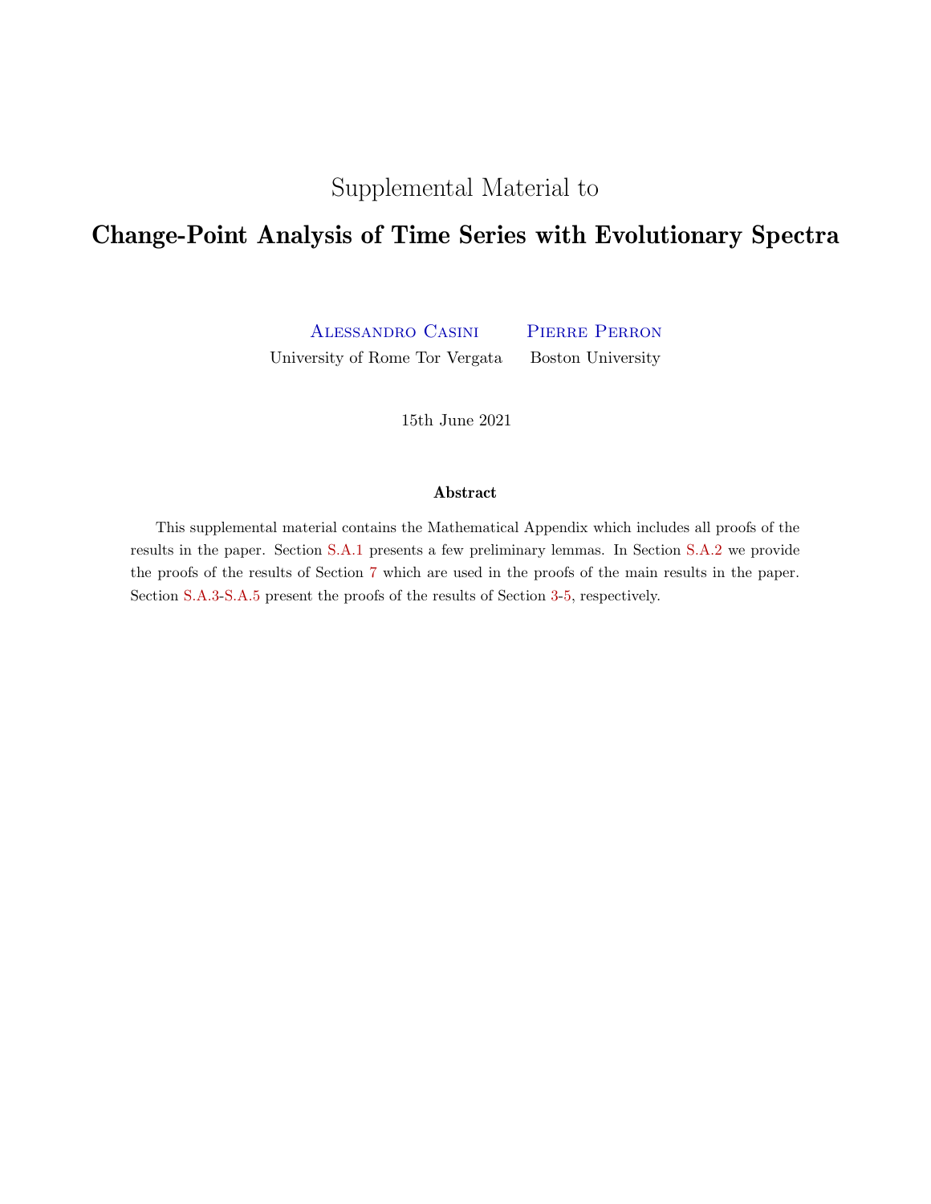Supplemental Material to

# Change-Point Analysis of Time Series with Evolutionary Spectra

Alessandro Casini
University of Rome Tor Vergata

Pierre Perron
Boston University

15th June 2021

### Abstract

This supplemental material contains the Mathematical Appendix which includes all proofs of the results in the paper. Section S.A.1 presents a few preliminary lemmas. In Section S.A.2 we provide the proofs of the results of Section 7 which are used in the proofs of the main results in the paper. Section S.A.3-S.A.5 present the proofs of the results of Section 3-5, respectively.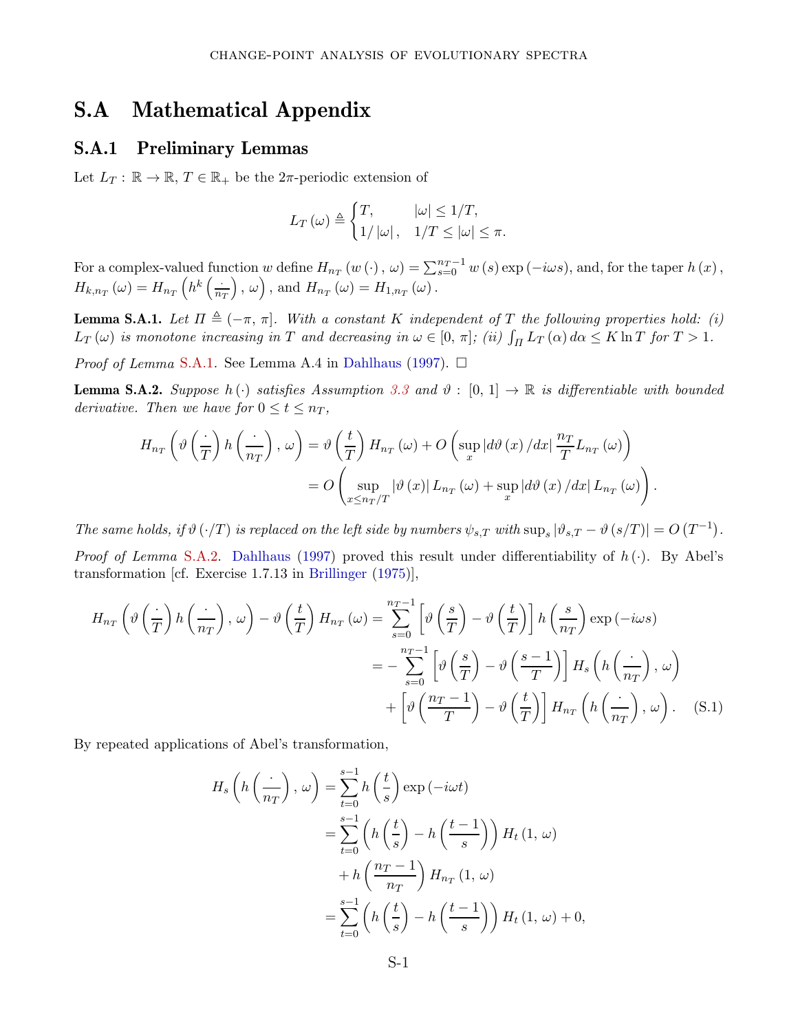# S.A Mathematical Appendix

## S.A.1 Preliminary Lemmas

Let $L_T : \mathbb{R} \to \mathbb{R}$, $T \in \mathbb{R}_+$ be the $2\pi$-periodic extension of

$$L_T(\omega) \triangleq \begin{cases} T, & |\omega| \leq 1/T, \\ 1/|\omega|, & 1/T \leq |\omega| \leq \pi. \end{cases}$$

For a complex-valued function $w$ define $H_{n_T}(w(\cdot), \omega) = \sum_{s=0}^{n_T-1} w(s) \exp(-i\omega s)$, and, for the taper $h(x)$, $H_{k,n_T}(\omega) = H_{n_T}\left(h^k\left(\frac{\cdot}{n_T}\right), \omega\right)$, and $H_{n_T}(\omega) = H_{1,n_T}(\omega)$.

**Lemma S.A.1.** *Let $\Pi \triangleq (-\pi, \pi]$. With a constant $K$ independent of $T$ the following properties hold: (i) $L_T(\omega)$ is monotone increasing in $T$ and decreasing in $\omega \in [0, \pi]$; (ii) $\int_\Pi L_T(\alpha) d\alpha \leq K \ln T$ for $T > 1$.*

*Proof of Lemma* S.A.1. See Lemma A.4 in Dahlhaus (1997). □

**Lemma S.A.2.** *Suppose $h(\cdot)$ satisfies Assumption 3.3 and $\vartheta : [0, 1] \to \mathbb{R}$ is differentiable with bounded derivative. Then we have for $0 \leq t \leq n_T$,*

$$\begin{aligned} H_{n_T}\left(\vartheta\left(\frac{\cdot}{T}\right) h\left(\frac{\cdot}{n_T}\right), \omega\right) &= \vartheta\left(\frac{t}{T}\right) H_{n_T}(\omega) + O\left(\sup_x |d\vartheta(x)/dx| \frac{n_T}{T} L_{n_T}(\omega)\right) \\ &= O\left(\sup_{x \leq n_T/T} |\vartheta(x)| L_{n_T}(\omega) + \sup_x |d\vartheta(x)/dx| L_{n_T}(\omega)\right). \end{aligned}$$

*The same holds, if $\vartheta(\cdot/T)$ is replaced on the left side by numbers $\psi_{s,T}$ with $\sup_s |\vartheta_{s,T} - \vartheta(s/T)| = O(T^{-1})$.*

*Proof of Lemma* S.A.2. Dahlhaus (1997) proved this result under differentiability of $h(\cdot)$. By Abel's transformation [cf. Exercise 1.7.13 in Brillinger (1975)],

$$\begin{aligned} H_{n_T}\left(\vartheta\left(\frac{\cdot}{T}\right) h\left(\frac{\cdot}{n_T}\right), \omega\right) - \vartheta\left(\frac{t}{T}\right) H_{n_T}(\omega) &= \sum_{s=0}^{n_T-1}\left[\vartheta\left(\frac{s}{T}\right) - \vartheta\left(\frac{t}{T}\right)\right] h\left(\frac{s}{n_T}\right) \exp(-i\omega s) \\ &= -\sum_{s=0}^{n_T-1}\left[\vartheta\left(\frac{s}{T}\right) - \vartheta\left(\frac{s-1}{T}\right)\right] H_s\left(h\left(\frac{\cdot}{n_T}\right), \omega\right) \\ &\quad + \left[\vartheta\left(\frac{n_T-1}{T}\right) - \vartheta\left(\frac{t}{T}\right)\right] H_{n_T}\left(h\left(\frac{\cdot}{n_T}\right), \omega\right). \quad \text{(S.1)} \end{aligned}$$

By repeated applications of Abel's transformation,

$$\begin{aligned} H_s\left(h\left(\frac{\cdot}{n_T}\right), \omega\right) &= \sum_{t=0}^{s-1} h\left(\frac{t}{s}\right) \exp(-i\omega t) \\ &= \sum_{t=0}^{s-1}\left(h\left(\frac{t}{s}\right) - h\left(\frac{t-1}{s}\right)\right) H_t(1, \omega) \\ &\quad + h\left(\frac{n_T-1}{n_T}\right) H_{n_T}(1, \omega) \\ &= \sum_{t=0}^{s-1}\left(h\left(\frac{t}{s}\right) - h\left(\frac{t-1}{s}\right)\right) H_t(1, \omega) + 0, \end{aligned}$$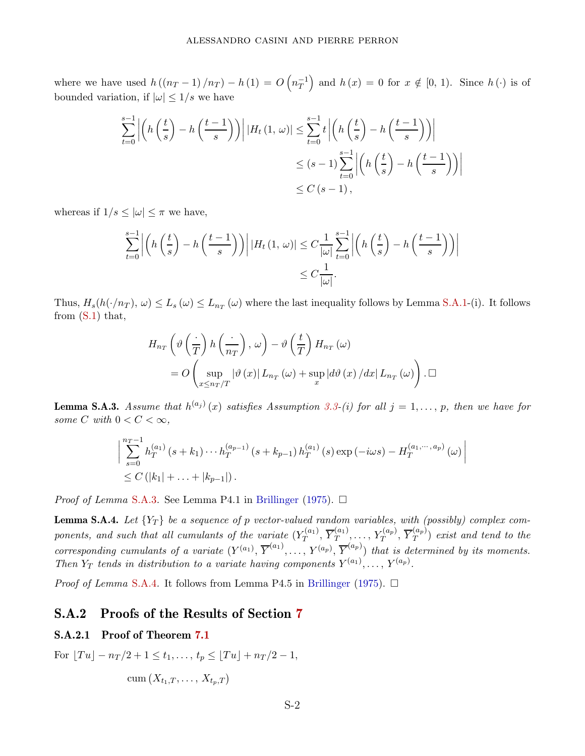where we have used $h\left(\left(n_T-1\right)/n_T\right)-h\left(1\right)=O\left(n_T^{-1}\right)$ and $h\left(x\right)=0$ for $x\notin[0,\,1)$. Since $h\left(\cdot\right)$ is of bounded variation, if $|\omega|\leq 1/s$ we have

$$
\begin{aligned}
\sum_{t=0}^{s-1}\left|\left(h\left(\frac{t}{s}\right)-h\left(\frac{t-1}{s}\right)\right)\right|\left|H_t\left(1,\,\omega\right)\right| &\leq \sum_{t=0}^{s-1}t\left|\left(h\left(\frac{t}{s}\right)-h\left(\frac{t-1}{s}\right)\right)\right|\\
&\leq \left(s-1\right)\sum_{t=0}^{s-1}\left|\left(h\left(\frac{t}{s}\right)-h\left(\frac{t-1}{s}\right)\right)\right|\\
&\leq C\left(s-1\right),
\end{aligned}
$$

whereas if $1/s\leq|\omega|\leq\pi$ we have,

$$
\begin{aligned}
\sum_{t=0}^{s-1}\left|\left(h\left(\frac{t}{s}\right)-h\left(\frac{t-1}{s}\right)\right)\right|\left|H_t\left(1,\,\omega\right)\right| &\leq C\frac{1}{|\omega|}\sum_{t=0}^{s-1}\left|\left(h\left(\frac{t}{s}\right)-h\left(\frac{t-1}{s}\right)\right)\right|\\
&\leq C\frac{1}{|\omega|}.
\end{aligned}
$$

Thus, $H_s(h(\cdot/n_T),\,\omega)\leq L_s\left(\omega\right)\leq L_{n_T}\left(\omega\right)$ where the last inequality follows by Lemma S.A.1-(i). It follows from (S.1) that,

$$
\begin{aligned}
&H_{n_T}\left(\vartheta\left(\frac{\cdot}{T}\right)h\left(\frac{\cdot}{n_T}\right),\,\omega\right)-\vartheta\left(\frac{t}{T}\right)H_{n_T}\left(\omega\right)\\
&\quad=O\left(\sup_{x\leq n_T/T}\left|\vartheta\left(x\right)\right|L_{n_T}\left(\omega\right)+\sup_x\left|d\vartheta\left(x\right)/dx\right|L_{n_T}\left(\omega\right)\right).\square
\end{aligned}
$$

**Lemma S.A.3.** *Assume that $h^{(a_j)}\left(x\right)$ satisfies Assumption 3.3-(i) for all $j=1,\ldots,p$, then we have for some $C$ with $0<C<\infty$,*

$$
\begin{aligned}
&\Big|\sum_{s=0}^{n_T-1}h_T^{(a_1)}\left(s+k_1\right)\cdots h_T^{(a_{p-1})}\left(s+k_{p-1}\right)h_T^{(a_1)}\left(s\right)\exp\left(-i\omega s\right)-H_T^{(a_1,\cdots,a_p)}\left(\omega\right)\Big|\\
&\leq C\left(|k_1|+\ldots+|k_{p-1}|\right).
\end{aligned}
$$

*Proof of Lemma* S.A.3. See Lemma P4.1 in Brillinger (1975). $\square$

**Lemma S.A.4.** *Let $\{Y_T\}$ be a sequence of $p$ vector-valued random variables, with (possibly) complex components, and such that all cumulants of the variate $(Y_T^{(a_1)},\,\overline{Y}_T^{(a_1)},\ldots,\,Y_T^{(a_p)},\,\overline{Y}_T^{(a_p)})$ exist and tend to the corresponding cumulants of a variate $(Y^{(a_1)},\,\overline{Y}^{(a_1)},\ldots,\,Y^{(a_p)},\,\overline{Y}^{(a_p)})$ that is determined by its moments. Then $Y_T$ tends in distribution to a variate having components $Y^{(a_1)},\ldots,\,Y^{(a_p)}$.*

*Proof of Lemma* S.A.4. It follows from Lemma P4.5 in Brillinger (1975). $\square$

## S.A.2 Proofs of the Results of Section 7

### S.A.2.1 Proof of Theorem 7.1

For $\lfloor Tu\rfloor-n_T/2+1\leq t_1,\ldots,t_p\leq\lfloor Tu\rfloor+n_T/2-1$,

$$
\text{cum}\left(X_{t_1,T},\ldots,\,X_{t_p,T}\right)
$$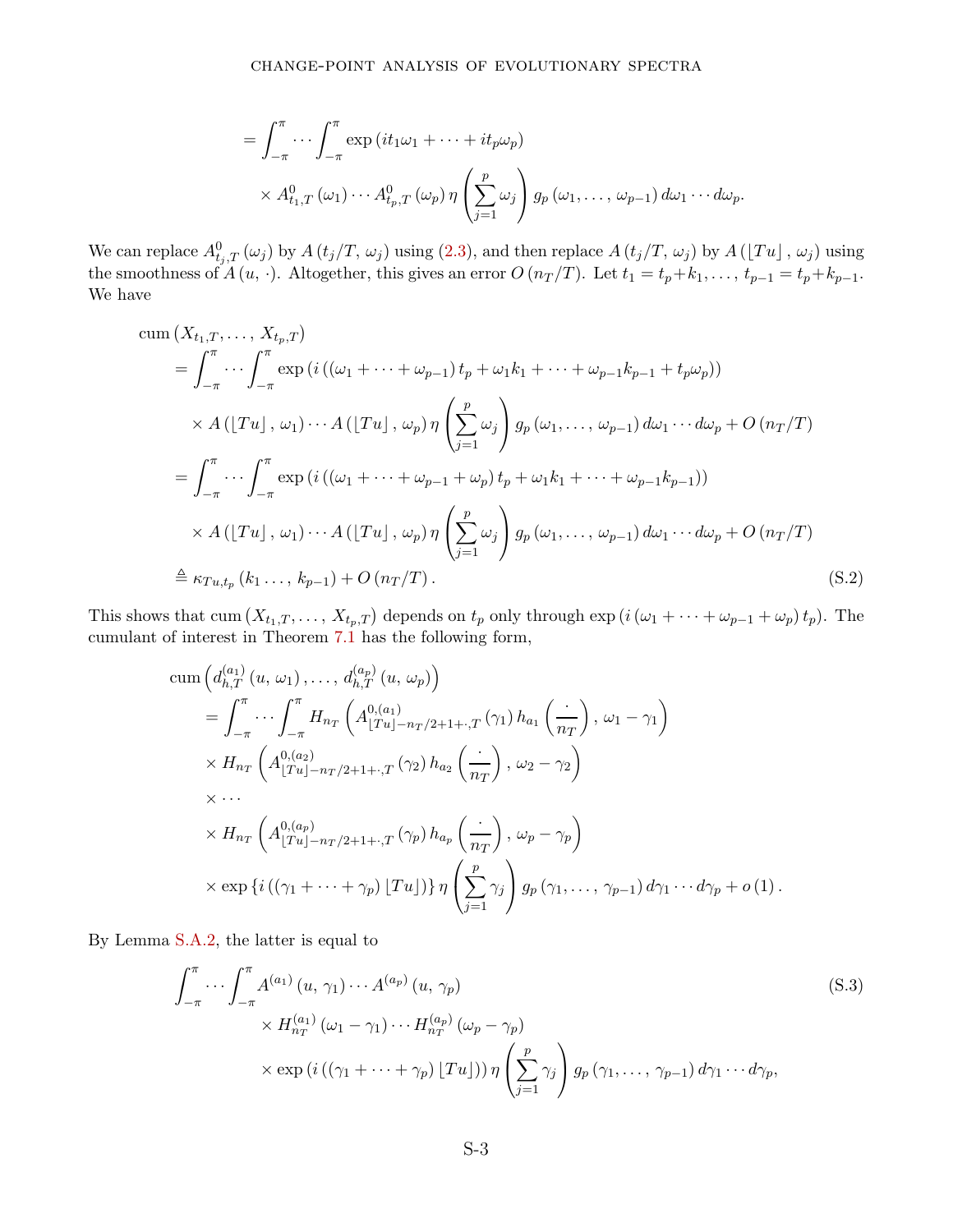$$
= \int_{-\pi}^{\pi} \cdots \int_{-\pi}^{\pi} \exp\left(it_1\omega_1 + \cdots + it_p\omega_p\right)
$$

$$
\times A^0_{t_1,T}(\omega_1) \cdots A^0_{t_p,T}(\omega_p)\, \eta\left(\sum_{j=1}^{p} \omega_j\right) g_p(\omega_1, \ldots, \omega_{p-1})\, d\omega_1 \cdots d\omega_p.
$$

We can replace $A^0_{t_j,T}(\omega_j)$ by $A(t_j/T, \omega_j)$ using (2.3), and then replace $A(t_j/T, \omega_j)$ by $A(\lfloor Tu \rfloor, \omega_j)$ using the smoothness of $A(u, \cdot)$. Altogether, this gives an error $O(n_T/T)$. Let $t_1 = t_p + k_1, \ldots, t_{p-1} = t_p + k_{p-1}$. We have

$$
\begin{aligned}
&\mathrm{cum}\left(X_{t_1,T}, \ldots, X_{t_p,T}\right) \\
&= \int_{-\pi}^{\pi} \cdots \int_{-\pi}^{\pi} \exp\left(i\left((\omega_1 + \cdots + \omega_{p-1})\, t_p + \omega_1 k_1 + \cdots + \omega_{p-1}k_{p-1} + t_p\omega_p\right)\right) \\
&\quad \times A(\lfloor Tu \rfloor, \omega_1) \cdots A(\lfloor Tu \rfloor, \omega_p)\, \eta\left(\sum_{j=1}^{p} \omega_j\right) g_p(\omega_1, \ldots, \omega_{p-1})\, d\omega_1 \cdots d\omega_p + O(n_T/T) \\
&= \int_{-\pi}^{\pi} \cdots \int_{-\pi}^{\pi} \exp\left(i\left((\omega_1 + \cdots + \omega_{p-1} + \omega_p)\, t_p + \omega_1 k_1 + \cdots + \omega_{p-1}k_{p-1}\right)\right) \\
&\quad \times A(\lfloor Tu \rfloor, \omega_1) \cdots A(\lfloor Tu \rfloor, \omega_p)\, \eta\left(\sum_{j=1}^{p} \omega_j\right) g_p(\omega_1, \ldots, \omega_{p-1})\, d\omega_1 \cdots d\omega_p + O(n_T/T) \\
&\triangleq \kappa_{Tu,t_p}(k_1 \ldots, k_{p-1}) + O(n_T/T).
\end{aligned} \tag{S.2}
$$

This shows that $\mathrm{cum}\left(X_{t_1,T}, \ldots, X_{t_p,T}\right)$ depends on $t_p$ only through $\exp\left(i\left(\omega_1 + \cdots + \omega_{p-1} + \omega_p\right)t_p\right)$. The cumulant of interest in Theorem 7.1 has the following form,

$$
\begin{aligned}
&\mathrm{cum}\left(d^{(a_1)}_{h,T}(u, \omega_1), \ldots, d^{(a_p)}_{h,T}(u, \omega_p)\right) \\
&= \int_{-\pi}^{\pi} \cdots \int_{-\pi}^{\pi} H_{n_T}\left(A^{0,(a_1)}_{\lfloor Tu \rfloor - n_T/2+1+\cdot,T}(\gamma_1)\, h_{a_1}\left(\frac{\cdot}{n_T}\right), \omega_1 - \gamma_1\right) \\
&\times H_{n_T}\left(A^{0,(a_2)}_{\lfloor Tu \rfloor - n_T/2+1+\cdot,T}(\gamma_2)\, h_{a_2}\left(\frac{\cdot}{n_T}\right), \omega_2 - \gamma_2\right) \\
&\times \cdots \\
&\times H_{n_T}\left(A^{0,(a_p)}_{\lfloor Tu \rfloor - n_T/2+1+\cdot,T}(\gamma_p)\, h_{a_p}\left(\frac{\cdot}{n_T}\right), \omega_p - \gamma_p\right) \\
&\times \exp\left\{i\left((\gamma_1 + \cdots + \gamma_p)\lfloor Tu \rfloor\right)\right\} \eta\left(\sum_{j=1}^{p} \gamma_j\right) g_p(\gamma_1, \ldots, \gamma_{p-1})\, d\gamma_1 \cdots d\gamma_p + o(1).
\end{aligned}
$$

By Lemma S.A.2, the latter is equal to

$$
\begin{aligned}
&\int_{-\pi}^{\pi} \cdots \int_{-\pi}^{\pi} A^{(a_1)}(u, \gamma_1) \cdots A^{(a_p)}(u, \gamma_p) \\
&\qquad \times H^{(a_1)}_{n_T}(\omega_1 - \gamma_1) \cdots H^{(a_p)}_{n_T}(\omega_p - \gamma_p) \\
&\qquad \times \exp\left(i\left((\gamma_1 + \cdots + \gamma_p)\lfloor Tu \rfloor\right)\right) \eta\left(\sum_{j=1}^{p} \gamma_j\right) g_p(\gamma_1, \ldots, \gamma_{p-1})\, d\gamma_1 \cdots d\gamma_p,
\end{aligned} \tag{S.3}
$$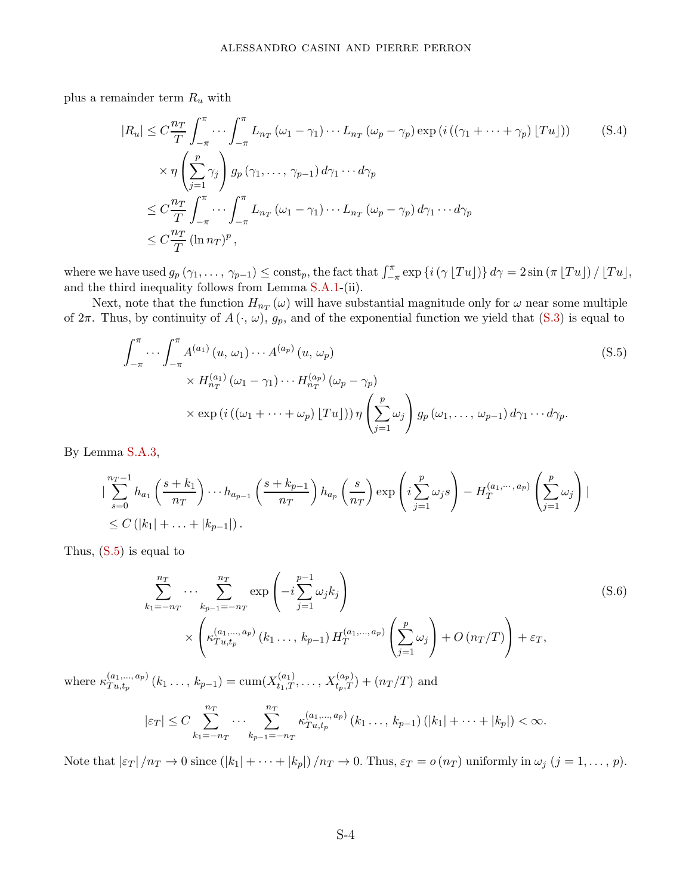plus a remainder term $R_u$ with

$$
\begin{aligned}
|R_u| &\leq C\frac{n_T}{T}\int_{-\pi}^{\pi}\cdots\int_{-\pi}^{\pi}L_{n_T}(\omega_1-\gamma_1)\cdots L_{n_T}(\omega_p-\gamma_p)\exp\left(i\left((\gamma_1+\cdots+\gamma_p)\lfloor Tu\rfloor\right)\right) \\
&\quad\times\eta\left(\sum_{j=1}^{p}\gamma_j\right)g_p(\gamma_1,\ldots,\gamma_{p-1})\,d\gamma_1\cdots d\gamma_p \\
&\leq C\frac{n_T}{T}\int_{-\pi}^{\pi}\cdots\int_{-\pi}^{\pi}L_{n_T}(\omega_1-\gamma_1)\cdots L_{n_T}(\omega_p-\gamma_p)\,d\gamma_1\cdots d\gamma_p \\
&\leq C\frac{n_T}{T}(\ln n_T)^p,
\end{aligned}
\tag{S.4}
$$

where we have used $g_p(\gamma_1,\ldots,\gamma_{p-1})\leq \text{const}_p$, the fact that $\int_{-\pi}^{\pi}\exp\{i(\gamma\lfloor Tu\rfloor)\}\,d\gamma=2\sin(\pi\lfloor Tu\rfloor)/\lfloor Tu\rfloor$, and the third inequality follows from Lemma S.A.1-(ii).

Next, note that the function $H_{n_T}(\omega)$ will have substantial magnitude only for $\omega$ near some multiple of $2\pi$. Thus, by continuity of $A(\cdot,\omega)$, $g_p$, and of the exponential function we yield that (S.3) is equal to

$$
\begin{aligned}
&\int_{-\pi}^{\pi}\cdots\int_{-\pi}^{\pi}A^{(a_1)}(u,\omega_1)\cdots A^{(a_p)}(u,\omega_p) \\
&\qquad\times H_{n_T}^{(a_1)}(\omega_1-\gamma_1)\cdots H_{n_T}^{(a_p)}(\omega_p-\gamma_p) \\
&\qquad\times\exp\left(i\left((\omega_1+\cdots+\omega_p)\lfloor Tu\rfloor\right)\right)\eta\left(\sum_{j=1}^{p}\omega_j\right)g_p(\omega_1,\ldots,\omega_{p-1})\,d\gamma_1\cdots d\gamma_p.
\end{aligned}
\tag{S.5}
$$

By Lemma S.A.3,

$$
\begin{aligned}
&\left|\sum_{s=0}^{n_T-1}h_{a_1}\left(\frac{s+k_1}{n_T}\right)\cdots h_{a_{p-1}}\left(\frac{s+k_{p-1}}{n_T}\right)h_{a_p}\left(\frac{s}{n_T}\right)\exp\left(i\sum_{j=1}^{p}\omega_js\right)-H_T^{(a_1,\cdots,a_p)}\left(\sum_{j=1}^{p}\omega_j\right)\right| \\
&\leq C\left(|k_1|+\ldots+|k_{p-1}|\right).
\end{aligned}
$$

Thus, (S.5) is equal to

$$
\begin{aligned}
&\sum_{k_1=-n_T}^{n_T}\cdots\sum_{k_{p-1}=-n_T}^{n_T}\exp\left(-i\sum_{j=1}^{p-1}\omega_jk_j\right) \\
&\qquad\times\left(\kappa_{Tu,t_p}^{(a_1,\ldots,a_p)}(k_1\ldots,k_{p-1})\,H_T^{(a_1,\ldots,a_p)}\left(\sum_{j=1}^{p}\omega_j\right)+O(n_T/T)\right)+\varepsilon_T,
\end{aligned}
\tag{S.6}
$$

where $\kappa_{Tu,t_p}^{(a_1,\ldots,a_p)}(k_1\ldots,k_{p-1})=\text{cum}(X_{t_1,T}^{(a_1)},\ldots,X_{t_p,T}^{(a_p)})+(n_T/T)$ and

$$
|\varepsilon_T|\leq C\sum_{k_1=-n_T}^{n_T}\cdots\sum_{k_{p-1}=-n_T}^{n_T}\kappa_{Tu,t_p}^{(a_1,\ldots,a_p)}(k_1\ldots,k_{p-1})\left(|k_1|+\cdots+|k_p|\right)<\infty.
$$

Note that $|\varepsilon_T|/n_T\rightarrow 0$ since $(|k_1|+\cdots+|k_p|)/n_T\rightarrow 0$. Thus, $\varepsilon_T=o(n_T)$ uniformly in $\omega_j$ $(j=1,\ldots,p)$.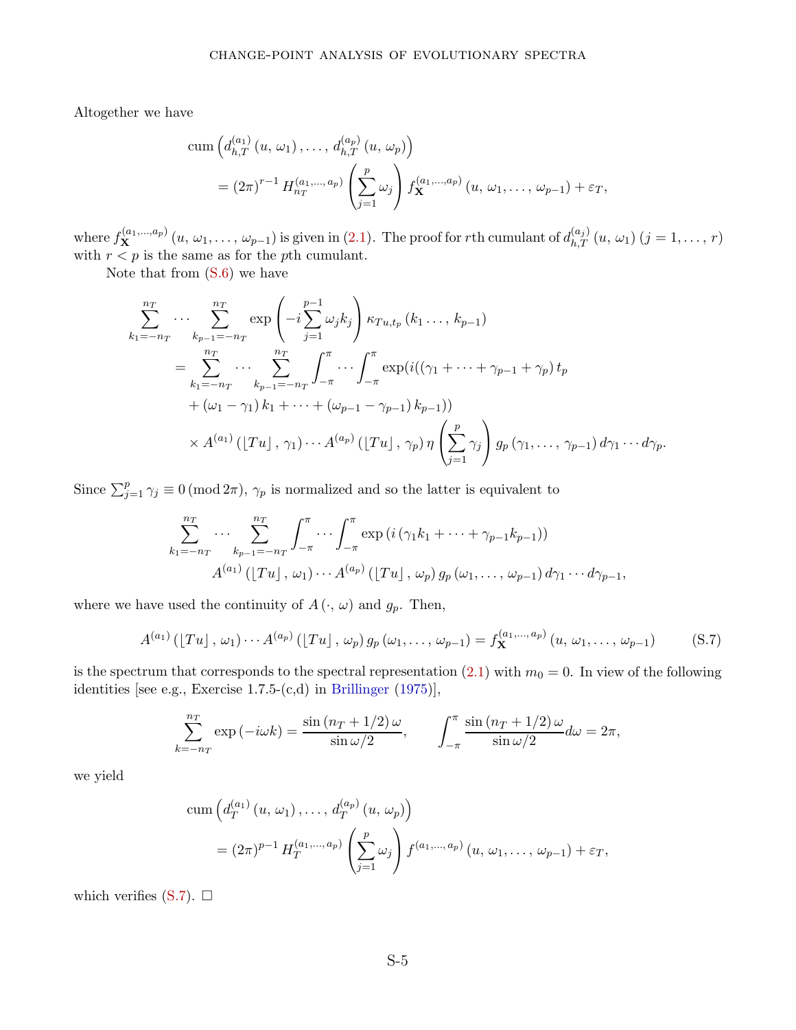Altogether we have

$$
\begin{aligned}
&\operatorname{cum}\left(d_{h,T}^{(a_1)}(u,\,\omega_1),\ldots,\,d_{h,T}^{(a_p)}(u,\,\omega_p)\right)\\
&\quad=(2\pi)^{r-1}\,H_{n_T}^{(a_1,\ldots,\,a_p)}\left(\sum_{j=1}^{p}\omega_j\right)f_{\mathbf{X}}^{(a_1,\ldots,a_p)}(u,\,\omega_1,\ldots,\,\omega_{p-1})+\varepsilon_T,
\end{aligned}
$$

where $f_{\mathbf{X}}^{(a_1,\ldots,a_p)}(u,\,\omega_1,\ldots,\,\omega_{p-1})$ is given in (2.1). The proof for $r$th cumulant of $d_{h,T}^{(a_j)}(u,\,\omega_1)$ $(j=1,\ldots,\,r)$ with $r<p$ is the same as for the $p$th cumulant.

Note that from (S.6) we have

$$
\begin{aligned}
&\sum_{k_1=-n_T}^{n_T}\cdots\sum_{k_{p-1}=-n_T}^{n_T}\exp\left(-i\sum_{j=1}^{p-1}\omega_j k_j\right)\kappa_{Tu,t_p}(k_1\ldots,\,k_{p-1})\\
&\quad=\sum_{k_1=-n_T}^{n_T}\cdots\sum_{k_{p-1}=-n_T}^{n_T}\int_{-\pi}^{\pi}\cdots\int_{-\pi}^{\pi}\exp(i((\gamma_1+\cdots+\gamma_{p-1}+\gamma_p)\,t_p\\
&\quad+(\omega_1-\gamma_1)\,k_1+\cdots+(\omega_{p-1}-\gamma_{p-1})\,k_{p-1}))\\
&\quad\times A^{(a_1)}(\lfloor Tu\rfloor,\,\gamma_1)\cdots A^{(a_p)}(\lfloor Tu\rfloor,\,\gamma_p)\,\eta\left(\sum_{j=1}^{p}\gamma_j\right)g_p(\gamma_1,\ldots,\,\gamma_{p-1})\,d\gamma_1\cdots d\gamma_p.
\end{aligned}
$$

Since $\sum_{j=1}^{p}\gamma_j\equiv 0\,(\text{mod}\,2\pi)$, $\gamma_p$ is normalized and so the latter is equivalent to

$$
\begin{aligned}
&\sum_{k_1=-n_T}^{n_T}\cdots\sum_{k_{p-1}=-n_T}^{n_T}\int_{-\pi}^{\pi}\cdots\int_{-\pi}^{\pi}\exp\left(i\left(\gamma_1 k_1+\cdots+\gamma_{p-1}k_{p-1}\right)\right)\\
&\qquad A^{(a_1)}(\lfloor Tu\rfloor,\,\omega_1)\cdots A^{(a_p)}(\lfloor Tu\rfloor,\,\omega_p)\,g_p(\omega_1,\ldots,\,\omega_{p-1})\,d\gamma_1\cdots d\gamma_{p-1},
\end{aligned}
$$

where we have used the continuity of $A(\cdot,\,\omega)$ and $g_p$. Then,

$$
A^{(a_1)}(\lfloor Tu\rfloor,\,\omega_1)\cdots A^{(a_p)}(\lfloor Tu\rfloor,\,\omega_p)\,g_p(\omega_1,\ldots,\,\omega_{p-1})=f_{\mathbf{X}}^{(a_1,\ldots,\,a_p)}(u,\,\omega_1,\ldots,\,\omega_{p-1}) \tag{S.7}
$$

is the spectrum that corresponds to the spectral representation (2.1) with $m_0=0$. In view of the following identities [see e.g., Exercise 1.7.5-(c,d) in Brillinger (1975)],

$$
\sum_{k=-n_T}^{n_T}\exp(-i\omega k)=\frac{\sin(n_T+1/2)\,\omega}{\sin\omega/2},\qquad \int_{-\pi}^{\pi}\frac{\sin(n_T+1/2)\,\omega}{\sin\omega/2}d\omega=2\pi,
$$

we yield

$$
\begin{aligned}
&\operatorname{cum}\left(d_T^{(a_1)}(u,\,\omega_1),\ldots,\,d_T^{(a_p)}(u,\,\omega_p)\right)\\
&\quad=(2\pi)^{p-1}\,H_T^{(a_1,\ldots,\,a_p)}\left(\sum_{j=1}^{p}\omega_j\right)f^{(a_1,\ldots,\,a_p)}(u,\,\omega_1,\ldots,\,\omega_{p-1})+\varepsilon_T,
\end{aligned}
$$

which verifies (S.7). □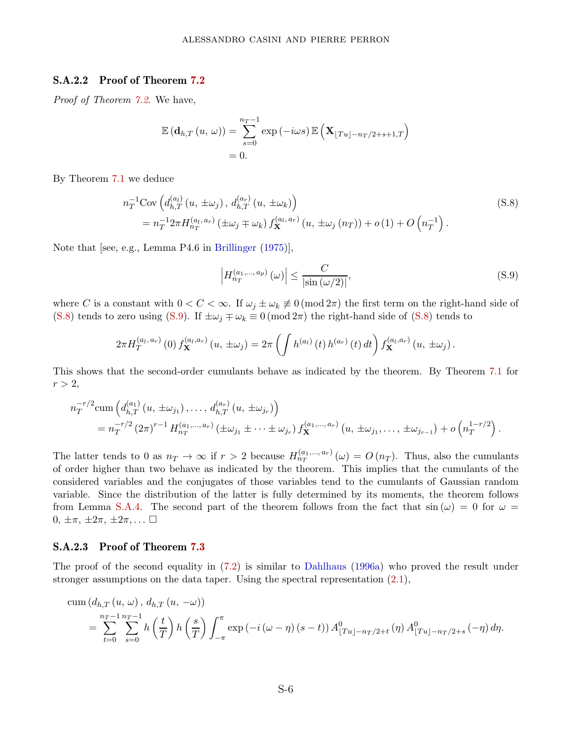### S.A.2.2 Proof of Theorem 7.2

*Proof of Theorem 7.2.* We have,

$$\mathbb{E}\left(\mathbf{d}_{h,T}\left(u,\,\omega\right)\right)=\sum_{s=0}^{n_T-1}\exp\left(-i\omega s\right)\mathbb{E}\left(\mathbf{X}_{\lfloor Tu\rfloor-n_T/2+s+1,T}\right)$$
$$=0.$$

By Theorem 7.1 we deduce

$$\begin{aligned}&n_T^{-1}\mathrm{Cov}\left(d_{h,T}^{(a_l)}\left(u,\,\pm\omega_j\right),\,d_{h,T}^{(a_r)}\left(u,\,\pm\omega_k\right)\right)\\&\quad=n_T^{-1}2\pi H_{n_T}^{(a_l,\,a_r)}\left(\pm\omega_j\mp\omega_k\right)f_{\mathbf{X}}^{(a_l,\,a_r)}\left(u,\,\pm\omega_j\left(n_T\right)\right)+o\left(1\right)+O\left(n_T^{-1}\right).\end{aligned}\tag{S.8}$$

Note that [see, e.g., Lemma P4.6 in Brillinger (1975)],

$$\left|H_{n_T}^{(a_1,\ldots,\,a_p)}\left(\omega\right)\right|\leq\frac{C}{\left|\sin\left(\omega/2\right)\right|},\tag{S.9}$$

where $C$ is a constant with $0<C<\infty$. If $\omega_j\pm\omega_k\not\equiv0\,(\mathrm{mod}\,2\pi)$ the first term on the right-hand side of (S.8) tends to zero using (S.9). If $\pm\omega_j\mp\omega_k\equiv0\,(\mathrm{mod}\,2\pi)$ the right-hand side of (S.8) tends to

$$2\pi H_T^{(a_l,\,a_r)}\left(0\right)f_{\mathbf{X}}^{(a_l,a_r)}\left(u,\,\pm\omega_j\right)=2\pi\left(\int h^{(a_l)}\left(t\right)h^{(a_r)}\left(t\right)dt\right)f_{\mathbf{X}}^{(a_l,a_r)}\left(u,\,\pm\omega_j\right).$$

This shows that the second-order cumulants behave as indicated by the theorem. By Theorem 7.1 for $r>2$,

$$\begin{aligned}&n_T^{-r/2}\mathrm{cum}\left(d_{h,T}^{(a_1)}\left(u,\,\pm\omega_{j_1}\right),\ldots,\,d_{h,T}^{(a_r)}\left(u,\,\pm\omega_{j_r}\right)\right)\\&\quad=n_T^{-r/2}\left(2\pi\right)^{r-1}H_{n_T}^{(a_1,\ldots,\,a_r)}\left(\pm\omega_{j_1}\pm\cdots\pm\omega_{j_r}\right)f_{\mathbf{X}}^{(a_1,\ldots,\,a_r)}\left(u,\,\pm\omega_{j_1},\ldots,\,\pm\omega_{j_{r-1}}\right)+o\left(n_T^{1-r/2}\right).\end{aligned}$$

The latter tends to 0 as $n_T\to\infty$ if $r>2$ because $H_{n_T}^{(a_1,\ldots,\,a_r)}\left(\omega\right)=O\left(n_T\right)$. Thus, also the cumulants of order higher than two behave as indicated by the theorem. This implies that the cumulants of the considered variables and the conjugates of those variables tend to the cumulants of Gaussian random variable. Since the distribution of the latter is fully determined by its moments, the theorem follows from Lemma S.A.4. The second part of the theorem follows from the fact that $\sin\left(\omega\right)=0$ for $\omega=0,\,\pm\pi,\,\pm2\pi,\,\pm2\pi,\ldots$ □

### S.A.2.3 Proof of Theorem 7.3

The proof of the second equality in (7.2) is similar to Dahlhaus (1996a) who proved the result under stronger assumptions on the data taper. Using the spectral representation (2.1),

$$\begin{aligned}&\mathrm{cum}\left(d_{h,T}\left(u,\,\omega\right),\,d_{h,T}\left(u,\,-\omega\right)\right)\\&\quad=\sum_{t=0}^{n_T-1}\sum_{s=0}^{n_T-1}h\left(\frac{t}{T}\right)h\left(\frac{s}{T}\right)\int_{-\pi}^{\pi}\exp\left(-i\left(\omega-\eta\right)\left(s-t\right)\right)A_{\lfloor Tu\rfloor-n_T/2+t}^0\left(\eta\right)A_{\lfloor Tu\rfloor-n_T/2+s}^0\left(-\eta\right)d\eta.\end{aligned}$$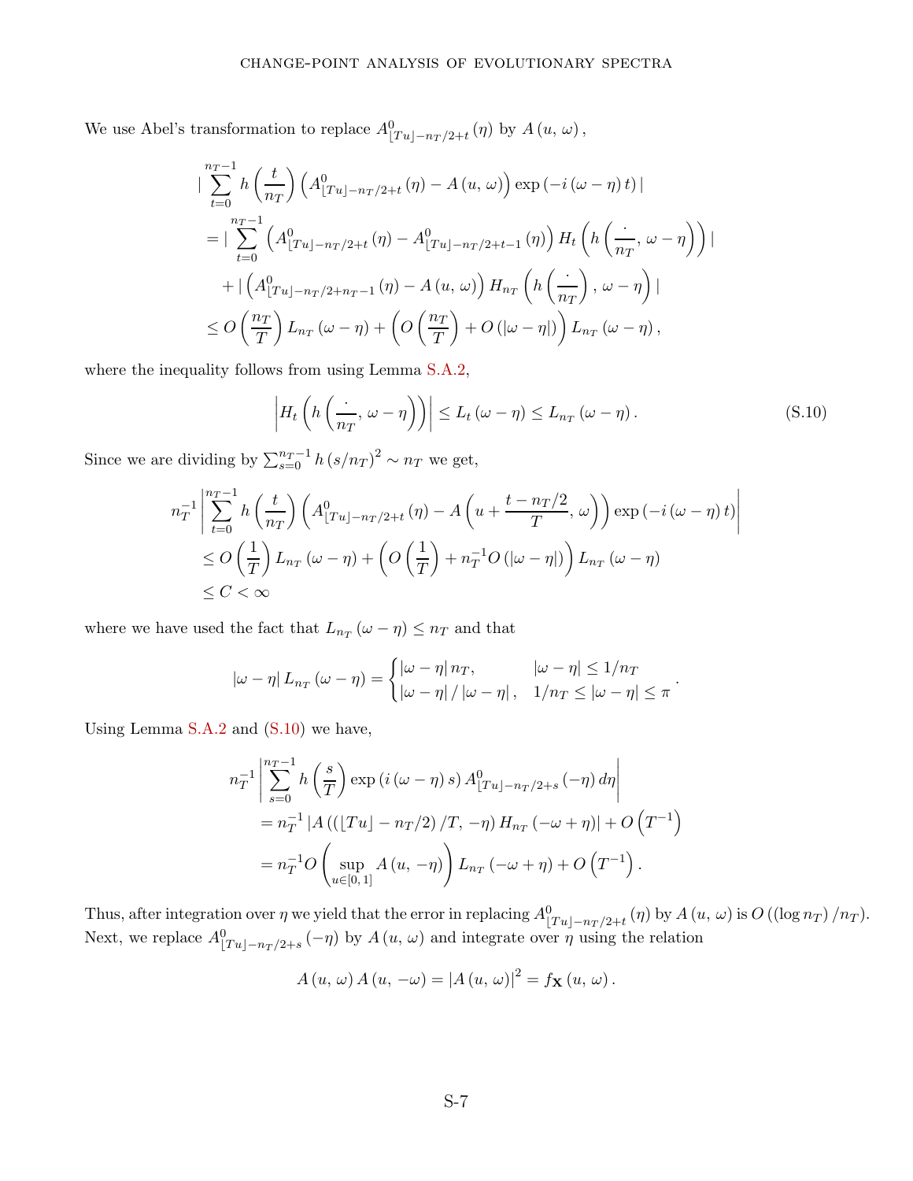We use Abel's transformation to replace $A^0_{\lfloor Tu \rfloor - n_T/2+t}(\eta)$ by $A(u,\,\omega)$,

$$
\begin{aligned}
&|\sum_{t=0}^{n_T-1} h\left(\frac{t}{n_T}\right)\left(A^0_{\lfloor Tu \rfloor - n_T/2+t}(\eta) - A(u,\,\omega)\right)\exp\left(-i(\omega-\eta)t\right)| \\
&= |\sum_{t=0}^{n_T-1}\left(A^0_{\lfloor Tu \rfloor - n_T/2+t}(\eta) - A^0_{\lfloor Tu \rfloor - n_T/2+t-1}(\eta)\right) H_t\left(h\left(\frac{\cdot}{n_T},\,\omega-\eta\right)\right)| \\
&\quad + |\left(A^0_{\lfloor Tu \rfloor - n_T/2+n_T-1}(\eta) - A(u,\,\omega)\right) H_{n_T}\left(h\left(\frac{\cdot}{n_T}\right),\,\omega-\eta\right)| \\
&\leq O\left(\frac{n_T}{T}\right) L_{n_T}(\omega-\eta) + \left(O\left(\frac{n_T}{T}\right) + O\left(|\omega-\eta|\right)\right) L_{n_T}(\omega-\eta),
\end{aligned}
$$

where the inequality follows from using Lemma S.A.2,

$$
\left|H_t\left(h\left(\frac{\cdot}{n_T},\,\omega-\eta\right)\right)\right| \leq L_t(\omega-\eta) \leq L_{n_T}(\omega-\eta). \tag{S.10}
$$

Since we are dividing by $\sum_{s=0}^{n_T-1} h(s/n_T)^2 \sim n_T$ we get,

$$
\begin{aligned}
&n_T^{-1}\left|\sum_{t=0}^{n_T-1} h\left(\frac{t}{n_T}\right)\left(A^0_{\lfloor Tu \rfloor - n_T/2+t}(\eta) - A\left(u + \frac{t-n_T/2}{T},\,\omega\right)\right)\exp\left(-i(\omega-\eta)t\right)\right| \\
&\leq O\left(\frac{1}{T}\right) L_{n_T}(\omega-\eta) + \left(O\left(\frac{1}{T}\right) + n_T^{-1} O\left(|\omega-\eta|\right)\right) L_{n_T}(\omega-\eta) \\
&\leq C < \infty
\end{aligned}
$$

where we have used the fact that $L_{n_T}(\omega-\eta) \leq n_T$ and that

$$
|\omega-\eta|\, L_{n_T}(\omega-\eta) = \begin{cases} |\omega-\eta|\, n_T, & |\omega-\eta| \leq 1/n_T \\ |\omega-\eta| / |\omega-\eta|, & 1/n_T \leq |\omega-\eta| \leq \pi \end{cases}.
$$

Using Lemma S.A.2 and (S.10) we have,

$$
\begin{aligned}
&n_T^{-1}\left|\sum_{s=0}^{n_T-1} h\left(\frac{s}{T}\right)\exp\left(i(\omega-\eta)s\right) A^0_{\lfloor Tu \rfloor - n_T/2+s}(-\eta)\, d\eta\right| \\
&= n_T^{-1}\left|A\left(\left(\lfloor Tu \rfloor - n_T/2\right)/T,\,-\eta\right) H_{n_T}(-\omega+\eta)\right| + O\left(T^{-1}\right) \\
&= n_T^{-1} O\left(\sup_{u\in[0,\,1]} A(u,\,-\eta)\right) L_{n_T}(-\omega+\eta) + O\left(T^{-1}\right).
\end{aligned}
$$

Thus, after integration over $\eta$ we yield that the error in replacing $A^0_{\lfloor Tu \rfloor - n_T/2+t}(\eta)$ by $A(u,\,\omega)$ is $O\left((\log n_T)/n_T\right)$. Next, we replace $A^0_{\lfloor Tu \rfloor - n_T/2+s}(-\eta)$ by $A(u,\,\omega)$ and integrate over $\eta$ using the relation

$$
A(u,\,\omega)\, A(u,\,-\omega) = |A(u,\,\omega)|^2 = f_{\mathbf{X}}(u,\,\omega).
$$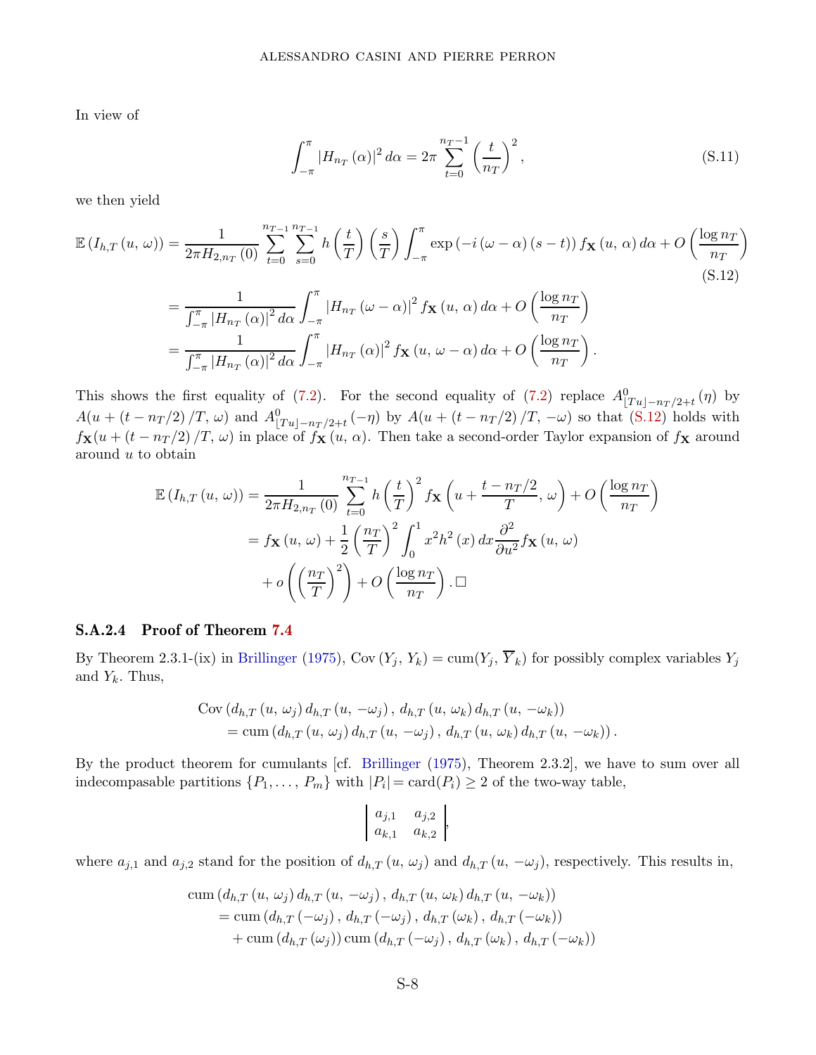In view of

$$\int_{-\pi}^{\pi} |H_{n_T}(\alpha)|^2 \, d\alpha = 2\pi \sum_{t=0}^{n_T-1} \left(\frac{t}{n_T}\right)^2, \tag{S.11}$$

we then yield

$$\begin{aligned}
\mathbb{E}\left(I_{h,T}(u,\,\omega)\right) &= \frac{1}{2\pi H_{2,n_T}(0)} \sum_{t=0}^{n_{T-1}} \sum_{s=0}^{n_{T-1}} h\left(\frac{t}{T}\right)\left(\frac{s}{T}\right) \int_{-\pi}^{\pi} \exp\left(-i\left(\omega-\alpha\right)(s-t)\right) f_{\mathbf{X}}(u,\,\alpha)\, d\alpha + O\left(\frac{\log n_T}{n_T}\right) \qquad \text{(S.12)} \\
&= \frac{1}{\int_{-\pi}^{\pi} |H_{n_T}(\alpha)|^2 \, d\alpha} \int_{-\pi}^{\pi} |H_{n_T}(\omega-\alpha)|^2 f_{\mathbf{X}}(u,\,\alpha)\, d\alpha + O\left(\frac{\log n_T}{n_T}\right) \\
&= \frac{1}{\int_{-\pi}^{\pi} |H_{n_T}(\alpha)|^2 \, d\alpha} \int_{-\pi}^{\pi} |H_{n_T}(\alpha)|^2 f_{\mathbf{X}}(u,\,\omega-\alpha)\, d\alpha + O\left(\frac{\log n_T}{n_T}\right).
\end{aligned}$$

This shows the first equality of (7.2). For the second equality of (7.2) replace $A^0_{\lfloor Tu \rfloor - n_T/2+t}(\eta)$ by $A(u + (t - n_T/2)/T,\, \omega)$ and $A^0_{\lfloor Tu \rfloor - n_T/2+t}(-\eta)$ by $A(u + (t - n_T/2)/T,\, -\omega)$ so that (S.12) holds with $f_{\mathbf{X}}(u + (t - n_T/2)/T,\, \omega)$ in place of $f_{\mathbf{X}}(u,\, \alpha)$. Then take a second-order Taylor expansion of $f_{\mathbf{X}}$ around around $u$ to obtain

$$\begin{aligned}
\mathbb{E}\left(I_{h,T}(u,\,\omega)\right) &= \frac{1}{2\pi H_{2,n_T}(0)} \sum_{t=0}^{n_{T-1}} h\left(\frac{t}{T}\right)^2 f_{\mathbf{X}}\left(u + \frac{t - n_T/2}{T},\,\omega\right) + O\left(\frac{\log n_T}{n_T}\right) \\
&= f_{\mathbf{X}}(u,\,\omega) + \frac{1}{2}\left(\frac{n_T}{T}\right)^2 \int_0^1 x^2 h^2(x)\, dx \frac{\partial^2}{\partial u^2} f_{\mathbf{X}}(u,\,\omega) \\
&\quad + o\left(\left(\frac{n_T}{T}\right)^2\right) + O\left(\frac{\log n_T}{n_T}\right). \square
\end{aligned}$$

### S.A.2.4 Proof of Theorem 7.4

By Theorem 2.3.1-(ix) in Brillinger (1975), $\text{Cov}(Y_j,\, Y_k) = \text{cum}(Y_j,\, \overline{Y}_k)$ for possibly complex variables $Y_j$ and $Y_k$. Thus,

$$\begin{aligned}
&\text{Cov}\left(d_{h,T}(u,\,\omega_j)\, d_{h,T}(u,\,-\omega_j),\, d_{h,T}(u,\,\omega_k)\, d_{h,T}(u,\,-\omega_k)\right) \\
&\quad = \text{cum}\left(d_{h,T}(u,\,\omega_j)\, d_{h,T}(u,\,-\omega_j),\, d_{h,T}(u,\,\omega_k)\, d_{h,T}(u,\,-\omega_k)\right).
\end{aligned}$$

By the product theorem for cumulants [cf. Brillinger (1975), Theorem 2.3.2], we have to sum over all indecompasable partitions $\{P_1, \ldots,\, P_m\}$ with $|P_i| = \text{card}(P_i) \geq 2$ of the two-way table,

$$\begin{vmatrix} a_{j,1} & a_{j,2} \\ a_{k,1} & a_{k,2} \end{vmatrix},$$

where $a_{j,1}$ and $a_{j,2}$ stand for the position of $d_{h,T}(u,\,\omega_j)$ and $d_{h,T}(u,\,-\omega_j)$, respectively. This results in,

$$\begin{aligned}
&\text{cum}\left(d_{h,T}(u,\,\omega_j)\, d_{h,T}(u,\,-\omega_j),\, d_{h,T}(u,\,\omega_k)\, d_{h,T}(u,\,-\omega_k)\right) \\
&\quad = \text{cum}\left(d_{h,T}(-\omega_j),\, d_{h,T}(-\omega_j),\, d_{h,T}(\omega_k),\, d_{h,T}(-\omega_k)\right) \\
&\qquad + \text{cum}\left(d_{h,T}(\omega_j)\right) \text{cum}\left(d_{h,T}(-\omega_j),\, d_{h,T}(\omega_k),\, d_{h,T}(-\omega_k)\right)
\end{aligned}$$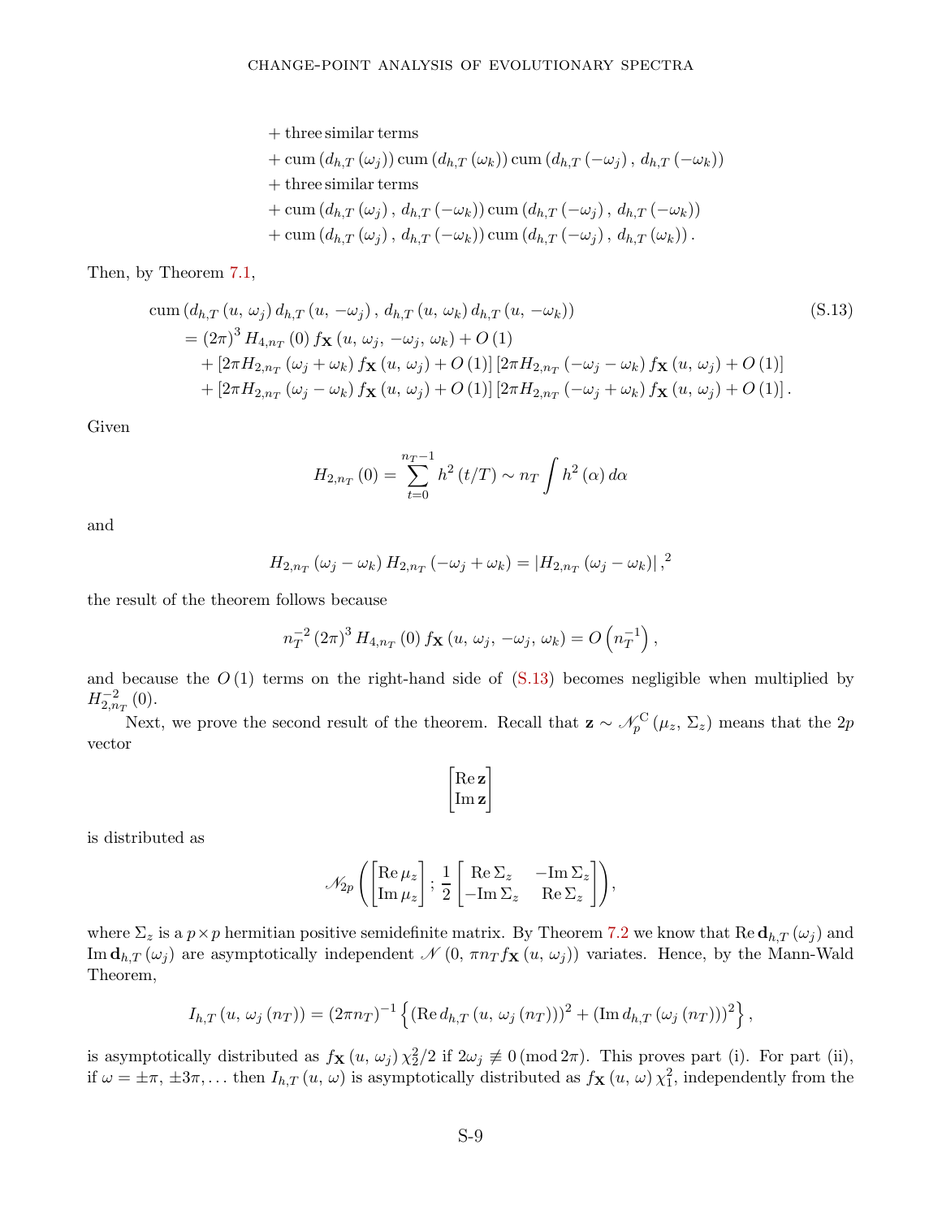$$
\begin{aligned}
&+ \text{three similar terms} \\
&+ \operatorname{cum}\left(d_{h,T}\left(\omega_j\right)\right) \operatorname{cum}\left(d_{h,T}\left(\omega_k\right)\right) \operatorname{cum}\left(d_{h,T}\left(-\omega_j\right),\, d_{h,T}\left(-\omega_k\right)\right) \\
&+ \text{three similar terms} \\
&+ \operatorname{cum}\left(d_{h,T}\left(\omega_j\right),\, d_{h,T}\left(-\omega_k\right)\right) \operatorname{cum}\left(d_{h,T}\left(-\omega_j\right),\, d_{h,T}\left(-\omega_k\right)\right) \\
&+ \operatorname{cum}\left(d_{h,T}\left(\omega_j\right),\, d_{h,T}\left(-\omega_k\right)\right) \operatorname{cum}\left(d_{h,T}\left(-\omega_j\right),\, d_{h,T}\left(\omega_k\right)\right).
\end{aligned}
$$

Then, by Theorem 7.1,

$$
\begin{aligned}
&\operatorname{cum}\left(d_{h,T}\left(u,\, \omega_j\right) d_{h,T}\left(u,\, -\omega_j\right),\, d_{h,T}\left(u,\, \omega_k\right) d_{h,T}\left(u,\, -\omega_k\right)\right) \\
&\quad = (2\pi)^3 H_{4,n_T}(0) f_{\mathbf{X}}\left(u,\, \omega_j,\, -\omega_j,\, \omega_k\right) + O(1) \\
&\qquad + \left[2\pi H_{2,n_T}\left(\omega_j+\omega_k\right) f_{\mathbf{X}}\left(u,\, \omega_j\right) + O(1)\right]\left[2\pi H_{2,n_T}\left(-\omega_j-\omega_k\right) f_{\mathbf{X}}\left(u,\, \omega_j\right) + O(1)\right] \\
&\qquad + \left[2\pi H_{2,n_T}\left(\omega_j-\omega_k\right) f_{\mathbf{X}}\left(u,\, \omega_j\right) + O(1)\right]\left[2\pi H_{2,n_T}\left(-\omega_j+\omega_k\right) f_{\mathbf{X}}\left(u,\, \omega_j\right) + O(1)\right].
\end{aligned}
\tag{S.13}
$$

Given

$$
H_{2,n_T}(0) = \sum_{t=0}^{n_T-1} h^2(t/T) \sim n_T \int h^2(\alpha)\, d\alpha
$$

and

$$
H_{2,n_T}\left(\omega_j-\omega_k\right) H_{2,n_T}\left(-\omega_j+\omega_k\right) = \left|H_{2,n_T}\left(\omega_j-\omega_k\right)\right|,^2
$$

the result of the theorem follows because

$$
n_T^{-2}(2\pi)^3 H_{4,n_T}(0) f_{\mathbf{X}}\left(u,\, \omega_j,\, -\omega_j,\, \omega_k\right) = O\left(n_T^{-1}\right),
$$

and because the $O(1)$ terms on the right-hand side of (S.13) becomes negligible when multiplied by $H_{2,n_T}^{-2}(0)$.

Next, we prove the second result of the theorem. Recall that $\mathbf{z} \sim \mathscr{N}_p^{\mathrm{C}}\left(\mu_z,\, \Sigma_z\right)$ means that the $2p$ vector

$$
\begin{bmatrix} \operatorname{Re}\mathbf{z} \\ \operatorname{Im}\mathbf{z} \end{bmatrix}
$$

is distributed as

$$
\mathscr{N}_{2p}\left(\begin{bmatrix} \operatorname{Re}\mu_z \\ \operatorname{Im}\mu_z \end{bmatrix};\, \frac{1}{2}\begin{bmatrix} \operatorname{Re}\Sigma_z & -\operatorname{Im}\Sigma_z \\ -\operatorname{Im}\Sigma_z & \operatorname{Re}\Sigma_z \end{bmatrix}\right),
$$

where $\Sigma_z$ is a $p \times p$ hermitian positive semidefinite matrix. By Theorem 7.2 we know that $\operatorname{Re}\mathbf{d}_{h,T}\left(\omega_j\right)$ and $\operatorname{Im}\mathbf{d}_{h,T}\left(\omega_j\right)$ are asymptotically independent $\mathscr{N}\left(0,\, \pi n_T f_{\mathbf{X}}\left(u,\, \omega_j\right)\right)$ variates. Hence, by the Mann-Wald Theorem,

$$
I_{h,T}\left(u,\, \omega_j\left(n_T\right)\right) = \left(2\pi n_T\right)^{-1}\left\{\left(\operatorname{Re} d_{h,T}\left(u,\, \omega_j\left(n_T\right)\right)\right)^2 + \left(\operatorname{Im} d_{h,T}\left(\omega_j\left(n_T\right)\right)\right)^2\right\},
$$

is asymptotically distributed as $f_{\mathbf{X}}\left(u,\, \omega_j\right)\chi_2^2/2$ if $2\omega_j \not\equiv 0\,(\operatorname{mod} 2\pi)$. This proves part (i). For part (ii), if $\omega = \pm\pi,\, \pm 3\pi, \ldots$ then $I_{h,T}(u,\, \omega)$ is asymptotically distributed as $f_{\mathbf{X}}(u,\, \omega)\,\chi_1^2$, independently from the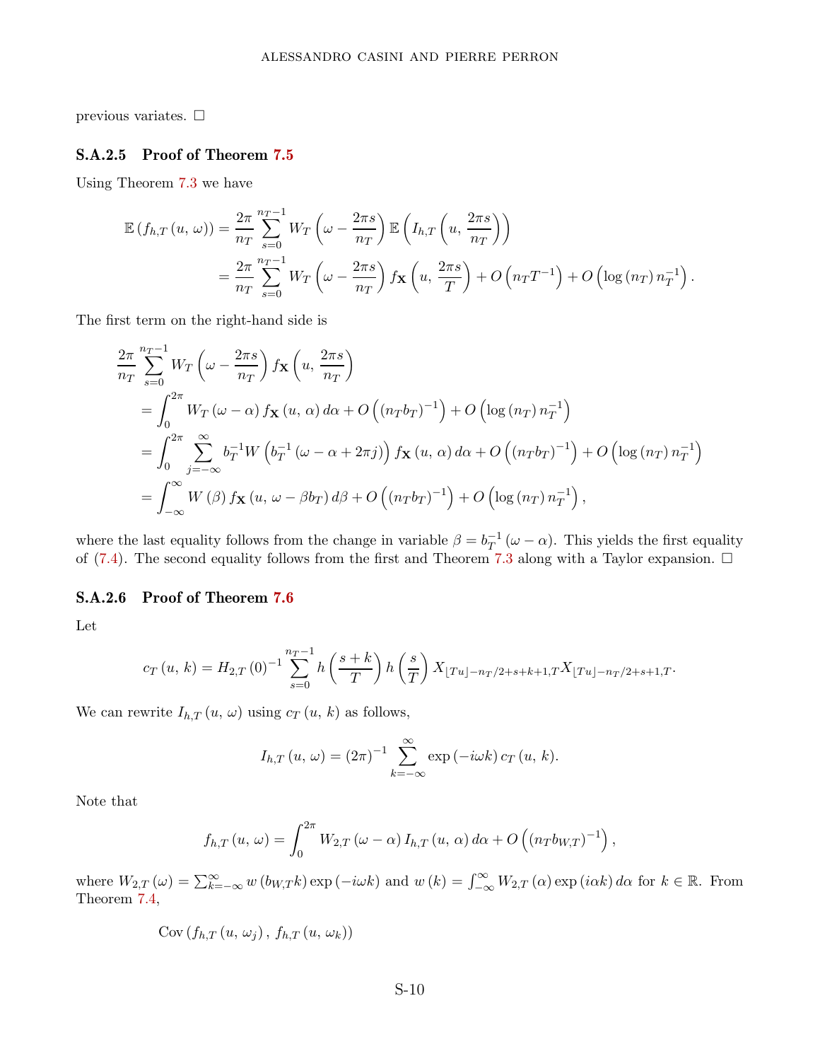previous variates. □

### S.A.2.5 Proof of Theorem 7.5

Using Theorem 7.3 we have

$$\begin{aligned}
\mathbb{E}\left(f_{h,T}\left(u,\,\omega\right)\right) &= \frac{2\pi}{n_T}\sum_{s=0}^{n_T-1} W_T\left(\omega-\frac{2\pi s}{n_T}\right)\mathbb{E}\left(I_{h,T}\left(u,\,\frac{2\pi s}{n_T}\right)\right)\\
&= \frac{2\pi}{n_T}\sum_{s=0}^{n_T-1} W_T\left(\omega-\frac{2\pi s}{n_T}\right) f_{\mathbf{X}}\left(u,\,\frac{2\pi s}{T}\right)+O\left(n_T T^{-1}\right)+O\left(\log\left(n_T\right)n_T^{-1}\right).
\end{aligned}$$

The first term on the right-hand side is

$$\begin{aligned}
&\frac{2\pi}{n_T}\sum_{s=0}^{n_T-1} W_T\left(\omega-\frac{2\pi s}{n_T}\right) f_{\mathbf{X}}\left(u,\,\frac{2\pi s}{n_T}\right)\\
&\quad=\int_0^{2\pi} W_T\left(\omega-\alpha\right) f_{\mathbf{X}}\left(u,\,\alpha\right)d\alpha+O\left(\left(n_T b_T\right)^{-1}\right)+O\left(\log\left(n_T\right)n_T^{-1}\right)\\
&\quad=\int_0^{2\pi}\sum_{j=-\infty}^{\infty} b_T^{-1}W\left(b_T^{-1}\left(\omega-\alpha+2\pi j\right)\right) f_{\mathbf{X}}\left(u,\,\alpha\right)d\alpha+O\left(\left(n_T b_T\right)^{-1}\right)+O\left(\log\left(n_T\right)n_T^{-1}\right)\\
&\quad=\int_{-\infty}^{\infty} W\left(\beta\right) f_{\mathbf{X}}\left(u,\,\omega-\beta b_T\right)d\beta+O\left(\left(n_T b_T\right)^{-1}\right)+O\left(\log\left(n_T\right)n_T^{-1}\right),
\end{aligned}$$

where the last equality follows from the change in variable $\beta=b_T^{-1}\left(\omega-\alpha\right)$. This yields the first equality of (7.4). The second equality follows from the first and Theorem 7.3 along with a Taylor expansion. □

### S.A.2.6 Proof of Theorem 7.6

Let

$$c_T\left(u,\,k\right)=H_{2,T}\left(0\right)^{-1}\sum_{s=0}^{n_T-1} h\left(\frac{s+k}{T}\right)h\left(\frac{s}{T}\right)X_{\lfloor Tu\rfloor-n_T/2+s+k+1,T}X_{\lfloor Tu\rfloor-n_T/2+s+1,T}.$$

We can rewrite $I_{h,T}\left(u,\,\omega\right)$ using $c_T\left(u,\,k\right)$ as follows,

$$I_{h,T}\left(u,\,\omega\right)=\left(2\pi\right)^{-1}\sum_{k=-\infty}^{\infty}\exp\left(-i\omega k\right)c_T\left(u,\,k\right).$$

Note that

$$f_{h,T}\left(u,\,\omega\right)=\int_0^{2\pi} W_{2,T}\left(\omega-\alpha\right)I_{h,T}\left(u,\,\alpha\right)d\alpha+O\left(\left(n_T b_{W,T}\right)^{-1}\right),$$

where $W_{2,T}\left(\omega\right)=\sum_{k=-\infty}^{\infty} w\left(b_{W,T}k\right)\exp\left(-i\omega k\right)$ and $w\left(k\right)=\int_{-\infty}^{\infty} W_{2,T}\left(\alpha\right)\exp\left(i\alpha k\right)d\alpha$ for $k\in\mathbb{R}$. From Theorem 7.4,

$$\mathrm{Cov}\left(f_{h,T}\left(u,\,\omega_j\right),\,f_{h,T}\left(u,\,\omega_k\right)\right)$$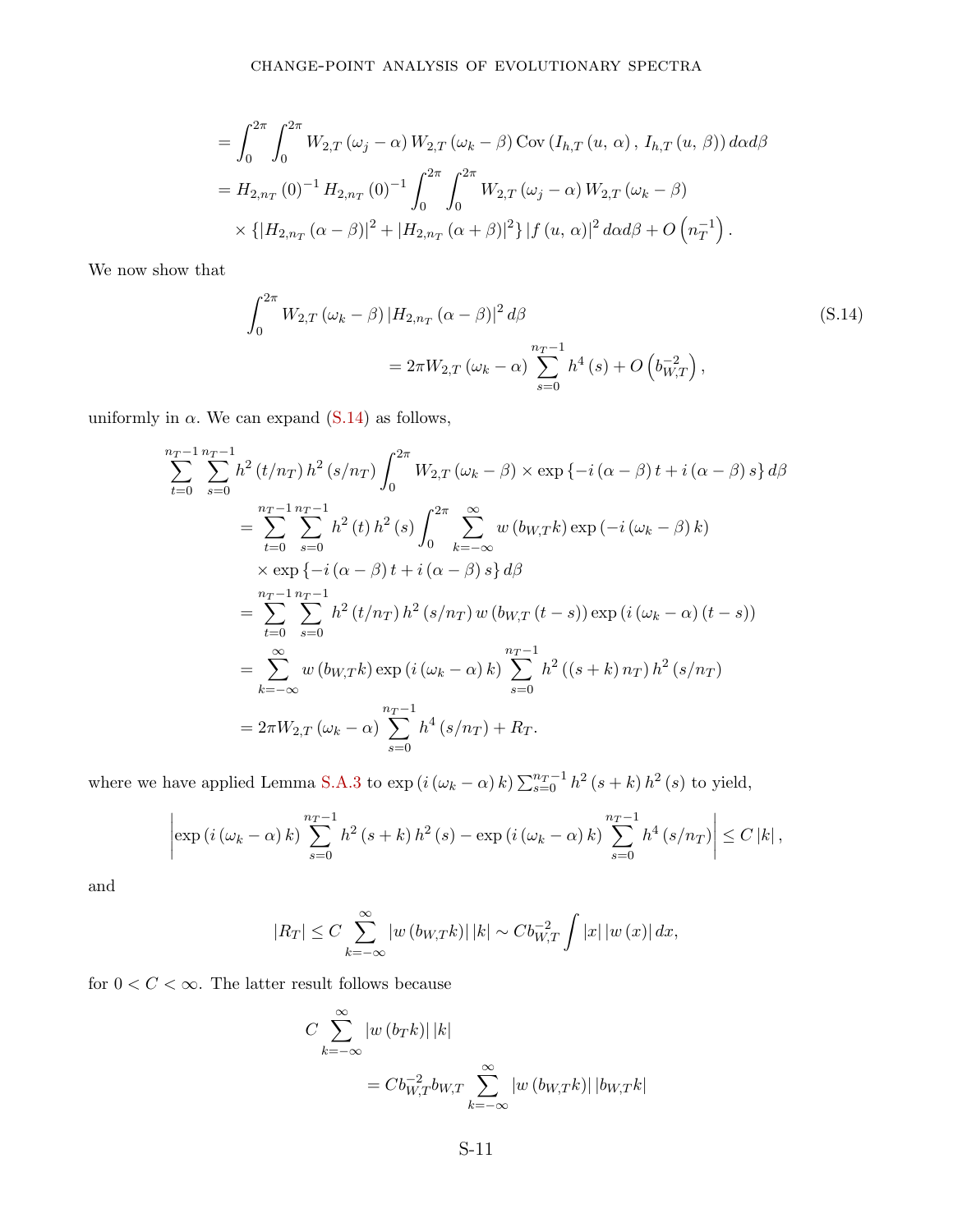$$
\begin{aligned}
&= \int_0^{2\pi} \int_0^{2\pi} W_{2,T}(\omega_j - \alpha) W_{2,T}(\omega_k - \beta) \operatorname{Cov}(I_{h,T}(u, \alpha), I_{h,T}(u, \beta)) \, d\alpha d\beta \\
&= H_{2,n_T}(0)^{-1} H_{2,n_T}(0)^{-1} \int_0^{2\pi} \int_0^{2\pi} W_{2,T}(\omega_j - \alpha) W_{2,T}(\omega_k - \beta) \\
&\quad \times \left\{ |H_{2,n_T}(\alpha - \beta)|^2 + |H_{2,n_T}(\alpha + \beta)|^2 \right\} |f(u, \alpha)|^2 \, d\alpha d\beta + O\left(n_T^{-1}\right).
\end{aligned}
$$

We now show that

$$
\int_0^{2\pi} W_{2,T}(\omega_k - \beta) |H_{2,n_T}(\alpha - \beta)|^2 \, d\beta = 2\pi W_{2,T}(\omega_k - \alpha) \sum_{s=0}^{n_T - 1} h^4(s) + O\left(b_{W,T}^{-2}\right), \tag{S.14}
$$

uniformly in $\alpha$. We can expand (S.14) as follows,

$$
\begin{aligned}
&\sum_{t=0}^{n_T-1} \sum_{s=0}^{n_T-1} h^2(t/n_T) h^2(s/n_T) \int_0^{2\pi} W_{2,T}(\omega_k - \beta) \times \exp\{-i(\alpha - \beta)t + i(\alpha - \beta)s\} \, d\beta \\
&\quad = \sum_{t=0}^{n_T-1} \sum_{s=0}^{n_T-1} h^2(t) h^2(s) \int_0^{2\pi} \sum_{k=-\infty}^{\infty} w(b_{W,T} k) \exp(-i(\omega_k - \beta)k) \\
&\quad \quad \times \exp\{-i(\alpha - \beta)t + i(\alpha - \beta)s\} \, d\beta \\
&\quad = \sum_{t=0}^{n_T-1} \sum_{s=0}^{n_T-1} h^2(t/n_T) h^2(s/n_T) w(b_{W,T}(t-s)) \exp(i(\omega_k - \alpha)(t-s)) \\
&\quad = \sum_{k=-\infty}^{\infty} w(b_{W,T} k) \exp(i(\omega_k - \alpha)k) \sum_{s=0}^{n_T-1} h^2((s+k)n_T) h^2(s/n_T) \\
&\quad = 2\pi W_{2,T}(\omega_k - \alpha) \sum_{s=0}^{n_T-1} h^4(s/n_T) + R_T.
\end{aligned}
$$

where we have applied Lemma S.A.3 to $\exp(i(\omega_k - \alpha)k) \sum_{s=0}^{n_T-1} h^2(s+k) h^2(s)$ to yield,

$$
\left| \exp(i(\omega_k - \alpha)k) \sum_{s=0}^{n_T-1} h^2(s+k) h^2(s) - \exp(i(\omega_k - \alpha)k) \sum_{s=0}^{n_T-1} h^4(s/n_T) \right| \leq C|k|,
$$

and

$$
|R_T| \leq C \sum_{k=-\infty}^{\infty} |w(b_{W,T} k)| |k| \sim C b_{W,T}^{-2} \int |x| |w(x)| \, dx,
$$

for $0 < C < \infty$. The latter result follows because

$$
C \sum_{k=-\infty}^{\infty} |w(b_T k)| |k| = C b_{W,T}^{-2} b_{W,T} \sum_{k=-\infty}^{\infty} |w(b_{W,T} k)| |b_{W,T} k|
$$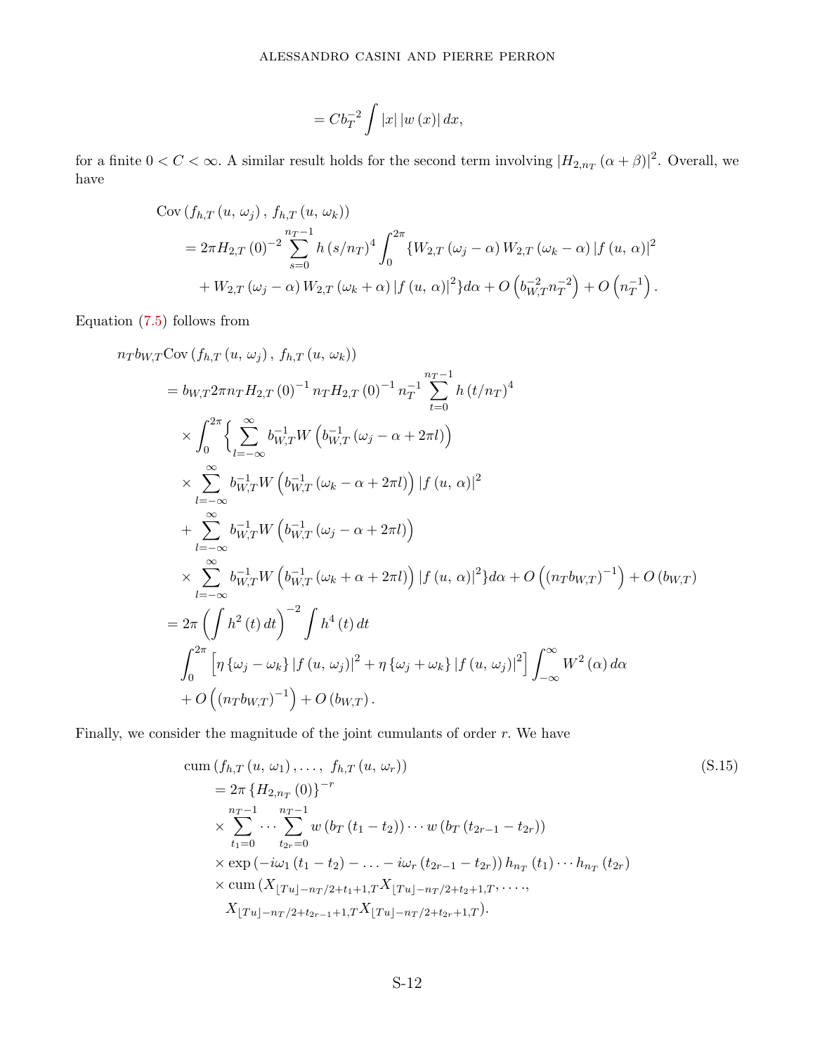$$= Cb_T^{-2} \int |x| \, |w(x)| \, dx,$$

for a finite $0 < C < \infty$. A similar result holds for the second term involving $|H_{2,n_T}(\alpha+\beta)|^2$. Overall, we have

$$\begin{aligned}
&\operatorname{Cov}\left(f_{h,T}(u, \omega_j), f_{h,T}(u, \omega_k)\right) \\
&\quad = 2\pi H_{2,T}(0)^{-2} \sum_{s=0}^{n_T-1} h(s/n_T)^4 \int_0^{2\pi} \{W_{2,T}(\omega_j - \alpha) W_{2,T}(\omega_k - \alpha) |f(u, \alpha)|^2 \\
&\qquad + W_{2,T}(\omega_j - \alpha) W_{2,T}(\omega_k + \alpha) |f(u, \alpha)|^2\} d\alpha + O\left(b_{W,T}^{-2} n_T^{-2}\right) + O\left(n_T^{-1}\right).
\end{aligned}$$

Equation (7.5) follows from

$$\begin{aligned}
&n_T b_{W,T} \operatorname{Cov}\left(f_{h,T}(u, \omega_j), f_{h,T}(u, \omega_k)\right) \\
&\quad = b_{W,T} 2\pi n_T H_{2,T}(0)^{-1} n_T H_{2,T}(0)^{-1} n_T^{-1} \sum_{t=0}^{n_T-1} h(t/n_T)^4 \\
&\qquad \times \int_0^{2\pi} \Bigg\{ \sum_{l=-\infty}^{\infty} b_{W,T}^{-1} W\left(b_{W,T}^{-1}(\omega_j - \alpha + 2\pi l)\right) \\
&\qquad \times \sum_{l=-\infty}^{\infty} b_{W,T}^{-1} W\left(b_{W,T}^{-1}(\omega_k - \alpha + 2\pi l)\right) |f(u, \alpha)|^2 \\
&\qquad + \sum_{l=-\infty}^{\infty} b_{W,T}^{-1} W\left(b_{W,T}^{-1}(\omega_j - \alpha + 2\pi l)\right) \\
&\qquad \times \sum_{l=-\infty}^{\infty} b_{W,T}^{-1} W\left(b_{W,T}^{-1}(\omega_k + \alpha + 2\pi l)\right) |f(u, \alpha)|^2 \Bigg\} d\alpha + O\left((n_T b_{W,T})^{-1}\right) + O\left(b_{W,T}\right) \\
&\quad = 2\pi \left(\int h^2(t)\, dt\right)^{-2} \int h^4(t)\, dt \\
&\qquad \int_0^{2\pi} \left[\eta\{\omega_j - \omega_k\} |f(u, \omega_j)|^2 + \eta\{\omega_j + \omega_k\} |f(u, \omega_j)|^2\right] \int_{-\infty}^{\infty} W^2(\alpha)\, d\alpha \\
&\qquad + O\left((n_T b_{W,T})^{-1}\right) + O\left(b_{W,T}\right).
\end{aligned}$$

Finally, we consider the magnitude of the joint cumulants of order $r$. We have

$$\begin{aligned}
&\operatorname{cum}\left(f_{h,T}(u, \omega_1), \ldots, f_{h,T}(u, \omega_r)\right) \\
&\quad = 2\pi \{H_{2,n_T}(0)\}^{-r} \\
&\quad \times \sum_{t_1=0}^{n_T-1} \cdots \sum_{t_{2r}=0}^{n_T-1} w\left(b_T(t_1 - t_2)\right) \cdots w\left(b_T(t_{2r-1} - t_{2r})\right) \\
&\quad \times \exp\left(-i\omega_1(t_1 - t_2) - \ldots - i\omega_r(t_{2r-1} - t_{2r})\right) h_{n_T}(t_1) \cdots h_{n_T}(t_{2r}) \\
&\quad \times \operatorname{cum}\left(X_{\lfloor Tu \rfloor - n_T/2 + t_1 + 1, T} X_{\lfloor Tu \rfloor - n_T/2 + t_2 + 1, T}, \ldots,\right. \\
&\qquad \left. X_{\lfloor Tu \rfloor - n_T/2 + t_{2r-1} + 1, T} X_{\lfloor Tu \rfloor - n_T/2 + t_{2r} + 1, T}\right).
\end{aligned} \tag{S.15}$$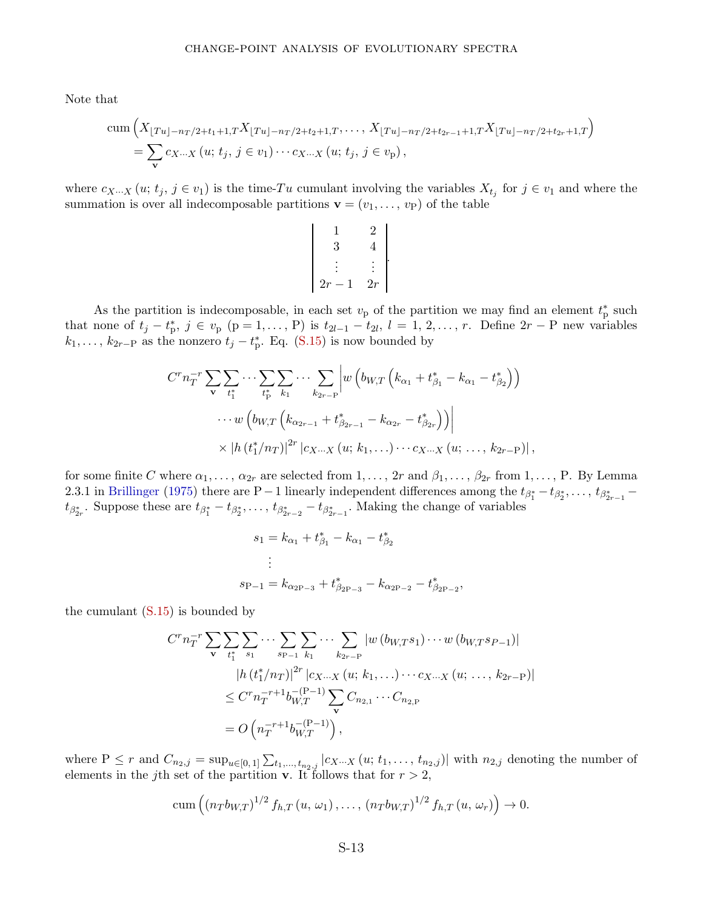Note that

$$
\begin{aligned}
&\operatorname{cum}\left(X_{\lfloor Tu\rfloor-n_T/2+t_1+1,T}X_{\lfloor Tu\rfloor-n_T/2+t_2+1,T},\ldots,\,X_{\lfloor Tu\rfloor-n_T/2+t_{2r-1}+1,T}X_{\lfloor Tu\rfloor-n_T/2+t_{2r}+1,T}\right)\\
&\quad=\sum_{\mathbf{v}} c_{X\cdots X}\left(u;\,t_j,\,j\in v_1\right)\cdots c_{X\cdots X}\left(u;\,t_j,\,j\in v_{\mathrm{P}}\right),
\end{aligned}
$$

where $c_{X\cdots X}\left(u;\,t_j,\,j\in v_1\right)$ is the time-$Tu$ cumulant involving the variables $X_{t_j}$ for $j\in v_1$ and where the summation is over all indecomposable partitions $\mathbf{v}=(v_1,\ldots,\,v_{\mathrm{P}})$ of the table

$$
\begin{vmatrix}
1 & 2\\
3 & 4\\
\vdots & \vdots\\
2r-1 & 2r
\end{vmatrix}.
$$

As the partition is indecomposable, in each set $v_{\mathrm{p}}$ of the partition we may find an element $t_{\mathrm{p}}^*$ such that none of $t_j-t_{\mathrm{p}}^*,\ j\in v_{\mathrm{p}}$ $(\mathrm{p}=1,\ldots,\mathrm{P})$ is $t_{2l-1}-t_{2l},\ l=1,\,2,\ldots,r$. Define $2r-\mathrm{P}$ new variables $k_1,\ldots,k_{2r-\mathrm{P}}$ as the nonzero $t_j-t_{\mathrm{p}}^*$. Eq. (S.15) is now bounded by

$$
\begin{aligned}
C^r n_T^{-r}\sum_{\mathbf{v}}\sum_{t_1^*}\cdots\sum_{t_{\mathrm{P}}^*}\sum_{k_1}\cdots\sum_{k_{2r-\mathrm{P}}}&\left|w\left(b_{W,T}\left(k_{\alpha_1}+t_{\beta_1}^*-k_{\alpha_1}-t_{\beta_2}^*\right)\right)\right.\\
&\left.\cdots w\left(b_{W,T}\left(k_{\alpha_{2r-1}}+t_{\beta_{2r-1}}^*-k_{\alpha_{2r}}-t_{\beta_{2r}}^*\right)\right)\right|\\
&\times\left|h\left(t_1^*/n_T\right)\right|^{2r}\left|c_{X\cdots X}\left(u;\,k_1,\ldots\right)\cdots c_{X\cdots X}\left(u;\,\ldots,\,k_{2r-\mathrm{P}}\right)\right|,
\end{aligned}
$$

for some finite $C$ where $\alpha_1,\ldots,\,\alpha_{2r}$ are selected from $1,\ldots,2r$ and $\beta_1,\ldots,\beta_{2r}$ from $1,\ldots,\mathrm{P}$. By Lemma 2.3.1 in Brillinger (1975) there are $\mathrm{P}-1$ linearly independent differences among the $t_{\beta_1^*}-t_{\beta_2^*},\ldots,\,t_{\beta_{2r-1}^*}-t_{\beta_{2r}^*}$. Suppose these are $t_{\beta_1^*}-t_{\beta_2^*},\ldots,\,t_{\beta_{2r-2}^*}-t_{\beta_{2r-1}^*}$. Making the change of variables

$$
\begin{aligned}
s_1&=k_{\alpha_1}+t_{\beta_1}^*-k_{\alpha_1}-t_{\beta_2}^*\\
&\ \ \vdots\\
s_{\mathrm{P}-1}&=k_{\alpha_{2\mathrm{P}-3}}+t_{\beta_{2\mathrm{P}-3}}^*-k_{\alpha_{2\mathrm{P}-2}}-t_{\beta_{2\mathrm{P}-2}}^*,
\end{aligned}
$$

the cumulant (S.15) is bounded by

$$
\begin{aligned}
C^r n_T^{-r}\sum_{\mathbf{v}}\sum_{t_1^*}\sum_{s_1}\cdots\sum_{s_{\mathrm{P}-1}}\sum_{k_1}\cdots\sum_{k_{2r-\mathrm{P}}}&\left|w\left(b_{W,T}s_1\right)\cdots w\left(b_{W,T}s_{P-1}\right)\right|\\
&\left|h\left(t_1^*/n_T\right)\right|^{2r}\left|c_{X\cdots X}\left(u;\,k_1,\ldots\right)\cdots c_{X\cdots X}\left(u;\,\ldots,\,k_{2r-\mathrm{P}}\right)\right|\\
&\leq C^r n_T^{-r+1}b_{W,T}^{-(\mathrm{P}-1)}\sum_{\mathbf{v}}C_{n_{2,1}}\cdots C_{n_{2,\mathrm{P}}}\\
&=O\left(n_T^{-r+1}b_{W,T}^{-(\mathrm{P}-1)}\right),
\end{aligned}
$$

where $\mathrm{P}\leq r$ and $C_{n_{2,j}}=\sup_{u\in[0,1]}\sum_{t_1,\ldots,t_{n_{2,j}}}\left|c_{X\cdots X}\left(u;\,t_1,\ldots,\,t_{n_{2,j}}\right)\right|$ with $n_{2,j}$ denoting the number of elements in the $j$th set of the partition $\mathbf{v}$. It follows that for $r>2$,

$$
\operatorname{cum}\left(\left(n_Tb_{W,T}\right)^{1/2}f_{h,T}\left(u,\,\omega_1\right),\ldots,\,\left(n_Tb_{W,T}\right)^{1/2}f_{h,T}\left(u,\,\omega_r\right)\right)\rightarrow 0.
$$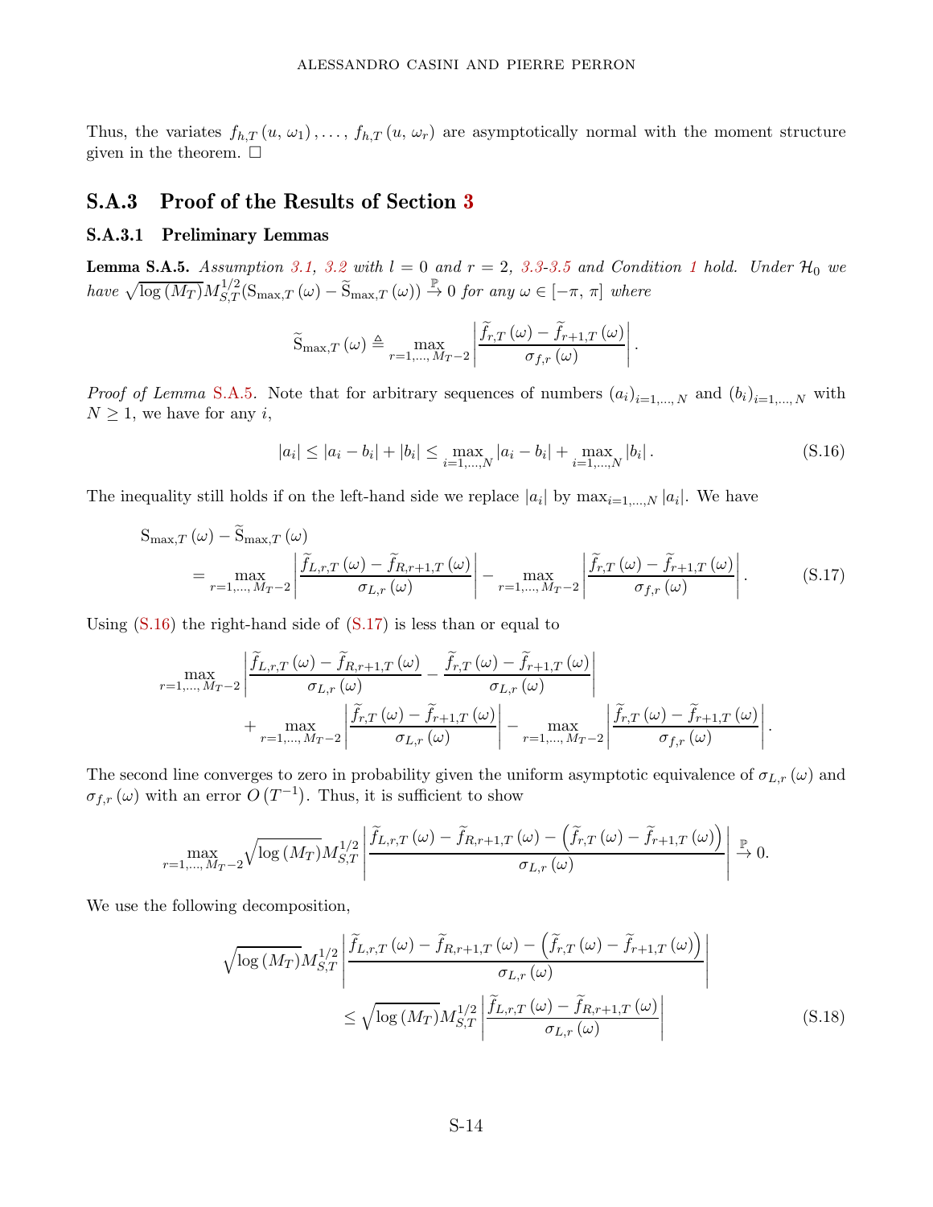Thus, the variates $f_{h,T}(u, \omega_1), \ldots, f_{h,T}(u, \omega_r)$ are asymptotically normal with the moment structure given in the theorem. □

## S.A.3 Proof of the Results of Section 3

### S.A.3.1 Preliminary Lemmas

**Lemma S.A.5.** *Assumption 3.1, 3.2 with $l = 0$ and $r = 2$, 3.3-3.5 and Condition 1 hold. Under $\mathcal{H}_0$ we have $\sqrt{\log(M_T)} M_{S,T}^{1/2}(\mathrm{S}_{\max,T}(\omega) - \widetilde{\mathrm{S}}_{\max,T}(\omega)) \xrightarrow{\mathbb{P}} 0$ for any $\omega \in [-\pi, \pi]$ where*

$$\widetilde{\mathrm{S}}_{\max,T}(\omega) \triangleq \max_{r=1,\ldots,M_T-2} \left| \frac{\widetilde{f}_{r,T}(\omega) - \widetilde{f}_{r+1,T}(\omega)}{\sigma_{f,r}(\omega)} \right|.$$

*Proof of Lemma S.A.5.* Note that for arbitrary sequences of numbers $(a_i)_{i=1,\ldots,N}$ and $(b_i)_{i=1,\ldots,N}$ with $N \geq 1$, we have for any $i$,

$$|a_i| \leq |a_i - b_i| + |b_i| \leq \max_{i=1,\ldots,N} |a_i - b_i| + \max_{i=1,\ldots,N} |b_i|. \tag{S.16}$$

The inequality still holds if on the left-hand side we replace $|a_i|$ by $\max_{i=1,\ldots,N} |a_i|$. We have

$$\begin{aligned}
&\mathrm{S}_{\max,T}(\omega) - \widetilde{\mathrm{S}}_{\max,T}(\omega) \\
&\quad = \max_{r=1,\ldots,M_T-2} \left| \frac{\widetilde{f}_{L,r,T}(\omega) - \widetilde{f}_{R,r+1,T}(\omega)}{\sigma_{L,r}(\omega)} \right| - \max_{r=1,\ldots,M_T-2} \left| \frac{\widetilde{f}_{r,T}(\omega) - \widetilde{f}_{r+1,T}(\omega)}{\sigma_{f,r}(\omega)} \right|.
\end{aligned} \tag{S.17}$$

Using (S.16) the right-hand side of (S.17) is less than or equal to

$$\begin{aligned}
&\max_{r=1,\ldots,M_T-2} \left| \frac{\widetilde{f}_{L,r,T}(\omega) - \widetilde{f}_{R,r+1,T}(\omega)}{\sigma_{L,r}(\omega)} - \frac{\widetilde{f}_{r,T}(\omega) - \widetilde{f}_{r+1,T}(\omega)}{\sigma_{L,r}(\omega)} \right| \\
&\qquad + \max_{r=1,\ldots,M_T-2} \left| \frac{\widetilde{f}_{r,T}(\omega) - \widetilde{f}_{r+1,T}(\omega)}{\sigma_{L,r}(\omega)} \right| - \max_{r=1,\ldots,M_T-2} \left| \frac{\widetilde{f}_{r,T}(\omega) - \widetilde{f}_{r+1,T}(\omega)}{\sigma_{f,r}(\omega)} \right|.
\end{aligned}$$

The second line converges to zero in probability given the uniform asymptotic equivalence of $\sigma_{L,r}(\omega)$ and $\sigma_{f,r}(\omega)$ with an error $O(T^{-1})$. Thus, it is sufficient to show

$$\max_{r=1,\ldots,M_T-2} \sqrt{\log(M_T)} M_{S,T}^{1/2} \left| \frac{\widetilde{f}_{L,r,T}(\omega) - \widetilde{f}_{R,r+1,T}(\omega) - \left(\widetilde{f}_{r,T}(\omega) - \widetilde{f}_{r+1,T}(\omega)\right)}{\sigma_{L,r}(\omega)} \right| \xrightarrow{\mathbb{P}} 0.$$

We use the following decomposition,

$$\begin{aligned}
&\sqrt{\log(M_T)} M_{S,T}^{1/2} \left| \frac{\widetilde{f}_{L,r,T}(\omega) - \widetilde{f}_{R,r+1,T}(\omega) - \left(\widetilde{f}_{r,T}(\omega) - \widetilde{f}_{r+1,T}(\omega)\right)}{\sigma_{L,r}(\omega)} \right| \\
&\qquad \leq \sqrt{\log(M_T)} M_{S,T}^{1/2} \left| \frac{\widetilde{f}_{L,r,T}(\omega) - \widetilde{f}_{R,r+1,T}(\omega)}{\sigma_{L,r}(\omega)} \right|
\end{aligned} \tag{S.18}$$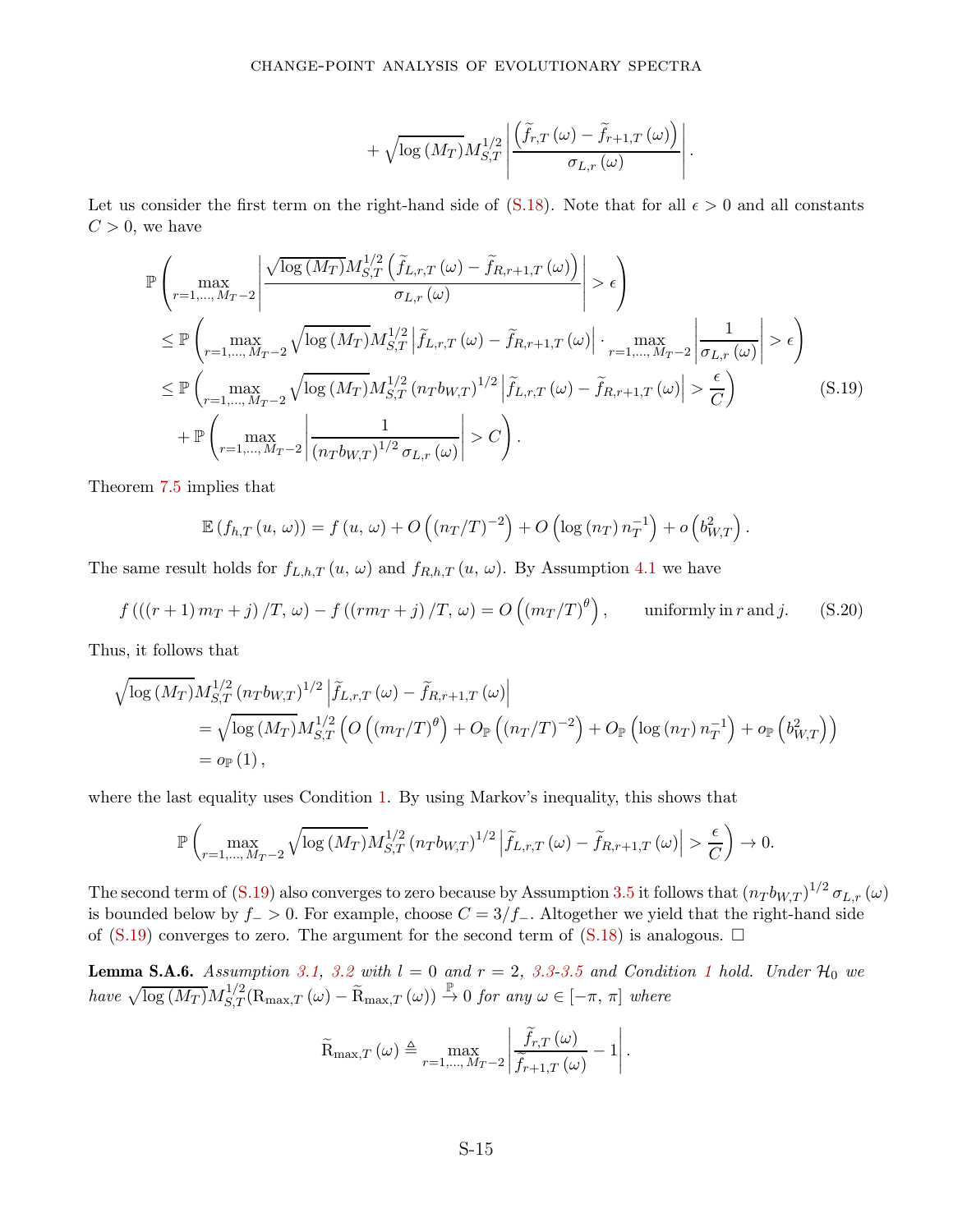$$+\sqrt{\log\left(M_{T}\right)}M_{S,T}^{1/2}\left|\frac{\left(\widetilde{f}_{r,T}\left(\omega\right)-\widetilde{f}_{r+1,T}\left(\omega\right)\right)}{\sigma_{L,r}\left(\omega\right)}\right|.$$

Let us consider the first term on the right-hand side of (S.18). Note that for all $\epsilon>0$ and all constants $C>0$, we have

$$\begin{aligned}
&\mathbb{P}\left(\max_{r=1,\ldots,M_{T}-2}\left|\frac{\sqrt{\log\left(M_{T}\right)}M_{S,T}^{1/2}\left(\widetilde{f}_{L,r,T}\left(\omega\right)-\widetilde{f}_{R,r+1,T}\left(\omega\right)\right)}{\sigma_{L,r}\left(\omega\right)}\right|>\epsilon\right)\\
&\leq\mathbb{P}\left(\max_{r=1,\ldots,M_{T}-2}\sqrt{\log\left(M_{T}\right)}M_{S,T}^{1/2}\left|\widetilde{f}_{L,r,T}\left(\omega\right)-\widetilde{f}_{R,r+1,T}\left(\omega\right)\right|\cdot\max_{r=1,\ldots,M_{T}-2}\left|\frac{1}{\sigma_{L,r}\left(\omega\right)}\right|>\epsilon\right)\\
&\leq\mathbb{P}\left(\max_{r=1,\ldots,M_{T}-2}\sqrt{\log\left(M_{T}\right)}M_{S,T}^{1/2}\left(n_{T}b_{W,T}\right)^{1/2}\left|\widetilde{f}_{L,r,T}\left(\omega\right)-\widetilde{f}_{R,r+1,T}\left(\omega\right)\right|>\frac{\epsilon}{C}\right)\\
&\quad+\mathbb{P}\left(\max_{r=1,\ldots,M_{T}-2}\left|\frac{1}{\left(n_{T}b_{W,T}\right)^{1/2}\sigma_{L,r}\left(\omega\right)}\right|>C\right).
\end{aligned}\tag{S.19}$$

Theorem 7.5 implies that

$$\mathbb{E}\left(f_{h,T}\left(u,\,\omega\right)\right)=f\left(u,\,\omega\right)+O\left(\left(n_{T}/T\right)^{-2}\right)+O\left(\log\left(n_{T}\right)n_{T}^{-1}\right)+o\left(b_{W,T}^{2}\right).$$

The same result holds for $f_{L,h,T}\left(u,\,\omega\right)$ and $f_{R,h,T}\left(u,\,\omega\right)$. By Assumption 4.1 we have

$$f\left(\left(\left(r+1\right)m_{T}+j\right)/T,\,\omega\right)-f\left(\left(rm_{T}+j\right)/T,\,\omega\right)=O\left(\left(m_{T}/T\right)^{\theta}\right),\qquad\text{uniformly in } r \text{ and } j.\tag{S.20}$$

Thus, it follows that

$$\begin{aligned}
\sqrt{\log\left(M_{T}\right)}M_{S,T}^{1/2}\left(n_{T}b_{W,T}\right)^{1/2}&\left|\widetilde{f}_{L,r,T}\left(\omega\right)-\widetilde{f}_{R,r+1,T}\left(\omega\right)\right|\\
&=\sqrt{\log\left(M_{T}\right)}M_{S,T}^{1/2}\left(O\left(\left(m_{T}/T\right)^{\theta}\right)+O_{\mathbb{P}}\left(\left(n_{T}/T\right)^{-2}\right)+O_{\mathbb{P}}\left(\log\left(n_{T}\right)n_{T}^{-1}\right)+o_{\mathbb{P}}\left(b_{W,T}^{2}\right)\right)\\
&=o_{\mathbb{P}}\left(1\right),
\end{aligned}$$

where the last equality uses Condition 1. By using Markov's inequality, this shows that

$$\mathbb{P}\left(\max_{r=1,\ldots,M_{T}-2}\sqrt{\log\left(M_{T}\right)}M_{S,T}^{1/2}\left(n_{T}b_{W,T}\right)^{1/2}\left|\widetilde{f}_{L,r,T}\left(\omega\right)-\widetilde{f}_{R,r+1,T}\left(\omega\right)\right|>\frac{\epsilon}{C}\right)\rightarrow0.$$

The second term of (S.19) also converges to zero because by Assumption 3.5 it follows that $\left(n_{T}b_{W,T}\right)^{1/2}\sigma_{L,r}\left(\omega\right)$ is bounded below by $f_{-}>0$. For example, choose $C=3/f_{-}$. Altogether we yield that the right-hand side of (S.19) converges to zero. The argument for the second term of (S.18) is analogous. □

**Lemma S.A.6.** *Assumption 3.1, 3.2 with $l=0$ and $r=2$, 3.3-3.5 and Condition 1 hold. Under $\mathcal{H}_{0}$ we have $\sqrt{\log\left(M_{T}\right)}M_{S,T}^{1/2}(\mathrm{R}_{\max,T}\left(\omega\right)-\widetilde{\mathrm{R}}_{\max,T}\left(\omega\right))\overset{\mathbb{P}}{\rightarrow}0$ for any $\omega\in\left[-\pi,\,\pi\right]$ where*

$$\widetilde{\mathrm{R}}_{\max,T}\left(\omega\right)\triangleq\max_{r=1,\ldots,M_{T}-2}\left|\frac{\widetilde{f}_{r,T}\left(\omega\right)}{\widetilde{f}_{r+1,T}\left(\omega\right)}-1\right|.$$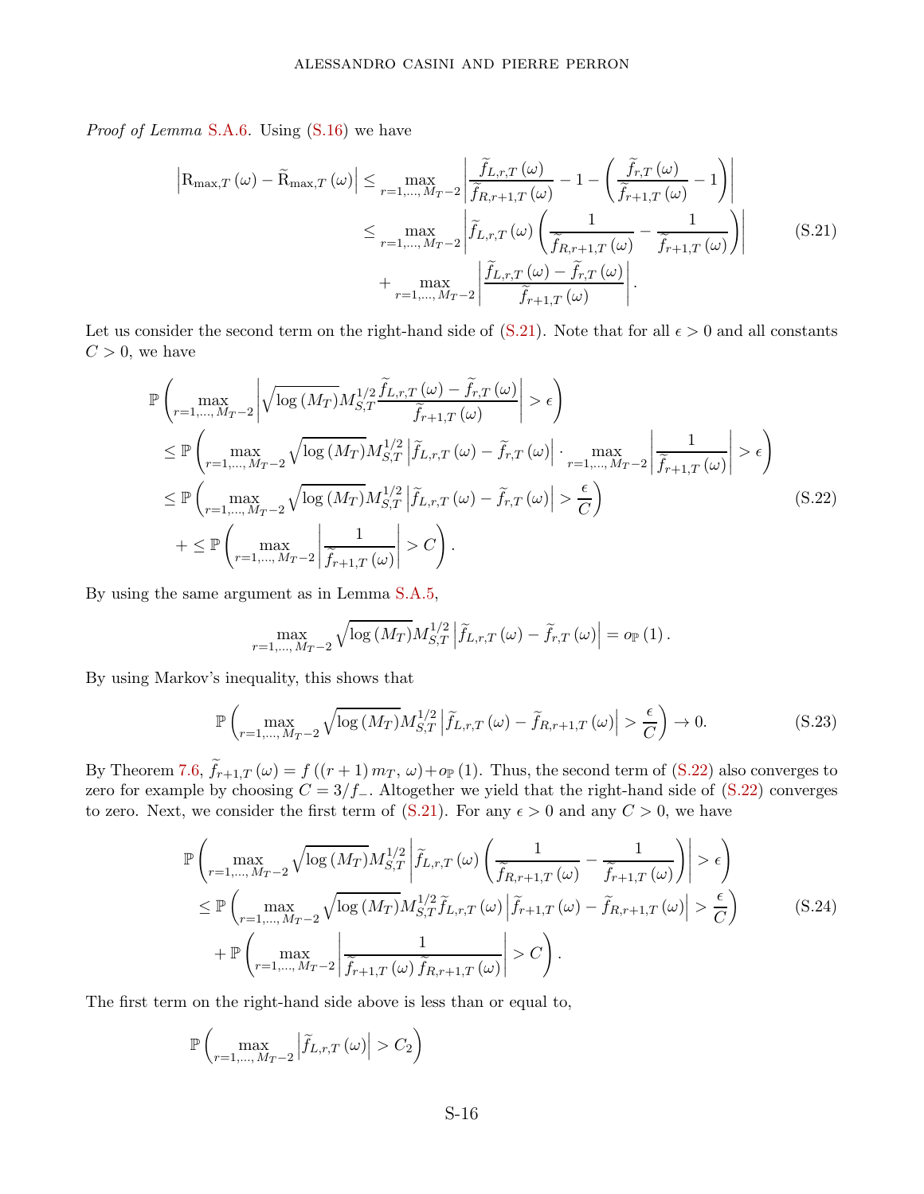*Proof of Lemma* S.A.6. Using (S.16) we have

$$
\begin{aligned}
\left|\mathrm{R}_{\max,T}(\omega)-\widetilde{\mathrm{R}}_{\max,T}(\omega)\right| &\leq \max_{r=1,\ldots,M_T-2}\left|\frac{\widetilde{f}_{L,r,T}(\omega)}{\widetilde{f}_{R,r+1,T}(\omega)}-1-\left(\frac{\widetilde{f}_{r,T}(\omega)}{\widetilde{f}_{r+1,T}(\omega)}-1\right)\right| \\
&\leq \max_{r=1,\ldots,M_T-2}\left|\widetilde{f}_{L,r,T}(\omega)\left(\frac{1}{\widetilde{f}_{R,r+1,T}(\omega)}-\frac{1}{\widetilde{f}_{r+1,T}(\omega)}\right)\right| \\
&\quad+\max_{r=1,\ldots,M_T-2}\left|\frac{\widetilde{f}_{L,r,T}(\omega)-\widetilde{f}_{r,T}(\omega)}{\widetilde{f}_{r+1,T}(\omega)}\right|.
\end{aligned}
\tag{S.21}
$$

Let us consider the second term on the right-hand side of (S.21). Note that for all $\epsilon>0$ and all constants $C>0$, we have

$$
\begin{aligned}
&\mathbb{P}\left(\max_{r=1,\ldots,M_T-2}\left|\sqrt{\log(M_T)}M_{S,T}^{1/2}\frac{\widetilde{f}_{L,r,T}(\omega)-\widetilde{f}_{r,T}(\omega)}{\widetilde{f}_{r+1,T}(\omega)}\right|>\epsilon\right) \\
&\leq \mathbb{P}\left(\max_{r=1,\ldots,M_T-2}\sqrt{\log(M_T)}M_{S,T}^{1/2}\left|\widetilde{f}_{L,r,T}(\omega)-\widetilde{f}_{r,T}(\omega)\right|\cdot\max_{r=1,\ldots,M_T-2}\left|\frac{1}{\widetilde{f}_{r+1,T}(\omega)}\right|>\epsilon\right) \\
&\leq \mathbb{P}\left(\max_{r=1,\ldots,M_T-2}\sqrt{\log(M_T)}M_{S,T}^{1/2}\left|\widetilde{f}_{L,r,T}(\omega)-\widetilde{f}_{r,T}(\omega)\right|>\frac{\epsilon}{C}\right) \\
&\quad+\leq \mathbb{P}\left(\max_{r=1,\ldots,M_T-2}\left|\frac{1}{\widetilde{f}_{r+1,T}(\omega)}\right|>C\right).
\end{aligned}
\tag{S.22}
$$

By using the same argument as in Lemma S.A.5,

$$
\max_{r=1,\ldots,M_T-2}\sqrt{\log(M_T)}M_{S,T}^{1/2}\left|\widetilde{f}_{L,r,T}(\omega)-\widetilde{f}_{r,T}(\omega)\right|=o_{\mathbb{P}}(1).
$$

By using Markov's inequality, this shows that

$$
\mathbb{P}\left(\max_{r=1,\ldots,M_T-2}\sqrt{\log(M_T)}M_{S,T}^{1/2}\left|\widetilde{f}_{L,r,T}(\omega)-\widetilde{f}_{R,r+1,T}(\omega)\right|>\frac{\epsilon}{C}\right)\to 0.
\tag{S.23}
$$

By Theorem 7.6, $\widetilde{f}_{r+1,T}(\omega)=f((r+1)m_T,\,\omega)+o_{\mathbb{P}}(1)$. Thus, the second term of (S.22) also converges to zero for example by choosing $C=3/f_{-}$. Altogether we yield that the right-hand side of (S.22) converges to zero. Next, we consider the first term of (S.21). For any $\epsilon>0$ and any $C>0$, we have

$$
\begin{aligned}
&\mathbb{P}\left(\max_{r=1,\ldots,M_T-2}\sqrt{\log(M_T)}M_{S,T}^{1/2}\left|\widetilde{f}_{L,r,T}(\omega)\left(\frac{1}{\widetilde{f}_{R,r+1,T}(\omega)}-\frac{1}{\widetilde{f}_{r+1,T}(\omega)}\right)\right|>\epsilon\right) \\
&\leq \mathbb{P}\left(\max_{r=1,\ldots,M_T-2}\sqrt{\log(M_T)}M_{S,T}^{1/2}\widetilde{f}_{L,r,T}(\omega)\left|\widetilde{f}_{r+1,T}(\omega)-\widetilde{f}_{R,r+1,T}(\omega)\right|>\frac{\epsilon}{C}\right) \\
&\quad+\mathbb{P}\left(\max_{r=1,\ldots,M_T-2}\left|\frac{1}{\widetilde{f}_{r+1,T}(\omega)\widetilde{f}_{R,r+1,T}(\omega)}\right|>C\right).
\end{aligned}
\tag{S.24}
$$

The first term on the right-hand side above is less than or equal to,

$$
\mathbb{P}\left(\max_{r=1,\ldots,M_T-2}\left|\widetilde{f}_{L,r,T}(\omega)\right|>C_2\right)
$$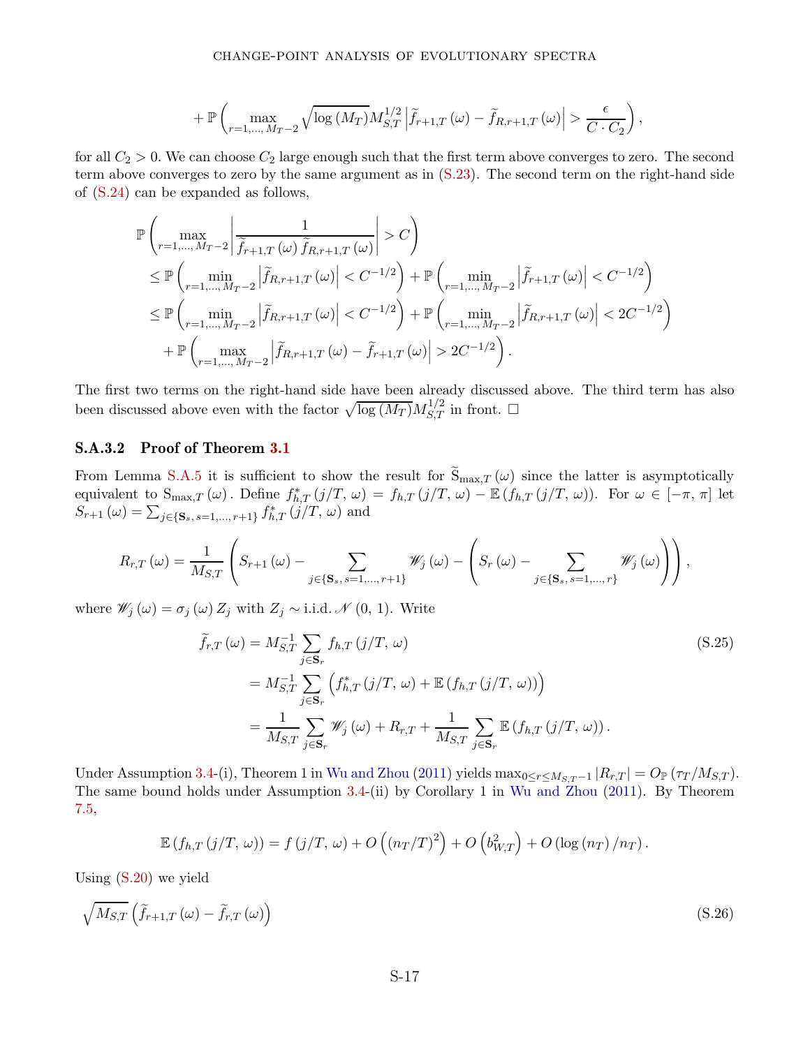$$+\mathbb{P}\left(\max_{r=1,\ldots,M_T-2}\sqrt{\log(M_T)}M_{S,T}^{1/2}\left|\widetilde{f}_{r+1,T}(\omega)-\widetilde{f}_{R,r+1,T}(\omega)\right|>\frac{\epsilon}{C\cdot C_2}\right),$$

for all $C_2>0$. We can choose $C_2$ large enough such that the first term above converges to zero. The second term above converges to zero by the same argument as in (S.23). The second term on the right-hand side of (S.24) can be expanded as follows,

$$\begin{aligned}
&\mathbb{P}\left(\max_{r=1,\ldots,M_T-2}\left|\frac{1}{\widetilde{f}_{r+1,T}(\omega)\widetilde{f}_{R,r+1,T}(\omega)}\right|>C\right)\\
&\leq \mathbb{P}\left(\min_{r=1,\ldots,M_T-2}\left|\widetilde{f}_{R,r+1,T}(\omega)\right|<C^{-1/2}\right)+\mathbb{P}\left(\min_{r=1,\ldots,M_T-2}\left|\widetilde{f}_{r+1,T}(\omega)\right|<C^{-1/2}\right)\\
&\leq \mathbb{P}\left(\min_{r=1,\ldots,M_T-2}\left|\widetilde{f}_{R,r+1,T}(\omega)\right|<C^{-1/2}\right)+\mathbb{P}\left(\min_{r=1,\ldots,M_T-2}\left|\widetilde{f}_{R,r+1,T}(\omega)\right|<2C^{-1/2}\right)\\
&\quad+\mathbb{P}\left(\max_{r=1,\ldots,M_T-2}\left|\widetilde{f}_{R,r+1,T}(\omega)-\widetilde{f}_{r+1,T}(\omega)\right|>2C^{-1/2}\right).
\end{aligned}$$

The first two terms on the right-hand side have been already discussed above. The third term has also been discussed above even with the factor $\sqrt{\log(M_T)}M_{S,T}^{1/2}$ in front. □

#### S.A.3.2 Proof of Theorem 3.1

From Lemma S.A.5 it is sufficient to show the result for $\widetilde{\mathrm{S}}_{\max,T}(\omega)$ since the latter is asymptotically equivalent to $\mathrm{S}_{\max,T}(\omega)$. Define $f_{h,T}^{*}(j/T,\omega)=f_{h,T}(j/T,\omega)-\mathbb{E}(f_{h,T}(j/T,\omega))$. For $\omega\in[-\pi,\pi]$ let $S_{r+1}(\omega)=\sum_{j\in\{\mathbf{S}_s,\,s=1,\ldots,r+1\}}f_{h,T}^{*}(j/T,\omega)$ and

$$R_{r,T}(\omega)=\frac{1}{M_{S,T}}\left(S_{r+1}(\omega)-\sum_{j\in\{\mathbf{S}_s,\,s=1,\ldots,r+1\}}\mathscr{W}_j(\omega)-\left(S_r(\omega)-\sum_{j\in\{\mathbf{S}_s,\,s=1,\ldots,r\}}\mathscr{W}_j(\omega)\right)\right),$$

where $\mathscr{W}_j(\omega)=\sigma_j(\omega)Z_j$ with $Z_j\sim$ i.i.d. $\mathscr{N}(0,1)$. Write

$$\begin{aligned}
\widetilde{f}_{r,T}(\omega)&=M_{S,T}^{-1}\sum_{j\in\mathbf{S}_r}f_{h,T}(j/T,\omega)\\
&=M_{S,T}^{-1}\sum_{j\in\mathbf{S}_r}\left(f_{h,T}^{*}(j/T,\omega)+\mathbb{E}(f_{h,T}(j/T,\omega))\right)\\
&=\frac{1}{M_{S,T}}\sum_{j\in\mathbf{S}_r}\mathscr{W}_j(\omega)+R_{r,T}+\frac{1}{M_{S,T}}\sum_{j\in\mathbf{S}_r}\mathbb{E}(f_{h,T}(j/T,\omega)).
\end{aligned}\tag{S.25}$$

Under Assumption 3.4-(i), Theorem 1 in Wu and Zhou (2011) yields $\max_{0\leq r\leq M_{S,T}-1}|R_{r,T}|=O_{\mathbb{P}}(\tau_T/M_{S,T})$. The same bound holds under Assumption 3.4-(ii) by Corollary 1 in Wu and Zhou (2011). By Theorem 7.5,

$$\mathbb{E}(f_{h,T}(j/T,\omega))=f(j/T,\omega)+O\left((n_T/T)^2\right)+O\left(b_{W,T}^2\right)+O(\log(n_T)/n_T).$$

Using (S.20) we yield

$$\sqrt{M_{S,T}}\left(\widetilde{f}_{r+1,T}(\omega)-\widetilde{f}_{r,T}(\omega)\right)\tag{S.26}$$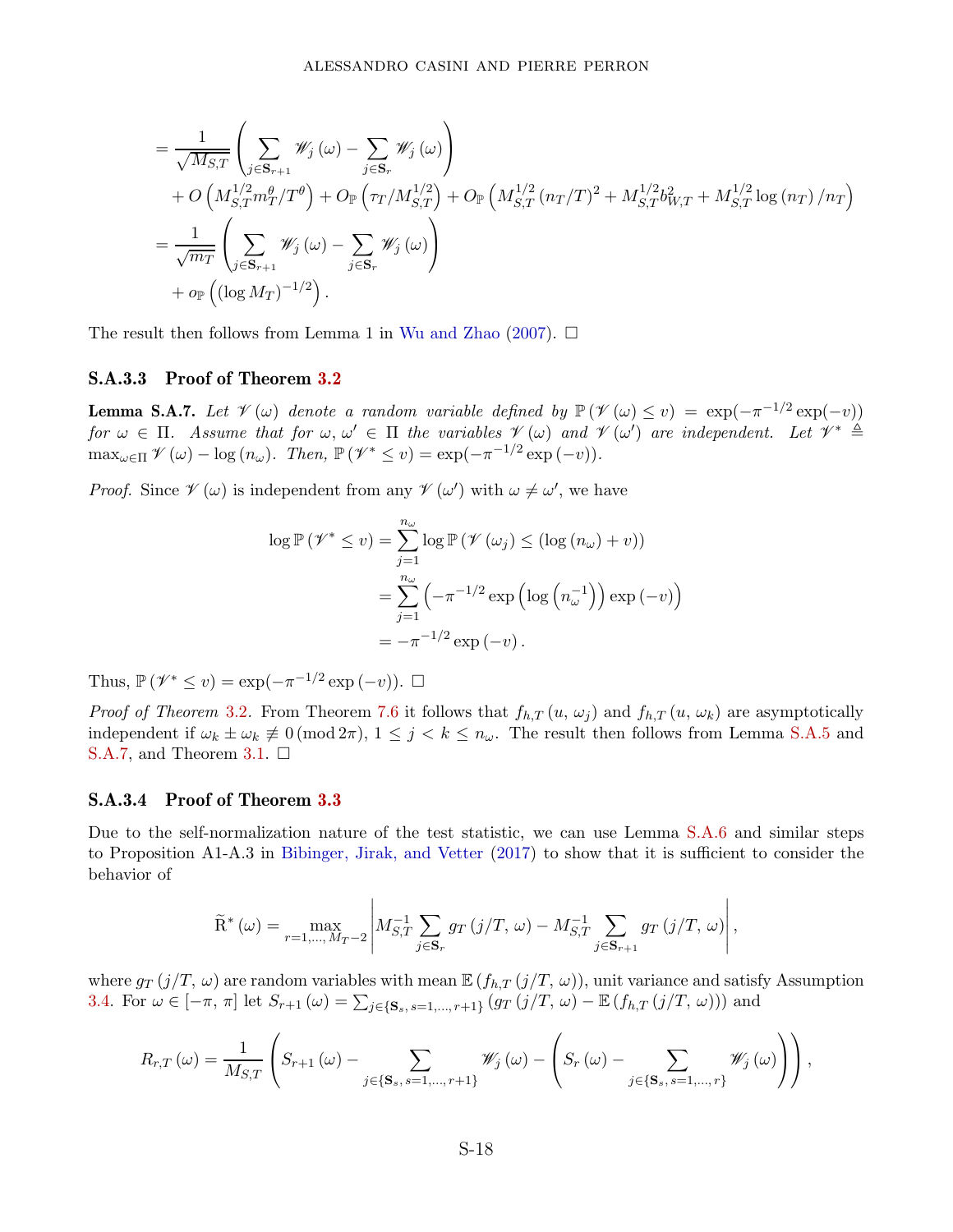$$
\begin{aligned}
&= \frac{1}{\sqrt{M_{S,T}}}\left(\sum_{j\in\mathbf{S}_{r+1}}\mathscr{W}_j(\omega)-\sum_{j\in\mathbf{S}_r}\mathscr{W}_j(\omega)\right)\\
&\quad + O\left(M_{S,T}^{1/2}m_T^{\theta}/T^{\theta}\right)+O_{\mathbb{P}}\left(\tau_T/M_{S,T}^{1/2}\right)+O_{\mathbb{P}}\left(M_{S,T}^{1/2}(n_T/T)^2+M_{S,T}^{1/2}b_{W,T}^2+M_{S,T}^{1/2}\log(n_T)/n_T\right)\\
&= \frac{1}{\sqrt{m_T}}\left(\sum_{j\in\mathbf{S}_{r+1}}\mathscr{W}_j(\omega)-\sum_{j\in\mathbf{S}_r}\mathscr{W}_j(\omega)\right)\\
&\quad + o_{\mathbb{P}}\left((\log M_T)^{-1/2}\right).
\end{aligned}
$$

The result then follows from Lemma 1 in Wu and Zhao (2007). □

### S.A.3.3 Proof of Theorem 3.2

**Lemma S.A.7.** *Let $\mathscr{V}(\omega)$ denote a random variable defined by $\mathbb{P}(\mathscr{V}(\omega)\leq v)=\exp(-\pi^{-1/2}\exp(-v))$ for $\omega\in\Pi$. Assume that for $\omega,\omega'\in\Pi$ the variables $\mathscr{V}(\omega)$ and $\mathscr{V}(\omega')$ are independent. Let $\mathscr{V}^*\triangleq\max_{\omega\in\Pi}\mathscr{V}(\omega)-\log(n_\omega)$. Then, $\mathbb{P}(\mathscr{V}^*\leq v)=\exp(-\pi^{-1/2}\exp(-v))$.*

*Proof.* Since $\mathscr{V}(\omega)$ is independent from any $\mathscr{V}(\omega')$ with $\omega\neq\omega'$, we have

$$
\begin{aligned}
\log\mathbb{P}(\mathscr{V}^*\leq v) &= \sum_{j=1}^{n_\omega}\log\mathbb{P}\left(\mathscr{V}(\omega_j)\leq(\log(n_\omega)+v)\right)\\
&= \sum_{j=1}^{n_\omega}\left(-\pi^{-1/2}\exp\left(\log\left(n_\omega^{-1}\right)\right)\exp(-v)\right)\\
&= -\pi^{-1/2}\exp(-v).
\end{aligned}
$$

Thus, $\mathbb{P}(\mathscr{V}^*\leq v)=\exp(-\pi^{-1/2}\exp(-v))$. □

*Proof of Theorem 3.2.* From Theorem 7.6 it follows that $f_{h,T}(u,\omega_j)$ and $f_{h,T}(u,\omega_k)$ are asymptotically independent if $\omega_k\pm\omega_k\not\equiv 0\,(\mathrm{mod}\,2\pi)$, $1\leq j<k\leq n_\omega$. The result then follows from Lemma S.A.5 and S.A.7, and Theorem 3.1. □

### S.A.3.4 Proof of Theorem 3.3

Due to the self-normalization nature of the test statistic, we can use Lemma S.A.6 and similar steps to Proposition A1-A.3 in Bibinger, Jirak, and Vetter (2017) to show that it is sufficient to consider the behavior of

$$
\widetilde{\mathrm{R}}^*(\omega)=\max_{r=1,\ldots,M_T-2}\left|M_{S,T}^{-1}\sum_{j\in\mathbf{S}_r}g_T(j/T,\omega)-M_{S,T}^{-1}\sum_{j\in\mathbf{S}_{r+1}}g_T(j/T,\omega)\right|,
$$

where $g_T(j/T,\omega)$ are random variables with mean $\mathbb{E}(f_{h,T}(j/T,\omega))$, unit variance and satisfy Assumption 3.4. For $\omega\in[-\pi,\pi]$ let $S_{r+1}(\omega)=\sum_{j\in\{\mathbf{S}_s,\,s=1,\ldots,r+1\}}(g_T(j/T,\omega)-\mathbb{E}(f_{h,T}(j/T,\omega)))$ and

$$
R_{r,T}(\omega)=\frac{1}{M_{S,T}}\left(S_{r+1}(\omega)-\sum_{j\in\{\mathbf{S}_s,\,s=1,\ldots,r+1\}}\mathscr{W}_j(\omega)-\left(S_r(\omega)-\sum_{j\in\{\mathbf{S}_s,\,s=1,\ldots,r\}}\mathscr{W}_j(\omega)\right)\right),
$$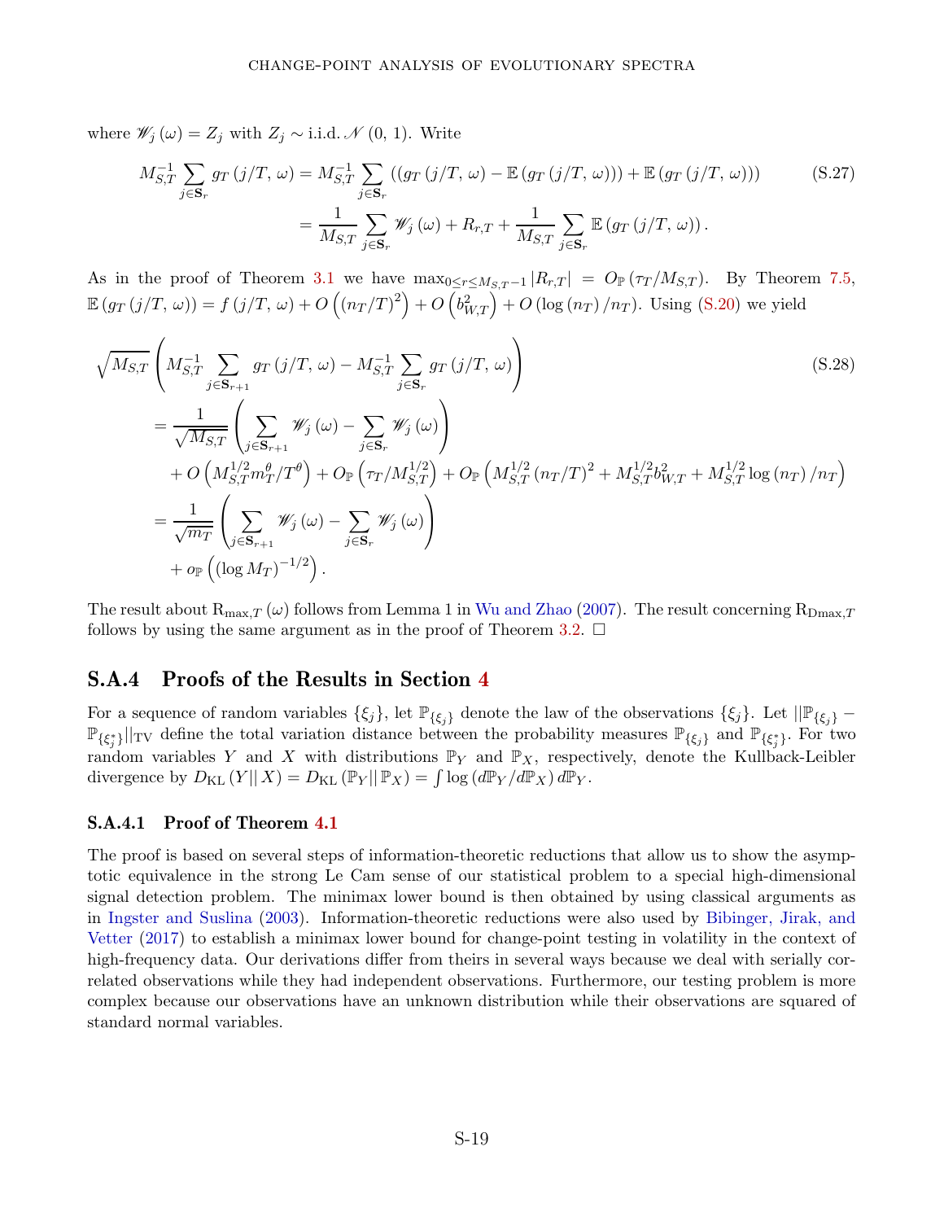where $\mathscr{W}_j(\omega) = Z_j$ with $Z_j \sim$ i.i.d. $\mathscr{N}(0, 1)$. Write

$$
\begin{aligned}
M_{S,T}^{-1} \sum_{j \in \mathbf{S}_r} g_T(j/T, \omega) &= M_{S,T}^{-1} \sum_{j \in \mathbf{S}_r} \left( \left( g_T(j/T, \omega) - \mathbb{E}\left( g_T(j/T, \omega) \right) \right) + \mathbb{E}\left( g_T(j/T, \omega) \right) \right) \\
&= \frac{1}{M_{S,T}} \sum_{j \in \mathbf{S}_r} \mathscr{W}_j(\omega) + R_{r,T} + \frac{1}{M_{S,T}} \sum_{j \in \mathbf{S}_r} \mathbb{E}\left( g_T(j/T, \omega) \right).
\end{aligned} \tag{S.27}
$$

As in the proof of Theorem 3.1 we have $\max_{0 \leq r \leq M_{S,T}-1} |R_{r,T}| = O_{\mathbb{P}}(\tau_T / M_{S,T})$. By Theorem 7.5, $\mathbb{E}\left( g_T(j/T, \omega) \right) = f(j/T, \omega) + O\left( (n_T/T)^2 \right) + O\left( b_{W,T}^2 \right) + O\left( \log(n_T)/n_T \right)$. Using (S.20) we yield

$$
\begin{aligned}
&\sqrt{M_{S,T}} \left( M_{S,T}^{-1} \sum_{j \in \mathbf{S}_{r+1}} g_T(j/T, \omega) - M_{S,T}^{-1} \sum_{j \in \mathbf{S}_r} g_T(j/T, \omega) \right) \\
&\quad = \frac{1}{\sqrt{M_{S,T}}} \left( \sum_{j \in \mathbf{S}_{r+1}} \mathscr{W}_j(\omega) - \sum_{j \in \mathbf{S}_r} \mathscr{W}_j(\omega) \right) \\
&\qquad + O\left( M_{S,T}^{1/2} m_T^{\theta} / T^{\theta} \right) + O_{\mathbb{P}}\left( \tau_T / M_{S,T}^{1/2} \right) + O_{\mathbb{P}}\left( M_{S,T}^{1/2} (n_T/T)^2 + M_{S,T}^{1/2} b_{W,T}^2 + M_{S,T}^{1/2} \log(n_T)/n_T \right) \\
&\quad = \frac{1}{\sqrt{m_T}} \left( \sum_{j \in \mathbf{S}_{r+1}} \mathscr{W}_j(\omega) - \sum_{j \in \mathbf{S}_r} \mathscr{W}_j(\omega) \right) \\
&\qquad + o_{\mathbb{P}}\left( (\log M_T)^{-1/2} \right).
\end{aligned} \tag{S.28}
$$

The result about $\mathrm{R}_{\max,T}(\omega)$ follows from Lemma 1 in Wu and Zhao (2007). The result concerning $\mathrm{R}_{\mathrm{Dmax},T}$ follows by using the same argument as in the proof of Theorem 3.2. $\square$

## S.A.4 Proofs of the Results in Section 4

For a sequence of random variables $\{\xi_j\}$, let $\mathbb{P}_{\{\xi_j\}}$ denote the law of the observations $\{\xi_j\}$. Let $\|\mathbb{P}_{\{\xi_j\}} - \mathbb{P}_{\{\xi_j^*\}}\|_{\mathrm{TV}}$ define the total variation distance between the probability measures $\mathbb{P}_{\{\xi_j\}}$ and $\mathbb{P}_{\{\xi_j^*\}}$. For two random variables $Y$ and $X$ with distributions $\mathbb{P}_Y$ and $\mathbb{P}_X$, respectively, denote the Kullback-Leibler divergence by $D_{\mathrm{KL}}(Y \| X) = D_{\mathrm{KL}}(\mathbb{P}_Y \| \mathbb{P}_X) = \int \log(d\mathbb{P}_Y / d\mathbb{P}_X) \, d\mathbb{P}_Y$.

### S.A.4.1 Proof of Theorem 4.1

The proof is based on several steps of information-theoretic reductions that allow us to show the asymptotic equivalence in the strong Le Cam sense of our statistical problem to a special high-dimensional signal detection problem. The minimax lower bound is then obtained by using classical arguments as in Ingster and Suslina (2003). Information-theoretic reductions were also used by Bibinger, Jirak, and Vetter (2017) to establish a minimax lower bound for change-point testing in volatility in the context of high-frequency data. Our derivations differ from theirs in several ways because we deal with serially correlated observations while they had independent observations. Furthermore, our testing problem is more complex because our observations have an unknown distribution while their observations are squared of standard normal variables.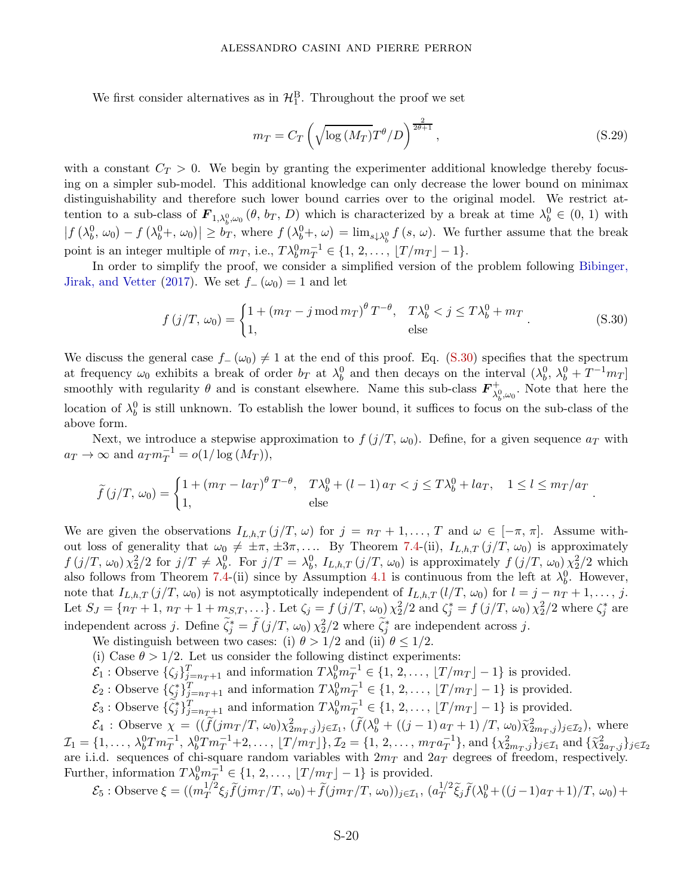We first consider alternatives as in $\mathcal{H}_1^{\mathrm{B}}$. Throughout the proof we set

$$m_T = C_T \left( \sqrt{\log (M_T)} T^{\theta} / D \right)^{\frac{2}{2\theta+1}}, \tag{S.29}$$

with a constant $C_T > 0$. We begin by granting the experimenter additional knowledge thereby focusing on a simpler sub-model. This additional knowledge can only decrease the lower bound on minimax distinguishability and therefore such lower bound carries over to the original model. We restrict attention to a sub-class of $\boldsymbol{F}_{1,\lambda_b^0,\omega_0}(\theta,\, b_T,\, D)$ which is characterized by a break at time $\lambda_b^0 \in (0,\,1)$ with $|f(\lambda_b^0,\,\omega_0) - f(\lambda_b^0+,\,\omega_0)| \geq b_T$, where $f(\lambda_b^0+,\,\omega) = \lim_{s \downarrow \lambda_b^0} f(s,\,\omega)$. We further assume that the break point is an integer multiple of $m_T$, i.e., $T\lambda_b^0 m_T^{-1} \in \{1,\,2,\ldots,\,\lfloor T/m_T \rfloor - 1\}$.

In order to simplify the proof, we consider a simplified version of the problem following Bibinger, Jirak, and Vetter (2017). We set $f_-(\omega_0) = 1$ and let

$$f(j/T,\,\omega_0) = \begin{cases} 1 + (m_T - j \bmod m_T)^{\theta} T^{-\theta}, & T\lambda_b^0 < j \leq T\lambda_b^0 + m_T \\ 1, & \text{else} \end{cases}. \tag{S.30}$$

We discuss the general case $f_-(\omega_0) \neq 1$ at the end of this proof. Eq. (S.30) specifies that the spectrum at frequency $\omega_0$ exhibits a break of order $b_T$ at $\lambda_b^0$ and then decays on the interval $(\lambda_b^0,\, \lambda_b^0 + T^{-1} m_T]$ smoothly with regularity $\theta$ and is constant elsewhere. Name this sub-class $\boldsymbol{F}^+_{\lambda_b^0,\omega_0}$. Note that here the location of $\lambda_b^0$ is still unknown. To establish the lower bound, it suffices to focus on the sub-class of the above form.

Next, we introduce a stepwise approximation to $f(j/T,\,\omega_0)$. Define, for a given sequence $a_T$ with $a_T \to \infty$ and $a_T m_T^{-1} = o(1/\log(M_T))$,

$$\widetilde{f}(j/T,\,\omega_0) = \begin{cases} 1 + (m_T - l a_T)^{\theta} T^{-\theta}, & T\lambda_b^0 + (l-1)\, a_T < j \leq T\lambda_b^0 + l a_T, \quad 1 \leq l \leq m_T/a_T \\ 1, & \text{else} \end{cases}.$$

We are given the observations $I_{L,h,T}(j/T,\,\omega)$ for $j = n_T + 1, \ldots, T$ and $\omega \in [-\pi,\,\pi]$. Assume without loss of generality that $\omega_0 \neq \pm\pi, \pm 3\pi, \ldots$. By Theorem 7.4-(ii), $I_{L,h,T}(j/T,\,\omega_0)$ is approximately $f(j/T,\,\omega_0)\,\chi_2^2/2$ for $j/T \neq \lambda_b^0$. For $j/T = \lambda_b^0$, $I_{L,h,T}(j/T,\,\omega_0)$ is approximately $f(j/T,\,\omega_0)\,\chi_2^2/2$ which also follows from Theorem 7.4-(ii) since by Assumption 4.1 is continuous from the left at $\lambda_b^0$. However, note that $I_{L,h,T}(j/T,\,\omega_0)$ is not asymptotically independent of $I_{L,h,T}(l/T,\,\omega_0)$ for $l = j - n_T + 1, \ldots, j$. Let $S_J = \{n_T + 1,\, n_T + 1 + m_{S,T}, \ldots\}$. Let $\zeta_j = f(j/T,\,\omega_0)\,\chi_2^2/2$ and $\zeta_j^* = f(j/T,\,\omega_0)\,\chi_2^2/2$ where $\zeta_j^*$ are independent across $j$. Define $\widetilde{\zeta}_j^* = \widetilde{f}(j/T,\,\omega_0)\,\chi_2^2/2$ where $\widetilde{\zeta}_j^*$ are independent across $j$.

We distinguish between two cases: (i) $\theta > 1/2$ and (ii) $\theta \leq 1/2$.

(i) Case $\theta > 1/2$. Let us consider the following distinct experiments:

$\mathcal{E}_1$ : Observe $\{\zeta_j\}_{j=n_T+1}^T$ and information $T\lambda_b^0 m_T^{-1} \in \{1,\,2,\ldots,\,\lfloor T/m_T \rfloor - 1\}$ is provided.

$\mathcal{E}_2$ : Observe $\{\zeta_j^*\}_{j=n_T+1}^T$ and information $T\lambda_b^0 m_T^{-1} \in \{1,\,2,\ldots,\,\lfloor T/m_T \rfloor - 1\}$ is provided.

$\mathcal{E}_3$ : Observe $\{\widetilde{\zeta}_j^*\}_{j=n_T+1}^T$ and information $T\lambda_b^0 m_T^{-1} \in \{1,\,2,\ldots,\,\lfloor T/m_T \rfloor - 1\}$ is provided.

$\mathcal{E}_4$ : Observe $\chi = ((\widetilde{f}(jm_T/T,\,\omega_0)\chi^2_{2m_T,j})_{j\in\mathcal{I}_1},\, (\widetilde{f}(\lambda_b^0 + ((j-1)\,a_T + 1)/T,\,\omega_0)\widetilde{\chi}^2_{2m_T,j})_{j\in\mathcal{I}_2})$, where $\mathcal{I}_1 = \{1,\ldots,\,\lambda_b^0 T m_T^{-1},\, \lambda_b^0 T m_T^{-1}{+}2,\ldots,\,\lfloor T/m_T \rfloor\}$, $\mathcal{I}_2 = \{1,\,2,\ldots,\,m_T a_T^{-1}\}$, and $\{\chi^2_{2m_T,j}\}_{j\in\mathcal{I}_1}$ and $\{\widetilde{\chi}^2_{2a_T,j}\}_{j\in\mathcal{I}_2}$ are i.i.d. sequences of chi-square random variables with $2m_T$ and $2a_T$ degrees of freedom, respectively. Further, information $T\lambda_b^0 m_T^{-1} \in \{1,\,2,\ldots,\,\lfloor T/m_T \rfloor - 1\}$ is provided.

$\mathcal{E}_5$ : Observe $\xi = ((m_T^{1/2}\xi_j \widetilde{f}(jm_T/T,\,\omega_0) + \widetilde{f}(jm_T/T,\,\omega_0))_{j\in\mathcal{I}_1},\, (a_T^{1/2}\widetilde{\xi}_j \widetilde{f}(\lambda_b^0 + ((j-1)a_T + 1)/T,\,\omega_0) +$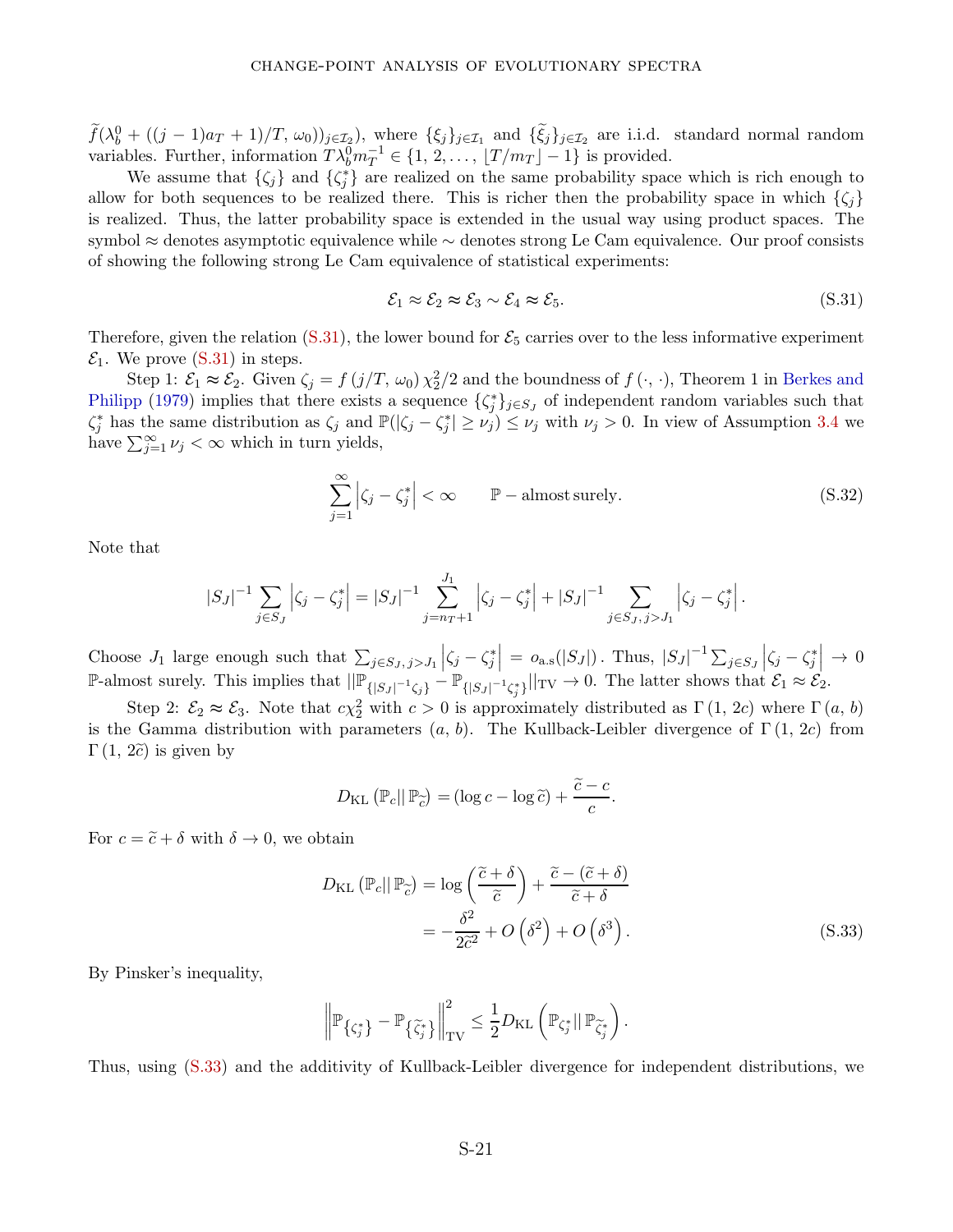$\widetilde{f}(\lambda_b^0 + ((j-1)a_T + 1)/T,\, \omega_0))_{j \in \mathcal{I}_2})$, where $\{\xi_j\}_{j \in \mathcal{I}_1}$ and $\{\widetilde{\xi}_j\}_{j \in \mathcal{I}_2}$ are i.i.d. standard normal random variables. Further, information $T\lambda_b^0 m_T^{-1} \in \{1,\, 2, \ldots,\, \lfloor T/m_T \rfloor - 1\}$ is provided.

We assume that $\{\zeta_j\}$ and $\{\zeta_j^*\}$ are realized on the same probability space which is rich enough to allow for both sequences to be realized there. This is richer then the probability space in which $\{\zeta_j\}$ is realized. Thus, the latter probability space is extended in the usual way using product spaces. The symbol $\approx$ denotes asymptotic equivalence while $\sim$ denotes strong Le Cam equivalence. Our proof consists of showing the following strong Le Cam equivalence of statistical experiments:

$$\mathcal{E}_1 \approx \mathcal{E}_2 \approx \mathcal{E}_3 \sim \mathcal{E}_4 \approx \mathcal{E}_5. \tag{S.31}$$

Therefore, given the relation (S.31), the lower bound for $\mathcal{E}_5$ carries over to the less informative experiment $\mathcal{E}_1$. We prove (S.31) in steps.

Step 1: $\mathcal{E}_1 \approx \mathcal{E}_2$. Given $\zeta_j = f\left(j/T,\, \omega_0\right) \chi_2^2/2$ and the boundness of $f\left(\cdot,\, \cdot\right)$, Theorem 1 in Berkes and Philipp (1979) implies that there exists a sequence $\{\zeta_j^*\}_{j \in S_J}$ of independent random variables such that $\zeta_j^*$ has the same distribution as $\zeta_j$ and $\mathbb{P}(|\zeta_j - \zeta_j^*| \geq \nu_j) \leq \nu_j$ with $\nu_j > 0$. In view of Assumption 3.4 we have $\sum_{j=1}^\infty \nu_j < \infty$ which in turn yields,

$$\sum_{j=1}^{\infty} \left|\zeta_j - \zeta_j^*\right| < \infty \qquad \mathbb{P}-\text{almost surely}. \tag{S.32}$$

Note that

$$|S_J|^{-1} \sum_{j \in S_J} \left|\zeta_j - \zeta_j^*\right| = |S_J|^{-1} \sum_{j=n_T+1}^{J_1} \left|\zeta_j - \zeta_j^*\right| + |S_J|^{-1} \sum_{j \in S_J,\, j > J_1} \left|\zeta_j - \zeta_j^*\right|.$$

Choose $J_1$ large enough such that $\sum_{j \in S_J,\, j > J_1} \left|\zeta_j - \zeta_j^*\right| = o_{\text{a.s}}(|S_J|)$. Thus, $|S_J|^{-1} \sum_{j \in S_J} \left|\zeta_j - \zeta_j^*\right| \to 0$ $\mathbb{P}$-almost surely. This implies that $||\mathbb{P}_{\{|S_J|^{-1}\zeta_j\}} - \mathbb{P}_{\{|S_J|^{-1}\zeta_j^*\}}||_{\text{TV}} \to 0$. The latter shows that $\mathcal{E}_1 \approx \mathcal{E}_2$.

Step 2: $\mathcal{E}_2 \approx \mathcal{E}_3$. Note that $c\chi_2^2$ with $c > 0$ is approximately distributed as $\Gamma\left(1,\, 2c\right)$ where $\Gamma\left(a,\, b\right)$ is the Gamma distribution with parameters $(a,\, b)$. The Kullback-Leibler divergence of $\Gamma\left(1,\, 2c\right)$ from $\Gamma\left(1,\, 2\widetilde{c}\right)$ is given by

$$D_{\text{KL}}\left(\mathbb{P}_c ||\, \mathbb{P}_{\widetilde{c}}\right) = \left(\log c - \log \widetilde{c}\right) + \frac{\widetilde{c} - c}{c}.$$

For $c = \widetilde{c} + \delta$ with $\delta \to 0$, we obtain

$$\begin{aligned} D_{\text{KL}}\left(\mathbb{P}_c ||\, \mathbb{P}_{\widetilde{c}}\right) &= \log\left(\frac{\widetilde{c} + \delta}{\widetilde{c}}\right) + \frac{\widetilde{c} - (\widetilde{c} + \delta)}{\widetilde{c} + \delta} \\ &= -\frac{\delta^2}{2\widetilde{c}^2} + O\left(\delta^2\right) + O\left(\delta^3\right). \end{aligned} \tag{S.33}$$

By Pinsker's inequality,

$$\left\|\mathbb{P}_{\{\zeta_j^*\}} - \mathbb{P}_{\{\widetilde{\zeta}_j^*\}}\right\|_{\text{TV}}^2 \leq \frac{1}{2} D_{\text{KL}}\left(\mathbb{P}_{\zeta_j^*} ||\, \mathbb{P}_{\widetilde{\zeta}_j^*}\right).$$

Thus, using (S.33) and the additivity of Kullback-Leibler divergence for independent distributions, we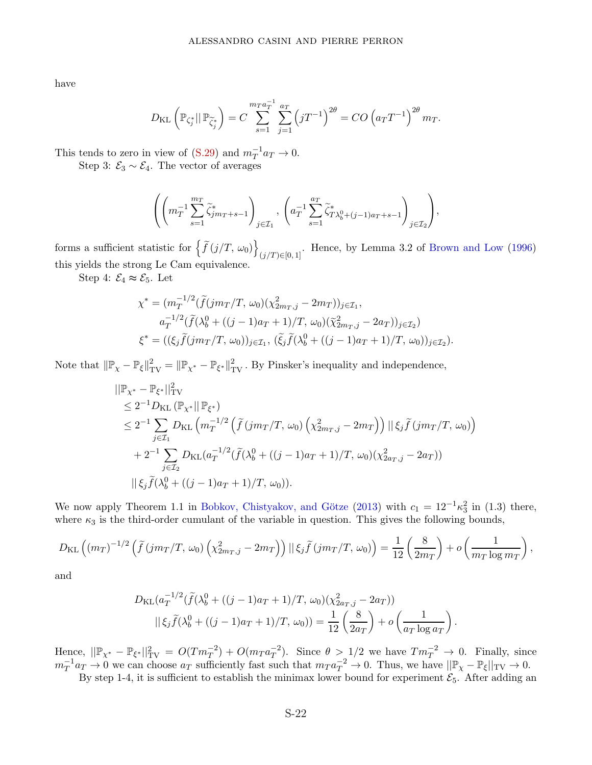have

$$
D_{\mathrm{KL}}\left(\mathbb{P}_{\zeta_j^*}\|\,\mathbb{P}_{\widetilde{\zeta}_j^*}\right) = C\sum_{s=1}^{m_T a_T^{-1}}\sum_{j=1}^{a_T}\left(jT^{-1}\right)^{2\theta} = CO\left(a_T T^{-1}\right)^{2\theta} m_T.
$$

This tends to zero in view of (S.29) and $m_T^{-1}a_T \to 0$.

Step 3: $\mathcal{E}_3 \sim \mathcal{E}_4$. The vector of averages

$$
\left(\left(m_T^{-1}\sum_{s=1}^{m_T}\widetilde{\zeta}^*_{jm_T+s-1}\right)_{j\in\mathcal{I}_1},\ \left(a_T^{-1}\sum_{s=1}^{a_T}\widetilde{\zeta}^*_{T\lambda_b^0+(j-1)a_T+s-1}\right)_{j\in\mathcal{I}_2}\right),
$$

forms a sufficient statistic for $\left\{\widetilde{f}\left(j/T,\,\omega_0\right)\right\}_{(j/T)\in[0,\,1]}$. Hence, by Lemma 3.2 of Brown and Low (1996) this yields the strong Le Cam equivalence.

Step 4: $\mathcal{E}_4 \approx \mathcal{E}_5$. Let

$$
\begin{aligned}
\chi^* = (&m_T^{-1/2}(\widetilde{f}(jm_T/T,\,\omega_0)(\chi^2_{2m_T,j}-2m_T))_{j\in\mathcal{I}_1},\\
&a_T^{-1/2}(\widetilde{f}(\lambda_b^0+((j-1)a_T+1)/T,\,\omega_0)(\widetilde{\chi}^2_{2m_T,j}-2a_T))_{j\in\mathcal{I}_2})\\
\xi^* = (&(\xi_j\widetilde{f}(jm_T/T,\,\omega_0))_{j\in\mathcal{I}_1},\,(\widetilde{\xi}_j\widetilde{f}(\lambda_b^0+((j-1)a_T+1)/T,\,\omega_0))_{j\in\mathcal{I}_2}).
\end{aligned}
$$

Note that $\|\mathbb{P}_\chi - \mathbb{P}_\xi\|^2_{\mathrm{TV}} = \|\mathbb{P}_{\chi^*} - \mathbb{P}_{\xi^*}\|^2_{\mathrm{TV}}$. By Pinsker's inequality and independence,

$$
\begin{aligned}
&||\mathbb{P}_{\chi^*} - \mathbb{P}_{\xi^*}||^2_{\mathrm{TV}}\\
&\quad\le 2^{-1}D_{\mathrm{KL}}\left(\mathbb{P}_{\chi^*}\|\,\mathbb{P}_{\xi^*}\right)\\
&\quad\le 2^{-1}\sum_{j\in\mathcal{I}_1}D_{\mathrm{KL}}\left(m_T^{-1/2}\left(\widetilde{f}\left(jm_T/T,\,\omega_0\right)\left(\chi^2_{2m_T,j}-2m_T\right)\right)||\,\xi_j\widetilde{f}\left(jm_T/T,\,\omega_0\right)\right)\\
&\qquad+2^{-1}\sum_{j\in\mathcal{I}_2}D_{\mathrm{KL}}(a_T^{-1/2}(\widetilde{f}(\lambda_b^0+((j-1)a_T+1)/T,\,\omega_0)(\chi^2_{2a_T,j}-2a_T))\\
&\qquad||\,\xi_j\widetilde{f}(\lambda_b^0+((j-1)a_T+1)/T,\,\omega_0)).
\end{aligned}
$$

We now apply Theorem 1.1 in Bobkov, Chistyakov, and Götze (2013) with $c_1 = 12^{-1}\kappa_3^2$ in (1.3) there, where $\kappa_3$ is the third-order cumulant of the variable in question. This gives the following bounds,

$$
D_{\mathrm{KL}}\left((m_T)^{-1/2}\left(\widetilde{f}\left(jm_T/T,\,\omega_0\right)\left(\chi^2_{2m_T,j}-2m_T\right)\right)||\,\xi_j\widetilde{f}\left(jm_T/T,\,\omega_0\right)\right) = \frac{1}{12}\left(\frac{8}{2m_T}\right)+o\left(\frac{1}{m_T\log m_T}\right),
$$

and

$$
\begin{aligned}
&D_{\mathrm{KL}}(a_T^{-1/2}(\widetilde{f}(\lambda_b^0+((j-1)a_T+1)/T,\,\omega_0)(\chi^2_{2a_T,j}-2a_T))\\
&\qquad||\,\xi_j\widetilde{f}(\lambda_b^0+((j-1)a_T+1)/T,\,\omega_0)) = \frac{1}{12}\left(\frac{8}{2a_T}\right)+o\left(\frac{1}{a_T\log a_T}\right).
\end{aligned}
$$

Hence, $||\mathbb{P}_{\chi^*} - \mathbb{P}_{\xi^*}||^2_{\mathrm{TV}} = O(Tm_T^{-2}) + O(m_Ta_T^{-2})$. Since $\theta > 1/2$ we have $Tm_T^{-2} \to 0$. Finally, since $m_T^{-1}a_T \to 0$ we can choose $a_T$ sufficiently fast such that $m_Ta_T^{-2} \to 0$. Thus, we have $||\mathbb{P}_\chi - \mathbb{P}_\xi||_{\mathrm{TV}} \to 0$.

By step 1-4, it is sufficient to establish the minimax lower bound for experiment $\mathcal{E}_5$. After adding an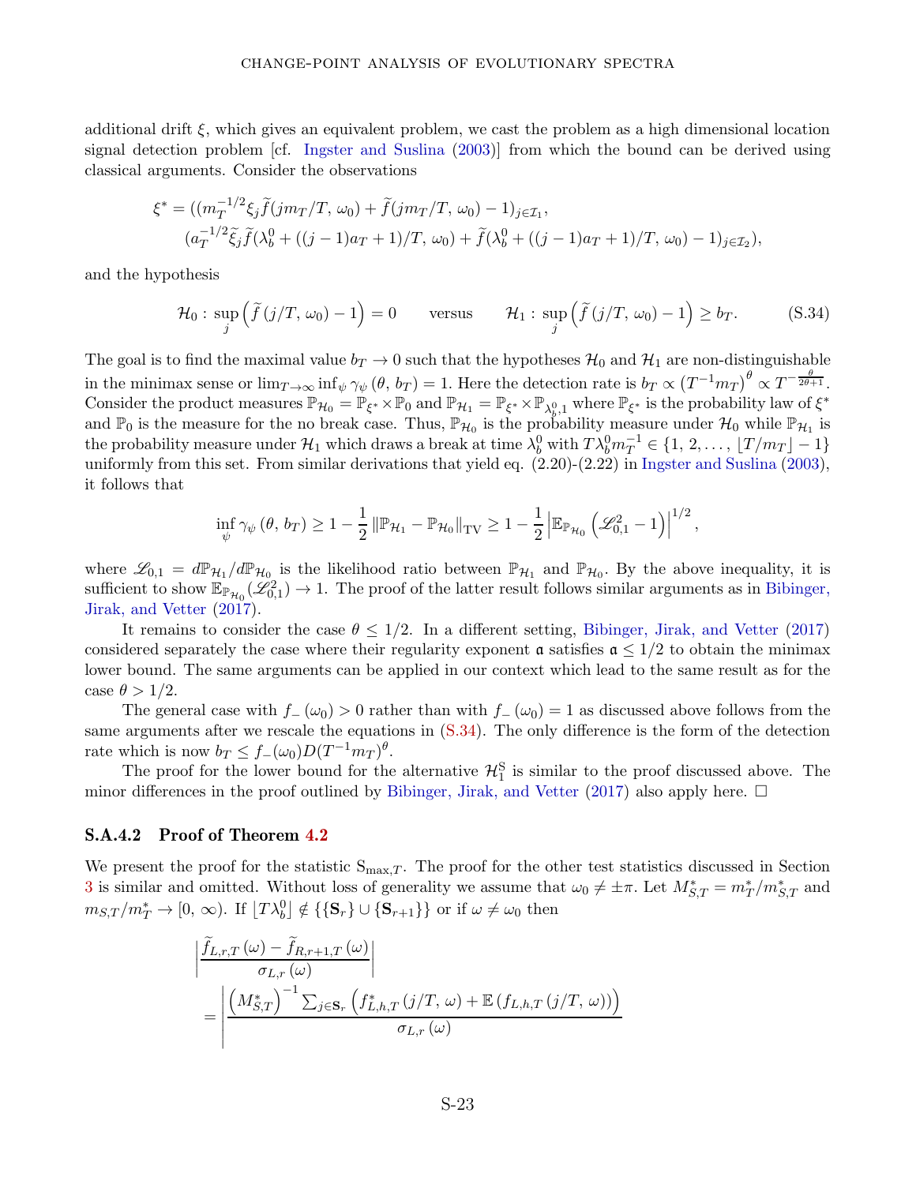additional drift $\xi$, which gives an equivalent problem, we cast the problem as a high dimensional location signal detection problem [cf. Ingster and Suslina (2003)] from which the bound can be derived using classical arguments. Consider the observations

$$\xi^* = ((m_T^{-1/2}\xi_j \widetilde{f}(jm_T/T,\,\omega_0) + \widetilde{f}(jm_T/T,\,\omega_0) - 1)_{j\in\mathcal{I}_1},$$
$$(a_T^{-1/2}\widetilde{\xi}_j \widetilde{f}(\lambda_b^0 + ((j-1)a_T+1)/T,\,\omega_0) + \widetilde{f}(\lambda_b^0 + ((j-1)a_T+1)/T,\,\omega_0) - 1)_{j\in\mathcal{I}_2}),$$

and the hypothesis

$$\mathcal{H}_0 : \sup_j \left(\widetilde{f}\,(j/T,\,\omega_0) - 1\right) = 0 \qquad \text{versus} \qquad \mathcal{H}_1 : \sup_j \left(\widetilde{f}\,(j/T,\,\omega_0) - 1\right) \geq b_T. \tag{S.34}$$

The goal is to find the maximal value $b_T \to 0$ such that the hypotheses $\mathcal{H}_0$ and $\mathcal{H}_1$ are non-distinguishable in the minimax sense or $\lim_{T\to\infty} \inf_\psi \gamma_\psi\,(\theta,\,b_T) = 1$. Here the detection rate is $b_T \propto \left(T^{-1}m_T\right)^\theta \propto T^{-\frac{\theta}{2\theta+1}}$. Consider the product measures $\mathbb{P}_{\mathcal{H}_0} = \mathbb{P}_{\xi^*} \times \mathbb{P}_0$ and $\mathbb{P}_{\mathcal{H}_1} = \mathbb{P}_{\xi^*} \times \mathbb{P}_{\lambda_b^0,1}$ where $\mathbb{P}_{\xi^*}$ is the probability law of $\xi^*$ and $\mathbb{P}_0$ is the measure for the no break case. Thus, $\mathbb{P}_{\mathcal{H}_0}$ is the probability measure under $\mathcal{H}_0$ while $\mathbb{P}_{\mathcal{H}_1}$ is the probability measure under $\mathcal{H}_1$ which draws a break at time $\lambda_b^0$ with $T\lambda_b^0 m_T^{-1} \in \{1,\,2,\ldots,\,\lfloor T/m_T \rfloor - 1\}$ uniformly from this set. From similar derivations that yield eq. (2.20)-(2.22) in Ingster and Suslina (2003), it follows that

$$\inf_\psi \gamma_\psi\,(\theta,\,b_T) \geq 1 - \frac{1}{2}\left\|\mathbb{P}_{\mathcal{H}_1} - \mathbb{P}_{\mathcal{H}_0}\right\|_{\mathrm{TV}} \geq 1 - \frac{1}{2}\left|\mathbb{E}_{\mathbb{P}_{\mathcal{H}_0}}\left(\mathscr{L}_{0,1}^2 - 1\right)\right|^{1/2},$$

where $\mathscr{L}_{0,1} = d\mathbb{P}_{\mathcal{H}_1}/d\mathbb{P}_{\mathcal{H}_0}$ is the likelihood ratio between $\mathbb{P}_{\mathcal{H}_1}$ and $\mathbb{P}_{\mathcal{H}_0}$. By the above inequality, it is sufficient to show $\mathbb{E}_{\mathbb{P}_{\mathcal{H}_0}}(\mathscr{L}_{0,1}^2) \to 1$. The proof of the latter result follows similar arguments as in Bibinger, Jirak, and Vetter (2017).

It remains to consider the case $\theta \leq 1/2$. In a different setting, Bibinger, Jirak, and Vetter (2017) considered separately the case where their regularity exponent $\mathfrak{a}$ satisfies $\mathfrak{a} \leq 1/2$ to obtain the minimax lower bound. The same arguments can be applied in our context which lead to the same result as for the case $\theta > 1/2$.

The general case with $f_-(\omega_0) > 0$ rather than with $f_-(\omega_0) = 1$ as discussed above follows from the same arguments after we rescale the equations in (S.34). The only difference is the form of the detection rate which is now $b_T \leq f_-(\omega_0) D (T^{-1}m_T)^\theta$.

The proof for the lower bound for the alternative $\mathcal{H}_1^{\mathrm{S}}$ is similar to the proof discussed above. The minor differences in the proof outlined by Bibinger, Jirak, and Vetter (2017) also apply here. □

### S.A.4.2 Proof of Theorem 4.2

We present the proof for the statistic $\mathrm{S}_{\max,T}$. The proof for the other test statistics discussed in Section 3 is similar and omitted. Without loss of generality we assume that $\omega_0 \neq \pm\pi$. Let $M_{S,T}^* = m_T^*/m_{S,T}^*$ and $m_{S,T}/m_T^* \to [0,\,\infty)$. If $\lfloor T\lambda_b^0 \rfloor \notin \{\{\mathbf{S}_r\} \cup \{\mathbf{S}_{r+1}\}\}$ or if $\omega \neq \omega_0$ then

$$\left|\frac{\widetilde{f}_{L,r,T}\,(\omega) - \widetilde{f}_{R,r+1,T}\,(\omega)}{\sigma_{L,r}\,(\omega)}\right|$$
$$= \left|\frac{\left(M_{S,T}^*\right)^{-1} \sum_{j\in\mathbf{S}_r} \left(f_{L,h,T}^*\,(j/T,\,\omega) + \mathbb{E}\,(f_{L,h,T}\,(j/T,\,\omega))\right)}{\sigma_{L,r}\,(\omega)}\right.$$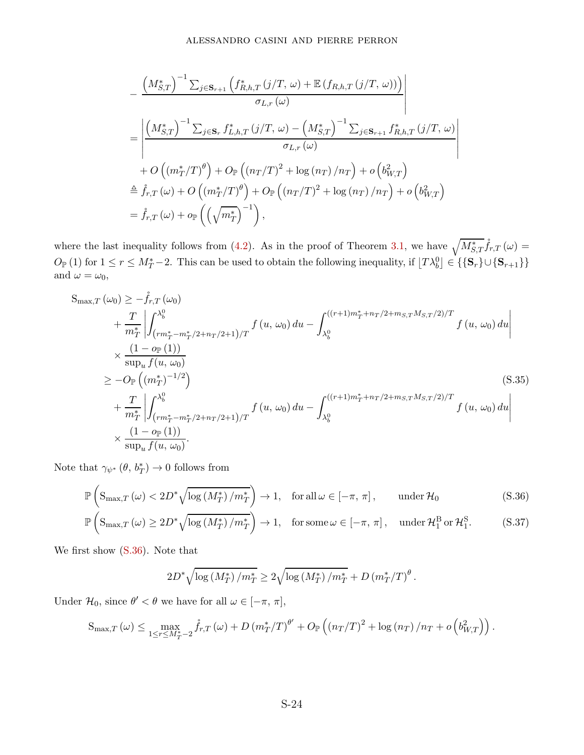$$
\begin{aligned}
&- \frac{\left(M_{S,T}^{*}\right)^{-1} \sum_{j \in \mathbf{S}_{r+1}} \left(f_{R,h,T}^{*}\left(j/T,\, \omega\right) + \mathbb{E}\left(f_{R,h,T}\left(j/T,\, \omega\right)\right)\right)}{\sigma_{L,r}\left(\omega\right)} \Bigg| \\
&= \left| \frac{\left(M_{S,T}^{*}\right)^{-1} \sum_{j \in \mathbf{S}_{r}} f_{L,h,T}^{*}\left(j/T,\, \omega\right) - \left(M_{S,T}^{*}\right)^{-1} \sum_{j \in \mathbf{S}_{r+1}} f_{R,h,T}^{*}\left(j/T,\, \omega\right)}{\sigma_{L,r}\left(\omega\right)} \right| \\
&\quad + O\left(\left(m_{T}^{*}/T\right)^{\theta}\right) + O_{\mathbb{P}}\left(\left(n_{T}/T\right)^{2} + \log\left(n_{T}\right)/n_{T}\right) + o\left(b_{W,T}^{2}\right) \\
&\triangleq \mathring{f}_{r,T}\left(\omega\right) + O\left(\left(m_{T}^{*}/T\right)^{\theta}\right) + O_{\mathbb{P}}\left(\left(n_{T}/T\right)^{2} + \log\left(n_{T}\right)/n_{T}\right) + o\left(b_{W,T}^{2}\right) \\
&= \mathring{f}_{r,T}\left(\omega\right) + o_{\mathbb{P}}\left(\left(\sqrt{m_{T}^{*}}\right)^{-1}\right),
\end{aligned}
$$

where the last inequality follows from (4.2). As in the proof of Theorem 3.1, we have $\sqrt{M_{S,T}^{*}}\mathring{f}_{r,T}\left(\omega\right) = O_{\mathbb{P}}\left(1\right)$ for $1 \leq r \leq M_{T}^{*}-2$. This can be used to obtain the following inequality, if $\lfloor T\lambda_{b}^{0} \rfloor \in \{\{\mathbf{S}_{r}\} \cup \{\mathbf{S}_{r+1}\}\}$ and $\omega = \omega_{0}$,

$$
\begin{aligned}
\mathrm{S}_{\max,T}\left(\omega_{0}\right) &\geq -\mathring{f}_{r,T}\left(\omega_{0}\right) \\
&\quad + \frac{T}{m_{T}^{*}} \left| \int_{\left(rm_{T}^{*}-m_{T}^{*}/2+n_{T}/2+1\right)/T}^{\lambda_{b}^{0}} f\left(u,\, \omega_{0}\right) du - \int_{\lambda_{b}^{0}}^{\left((r+1)m_{T}^{*}+n_{T}/2+m_{S,T}M_{S,T}/2\right)/T} f\left(u,\, \omega_{0}\right) du \right| \\
&\quad \times \frac{\left(1-o_{\mathbb{P}}\left(1\right)\right)}{\sup_{u} f(u,\, \omega_{0})} \\
&\geq -O_{\mathbb{P}}\left(\left(m_{T}^{*}\right)^{-1/2}\right) \\
&\quad + \frac{T}{m_{T}^{*}} \left| \int_{\left(rm_{T}^{*}-m_{T}^{*}/2+n_{T}/2+1\right)/T}^{\lambda_{b}^{0}} f\left(u,\, \omega_{0}\right) du - \int_{\lambda_{b}^{0}}^{\left((r+1)m_{T}^{*}+n_{T}/2+m_{S,T}M_{S,T}/2\right)/T} f\left(u,\, \omega_{0}\right) du \right| \\
&\quad \times \frac{\left(1-o_{\mathbb{P}}\left(1\right)\right)}{\sup_{u} f(u,\, \omega_{0})}.
\end{aligned} \tag{S.35}
$$

Note that $\gamma_{\psi^{*}}\left(\theta,\, b_{T}^{*}\right) \to 0$ follows from

$$
\mathbb{P}\left(\mathrm{S}_{\max,T}\left(\omega\right) < 2D^{*}\sqrt{\log\left(M_{T}^{*}\right)/m_{T}^{*}}\right) \to 1, \quad \text{for all}\, \omega \in \left[-\pi,\, \pi\right], \qquad \text{under}\, \mathcal{H}_{0} \tag{S.36}
$$

$$
\mathbb{P}\left(\mathrm{S}_{\max,T}\left(\omega\right) \geq 2D^{*}\sqrt{\log\left(M_{T}^{*}\right)/m_{T}^{*}}\right) \to 1, \quad \text{for some}\, \omega \in \left[-\pi,\, \pi\right], \quad \text{under}\, \mathcal{H}_{1}^{\mathrm{B}}\, \text{or}\, \mathcal{H}_{1}^{\mathrm{S}}. \tag{S.37}
$$

We first show (S.36). Note that

$$
2D^{*}\sqrt{\log\left(M_{T}^{*}\right)/m_{T}^{*}} \geq 2\sqrt{\log\left(M_{T}^{*}\right)/m_{T}^{*}} + D\left(m_{T}^{*}/T\right)^{\theta}.
$$

Under $\mathcal{H}_{0}$, since $\theta' < \theta$ we have for all $\omega \in [-\pi,\, \pi]$,

$$
\mathrm{S}_{\max,T}\left(\omega\right) \leq \max_{1 \leq r \leq M_{T}^{*}-2} \mathring{f}_{r,T}\left(\omega\right) + D\left(m_{T}^{*}/T\right)^{\theta'} + O_{\mathbb{P}}\left(\left(n_{T}/T\right)^{2} + \log\left(n_{T}\right)/n_{T} + o\left(b_{W,T}^{2}\right)\right).
$$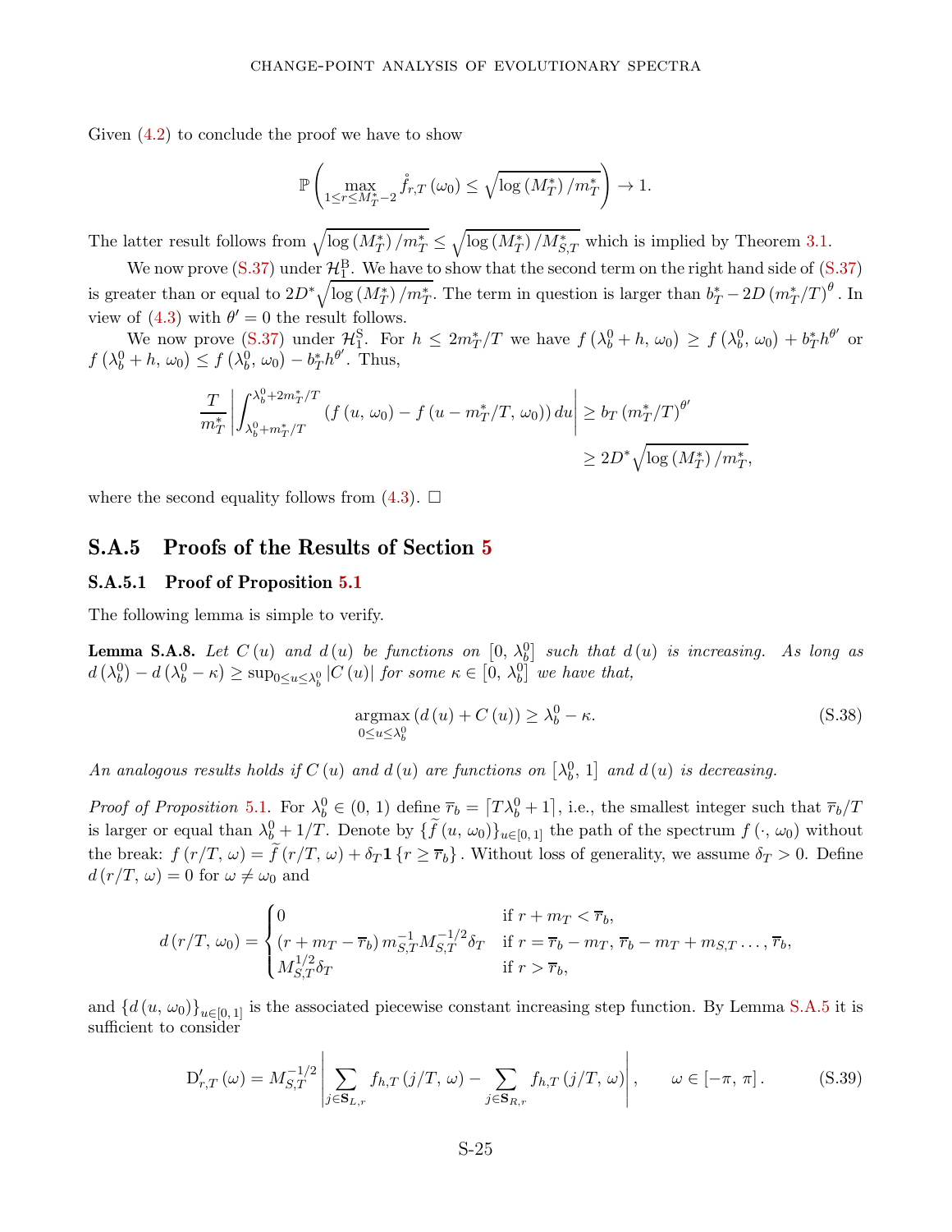Given (4.2) to conclude the proof we have to show

$$\mathbb{P}\left(\max_{1\leq r\leq M_T^*-2}\mathring{f}_{r,T}\left(\omega_0\right)\leq\sqrt{\log\left(M_T^*\right)/m_T^*}\right)\to 1.$$

The latter result follows from $\sqrt{\log\left(M_T^*\right)/m_T^*}\leq\sqrt{\log\left(M_T^*\right)/M_{S,T}^*}$ which is implied by Theorem 3.1.

We now prove (S.37) under $\mathcal{H}_1^{\mathrm{B}}$. We have to show that the second term on the right hand side of (S.37) is greater than or equal to $2D^*\sqrt{\log\left(M_T^*\right)/m_T^*}$. The term in question is larger than $b_T^*-2D\left(m_T^*/T\right)^{\theta}$. In view of (4.3) with $\theta'=0$ the result follows.

We now prove (S.37) under $\mathcal{H}_1^{\mathrm{S}}$. For $h\leq 2m_T^*/T$ we have $f\left(\lambda_b^0+h,\,\omega_0\right)\geq f\left(\lambda_b^0,\,\omega_0\right)+b_T^*h^{\theta'}$ or $f\left(\lambda_b^0+h,\,\omega_0\right)\leq f\left(\lambda_b^0,\,\omega_0\right)-b_T^*h^{\theta'}$. Thus,

$$\begin{aligned}\frac{T}{m_T^*}\left|\int_{\lambda_b^0+m_T^*/T}^{\lambda_b^0+2m_T^*/T}\left(f\left(u,\,\omega_0\right)-f\left(u-m_T^*/T,\,\omega_0\right)\right)du\right| &\geq b_T\left(m_T^*/T\right)^{\theta'}\\ &\geq 2D^*\sqrt{\log\left(M_T^*\right)/m_T^*},\end{aligned}$$

where the second equality follows from (4.3). □

## S.A.5 Proofs of the Results of Section 5

### S.A.5.1 Proof of Proposition 5.1

The following lemma is simple to verify.

**Lemma S.A.8.** *Let $C\left(u\right)$ and $d\left(u\right)$ be functions on $\left[0,\,\lambda_b^0\right]$ such that $d\left(u\right)$ is increasing. As long as $d\left(\lambda_b^0\right)-d\left(\lambda_b^0-\kappa\right)\geq\sup_{0\leq u\leq\lambda_b^0}\left|C\left(u\right)\right|$ for some $\kappa\in\left[0,\,\lambda_b^0\right]$ we have that,*

$$\underset{0\leq u\leq\lambda_b^0}{\mathrm{argmax}}\left(d\left(u\right)+C\left(u\right)\right)\geq\lambda_b^0-\kappa. \tag{S.38}$$

*An analogous results holds if $C\left(u\right)$ and $d\left(u\right)$ are functions on $\left[\lambda_b^0,\,1\right]$ and $d\left(u\right)$ is decreasing.*

*Proof of Proposition 5.1.* For $\lambda_b^0\in\left(0,\,1\right)$ define $\overline{r}_b=\left\lceil T\lambda_b^0+1\right\rceil$, i.e., the smallest integer such that $\overline{r}_b/T$ is larger or equal than $\lambda_b^0+1/T$. Denote by $\{\widetilde{f}\left(u,\,\omega_0\right)\}_{u\in[0,\,1]}$ the path of the spectrum $f\left(\cdot,\,\omega_0\right)$ without the break: $f\left(r/T,\,\omega\right)=\widetilde{f}\left(r/T,\,\omega\right)+\delta_T\mathbf{1}\left\{r\geq\overline{r}_b\right\}$. Without loss of generality, we assume $\delta_T>0$. Define $d\left(r/T,\,\omega\right)=0$ for $\omega\neq\omega_0$ and

$$d\left(r/T,\,\omega_0\right)=\begin{cases}0 & \text{if } r+m_T<\overline{r}_b,\\ \left(r+m_T-\overline{r}_b\right)m_{S,T}^{-1}M_{S,T}^{-1/2}\delta_T & \text{if } r=\overline{r}_b-m_T,\,\overline{r}_b-m_T+m_{S,T}\ldots,\overline{r}_b,\\ M_{S,T}^{1/2}\delta_T & \text{if } r>\overline{r}_b,\end{cases}$$

and $\{d\left(u,\,\omega_0\right)\}_{u\in[0,\,1]}$ is the associated piecewise constant increasing step function. By Lemma S.A.5 it is sufficient to consider

$$\mathrm{D}'_{r,T}\left(\omega\right)=M_{S,T}^{-1/2}\left|\sum_{j\in\mathbf{S}_{L,r}}f_{h,T}\left(j/T,\,\omega\right)-\sum_{j\in\mathbf{S}_{R,r}}f_{h,T}\left(j/T,\,\omega\right)\right|,\qquad\omega\in\left[-\pi,\,\pi\right]. \tag{S.39}$$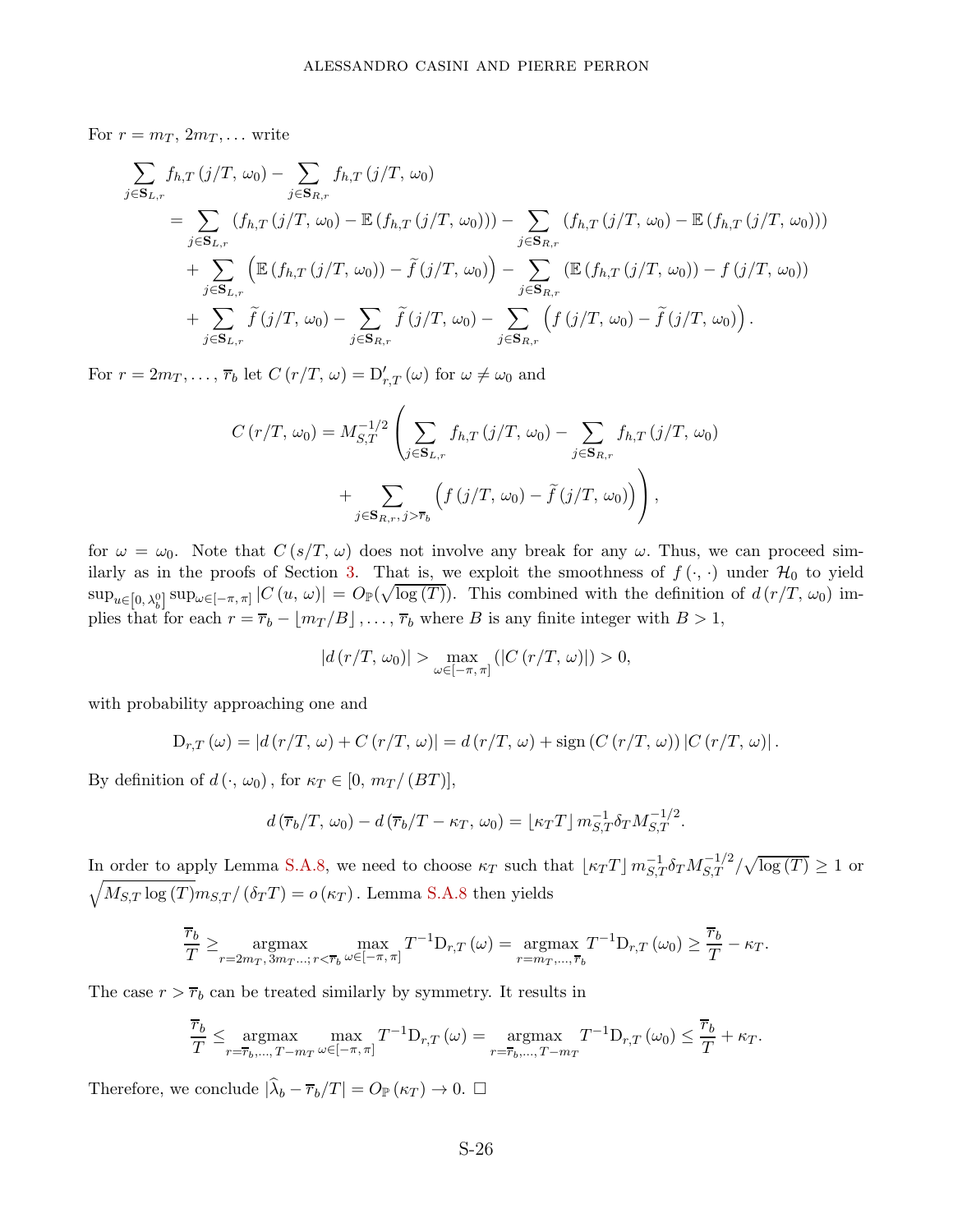For $r = m_T,\, 2m_T, \ldots$ write

$$
\begin{aligned}
&\sum_{j \in \mathbf{S}_{L,r}} f_{h,T}\left(j/T,\, \omega_0\right) - \sum_{j \in \mathbf{S}_{R,r}} f_{h,T}\left(j/T,\, \omega_0\right) \\
&\quad = \sum_{j \in \mathbf{S}_{L,r}} \left(f_{h,T}\left(j/T,\, \omega_0\right) - \mathbb{E}\left(f_{h,T}\left(j/T,\, \omega_0\right)\right)\right) - \sum_{j \in \mathbf{S}_{R,r}} \left(f_{h,T}\left(j/T,\, \omega_0\right) - \mathbb{E}\left(f_{h,T}\left(j/T,\, \omega_0\right)\right)\right) \\
&\qquad + \sum_{j \in \mathbf{S}_{L,r}} \left(\mathbb{E}\left(f_{h,T}\left(j/T,\, \omega_0\right)\right) - \widetilde{f}\left(j/T,\, \omega_0\right)\right) - \sum_{j \in \mathbf{S}_{R,r}} \left(\mathbb{E}\left(f_{h,T}\left(j/T,\, \omega_0\right)\right) - f\left(j/T,\, \omega_0\right)\right) \\
&\qquad + \sum_{j \in \mathbf{S}_{L,r}} \widetilde{f}\left(j/T,\, \omega_0\right) - \sum_{j \in \mathbf{S}_{R,r}} \widetilde{f}\left(j/T,\, \omega_0\right) - \sum_{j \in \mathbf{S}_{R,r}} \left(f\left(j/T,\, \omega_0\right) - \widetilde{f}\left(j/T,\, \omega_0\right)\right).
\end{aligned}
$$

For $r = 2m_T, \ldots, \overline{r}_b$ let $C\left(r/T,\, \omega\right) = \mathrm{D}'_{r,T}\left(\omega\right)$ for $\omega \neq \omega_0$ and

$$
\begin{aligned}
C\left(r/T,\, \omega_0\right) = M_{S,T}^{-1/2} \Bigg( &\sum_{j \in \mathbf{S}_{L,r}} f_{h,T}\left(j/T,\, \omega_0\right) - \sum_{j \in \mathbf{S}_{R,r}} f_{h,T}\left(j/T,\, \omega_0\right) \\
&+ \sum_{j \in \mathbf{S}_{R,r},\, j > \overline{r}_b} \left(f\left(j/T,\, \omega_0\right) - \widetilde{f}\left(j/T,\, \omega_0\right)\right) \Bigg),
\end{aligned}
$$

for $\omega = \omega_0$. Note that $C\left(s/T,\, \omega\right)$ does not involve any break for any $\omega$. Thus, we can proceed similarly as in the proofs of Section 3. That is, we exploit the smoothness of $f\left(\cdot,\, \cdot\right)$ under $\mathcal{H}_0$ to yield $\sup_{u \in \left[0,\, \lambda_b^0\right]} \sup_{\omega \in [-\pi,\, \pi]} \left|C\left(u,\, \omega\right)\right| = O_{\mathbb{P}}(\sqrt{\log\left(T\right)})$. This combined with the definition of $d\left(r/T,\, \omega_0\right)$ implies that for each $r = \overline{r}_b - \lfloor m_T/B \rfloor, \ldots, \overline{r}_b$ where $B$ is any finite integer with $B > 1$,

$$
\left|d\left(r/T,\, \omega_0\right)\right| > \max_{\omega \in [-\pi,\, \pi]} \left(\left|C\left(r/T,\, \omega\right)\right|\right) > 0,
$$

with probability approaching one and

$$
\mathrm{D}_{r,T}\left(\omega\right) = \left|d\left(r/T,\, \omega\right) + C\left(r/T,\, \omega\right)\right| = d\left(r/T,\, \omega\right) + \mathrm{sign}\left(C\left(r/T,\, \omega\right)\right) \left|C\left(r/T,\, \omega\right)\right|.
$$

By definition of $d\left(\cdot,\, \omega_0\right)$, for $\kappa_T \in [0,\, m_T/\left(BT\right)]$,

$$
d\left(\overline{r}_b/T,\, \omega_0\right) - d\left(\overline{r}_b/T - \kappa_T,\, \omega_0\right) = \lfloor \kappa_T T \rfloor \, m_{S,T}^{-1} \delta_T M_{S,T}^{-1/2}.
$$

In order to apply Lemma S.A.8, we need to choose $\kappa_T$ such that $\lfloor \kappa_T T \rfloor \, m_{S,T}^{-1} \delta_T M_{S,T}^{-1/2} / \sqrt{\log\left(T\right)} \geq 1$ or $\sqrt{M_{S,T} \log\left(T\right)} m_{S,T} / \left(\delta_T T\right) = o\left(\kappa_T\right)$. Lemma S.A.8 then yields

$$
\frac{\overline{r}_b}{T} \geq \underset{r = 2m_T,\, 3m_T \ldots;\, r < \overline{r}_b}{\mathrm{argmax}} \max_{\omega \in [-\pi,\, \pi]} T^{-1} \mathrm{D}_{r,T}\left(\omega\right) = \underset{r = m_T, \ldots, \overline{r}_b}{\mathrm{argmax}} T^{-1} \mathrm{D}_{r,T}\left(\omega_0\right) \geq \frac{\overline{r}_b}{T} - \kappa_T.
$$

The case $r > \overline{r}_b$ can be treated similarly by symmetry. It results in

$$
\frac{\overline{r}_b}{T} \leq \underset{r = \overline{r}_b, \ldots, T - m_T}{\mathrm{argmax}} \max_{\omega \in [-\pi,\, \pi]} T^{-1} \mathrm{D}_{r,T}\left(\omega\right) = \underset{r = \overline{r}_b, \ldots, T - m_T}{\mathrm{argmax}} T^{-1} \mathrm{D}_{r,T}\left(\omega_0\right) \leq \frac{\overline{r}_b}{T} + \kappa_T.
$$

Therefore, we conclude $|\widehat{\lambda}_b - \overline{r}_b/T| = O_{\mathbb{P}}\left(\kappa_T\right) \to 0$. □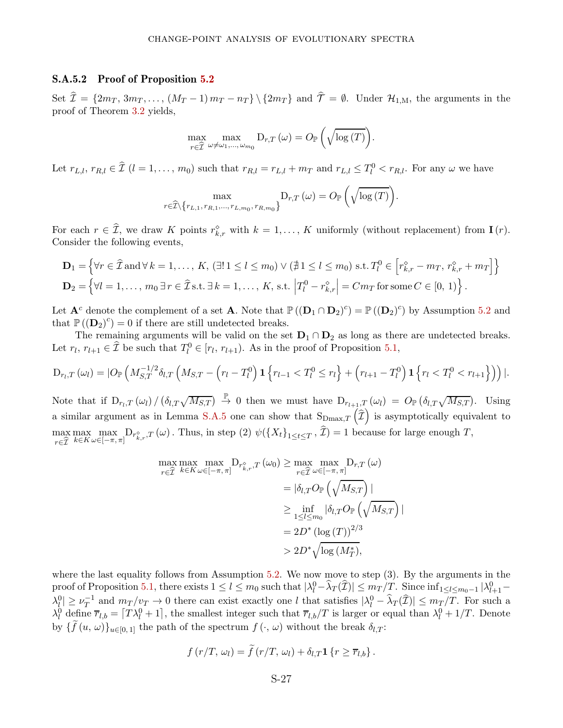### S.A.5.2 Proof of Proposition 5.2

Set $\widehat{\mathcal{I}} = \{2m_T, 3m_T, \ldots, (M_T - 1) m_T - n_T\} \setminus \{2m_T\}$ and $\widehat{\mathcal{T}} = \emptyset$. Under $\mathcal{H}_{1,\mathrm{M}}$, the arguments in the proof of Theorem 3.2 yields,

$$\max_{r \in \widehat{\mathcal{I}}} \max_{\omega \neq \omega_1, \ldots, \omega_{m_0}} \mathrm{D}_{r,T}(\omega) = O_{\mathbb{P}}\left(\sqrt{\log(T)}\right).$$

Let $r_{L,l}, r_{R,l} \in \widehat{\mathcal{I}}$ $(l = 1, \ldots, m_0)$ such that $r_{R,l} = r_{L,l} + m_T$ and $r_{L,l} \leq T_l^0 < r_{R,l}$. For any $\omega$ we have

$$\max_{r \in \widehat{\mathcal{I}} \setminus \{r_{L,1}, r_{R,1}, \ldots, r_{L,m_0}, r_{R,m_0}\}} \mathrm{D}_{r,T}(\omega) = O_{\mathbb{P}}\left(\sqrt{\log(T)}\right).$$

For each $r \in \widehat{\mathcal{I}}$, we draw $K$ points $r_{k,r}^{\diamond}$ with $k = 1, \ldots, K$ uniformly (without replacement) from $\mathbf{I}(r)$. Consider the following events,

$$\begin{aligned}
\mathbf{D}_1 &= \left\{\forall r \in \widehat{\mathcal{I}} \,\text{and}\, \forall\, k = 1, \ldots, K, \, (\exists!\, 1 \leq l \leq m_0) \vee (\nexists\, 1 \leq l \leq m_0) \text{ s.t. } T_l^0 \in \left[r_{k,r}^{\diamond} - m_T, \, r_{k,r}^{\diamond} + m_T\right]\right\} \\
\mathbf{D}_2 &= \left\{\forall l = 1, \ldots, m_0 \, \exists\, r \in \widehat{\mathcal{I}} \,\text{s.t.}\, \exists\, k = 1, \ldots, K, \text{ s.t. } \left|T_l^0 - r_{k,r}^{\diamond}\right| = C m_T \text{ for some } C \in [0, 1)\right\}.
\end{aligned}$$

Let $\mathbf{A}^c$ denote the complement of a set $\mathbf{A}$. Note that $\mathbb{P}((\mathbf{D}_1 \cap \mathbf{D}_2)^c) = \mathbb{P}((\mathbf{D}_2)^c)$ by Assumption 5.2 and that $\mathbb{P}((\mathbf{D}_2)^c) = 0$ if there are still undetected breaks.

The remaining arguments will be valid on the set $\mathbf{D}_1 \cap \mathbf{D}_2$ as long as there are undetected breaks. Let $r_l, r_{l+1} \in \widehat{\mathcal{I}}$ be such that $T_l^0 \in [r_l, r_{l+1})$. As in the proof of Proposition 5.1,

$$\mathrm{D}_{r_l,T}(\omega_l) = |O_{\mathbb{P}}\left(M_{S,T}^{-1/2} \delta_{l,T}\left(M_{S,T} - \left(r_l - T_l^0\right)\mathbf{1}\left\{r_{l-1} < T_l^0 \leq r_l\right\} + \left(r_{l+1} - T_l^0\right)\mathbf{1}\left\{r_l < T_l^0 < r_{l+1}\right\}\right)\right)|.$$

Note that if $\mathrm{D}_{r_l,T}(\omega_l) / (\delta_{l,T}\sqrt{M_{S,T}}) \xrightarrow{\mathbb{P}} 0$ then we must have $\mathrm{D}_{r_{l+1},T}(\omega_l) = O_{\mathbb{P}}(\delta_{l,T}\sqrt{M_{S,T}})$. Using a similar argument as in Lemma S.A.5 one can show that $\mathrm{S}_{\mathrm{Dmax},T}\left(\widehat{\mathcal{I}}\right)$ is asymptotically equivalent to $\max_{r \in \widehat{\mathcal{I}}} \max_{k \in K} \max_{\omega \in [-\pi, \pi]} \mathrm{D}_{r_{k,r}^{\diamond},T}(\omega)$. Thus, in step (2) $\psi(\{X_t\}_{1 \leq t \leq T}, \widehat{\mathcal{I}}) = 1$ because for large enough $T$,

$$\begin{aligned}
\max_{r \in \widehat{\mathcal{I}}} \max_{k \in K} \max_{\omega \in [-\pi, \pi]} \mathrm{D}_{r_{k,r}^{\diamond},T}(\omega_0) &\geq \max_{r \in \widehat{\mathcal{I}}} \max_{\omega \in [-\pi, \pi]} \mathrm{D}_{r,T}(\omega) \\
&= |\delta_{l,T} O_{\mathbb{P}}\left(\sqrt{M_{S,T}}\right)| \\
&\geq \inf_{1 \leq l \leq m_0} |\delta_{l,T} O_{\mathbb{P}}\left(\sqrt{M_{S,T}}\right)| \\
&= 2D^* (\log(T))^{2/3} \\
&> 2D^* \sqrt{\log(M_T^*)},
\end{aligned}$$

where the last equality follows from Assumption 5.2. We now move to step (3). By the arguments in the proof of Proposition 5.1, there exists $1 \leq l \leq m_0$ such that $|\lambda_l^0 - \widehat{\lambda}_T(\widehat{\mathcal{I}})| \leq m_T/T$. Since $\inf_{1 \leq l \leq m_0 - 1} |\lambda_{l+1}^0 - \lambda_l^0| \geq \nu_T^{-1}$ and $m_T/v_T \to 0$ there can exist exactly one $l$ that satisfies $|\lambda_l^0 - \widehat{\lambda}_T(\widehat{\mathcal{I}})| \leq m_T/T$. For such a $\lambda_l^0$ define $\overline{r}_{l,b} = \lceil T\lambda_l^0 + 1 \rceil$, the smallest integer such that $\overline{r}_{l,b}/T$ is larger or equal than $\lambda_l^0 + 1/T$. Denote by $\{\widetilde{f}(u, \omega)\}_{u \in [0,1]}$ the path of the spectrum $f(\cdot, \omega)$ without the break $\delta_{l,T}$:

$$f(r/T, \omega_l) = \widetilde{f}(r/T, \omega_l) + \delta_{l,T}\mathbf{1}\{r \geq \overline{r}_{l,b}\}.$$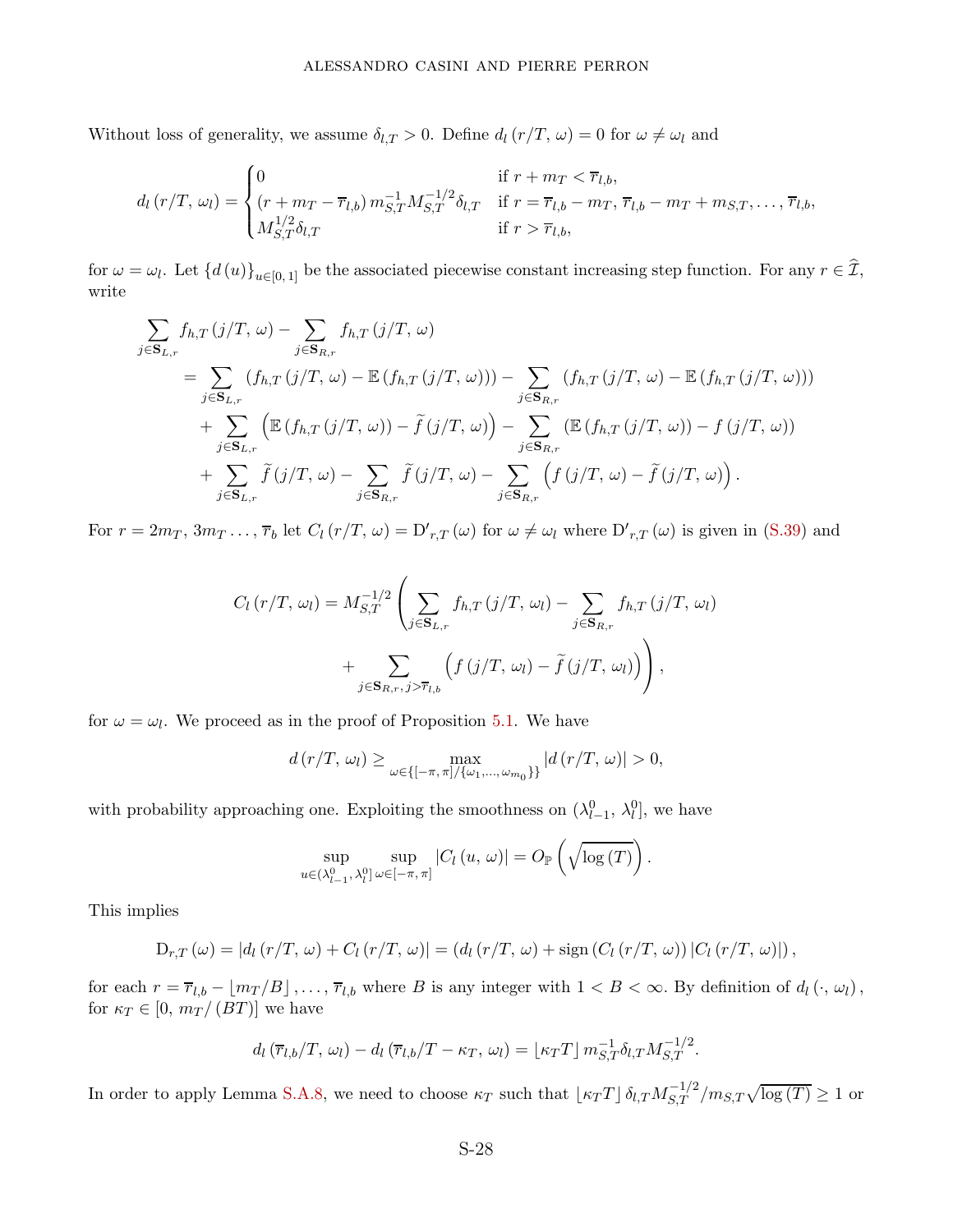Without loss of generality, we assume $\delta_{l,T} > 0$. Define $d_l(r/T, \omega) = 0$ for $\omega \neq \omega_l$ and

$$
d_l(r/T, \omega_l) = \begin{cases} 0 & \text{if } r + m_T < \overline{r}_{l,b}, \\ (r + m_T - \overline{r}_{l,b})\, m_{S,T}^{-1} M_{S,T}^{-1/2} \delta_{l,T} & \text{if } r = \overline{r}_{l,b} - m_T,\, \overline{r}_{l,b} - m_T + m_{S,T}, \ldots, \overline{r}_{l,b}, \\ M_{S,T}^{1/2} \delta_{l,T} & \text{if } r > \overline{r}_{l,b}, \end{cases}
$$

for $\omega = \omega_l$. Let $\{d(u)\}_{u \in [0,1]}$ be the associated piecewise constant increasing step function. For any $r \in \widehat{\mathcal{I}}$, write

$$
\begin{aligned}
&\sum_{j \in \mathbf{S}_{L,r}} f_{h,T}(j/T, \omega) - \sum_{j \in \mathbf{S}_{R,r}} f_{h,T}(j/T, \omega) \\
&\quad = \sum_{j \in \mathbf{S}_{L,r}} \left( f_{h,T}(j/T, \omega) - \mathbb{E}\left( f_{h,T}(j/T, \omega)\right)\right) - \sum_{j \in \mathbf{S}_{R,r}} \left( f_{h,T}(j/T, \omega) - \mathbb{E}\left( f_{h,T}(j/T, \omega)\right)\right) \\
&\qquad + \sum_{j \in \mathbf{S}_{L,r}} \left( \mathbb{E}\left( f_{h,T}(j/T, \omega)\right) - \widetilde{f}(j/T, \omega)\right) - \sum_{j \in \mathbf{S}_{R,r}} \left( \mathbb{E}\left( f_{h,T}(j/T, \omega)\right) - f(j/T, \omega)\right) \\
&\qquad + \sum_{j \in \mathbf{S}_{L,r}} \widetilde{f}(j/T, \omega) - \sum_{j \in \mathbf{S}_{R,r}} \widetilde{f}(j/T, \omega) - \sum_{j \in \mathbf{S}_{R,r}} \left( f(j/T, \omega) - \widetilde{f}(j/T, \omega)\right).
\end{aligned}
$$

For $r = 2m_T, 3m_T \ldots, \overline{r}_b$ let $C_l(r/T, \omega) = \mathrm{D}'_{r,T}(\omega)$ for $\omega \neq \omega_l$ where $\mathrm{D}'_{r,T}(\omega)$ is given in (S.39) and

$$
\begin{aligned}
C_l(r/T, \omega_l) = M_{S,T}^{-1/2} \Bigg( &\sum_{j \in \mathbf{S}_{L,r}} f_{h,T}(j/T, \omega_l) - \sum_{j \in \mathbf{S}_{R,r}} f_{h,T}(j/T, \omega_l) \\
&+ \sum_{j \in \mathbf{S}_{R,r},\, j > \overline{r}_{l,b}} \left( f(j/T, \omega_l) - \widetilde{f}(j/T, \omega_l)\right) \Bigg),
\end{aligned}
$$

for $\omega = \omega_l$. We proceed as in the proof of Proposition 5.1. We have

$$
d(r/T, \omega_l) \geq \max_{\omega \in \{[-\pi, \pi]/\{\omega_1, \ldots, \omega_{m_0}\}\}} |d(r/T, \omega)| > 0,
$$

with probability approaching one. Exploiting the smoothness on $(\lambda_{l-1}^0, \lambda_l^0]$, we have

$$
\sup_{u \in (\lambda_{l-1}^0, \lambda_l^0]} \sup_{\omega \in [-\pi, \pi]} |C_l(u, \omega)| = O_{\mathbb{P}}\left( \sqrt{\log(T)} \right).
$$

This implies

$$
\mathrm{D}_{r,T}(\omega) = |d_l(r/T, \omega) + C_l(r/T, \omega)| = \left( d_l(r/T, \omega) + \operatorname{sign}\left( C_l(r/T, \omega)\right) |C_l(r/T, \omega)| \right),
$$

for each $r = \overline{r}_{l,b} - \lfloor m_T/B \rfloor, \ldots, \overline{r}_{l,b}$ where $B$ is any integer with $1 < B < \infty$. By definition of $d_l(\cdot, \omega_l)$, for $\kappa_T \in [0, m_T/(BT)]$ we have

$$
d_l(\overline{r}_{l,b}/T, \omega_l) - d_l(\overline{r}_{l,b}/T - \kappa_T, \omega_l) = \lfloor \kappa_T T \rfloor m_{S,T}^{-1} \delta_{l,T} M_{S,T}^{-1/2}.
$$

In order to apply Lemma S.A.8, we need to choose $\kappa_T$ such that $\lfloor \kappa_T T \rfloor \delta_{l,T} M_{S,T}^{-1/2} / m_{S,T} \sqrt{\log(T)} \geq 1$ or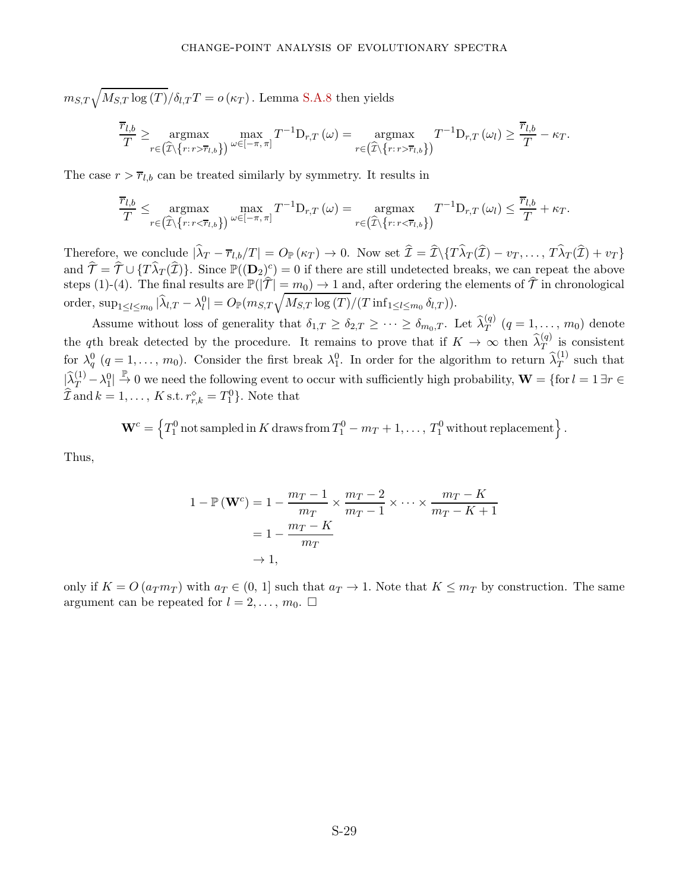$m_{S,T}\sqrt{M_{S,T}\log(T)}/\delta_{l,T}T = o(\kappa_T)$. Lemma S.A.8 then yields

$$\frac{\overline{r}_{l,b}}{T} \geq \underset{r\in\left(\widehat{\mathcal{I}}\setminus\left\{r:\,r>\overline{r}_{l,b}\right\}\right)}{\operatorname{argmax}} \max_{\omega\in[-\pi,\,\pi]} T^{-1}\mathrm{D}_{r,T}(\omega) = \underset{r\in\left(\widehat{\mathcal{I}}\setminus\left\{r:\,r>\overline{r}_{l,b}\right\}\right)}{\operatorname{argmax}} T^{-1}\mathrm{D}_{r,T}(\omega_l) \geq \frac{\overline{r}_{l,b}}{T} - \kappa_T.$$

The case $r > \overline{r}_{l,b}$ can be treated similarly by symmetry. It results in

$$\frac{\overline{r}_{l,b}}{T} \leq \underset{r\in\left(\widehat{\mathcal{I}}\setminus\left\{r:\,r<\overline{r}_{l,b}\right\}\right)}{\operatorname{argmax}} \max_{\omega\in[-\pi,\,\pi]} T^{-1}\mathrm{D}_{r,T}(\omega) = \underset{r\in\left(\widehat{\mathcal{I}}\setminus\left\{r:\,r<\overline{r}_{l,b}\right\}\right)}{\operatorname{argmax}} T^{-1}\mathrm{D}_{r,T}(\omega_l) \leq \frac{\overline{r}_{l,b}}{T} + \kappa_T.$$

Therefore, we conclude $|\widehat{\lambda}_T - \overline{r}_{l,b}/T| = O_{\mathbb{P}}(\kappa_T) \to 0$. Now set $\widehat{\mathcal{I}} = \widehat{\mathcal{I}}\setminus\{T\widehat{\lambda}_T(\widehat{\mathcal{I}}) - v_T, \ldots, T\widehat{\lambda}_T(\widehat{\mathcal{I}}) + v_T\}$ and $\widehat{\mathcal{T}} = \widehat{\mathcal{T}} \cup \{T\widehat{\lambda}_T(\widehat{\mathcal{I}})\}$. Since $\mathbb{P}((\mathbf{D}_2)^c) = 0$ if there are still undetected breaks, we can repeat the above steps (1)-(4). The final results are $\mathbb{P}(|\widehat{\mathcal{T}}| = m_0) \to 1$ and, after ordering the elements of $\widehat{\mathcal{T}}$ in chronological order, $\sup_{1\leq l\leq m_0} |\widehat{\lambda}_{l,T} - \lambda_l^0| = O_{\mathbb{P}}(m_{S,T}\sqrt{M_{S,T}\log(T)}/(T\inf_{1\leq l\leq m_0}\delta_{l,T}))$.

Assume without loss of generality that $\delta_{1,T} \geq \delta_{2,T} \geq \cdots \geq \delta_{m_0,T}$. Let $\widehat{\lambda}_T^{(q)}$ $(q = 1, \ldots, m_0)$ denote the $q$th break detected by the procedure. It remains to prove that if $K \to \infty$ then $\widehat{\lambda}_T^{(q)}$ is consistent for $\lambda_q^0$ $(q = 1, \ldots, m_0)$. Consider the first break $\lambda_1^0$. In order for the algorithm to return $\widehat{\lambda}_T^{(1)}$ such that $|\widehat{\lambda}_T^{(1)} - \lambda_1^0| \overset{\mathbb{P}}{\to} 0$ we need the following event to occur with sufficiently high probability, $\mathbf{W} = \{\text{for } l = 1\, \exists r \in \widehat{\mathcal{I}} \text{ and } k = 1, \ldots, K \text{ s.t. } r_{r,k}^{\diamond} = T_1^0\}$. Note that

$$\mathbf{W}^c = \left\{T_1^0 \text{ not sampled in } K \text{ draws from } T_1^0 - m_T + 1, \ldots, T_1^0 \text{ without replacement}\right\}.$$

Thus,

$$\begin{aligned}
1 - \mathbb{P}(\mathbf{W}^c) &= 1 - \frac{m_T - 1}{m_T} \times \frac{m_T - 2}{m_T - 1} \times \cdots \times \frac{m_T - K}{m_T - K + 1} \\
&= 1 - \frac{m_T - K}{m_T} \\
&\to 1,
\end{aligned}$$

only if $K = O(a_T m_T)$ with $a_T \in (0, 1]$ such that $a_T \to 1$. Note that $K \leq m_T$ by construction. The same argument can be repeated for $l = 2, \ldots, m_0$. □